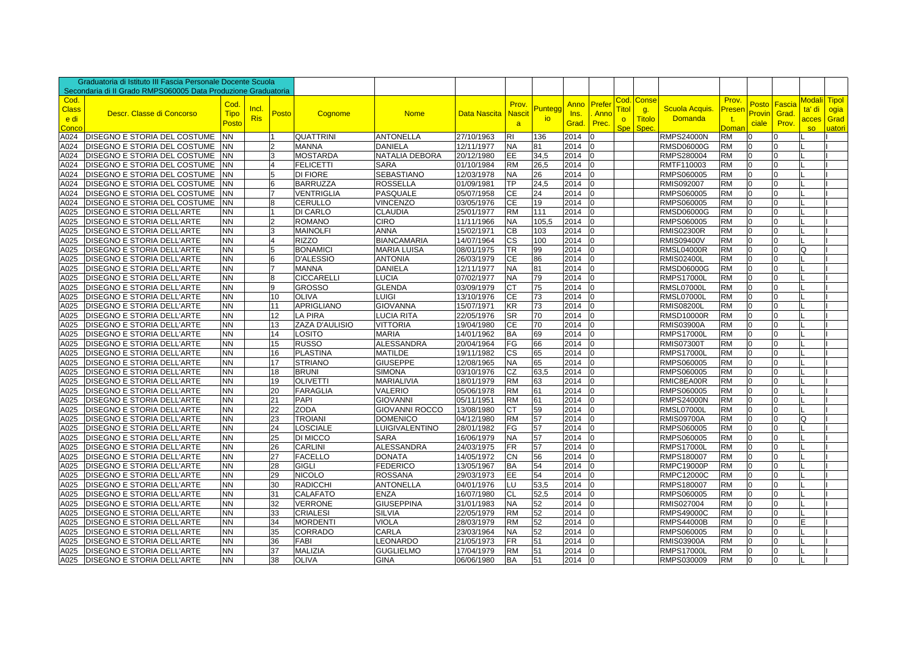Graduatoria di Istituto III Fascia Personale Docente Scuola Secondaria di II Grado RMPS060005 Data Produzione Graduatoria

| Cod. Class e di Conco | Descr. Classe di Concorso | Cod. Tipo Posto | Incl. Ris | Posto | Cognome | Nome | Data Nascita | Prov. Nascit a | Punteggio | Anno Ins. Grad. | Prefer . Anno Prec. | Cod. Titol o Spe | Conse g. Titolo Spec. | Scuola Acquis. Domanda | Prov. Presen t. Doman | Posto Provin ciale | Fascia Grad. Prov. | Modali ta' di acces so | Tipol ogia Grad uatori |
|---|---|---|---|---|---|---|---|---|---|---|---|---|---|---|---|---|---|---|---|
| A024 | DISEGNO E STORIA DEL COSTUME | NN | | 1 | QUATTRINI | ANTONELLA | 27/10/1963 | RI | 136 | 2014 | 0 | | | RMPS24000N | RM | 0 | 0 | L | I |
| A024 | DISEGNO E STORIA DEL COSTUME | NN | | 2 | MANNA | DANIELA | 12/11/1977 | NA | 81 | 2014 | 0 | | | RMSD06000G | RM | 0 | 0 | L | I |
| A024 | DISEGNO E STORIA DEL COSTUME | NN | | 3 | MOSTARDA | NATALIA DEBORA | 20/12/1980 | EE | 34,5 | 2014 | 0 | | | RMPS280004 | RM | 0 | 0 | L | I |
| A024 | DISEGNO E STORIA DEL COSTUME | NN | | 4 | FELICETTI | SARA | 01/10/1984 | RM | 26,5 | 2014 | 0 | | | RMTF110003 | RM | 0 | 0 | L | I |
| A024 | DISEGNO E STORIA DEL COSTUME | NN | | 5 | DI FIORE | SEBASTIANO | 12/03/1978 | NA | 26 | 2014 | 0 | | | RMPS060005 | RM | 0 | 0 | L | I |
| A024 | DISEGNO E STORIA DEL COSTUME | NN | | 6 | BARRUZZA | ROSSELLA | 01/09/1981 | TP | 24,5 | 2014 | 0 | | | RMIS092007 | RM | 0 | 0 | L | I |
| A024 | DISEGNO E STORIA DEL COSTUME | NN | | 7 | VENTRIGLIA | PASQUALE | 05/07/1958 | CE | 24 | 2014 | 0 | | | RMPS060005 | RM | 0 | 0 | L | I |
| A024 | DISEGNO E STORIA DEL COSTUME | NN | | 8 | CERULLO | VINCENZO | 03/05/1976 | CE | 19 | 2014 | 0 | | | RMPS060005 | RM | 0 | 0 | L | I |
| A025 | DISEGNO E STORIA DELL'ARTE | NN | | 1 | DI CARLO | CLAUDIA | 25/01/1977 | RM | 111 | 2014 | 0 | | | RMSD06000G | RM | 0 | 0 | L | I |
| A025 | DISEGNO E STORIA DELL'ARTE | NN | | 2 | ROMANO | CIRO | 11/11/1966 | NA | 105,5 | 2014 | 0 | | | RMPS060005 | RM | 0 | 0 | L | I |
| A025 | DISEGNO E STORIA DELL'ARTE | NN | | 3 | MAINOLFI | ANNA | 15/02/1971 | CB | 103 | 2014 | 0 | | | RMIS02300R | RM | 0 | 0 | L | I |
| A025 | DISEGNO E STORIA DELL'ARTE | NN | | 4 | RIZZO | BIANCAMARIA | 14/07/1964 | CS | 100 | 2014 | 0 | | | RMIS09400V | RM | 0 | 0 | L | I |
| A025 | DISEGNO E STORIA DELL'ARTE | NN | | 5 | BONAMICI | MARIA LUISA | 08/01/1975 | TR | 99 | 2014 | 0 | | | RMSL04000R | RM | 0 | 0 | Q | I |
| A025 | DISEGNO E STORIA DELL'ARTE | NN | | 6 | D'ALESSIO | ANTONIA | 26/03/1979 | CE | 86 | 2014 | 0 | | | RMIS02400L | RM | 0 | 0 | L | I |
| A025 | DISEGNO E STORIA DELL'ARTE | NN | | 7 | MANNA | DANIELA | 12/11/1977 | NA | 81 | 2014 | 0 | | | RMSD06000G | RM | 0 | 0 | L | I |
| A025 | DISEGNO E STORIA DELL'ARTE | NN | | 8 | CICCARELLI | LUCIA | 07/02/1977 | NA | 79 | 2014 | 0 | | | RMPS17000L | RM | 0 | 0 | L | I |
| A025 | DISEGNO E STORIA DELL'ARTE | NN | | 9 | GROSSO | GLENDA | 03/09/1979 | CT | 75 | 2014 | 0 | | | RMSL07000L | RM | 0 | 0 | L | I |
| A025 | DISEGNO E STORIA DELL'ARTE | NN | | 10 | OLIVA | LUIGI | 13/10/1976 | CE | 73 | 2014 | 0 | | | RMSL07000L | RM | 0 | 0 | L | I |
| A025 | DISEGNO E STORIA DELL'ARTE | NN | | 11 | APRIGLIANO | GIOVANNA | 15/07/1971 | KR | 73 | 2014 | 0 | | | RMIS08200L | RM | 0 | 0 | L | I |
| A025 | DISEGNO E STORIA DELL'ARTE | NN | | 12 | LA PIRA | LUCIA RITA | 22/05/1976 | SR | 70 | 2014 | 0 | | | RMSD10000R | RM | 0 | 0 | L | I |
| A025 | DISEGNO E STORIA DELL'ARTE | NN | | 13 | ZAZA D'AULISIO | VITTORIA | 19/04/1980 | CE | 70 | 2014 | 0 | | | RMIS03900A | RM | 0 | 0 | L | I |
| A025 | DISEGNO E STORIA DELL'ARTE | NN | | 14 | LOSITO | MARIA | 14/01/1962 | BA | 69 | 2014 | 0 | | | RMPS17000L | RM | 0 | 0 | L | I |
| A025 | DISEGNO E STORIA DELL'ARTE | NN | | 15 | RUSSO | ALESSANDRA | 20/04/1964 | FG | 66 | 2014 | 0 | | | RMIS07300T | RM | 0 | 0 | L | I |
| A025 | DISEGNO E STORIA DELL'ARTE | NN | | 16 | PLASTINA | MATILDE | 19/11/1982 | CS | 65 | 2014 | 0 | | | RMPS17000L | RM | 0 | 0 | L | I |
| A025 | DISEGNO E STORIA DELL'ARTE | NN | | 17 | STRIANO | GIUSEPPE | 12/08/1965 | NA | 65 | 2014 | 0 | | | RMPS060005 | RM | 0 | 0 | L | I |
| A025 | DISEGNO E STORIA DELL'ARTE | NN | | 18 | BRUNI | SIMONA | 03/10/1976 | CZ | 63,5 | 2014 | 0 | | | RMPS060005 | RM | 0 | 0 | L | I |
| A025 | DISEGNO E STORIA DELL'ARTE | NN | | 19 | OLIVETTI | MARIALIVIA | 18/01/1979 | RM | 63 | 2014 | 0 | | | RMIC8EA00R | RM | 0 | 0 | L | I |
| A025 | DISEGNO E STORIA DELL'ARTE | NN | | 20 | FARAGLIA | VALERIO | 05/06/1978 | RM | 61 | 2014 | 0 | | | RMPS060005 | RM | 0 | 0 | L | I |
| A025 | DISEGNO E STORIA DELL'ARTE | NN | | 21 | PAPI | GIOVANNI | 05/11/1951 | RM | 61 | 2014 | 0 | | | RMPS24000N | RM | 0 | 0 | L | I |
| A025 | DISEGNO E STORIA DELL'ARTE | NN | | 22 | ZODA | GIOVANNI ROCCO | 13/08/1980 | CT | 59 | 2014 | 0 | | | RMSL07000L | RM | 0 | 0 | L | I |
| A025 | DISEGNO E STORIA DELL'ARTE | NN | | 23 | TROIANI | DOMENICO | 04/12/1980 | RM | 57 | 2014 | 0 | | | RMIS09700A | RM | 0 | 0 | Q | I |
| A025 | DISEGNO E STORIA DELL'ARTE | NN | | 24 | LOSCIALE | LUIGIVALENTINO | 28/01/1982 | FG | 57 | 2014 | 0 | | | RMPS060005 | RM | 0 | 0 | L | I |
| A025 | DISEGNO E STORIA DELL'ARTE | NN | | 25 | DI MICCO | SARA | 16/06/1979 | NA | 57 | 2014 | 0 | | | RMPS060005 | RM | 0 | 0 | L | I |
| A025 | DISEGNO E STORIA DELL'ARTE | NN | | 26 | CARLINI | ALESSANDRA | 24/03/1975 | FR | 57 | 2014 | 0 | | | RMPS17000L | RM | 0 | 0 | L | I |
| A025 | DISEGNO E STORIA DELL'ARTE | NN | | 27 | FACELLO | DONATA | 14/05/1972 | CN | 56 | 2014 | 0 | | | RMPS180007 | RM | 0 | 0 | L | I |
| A025 | DISEGNO E STORIA DELL'ARTE | NN | | 28 | GIGLI | FEDERICO | 13/05/1967 | BA | 54 | 2014 | 0 | | | RMPC19000P | RM | 0 | 0 | L | I |
| A025 | DISEGNO E STORIA DELL'ARTE | NN | | 29 | NICOLO | ROSSANA | 29/03/1973 | EE | 54 | 2014 | 0 | | | RMPC12000C | RM | 0 | 0 | L | I |
| A025 | DISEGNO E STORIA DELL'ARTE | NN | | 30 | RADICCHI | ANTONELLA | 04/01/1976 | LU | 53,5 | 2014 | 0 | | | RMPS180007 | RM | 0 | 0 | L | I |
| A025 | DISEGNO E STORIA DELL'ARTE | NN | | 31 | CALAFATO | ENZA | 16/07/1980 | CL | 52,5 | 2014 | 0 | | | RMPS060005 | RM | 0 | 0 | L | I |
| A025 | DISEGNO E STORIA DELL'ARTE | NN | | 32 | VERRONE | GIUSEPPINA | 31/01/1983 | NA | 52 | 2014 | 0 | | | RMIS027004 | RM | 0 | 0 | L | I |
| A025 | DISEGNO E STORIA DELL'ARTE | NN | | 33 | CRIALESI | SILVIA | 22/05/1979 | RM | 52 | 2014 | 0 | | | RMPS49000C | RM | 0 | 0 | L | I |
| A025 | DISEGNO E STORIA DELL'ARTE | NN | | 34 | MORDENTI | VIOLA | 28/03/1979 | RM | 52 | 2014 | 0 | | | RMPS44000B | RM | 0 | 0 | E | I |
| A025 | DISEGNO E STORIA DELL'ARTE | NN | | 35 | CORRADO | CARLA | 23/03/1964 | NA | 52 | 2014 | 0 | | | RMPS060005 | RM | 0 | 0 | L | I |
| A025 | DISEGNO E STORIA DELL'ARTE | NN | | 36 | FABI | LEONARDO | 21/05/1973 | FR | 51 | 2014 | 0 | | | RMIS03900A | RM | 0 | 0 | L | I |
| A025 | DISEGNO E STORIA DELL'ARTE | NN | | 37 | MALIZIA | GUGLIELMO | 17/04/1979 | RM | 51 | 2014 | 0 | | | RMPS17000L | RM | 0 | 0 | L | I |
| A025 | DISEGNO E STORIA DELL'ARTE | NN | | 38 | OLIVA | GINA | 06/06/1980 | BA | 51 | 2014 | 0 | | | RMPS030009 | RM | 0 | 0 | L | I |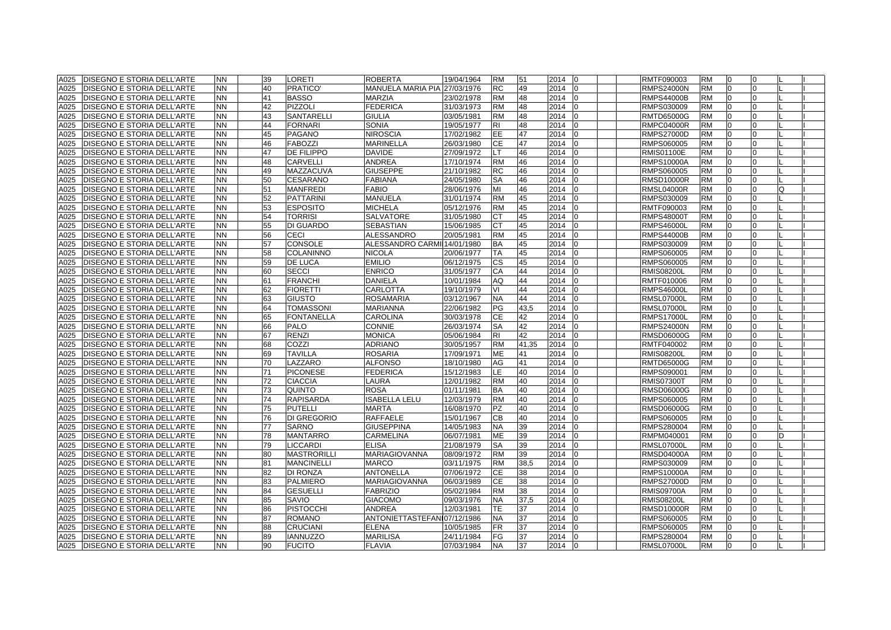| | | | | | | | | | | | | | | | | | | | |
|---|---|---|---|---|---|---|---|---|---|---|---|---|---|---|---|---|---|---|---|
| A025 | DISEGNO E STORIA DELL'ARTE | NN | | 39 | LORETI | ROBERTA | 19/04/1964 | RM | 51 | 2014 | 0 | | | RMTF090003 | RM | 0 | 0 | L | I |
| A025 | DISEGNO E STORIA DELL'ARTE | NN | | 40 | PRATICO' | MANUELA MARIA PIA | 27/03/1976 | RC | 49 | 2014 | 0 | | | RMPS24000N | RM | 0 | 0 | L | I |
| A025 | DISEGNO E STORIA DELL'ARTE | NN | | 41 | BASSO | MARZIA | 23/02/1978 | RM | 48 | 2014 | 0 | | | RMPS44000B | RM | 0 | 0 | L | I |
| A025 | DISEGNO E STORIA DELL'ARTE | NN | | 42 | PIZZOLI | FEDERICA | 31/03/1973 | RM | 48 | 2014 | 0 | | | RMPS030009 | RM | 0 | 0 | L | I |
| A025 | DISEGNO E STORIA DELL'ARTE | NN | | 43 | SANTARELLI | GIULIA | 03/05/1981 | RM | 48 | 2014 | 0 | | | RMTD65000G | RM | 0 | 0 | L | I |
| A025 | DISEGNO E STORIA DELL'ARTE | NN | | 44 | FORNARI | SONIA | 19/05/1977 | RI | 48 | 2014 | 0 | | | RMPC04000R | RM | 0 | 0 | L | I |
| A025 | DISEGNO E STORIA DELL'ARTE | NN | | 45 | PAGANO | NIROSCIA | 17/02/1982 | EE | 47 | 2014 | 0 | | | RMPS27000D | RM | 0 | 0 | L | I |
| A025 | DISEGNO E STORIA DELL'ARTE | NN | | 46 | FABOZZI | MARINELLA | 26/03/1980 | CE | 47 | 2014 | 0 | | | RMPS060005 | RM | 0 | 0 | L | I |
| A025 | DISEGNO E STORIA DELL'ARTE | NN | | 47 | DE FILIPPO | DAVIDE | 27/09/1972 | LT | 46 | 2014 | 0 | | | RMIS01100E | RM | 0 | 0 | L | I |
| A025 | DISEGNO E STORIA DELL'ARTE | NN | | 48 | CARVELLI | ANDREA | 17/10/1974 | RM | 46 | 2014 | 0 | | | RMPS10000A | RM | 0 | 0 | L | I |
| A025 | DISEGNO E STORIA DELL'ARTE | NN | | 49 | MAZZACUVA | GIUSEPPE | 21/10/1982 | RC | 46 | 2014 | 0 | | | RMPS060005 | RM | 0 | 0 | L | I |
| A025 | DISEGNO E STORIA DELL'ARTE | NN | | 50 | CESARANO | FABIANA | 24/05/1980 | SA | 46 | 2014 | 0 | | | RMSD10000R | RM | 0 | 0 | L | I |
| A025 | DISEGNO E STORIA DELL'ARTE | NN | | 51 | MANFREDI | FABIO | 28/06/1976 | MI | 46 | 2014 | 0 | | | RMSL04000R | RM | 0 | 0 | Q | I |
| A025 | DISEGNO E STORIA DELL'ARTE | NN | | 52 | PATTARINI | MANUELA | 31/01/1974 | RM | 45 | 2014 | 0 | | | RMPS030009 | RM | 0 | 0 | L | I |
| A025 | DISEGNO E STORIA DELL'ARTE | NN | | 53 | ESPOSITO | MICHELA | 05/12/1976 | RM | 45 | 2014 | 0 | | | RMTF090003 | RM | 0 | 0 | L | I |
| A025 | DISEGNO E STORIA DELL'ARTE | NN | | 54 | TORRISI | SALVATORE | 31/05/1980 | CT | 45 | 2014 | 0 | | | RMPS48000T | RM | 0 | 0 | L | I |
| A025 | DISEGNO E STORIA DELL'ARTE | NN | | 55 | DI GUARDO | SEBASTIAN | 15/06/1985 | CT | 45 | 2014 | 0 | | | RMPS46000L | RM | 0 | 0 | L | I |
| A025 | DISEGNO E STORIA DELL'ARTE | NN | | 56 | CECI | ALESSANDRO | 20/05/1981 | RM | 45 | 2014 | 0 | | | RMPS44000B | RM | 0 | 0 | L | I |
| A025 | DISEGNO E STORIA DELL'ARTE | NN | | 57 | CONSOLE | ALESSANDRO CARMI | 14/01/1980 | BA | 45 | 2014 | 0 | | | RMPS030009 | RM | 0 | 0 | L | I |
| A025 | DISEGNO E STORIA DELL'ARTE | NN | | 58 | COLANINNO | NICOLA | 20/06/1977 | TA | 45 | 2014 | 0 | | | RMPS060005 | RM | 0 | 0 | L | I |
| A025 | DISEGNO E STORIA DELL'ARTE | NN | | 59 | DE LUCA | EMILIO | 06/12/1975 | CS | 45 | 2014 | 0 | | | RMPS060005 | RM | 0 | 0 | L | I |
| A025 | DISEGNO E STORIA DELL'ARTE | NN | | 60 | SECCI | ENRICO | 31/05/1977 | CA | 44 | 2014 | 0 | | | RMIS08200L | RM | 0 | 0 | L | I |
| A025 | DISEGNO E STORIA DELL'ARTE | NN | | 61 | FRANCHI | DANIELA | 10/01/1984 | AQ | 44 | 2014 | 0 | | | RMTF010006 | RM | 0 | 0 | L | I |
| A025 | DISEGNO E STORIA DELL'ARTE | NN | | 62 | FIORETTI | CARLOTTA | 19/10/1979 | VI | 44 | 2014 | 0 | | | RMPS46000L | RM | 0 | 0 | L | I |
| A025 | DISEGNO E STORIA DELL'ARTE | NN | | 63 | GIUSTO | ROSAMARIA | 03/12/1967 | NA | 44 | 2014 | 0 | | | RMSL07000L | RM | 0 | 0 | L | I |
| A025 | DISEGNO E STORIA DELL'ARTE | NN | | 64 | TOMASSONI | MARIANNA | 22/06/1982 | PG | 43,5 | 2014 | 0 | | | RMSL07000L | RM | 0 | 0 | L | I |
| A025 | DISEGNO E STORIA DELL'ARTE | NN | | 65 | FONTANELLA | CAROLINA | 30/03/1978 | CE | 42 | 2014 | 0 | | | RMPS17000L | RM | 0 | 0 | L | I |
| A025 | DISEGNO E STORIA DELL'ARTE | NN | | 66 | PALO | CONNIE | 26/03/1974 | SA | 42 | 2014 | 0 | | | RMPS24000N | RM | 0 | 0 | L | I |
| A025 | DISEGNO E STORIA DELL'ARTE | NN | | 67 | RENZI | MONICA | 05/06/1984 | RI | 42 | 2014 | 0 | | | RMSD06000G | RM | 0 | 0 | L | I |
| A025 | DISEGNO E STORIA DELL'ARTE | NN | | 68 | COZZI | ADRIANO | 30/05/1957 | RM | 41,35 | 2014 | 0 | | | RMTF040002 | RM | 0 | 0 | L | I |
| A025 | DISEGNO E STORIA DELL'ARTE | NN | | 69 | TAVILLA | ROSARIA | 17/09/1971 | ME | 41 | 2014 | 0 | | | RMIS08200L | RM | 0 | 0 | L | I |
| A025 | DISEGNO E STORIA DELL'ARTE | NN | | 70 | LAZZARO | ALFONSO | 18/10/1980 | AG | 41 | 2014 | 0 | | | RMTD65000G | RM | 0 | 0 | L | I |
| A025 | DISEGNO E STORIA DELL'ARTE | NN | | 71 | PICONESE | FEDERICA | 15/12/1983 | LE | 40 | 2014 | 0 | | | RMPS090001 | RM | 0 | 0 | L | I |
| A025 | DISEGNO E STORIA DELL'ARTE | NN | | 72 | CIACCIA | LAURA | 12/01/1982 | RM | 40 | 2014 | 0 | | | RMIS07300T | RM | 0 | 0 | L | I |
| A025 | DISEGNO E STORIA DELL'ARTE | NN | | 73 | QUINTO | ROSA | 01/11/1981 | BA | 40 | 2014 | 0 | | | RMSD06000G | RM | 0 | 0 | L | I |
| A025 | DISEGNO E STORIA DELL'ARTE | NN | | 74 | RAPISARDA | ISABELLA LELU | 12/03/1979 | RM | 40 | 2014 | 0 | | | RMPS060005 | RM | 0 | 0 | L | I |
| A025 | DISEGNO E STORIA DELL'ARTE | NN | | 75 | PUTELLI | MARTA | 16/08/1970 | PZ | 40 | 2014 | 0 | | | RMSD06000G | RM | 0 | 0 | L | I |
| A025 | DISEGNO E STORIA DELL'ARTE | NN | | 76 | DI GREGORIO | RAFFAELE | 15/01/1967 | CB | 40 | 2014 | 0 | | | RMPS060005 | RM | 0 | 0 | L | I |
| A025 | DISEGNO E STORIA DELL'ARTE | NN | | 77 | SARNO | GIUSEPPINA | 14/05/1983 | NA | 39 | 2014 | 0 | | | RMPS280004 | RM | 0 | 0 | L | I |
| A025 | DISEGNO E STORIA DELL'ARTE | NN | | 78 | MANTARRO | CARMELINA | 06/07/1981 | ME | 39 | 2014 | 0 | | | RMPM040001 | RM | 0 | 0 | D | I |
| A025 | DISEGNO E STORIA DELL'ARTE | NN | | 79 | LICCARDI | ELISA | 21/08/1979 | SA | 39 | 2014 | 0 | | | RMSL07000L | RM | 0 | 0 | L | I |
| A025 | DISEGNO E STORIA DELL'ARTE | NN | | 80 | MASTRORILLI | MARIAGIOVANNA | 08/09/1972 | RM | 39 | 2014 | 0 | | | RMSD04000A | RM | 0 | 0 | L | I |
| A025 | DISEGNO E STORIA DELL'ARTE | NN | | 81 | MANCINELLI | MARCO | 03/11/1975 | RM | 38,5 | 2014 | 0 | | | RMPS030009 | RM | 0 | 0 | L | I |
| A025 | DISEGNO E STORIA DELL'ARTE | NN | | 82 | DI RONZA | ANTONELLA | 07/06/1972 | CE | 38 | 2014 | 0 | | | RMPS10000A | RM | 0 | 0 | L | I |
| A025 | DISEGNO E STORIA DELL'ARTE | NN | | 83 | PALMIERO | MARIAGIOVANNA | 06/03/1989 | CE | 38 | 2014 | 0 | | | RMPS27000D | RM | 0 | 0 | L | I |
| A025 | DISEGNO E STORIA DELL'ARTE | NN | | 84 | GESUELLI | FABRIZIO | 05/02/1984 | RM | 38 | 2014 | 0 | | | RMIS09700A | RM | 0 | 0 | L | I |
| A025 | DISEGNO E STORIA DELL'ARTE | NN | | 85 | SAVIO | GIACOMO | 09/03/1976 | NA | 37,5 | 2014 | 0 | | | RMIS08200L | RM | 0 | 0 | L | I |
| A025 | DISEGNO E STORIA DELL'ARTE | NN | | 86 | PISTOCCHI | ANDREA | 12/03/1981 | TE | 37 | 2014 | 0 | | | RMSD10000R | RM | 0 | 0 | L | I |
| A025 | DISEGNO E STORIA DELL'ARTE | NN | | 87 | ROMANO | ANTONIETTASTEFANI | 07/12/1986 | NA | 37 | 2014 | 0 | | | RMPS060005 | RM | 0 | 0 | L | I |
| A025 | DISEGNO E STORIA DELL'ARTE | NN | | 88 | CRUCIANI | ELENA | 10/05/1985 | FR | 37 | 2014 | 0 | | | RMPS060005 | RM | 0 | 0 | L | I |
| A025 | DISEGNO E STORIA DELL'ARTE | NN | | 89 | IANNUZZO | MARILISA | 24/11/1984 | FG | 37 | 2014 | 0 | | | RMPS280004 | RM | 0 | 0 | L | I |
| A025 | DISEGNO E STORIA DELL'ARTE | NN | | 90 | FUCITO | FLAVIA | 07/03/1984 | NA | 37 | 2014 | 0 | | | RMSL07000L | RM | 0 | 0 | L | I |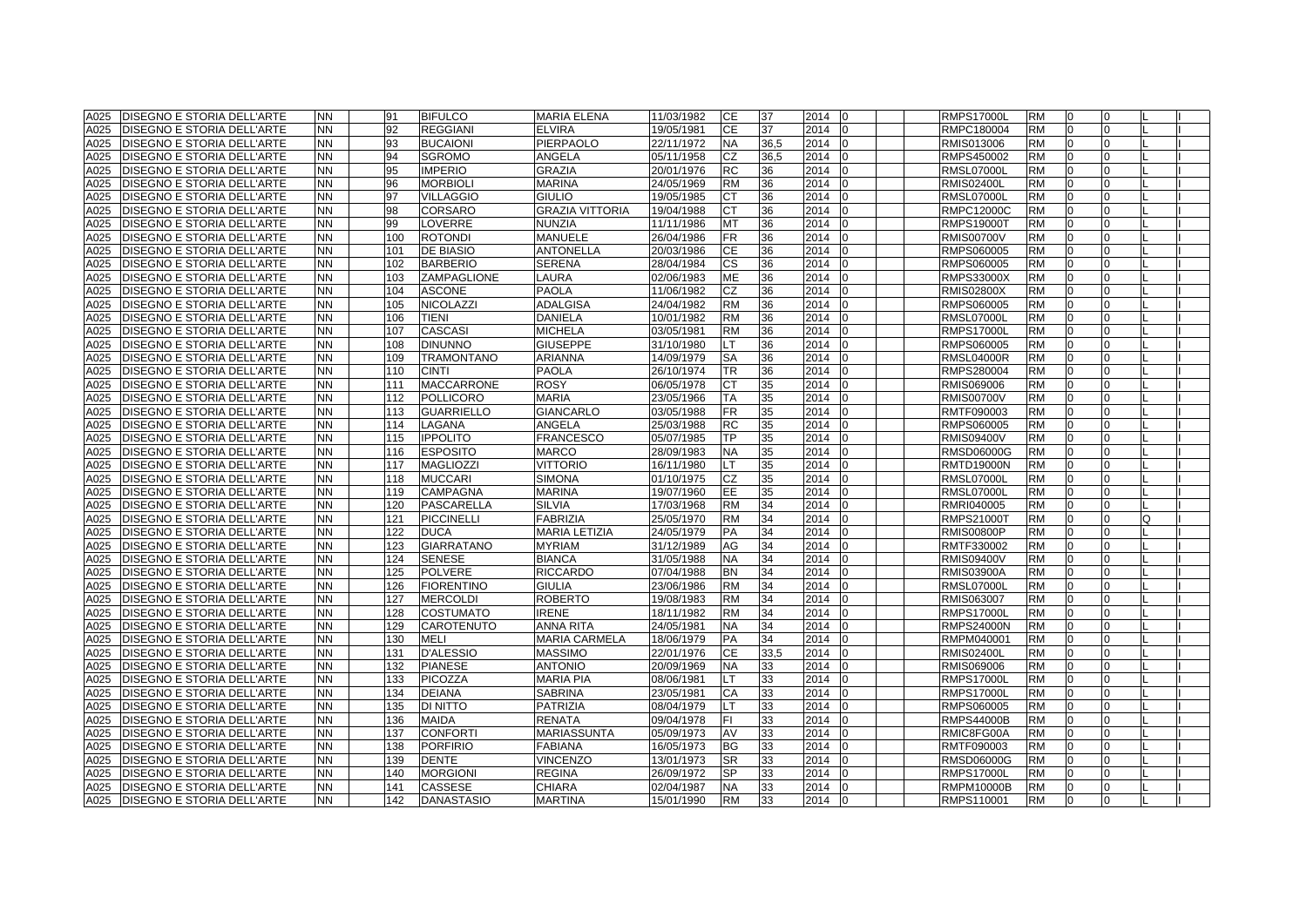| | | | | | | | | | | | | | | | | | | | |
|---|---|---|---|---|---|---|---|---|---|---|---|---|---|---|---|---|---|---|---|
| A025 | DISEGNO E STORIA DELL'ARTE | NN | | 91 | BIFULCO | MARIA ELENA | 11/03/1982 | CE | 37 | 2014 | 0 | | | RMPS17000L | RM | 0 | 0 | | L | I |
| A025 | DISEGNO E STORIA DELL'ARTE | NN | | 92 | REGGIANI | ELVIRA | 19/05/1981 | CE | 37 | 2014 | 0 | | | RMPC180004 | RM | 0 | 0 | | L | I |
| A025 | DISEGNO E STORIA DELL'ARTE | NN | | 93 | BUCAIONI | PIERPAOLO | 22/11/1972 | NA | 36,5 | 2014 | 0 | | | RMIS013006 | RM | 0 | 0 | | L | I |
| A025 | DISEGNO E STORIA DELL'ARTE | NN | | 94 | SGROMO | ANGELA | 05/11/1958 | CZ | 36,5 | 2014 | 0 | | | RMPS450002 | RM | 0 | 0 | | L | I |
| A025 | DISEGNO E STORIA DELL'ARTE | NN | | 95 | IMPERIO | GRAZIA | 20/01/1976 | RC | 36 | 2014 | 0 | | | RMSL07000L | RM | 0 | 0 | | L | I |
| A025 | DISEGNO E STORIA DELL'ARTE | NN | | 96 | MORBIOLI | MARINA | 24/05/1969 | RM | 36 | 2014 | 0 | | | RMIS02400L | RM | 0 | 0 | | L | I |
| A025 | DISEGNO E STORIA DELL'ARTE | NN | | 97 | VILLAGGIO | GIULIO | 19/05/1985 | CT | 36 | 2014 | 0 | | | RMSL07000L | RM | 0 | 0 | | L | I |
| A025 | DISEGNO E STORIA DELL'ARTE | NN | | 98 | CORSARO | GRAZIA VITTORIA | 19/04/1988 | CT | 36 | 2014 | 0 | | | RMPC12000C | RM | 0 | 0 | | L | I |
| A025 | DISEGNO E STORIA DELL'ARTE | NN | | 99 | LOVERRE | NUNZIA | 11/11/1986 | MT | 36 | 2014 | 0 | | | RMPS19000T | RM | 0 | 0 | | L | I |
| A025 | DISEGNO E STORIA DELL'ARTE | NN | | 100 | ROTONDI | MANUELE | 26/04/1986 | FR | 36 | 2014 | 0 | | | RMIS00700V | RM | 0 | 0 | | L | I |
| A025 | DISEGNO E STORIA DELL'ARTE | NN | | 101 | DE BIASIO | ANTONELLA | 20/03/1986 | CE | 36 | 2014 | 0 | | | RMPS060005 | RM | 0 | 0 | | L | I |
| A025 | DISEGNO E STORIA DELL'ARTE | NN | | 102 | BARBERIO | SERENA | 28/04/1984 | CS | 36 | 2014 | 0 | | | RMPS060005 | RM | 0 | 0 | | L | I |
| A025 | DISEGNO E STORIA DELL'ARTE | NN | | 103 | ZAMPAGLIONE | LAURA | 02/06/1983 | ME | 36 | 2014 | 0 | | | RMPS33000X | RM | 0 | 0 | | L | I |
| A025 | DISEGNO E STORIA DELL'ARTE | NN | | 104 | ASCONE | PAOLA | 11/06/1982 | CZ | 36 | 2014 | 0 | | | RMIS02800X | RM | 0 | 0 | | L | I |
| A025 | DISEGNO E STORIA DELL'ARTE | NN | | 105 | NICOLAZZI | ADALGISA | 24/04/1982 | RM | 36 | 2014 | 0 | | | RMPS060005 | RM | 0 | 0 | | L | I |
| A025 | DISEGNO E STORIA DELL'ARTE | NN | | 106 | TIENI | DANIELA | 10/01/1982 | RM | 36 | 2014 | 0 | | | RMSL07000L | RM | 0 | 0 | | L | I |
| A025 | DISEGNO E STORIA DELL'ARTE | NN | | 107 | CASCASI | MICHELA | 03/05/1981 | RM | 36 | 2014 | 0 | | | RMPS17000L | RM | 0 | 0 | | L | I |
| A025 | DISEGNO E STORIA DELL'ARTE | NN | | 108 | DINUNNO | GIUSEPPE | 31/10/1980 | LT | 36 | 2014 | 0 | | | RMPS060005 | RM | 0 | 0 | | L | I |
| A025 | DISEGNO E STORIA DELL'ARTE | NN | | 109 | TRAMONTANO | ARIANNA | 14/09/1979 | SA | 36 | 2014 | 0 | | | RMSL04000R | RM | 0 | 0 | | L | I |
| A025 | DISEGNO E STORIA DELL'ARTE | NN | | 110 | CINTI | PAOLA | 26/10/1974 | TR | 36 | 2014 | 0 | | | RMPS280004 | RM | 0 | 0 | | L | I |
| A025 | DISEGNO E STORIA DELL'ARTE | NN | | 111 | MACCARRONE | ROSY | 06/05/1978 | CT | 35 | 2014 | 0 | | | RMIS069006 | RM | 0 | 0 | | L | I |
| A025 | DISEGNO E STORIA DELL'ARTE | NN | | 112 | POLLICORO | MARIA | 23/05/1966 | TA | 35 | 2014 | 0 | | | RMIS00700V | RM | 0 | 0 | | L | I |
| A025 | DISEGNO E STORIA DELL'ARTE | NN | | 113 | GUARRIELLO | GIANCARLO | 03/05/1988 | FR | 35 | 2014 | 0 | | | RMTF090003 | RM | 0 | 0 | | L | I |
| A025 | DISEGNO E STORIA DELL'ARTE | NN | | 114 | LAGANA | ANGELA | 25/03/1988 | RC | 35 | 2014 | 0 | | | RMPS060005 | RM | 0 | 0 | | L | I |
| A025 | DISEGNO E STORIA DELL'ARTE | NN | | 115 | IPPOLITO | FRANCESCO | 05/07/1985 | TP | 35 | 2014 | 0 | | | RMIS09400V | RM | 0 | 0 | | L | I |
| A025 | DISEGNO E STORIA DELL'ARTE | NN | | 116 | ESPOSITO | MARCO | 28/09/1983 | NA | 35 | 2014 | 0 | | | RMSD06000G | RM | 0 | 0 | | L | I |
| A025 | DISEGNO E STORIA DELL'ARTE | NN | | 117 | MAGLIOZZI | VITTORIO | 16/11/1980 | LT | 35 | 2014 | 0 | | | RMTD19000N | RM | 0 | 0 | | L | I |
| A025 | DISEGNO E STORIA DELL'ARTE | NN | | 118 | MUCCARI | SIMONA | 01/10/1975 | CZ | 35 | 2014 | 0 | | | RMSL07000L | RM | 0 | 0 | | L | I |
| A025 | DISEGNO E STORIA DELL'ARTE | NN | | 119 | CAMPAGNA | MARINA | 19/07/1960 | EE | 35 | 2014 | 0 | | | RMSL07000L | RM | 0 | 0 | | L | I |
| A025 | DISEGNO E STORIA DELL'ARTE | NN | | 120 | PASCARELLA | SILVIA | 17/03/1968 | RM | 34 | 2014 | 0 | | | RMRI040005 | RM | 0 | 0 | | L | I |
| A025 | DISEGNO E STORIA DELL'ARTE | NN | | 121 | PICCINELLI | FABRIZIA | 25/05/1970 | RM | 34 | 2014 | 0 | | | RMPS21000T | RM | 0 | 0 | Q | | I |
| A025 | DISEGNO E STORIA DELL'ARTE | NN | | 122 | DUCA | MARIA LETIZIA | 24/05/1979 | PA | 34 | 2014 | 0 | | | RMIS00800P | RM | 0 | 0 | | L | I |
| A025 | DISEGNO E STORIA DELL'ARTE | NN | | 123 | GIARRATANO | MYRIAM | 31/12/1989 | AG | 34 | 2014 | 0 | | | RMTF330002 | RM | 0 | 0 | | L | I |
| A025 | DISEGNO E STORIA DELL'ARTE | NN | | 124 | SENESE | BIANCA | 31/05/1988 | NA | 34 | 2014 | 0 | | | RMIS09400V | RM | 0 | 0 | | L | I |
| A025 | DISEGNO E STORIA DELL'ARTE | NN | | 125 | POLVERE | RICCARDO | 07/04/1988 | BN | 34 | 2014 | 0 | | | RMIS03900A | RM | 0 | 0 | | L | I |
| A025 | DISEGNO E STORIA DELL'ARTE | NN | | 126 | FIORENTINO | GIULIA | 23/06/1986 | RM | 34 | 2014 | 0 | | | RMSL07000L | RM | 0 | 0 | | L | I |
| A025 | DISEGNO E STORIA DELL'ARTE | NN | | 127 | MERCOLDI | ROBERTO | 19/08/1983 | RM | 34 | 2014 | 0 | | | RMIS063007 | RM | 0 | 0 | | L | I |
| A025 | DISEGNO E STORIA DELL'ARTE | NN | | 128 | COSTUMATO | IRENE | 18/11/1982 | RM | 34 | 2014 | 0 | | | RMPS17000L | RM | 0 | 0 | | L | I |
| A025 | DISEGNO E STORIA DELL'ARTE | NN | | 129 | CAROTENUTO | ANNA RITA | 24/05/1981 | NA | 34 | 2014 | 0 | | | RMPS24000N | RM | 0 | 0 | | L | I |
| A025 | DISEGNO E STORIA DELL'ARTE | NN | | 130 | MELI | MARIA CARMELA | 18/06/1979 | PA | 34 | 2014 | 0 | | | RMPM040001 | RM | 0 | 0 | | L | I |
| A025 | DISEGNO E STORIA DELL'ARTE | NN | | 131 | D'ALESSIO | MASSIMO | 22/01/1976 | CE | 33,5 | 2014 | 0 | | | RMIS02400L | RM | 0 | 0 | | L | I |
| A025 | DISEGNO E STORIA DELL'ARTE | NN | | 132 | PIANESE | ANTONIO | 20/09/1969 | NA | 33 | 2014 | 0 | | | RMIS069006 | RM | 0 | 0 | | L | I |
| A025 | DISEGNO E STORIA DELL'ARTE | NN | | 133 | PICOZZA | MARIA PIA | 08/06/1981 | LT | 33 | 2014 | 0 | | | RMPS17000L | RM | 0 | 0 | | L | I |
| A025 | DISEGNO E STORIA DELL'ARTE | NN | | 134 | DEIANA | SABRINA | 23/05/1981 | CA | 33 | 2014 | 0 | | | RMPS17000L | RM | 0 | 0 | | L | I |
| A025 | DISEGNO E STORIA DELL'ARTE | NN | | 135 | DI NITTO | PATRIZIA | 08/04/1979 | LT | 33 | 2014 | 0 | | | RMPS060005 | RM | 0 | 0 | | L | I |
| A025 | DISEGNO E STORIA DELL'ARTE | NN | | 136 | MAIDA | RENATA | 09/04/1978 | FI | 33 | 2014 | 0 | | | RMPS44000B | RM | 0 | 0 | | L | I |
| A025 | DISEGNO E STORIA DELL'ARTE | NN | | 137 | CONFORTI | MARIASSUNTA | 05/09/1973 | AV | 33 | 2014 | 0 | | | RMIC8FG00A | RM | 0 | 0 | | L | I |
| A025 | DISEGNO E STORIA DELL'ARTE | NN | | 138 | PORFIRIO | FABIANA | 16/05/1973 | BG | 33 | 2014 | 0 | | | RMTF090003 | RM | 0 | 0 | | L | I |
| A025 | DISEGNO E STORIA DELL'ARTE | NN | | 139 | DENTE | VINCENZO | 13/01/1973 | SR | 33 | 2014 | 0 | | | RMSD06000G | RM | 0 | 0 | | L | I |
| A025 | DISEGNO E STORIA DELL'ARTE | NN | | 140 | MORGIONI | REGINA | 26/09/1972 | SP | 33 | 2014 | 0 | | | RMPS17000L | RM | 0 | 0 | | L | I |
| A025 | DISEGNO E STORIA DELL'ARTE | NN | | 141 | CASSESE | CHIARA | 02/04/1987 | NA | 33 | 2014 | 0 | | | RMPM10000B | RM | 0 | 0 | | L | I |
| A025 | DISEGNO E STORIA DELL'ARTE | NN | | 142 | DANASTASIO | MARTINA | 15/01/1990 | RM | 33 | 2014 | 0 | | | RMPS110001 | RM | 0 | 0 | | L | I |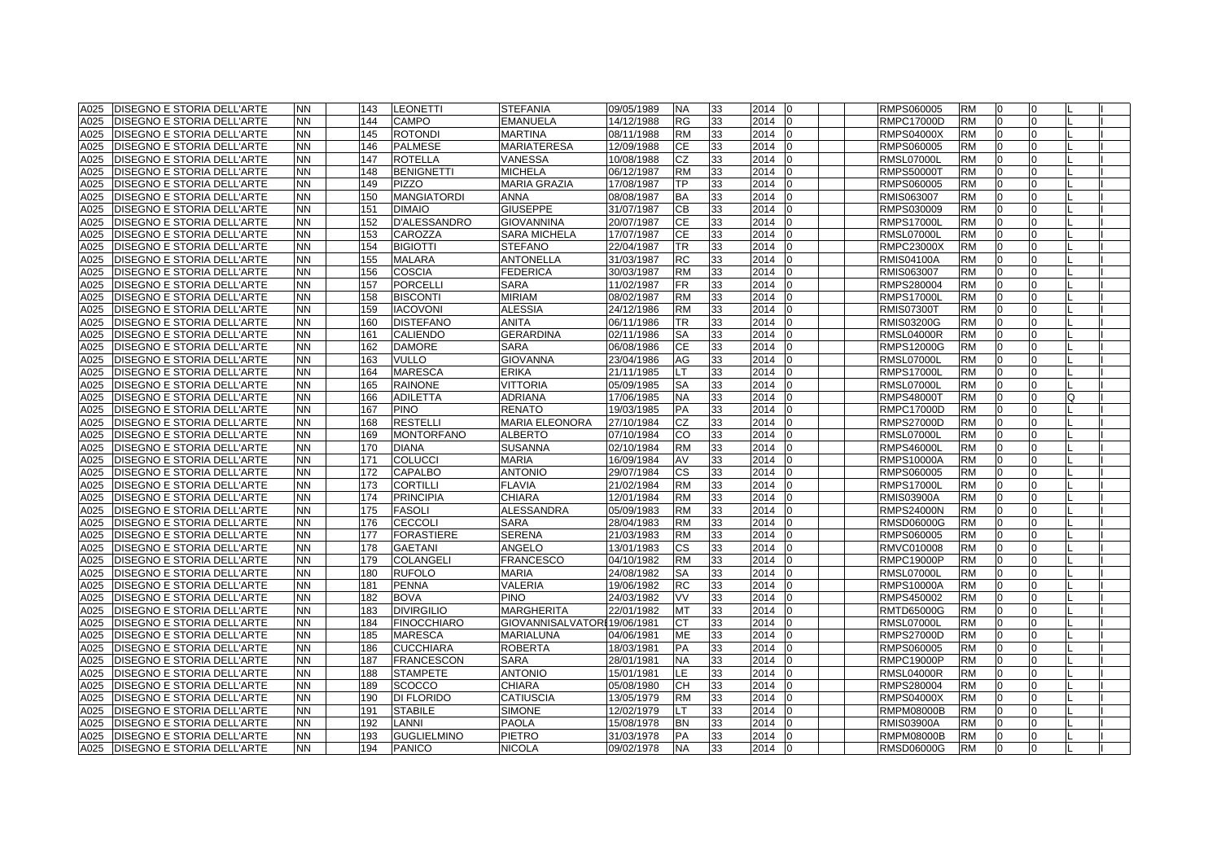| | | | | | | | | | | | | | | | | | | | |
|---|---|---|---|---|---|---|---|---|---|---|---|---|---|---|---|---|---|---|---|
| A025 | DISEGNO E STORIA DELL'ARTE | NN | | 143 | LEONETTI | STEFANIA | 09/05/1989 | NA | 33 | 2014 | 0 | | | RMPS060005 | RM | 0 | 0 | L | I |
| A025 | DISEGNO E STORIA DELL'ARTE | NN | | 144 | CAMPO | EMANUELA | 14/12/1988 | RG | 33 | 2014 | 0 | | | RMPC17000D | RM | 0 | 0 | L | I |
| A025 | DISEGNO E STORIA DELL'ARTE | NN | | 145 | ROTONDI | MARTINA | 08/11/1988 | RM | 33 | 2014 | 0 | | | RMPS04000X | RM | 0 | 0 | L | I |
| A025 | DISEGNO E STORIA DELL'ARTE | NN | | 146 | PALMESE | MARIATERESA | 12/09/1988 | CE | 33 | 2014 | 0 | | | RMPS060005 | RM | 0 | 0 | L | I |
| A025 | DISEGNO E STORIA DELL'ARTE | NN | | 147 | ROTELLA | VANESSA | 10/08/1988 | CZ | 33 | 2014 | 0 | | | RMSL07000L | RM | 0 | 0 | L | I |
| A025 | DISEGNO E STORIA DELL'ARTE | NN | | 148 | BENIGNETTI | MICHELA | 06/12/1987 | RM | 33 | 2014 | 0 | | | RMPS50000T | RM | 0 | 0 | L | I |
| A025 | DISEGNO E STORIA DELL'ARTE | NN | | 149 | PIZZO | MARIA GRAZIA | 17/08/1987 | TP | 33 | 2014 | 0 | | | RMPS060005 | RM | 0 | 0 | L | I |
| A025 | DISEGNO E STORIA DELL'ARTE | NN | | 150 | MANGIATORDI | ANNA | 08/08/1987 | BA | 33 | 2014 | 0 | | | RMIS063007 | RM | 0 | 0 | L | I |
| A025 | DISEGNO E STORIA DELL'ARTE | NN | | 151 | DIMAIO | GIUSEPPE | 31/07/1987 | CB | 33 | 2014 | 0 | | | RMPS030009 | RM | 0 | 0 | L | I |
| A025 | DISEGNO E STORIA DELL'ARTE | NN | | 152 | D'ALESSANDRO | GIOVANNINA | 20/07/1987 | CE | 33 | 2014 | 0 | | | RMPS17000L | RM | 0 | 0 | L | I |
| A025 | DISEGNO E STORIA DELL'ARTE | NN | | 153 | CAROZZA | SARA MICHELA | 17/07/1987 | CE | 33 | 2014 | 0 | | | RMSL07000L | RM | 0 | 0 | L | I |
| A025 | DISEGNO E STORIA DELL'ARTE | NN | | 154 | BIGIOTTI | STEFANO | 22/04/1987 | TR | 33 | 2014 | 0 | | | RMPC23000X | RM | 0 | 0 | L | I |
| A025 | DISEGNO E STORIA DELL'ARTE | NN | | 155 | MALARA | ANTONELLA | 31/03/1987 | RC | 33 | 2014 | 0 | | | RMIS04100A | RM | 0 | 0 | L | I |
| A025 | DISEGNO E STORIA DELL'ARTE | NN | | 156 | COSCIA | FEDERICA | 30/03/1987 | RM | 33 | 2014 | 0 | | | RMIS063007 | RM | 0 | 0 | L | I |
| A025 | DISEGNO E STORIA DELL'ARTE | NN | | 157 | PORCELLI | SARA | 11/02/1987 | FR | 33 | 2014 | 0 | | | RMPS280004 | RM | 0 | 0 | L | I |
| A025 | DISEGNO E STORIA DELL'ARTE | NN | | 158 | BISCONTI | MIRIAM | 08/02/1987 | RM | 33 | 2014 | 0 | | | RMPS17000L | RM | 0 | 0 | L | I |
| A025 | DISEGNO E STORIA DELL'ARTE | NN | | 159 | IACOVONI | ALESSIA | 24/12/1986 | RM | 33 | 2014 | 0 | | | RMIS07300T | RM | 0 | 0 | L | I |
| A025 | DISEGNO E STORIA DELL'ARTE | NN | | 160 | DISTEFANO | ANITA | 06/11/1986 | TR | 33 | 2014 | 0 | | | RMIS03200G | RM | 0 | 0 | L | I |
| A025 | DISEGNO E STORIA DELL'ARTE | NN | | 161 | CALIENDO | GERARDINA | 02/11/1986 | SA | 33 | 2014 | 0 | | | RMSL04000R | RM | 0 | 0 | L | I |
| A025 | DISEGNO E STORIA DELL'ARTE | NN | | 162 | DAMORE | SARA | 06/08/1986 | CE | 33 | 2014 | 0 | | | RMPS12000G | RM | 0 | 0 | L | I |
| A025 | DISEGNO E STORIA DELL'ARTE | NN | | 163 | VULLO | GIOVANNA | 23/04/1986 | AG | 33 | 2014 | 0 | | | RMSL07000L | RM | 0 | 0 | L | I |
| A025 | DISEGNO E STORIA DELL'ARTE | NN | | 164 | MARESCA | ERIKA | 21/11/1985 | LT | 33 | 2014 | 0 | | | RMPS17000L | RM | 0 | 0 | L | I |
| A025 | DISEGNO E STORIA DELL'ARTE | NN | | 165 | RAINONE | VITTORIA | 05/09/1985 | SA | 33 | 2014 | 0 | | | RMSL07000L | RM | 0 | 0 | L | I |
| A025 | DISEGNO E STORIA DELL'ARTE | NN | | 166 | ADILETTA | ADRIANA | 17/06/1985 | NA | 33 | 2014 | 0 | | | RMPS48000T | RM | 0 | 0 | Q | I |
| A025 | DISEGNO E STORIA DELL'ARTE | NN | | 167 | PINO | RENATO | 19/03/1985 | PA | 33 | 2014 | 0 | | | RMPC17000D | RM | 0 | 0 | L | I |
| A025 | DISEGNO E STORIA DELL'ARTE | NN | | 168 | RESTELLI | MARIA ELEONORA | 27/10/1984 | CZ | 33 | 2014 | 0 | | | RMPS27000D | RM | 0 | 0 | L | I |
| A025 | DISEGNO E STORIA DELL'ARTE | NN | | 169 | MONTORFANO | ALBERTO | 07/10/1984 | CO | 33 | 2014 | 0 | | | RMSL07000L | RM | 0 | 0 | L | I |
| A025 | DISEGNO E STORIA DELL'ARTE | NN | | 170 | DIANA | SUSANNA | 02/10/1984 | RM | 33 | 2014 | 0 | | | RMPS46000L | RM | 0 | 0 | L | I |
| A025 | DISEGNO E STORIA DELL'ARTE | NN | | 171 | COLUCCI | MARIA | 16/09/1984 | AV | 33 | 2014 | 0 | | | RMPS10000A | RM | 0 | 0 | L | I |
| A025 | DISEGNO E STORIA DELL'ARTE | NN | | 172 | CAPALBO | ANTONIO | 29/07/1984 | CS | 33 | 2014 | 0 | | | RMPS060005 | RM | 0 | 0 | L | I |
| A025 | DISEGNO E STORIA DELL'ARTE | NN | | 173 | CORTILLI | FLAVIA | 21/02/1984 | RM | 33 | 2014 | 0 | | | RMPS17000L | RM | 0 | 0 | L | I |
| A025 | DISEGNO E STORIA DELL'ARTE | NN | | 174 | PRINCIPIA | CHIARA | 12/01/1984 | RM | 33 | 2014 | 0 | | | RMIS03900A | RM | 0 | 0 | L | I |
| A025 | DISEGNO E STORIA DELL'ARTE | NN | | 175 | FASOLI | ALESSANDRA | 05/09/1983 | RM | 33 | 2014 | 0 | | | RMPS24000N | RM | 0 | 0 | L | I |
| A025 | DISEGNO E STORIA DELL'ARTE | NN | | 176 | CECCOLI | SARA | 28/04/1983 | RM | 33 | 2014 | 0 | | | RMSD06000G | RM | 0 | 0 | L | I |
| A025 | DISEGNO E STORIA DELL'ARTE | NN | | 177 | FORASTIERE | SERENA | 21/03/1983 | RM | 33 | 2014 | 0 | | | RMPS060005 | RM | 0 | 0 | L | I |
| A025 | DISEGNO E STORIA DELL'ARTE | NN | | 178 | GAETANI | ANGELO | 13/01/1983 | CS | 33 | 2014 | 0 | | | RMVC010008 | RM | 0 | 0 | L | I |
| A025 | DISEGNO E STORIA DELL'ARTE | NN | | 179 | COLANGELI | FRANCESCO | 04/10/1982 | RM | 33 | 2014 | 0 | | | RMPC19000P | RM | 0 | 0 | L | I |
| A025 | DISEGNO E STORIA DELL'ARTE | NN | | 180 | RUFOLO | MARIA | 24/08/1982 | SA | 33 | 2014 | 0 | | | RMSL07000L | RM | 0 | 0 | L | I |
| A025 | DISEGNO E STORIA DELL'ARTE | NN | | 181 | PENNA | VALERIA | 19/06/1982 | RC | 33 | 2014 | 0 | | | RMPS10000A | RM | 0 | 0 | L | I |
| A025 | DISEGNO E STORIA DELL'ARTE | NN | | 182 | BOVA | PINO | 24/03/1982 | VV | 33 | 2014 | 0 | | | RMPS450002 | RM | 0 | 0 | L | I |
| A025 | DISEGNO E STORIA DELL'ARTE | NN | | 183 | DIVIRGILIO | MARGHERITA | 22/01/1982 | MT | 33 | 2014 | 0 | | | RMTD65000G | RM | 0 | 0 | L | I |
| A025 | DISEGNO E STORIA DELL'ARTE | NN | | 184 | FINOCCHIARO | GIOVANNISALVATORE | 19/06/1981 | CT | 33 | 2014 | 0 | | | RMSL07000L | RM | 0 | 0 | L | I |
| A025 | DISEGNO E STORIA DELL'ARTE | NN | | 185 | MARESCA | MARIALUNA | 04/06/1981 | ME | 33 | 2014 | 0 | | | RMPS27000D | RM | 0 | 0 | L | I |
| A025 | DISEGNO E STORIA DELL'ARTE | NN | | 186 | CUCCHIARA | ROBERTA | 18/03/1981 | PA | 33 | 2014 | 0 | | | RMPS060005 | RM | 0 | 0 | L | I |
| A025 | DISEGNO E STORIA DELL'ARTE | NN | | 187 | FRANCESCON | SARA | 28/01/1981 | NA | 33 | 2014 | 0 | | | RMPC19000P | RM | 0 | 0 | L | I |
| A025 | DISEGNO E STORIA DELL'ARTE | NN | | 188 | STAMPETE | ANTONIO | 15/01/1981 | LE | 33 | 2014 | 0 | | | RMSL04000R | RM | 0 | 0 | L | I |
| A025 | DISEGNO E STORIA DELL'ARTE | NN | | 189 | SCOCCO | CHIARA | 05/08/1980 | CH | 33 | 2014 | 0 | | | RMPS280004 | RM | 0 | 0 | L | I |
| A025 | DISEGNO E STORIA DELL'ARTE | NN | | 190 | DI FLORIDO | CATIUSCIA | 13/05/1979 | RM | 33 | 2014 | 0 | | | RMPS04000X | RM | 0 | 0 | L | I |
| A025 | DISEGNO E STORIA DELL'ARTE | NN | | 191 | STABILE | SIMONE | 12/02/1979 | LT | 33 | 2014 | 0 | | | RMPM08000B | RM | 0 | 0 | L | I |
| A025 | DISEGNO E STORIA DELL'ARTE | NN | | 192 | LANNI | PAOLA | 15/08/1978 | BN | 33 | 2014 | 0 | | | RMIS03900A | RM | 0 | 0 | L | I |
| A025 | DISEGNO E STORIA DELL'ARTE | NN | | 193 | GUGLIELMINO | PIETRO | 31/03/1978 | PA | 33 | 2014 | 0 | | | RMPM08000B | RM | 0 | 0 | L | I |
| A025 | DISEGNO E STORIA DELL'ARTE | NN | | 194 | PANICO | NICOLA | 09/02/1978 | NA | 33 | 2014 | 0 | | | RMSD06000G | RM | 0 | 0 | L | I |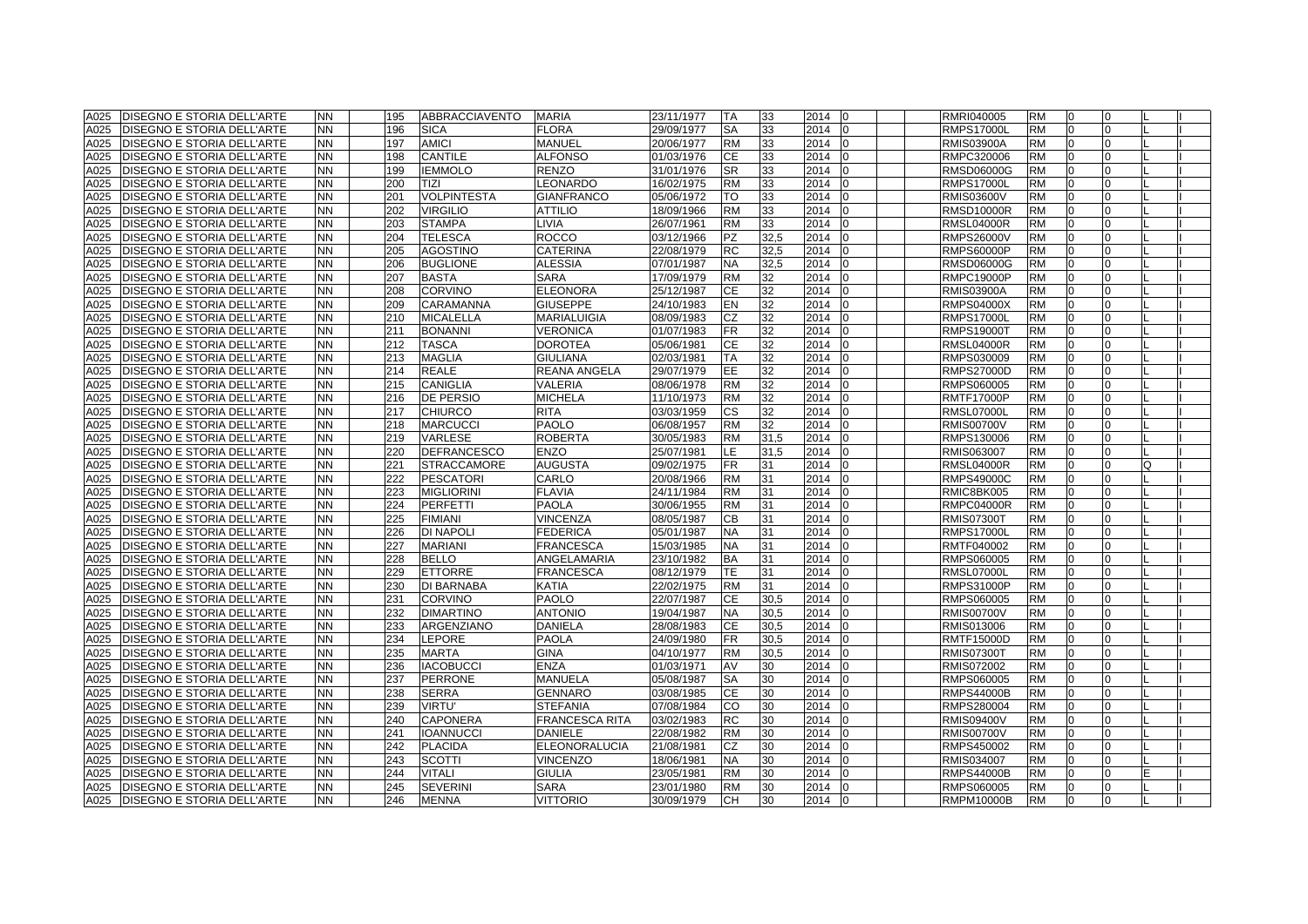| A025 | DISEGNO E STORIA DELL'ARTE | NN | | 195 | ABBRACCIAVENTO | MARIA | 23/11/1977 | TA | 33 | 2014 | 0 | | | RMRI040005 | RM | 0 | 0 | L | I |
|---|---|---|---|---|---|---|---|---|---|---|---|---|---|---|---|---|---|---|---|
| A025 | DISEGNO E STORIA DELL'ARTE | NN | | 196 | SICA | FLORA | 29/09/1977 | SA | 33 | 2014 | 0 | | | RMPS17000L | RM | 0 | 0 | L | I |
| A025 | DISEGNO E STORIA DELL'ARTE | NN | | 197 | AMICI | MANUEL | 20/06/1977 | RM | 33 | 2014 | 0 | | | RMIS03900A | RM | 0 | 0 | L | I |
| A025 | DISEGNO E STORIA DELL'ARTE | NN | | 198 | CANTILE | ALFONSO | 01/03/1976 | CE | 33 | 2014 | 0 | | | RMPC320006 | RM | 0 | 0 | L | I |
| A025 | DISEGNO E STORIA DELL'ARTE | NN | | 199 | IEMMOLO | RENZO | 31/01/1976 | SR | 33 | 2014 | 0 | | | RMSD06000G | RM | 0 | 0 | L | I |
| A025 | DISEGNO E STORIA DELL'ARTE | NN | | 200 | TIZI | LEONARDO | 16/02/1975 | RM | 33 | 2014 | 0 | | | RMPS17000L | RM | 0 | 0 | L | I |
| A025 | DISEGNO E STORIA DELL'ARTE | NN | | 201 | VOLPINTESTA | GIANFRANCO | 05/06/1972 | TO | 33 | 2014 | 0 | | | RMIS03600V | RM | 0 | 0 | L | I |
| A025 | DISEGNO E STORIA DELL'ARTE | NN | | 202 | VIRGILIO | ATTILIO | 18/09/1966 | RM | 33 | 2014 | 0 | | | RMSD10000R | RM | 0 | 0 | L | I |
| A025 | DISEGNO E STORIA DELL'ARTE | NN | | 203 | STAMPA | LIVIA | 26/07/1961 | RM | 33 | 2014 | 0 | | | RMSL04000R | RM | 0 | 0 | L | I |
| A025 | DISEGNO E STORIA DELL'ARTE | NN | | 204 | TELESCA | ROCCO | 03/12/1966 | PZ | 32,5 | 2014 | 0 | | | RMPS26000V | RM | 0 | 0 | L | I |
| A025 | DISEGNO E STORIA DELL'ARTE | NN | | 205 | AGOSTINO | CATERINA | 22/08/1979 | RC | 32,5 | 2014 | 0 | | | RMPS60000P | RM | 0 | 0 | L | I |
| A025 | DISEGNO E STORIA DELL'ARTE | NN | | 206 | BUGLIONE | ALESSIA | 07/01/1987 | NA | 32,5 | 2014 | 0 | | | RMSD06000G | RM | 0 | 0 | L | I |
| A025 | DISEGNO E STORIA DELL'ARTE | NN | | 207 | BASTA | SARA | 17/09/1979 | RM | 32 | 2014 | 0 | | | RMPC19000P | RM | 0 | 0 | L | I |
| A025 | DISEGNO E STORIA DELL'ARTE | NN | | 208 | CORVINO | ELEONORA | 25/12/1987 | CE | 32 | 2014 | 0 | | | RMIS03900A | RM | 0 | 0 | L | I |
| A025 | DISEGNO E STORIA DELL'ARTE | NN | | 209 | CARAMANNA | GIUSEPPE | 24/10/1983 | EN | 32 | 2014 | 0 | | | RMPS04000X | RM | 0 | 0 | L | I |
| A025 | DISEGNO E STORIA DELL'ARTE | NN | | 210 | MICALELLA | MARIALUIGIA | 08/09/1983 | CZ | 32 | 2014 | 0 | | | RMPS17000L | RM | 0 | 0 | L | I |
| A025 | DISEGNO E STORIA DELL'ARTE | NN | | 211 | BONANNI | VERONICA | 01/07/1983 | FR | 32 | 2014 | 0 | | | RMPS19000T | RM | 0 | 0 | L | I |
| A025 | DISEGNO E STORIA DELL'ARTE | NN | | 212 | TASCA | DOROTEA | 05/06/1981 | CE | 32 | 2014 | 0 | | | RMSL04000R | RM | 0 | 0 | L | I |
| A025 | DISEGNO E STORIA DELL'ARTE | NN | | 213 | MAGLIA | GIULIANA | 02/03/1981 | TA | 32 | 2014 | 0 | | | RMPS030009 | RM | 0 | 0 | L | I |
| A025 | DISEGNO E STORIA DELL'ARTE | NN | | 214 | REALE | REANA ANGELA | 29/07/1979 | EE | 32 | 2014 | 0 | | | RMPS27000D | RM | 0 | 0 | L | I |
| A025 | DISEGNO E STORIA DELL'ARTE | NN | | 215 | CANIGLIA | VALERIA | 08/06/1978 | RM | 32 | 2014 | 0 | | | RMPS060005 | RM | 0 | 0 | L | I |
| A025 | DISEGNO E STORIA DELL'ARTE | NN | | 216 | DE PERSIO | MICHELA | 11/10/1973 | RM | 32 | 2014 | 0 | | | RMTF17000P | RM | 0 | 0 | L | I |
| A025 | DISEGNO E STORIA DELL'ARTE | NN | | 217 | CHIURCO | RITA | 03/03/1959 | CS | 32 | 2014 | 0 | | | RMSL07000L | RM | 0 | 0 | L | I |
| A025 | DISEGNO E STORIA DELL'ARTE | NN | | 218 | MARCUCCI | PAOLO | 06/08/1957 | RM | 32 | 2014 | 0 | | | RMIS00700V | RM | 0 | 0 | L | I |
| A025 | DISEGNO E STORIA DELL'ARTE | NN | | 219 | VARLESE | ROBERTA | 30/05/1983 | RM | 31,5 | 2014 | 0 | | | RMPS130006 | RM | 0 | 0 | L | I |
| A025 | DISEGNO E STORIA DELL'ARTE | NN | | 220 | DEFRANCESCO | ENZO | 25/07/1981 | LE | 31,5 | 2014 | 0 | | | RMIS063007 | RM | 0 | 0 | L | I |
| A025 | DISEGNO E STORIA DELL'ARTE | NN | | 221 | STRACCAMORE | AUGUSTA | 09/02/1975 | FR | 31 | 2014 | 0 | | | RMSL04000R | RM | 0 | 0 | Q | I |
| A025 | DISEGNO E STORIA DELL'ARTE | NN | | 222 | PESCATORI | CARLO | 20/08/1966 | RM | 31 | 2014 | 0 | | | RMPS49000C | RM | 0 | 0 | L | I |
| A025 | DISEGNO E STORIA DELL'ARTE | NN | | 223 | MIGLIORINI | FLAVIA | 24/11/1984 | RM | 31 | 2014 | 0 | | | RMIC8BK005 | RM | 0 | 0 | L | I |
| A025 | DISEGNO E STORIA DELL'ARTE | NN | | 224 | PERFETTI | PAOLA | 30/06/1955 | RM | 31 | 2014 | 0 | | | RMPC04000R | RM | 0 | 0 | L | I |
| A025 | DISEGNO E STORIA DELL'ARTE | NN | | 225 | FIMIANI | VINCENZA | 08/05/1987 | CB | 31 | 2014 | 0 | | | RMIS07300T | RM | 0 | 0 | L | I |
| A025 | DISEGNO E STORIA DELL'ARTE | NN | | 226 | DI NAPOLI | FEDERICA | 05/01/1987 | NA | 31 | 2014 | 0 | | | RMPS17000L | RM | 0 | 0 | L | I |
| A025 | DISEGNO E STORIA DELL'ARTE | NN | | 227 | MARIANI | FRANCESCA | 15/03/1985 | NA | 31 | 2014 | 0 | | | RMTF040002 | RM | 0 | 0 | L | I |
| A025 | DISEGNO E STORIA DELL'ARTE | NN | | 228 | BELLO | ANGELAMARIA | 23/10/1982 | BA | 31 | 2014 | 0 | | | RMPS060005 | RM | 0 | 0 | L | I |
| A025 | DISEGNO E STORIA DELL'ARTE | NN | | 229 | ETTORRE | FRANCESCA | 08/12/1979 | TE | 31 | 2014 | 0 | | | RMSL07000L | RM | 0 | 0 | L | I |
| A025 | DISEGNO E STORIA DELL'ARTE | NN | | 230 | DI BARNABA | KATIA | 22/02/1975 | RM | 31 | 2014 | 0 | | | RMPS31000P | RM | 0 | 0 | L | I |
| A025 | DISEGNO E STORIA DELL'ARTE | NN | | 231 | CORVINO | PAOLO | 22/07/1987 | CE | 30,5 | 2014 | 0 | | | RMPS060005 | RM | 0 | 0 | L | I |
| A025 | DISEGNO E STORIA DELL'ARTE | NN | | 232 | DIMARTINO | ANTONIO | 19/04/1987 | NA | 30,5 | 2014 | 0 | | | RMIS00700V | RM | 0 | 0 | L | I |
| A025 | DISEGNO E STORIA DELL'ARTE | NN | | 233 | ARGENZIANO | DANIELA | 28/08/1983 | CE | 30,5 | 2014 | 0 | | | RMIS013006 | RM | 0 | 0 | L | I |
| A025 | DISEGNO E STORIA DELL'ARTE | NN | | 234 | LEPORE | PAOLA | 24/09/1980 | FR | 30,5 | 2014 | 0 | | | RMTF15000D | RM | 0 | 0 | L | I |
| A025 | DISEGNO E STORIA DELL'ARTE | NN | | 235 | MARTA | GINA | 04/10/1977 | RM | 30,5 | 2014 | 0 | | | RMIS07300T | RM | 0 | 0 | L | I |
| A025 | DISEGNO E STORIA DELL'ARTE | NN | | 236 | IACOBUCCI | ENZA | 01/03/1971 | AV | 30 | 2014 | 0 | | | RMIS072002 | RM | 0 | 0 | L | I |
| A025 | DISEGNO E STORIA DELL'ARTE | NN | | 237 | PERRONE | MANUELA | 05/08/1987 | SA | 30 | 2014 | 0 | | | RMPS060005 | RM | 0 | 0 | L | I |
| A025 | DISEGNO E STORIA DELL'ARTE | NN | | 238 | SERRA | GENNARO | 03/08/1985 | CE | 30 | 2014 | 0 | | | RMPS44000B | RM | 0 | 0 | L | I |
| A025 | DISEGNO E STORIA DELL'ARTE | NN | | 239 | VIRTU' | STEFANIA | 07/08/1984 | CO | 30 | 2014 | 0 | | | RMPS280004 | RM | 0 | 0 | L | I |
| A025 | DISEGNO E STORIA DELL'ARTE | NN | | 240 | CAPONERA | FRANCESCA RITA | 03/02/1983 | RC | 30 | 2014 | 0 | | | RMIS09400V | RM | 0 | 0 | L | I |
| A025 | DISEGNO E STORIA DELL'ARTE | NN | | 241 | IOANNUCCI | DANIELE | 22/08/1982 | RM | 30 | 2014 | 0 | | | RMIS00700V | RM | 0 | 0 | L | I |
| A025 | DISEGNO E STORIA DELL'ARTE | NN | | 242 | PLACIDA | ELEONORALUCIA | 21/08/1981 | CZ | 30 | 2014 | 0 | | | RMPS450002 | RM | 0 | 0 | L | I |
| A025 | DISEGNO E STORIA DELL'ARTE | NN | | 243 | SCOTTI | VINCENZO | 18/06/1981 | NA | 30 | 2014 | 0 | | | RMIS034007 | RM | 0 | 0 | L | I |
| A025 | DISEGNO E STORIA DELL'ARTE | NN | | 244 | VITALI | GIULIA | 23/05/1981 | RM | 30 | 2014 | 0 | | | RMPS44000B | RM | 0 | 0 | E | I |
| A025 | DISEGNO E STORIA DELL'ARTE | NN | | 245 | SEVERINI | SARA | 23/01/1980 | RM | 30 | 2014 | 0 | | | RMPS060005 | RM | 0 | 0 | L | I |
| A025 | DISEGNO E STORIA DELL'ARTE | NN | | 246 | MENNA | VITTORIO | 30/09/1979 | CH | 30 | 2014 | 0 | | | RMPM10000B | RM | 0 | 0 | L | I |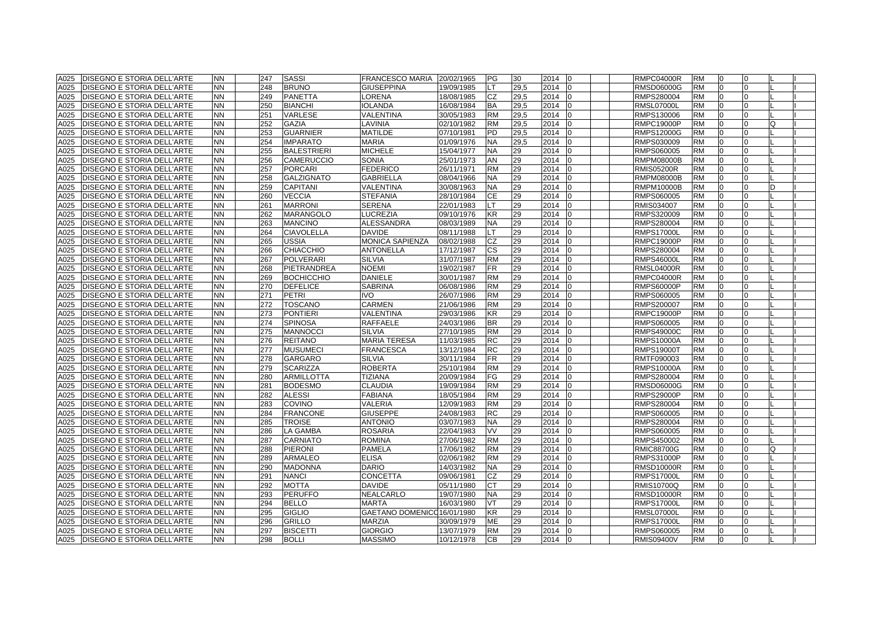| | | | | | | | | | | | | | | | | | | | |
|---|---|---|---|---|---|---|---|---|---|---|---|---|---|---|---|---|---|---|---|
| A025 | DISEGNO E STORIA DELL'ARTE | NN | 247 | SASSI | FRANCESCO MARIA | 20/02/1965 | PG | 30 | 2014 | 0 | | | RMPC04000R | RM | 0 | 0 | | L | I |
| A025 | DISEGNO E STORIA DELL'ARTE | NN | 248 | BRUNO | GIUSEPPINA | 19/09/1985 | LT | 29,5 | 2014 | 0 | | | RMSD06000G | RM | 0 | 0 | | L | I |
| A025 | DISEGNO E STORIA DELL'ARTE | NN | 249 | PANETTA | LORENA | 18/08/1985 | CZ | 29,5 | 2014 | 0 | | | RMPS280004 | RM | 0 | 0 | | L | I |
| A025 | DISEGNO E STORIA DELL'ARTE | NN | 250 | BIANCHI | IOLANDA | 16/08/1984 | BA | 29,5 | 2014 | 0 | | | RMSL07000L | RM | 0 | 0 | | L | I |
| A025 | DISEGNO E STORIA DELL'ARTE | NN | 251 | VARLESE | VALENTINA | 30/05/1983 | RM | 29,5 | 2014 | 0 | | | RMPS130006 | RM | 0 | 0 | | L | I |
| A025 | DISEGNO E STORIA DELL'ARTE | NN | 252 | GAZIA | LAVINIA | 02/10/1982 | RM | 29,5 | 2014 | 0 | | | RMPC19000P | RM | 0 | 0 | | Q | I |
| A025 | DISEGNO E STORIA DELL'ARTE | NN | 253 | GUARNIER | MATILDE | 07/10/1981 | PD | 29,5 | 2014 | 0 | | | RMPS12000G | RM | 0 | 0 | | L | I |
| A025 | DISEGNO E STORIA DELL'ARTE | NN | 254 | IMPARATO | MARIA | 01/09/1976 | NA | 29,5 | 2014 | 0 | | | RMPS030009 | RM | 0 | 0 | | L | I |
| A025 | DISEGNO E STORIA DELL'ARTE | NN | 255 | BALESTRIERI | MICHELE | 15/04/1977 | NA | 29 | 2014 | 0 | | | RMPS060005 | RM | 0 | 0 | | L | I |
| A025 | DISEGNO E STORIA DELL'ARTE | NN | 256 | CAMERUCCIO | SONIA | 25/01/1973 | AN | 29 | 2014 | 0 | | | RMPM08000B | RM | 0 | 0 | | L | I |
| A025 | DISEGNO E STORIA DELL'ARTE | NN | 257 | PORCARI | FEDERICO | 26/11/1971 | RM | 29 | 2014 | 0 | | | RMIS05200R | RM | 0 | 0 | | L | I |
| A025 | DISEGNO E STORIA DELL'ARTE | NN | 258 | GALZIGNATO | GABRIELLA | 08/04/1966 | NA | 29 | 2014 | 0 | | | RMPM08000B | RM | 0 | 0 | | L | I |
| A025 | DISEGNO E STORIA DELL'ARTE | NN | 259 | CAPITANI | VALENTINA | 30/08/1963 | NA | 29 | 2014 | 0 | | | RMPM10000B | RM | 0 | 0 | | D | I |
| A025 | DISEGNO E STORIA DELL'ARTE | NN | 260 | VECCIA | STEFANIA | 28/10/1984 | CE | 29 | 2014 | 0 | | | RMPS060005 | RM | 0 | 0 | | L | I |
| A025 | DISEGNO E STORIA DELL'ARTE | NN | 261 | MARRONI | SERENA | 22/01/1983 | LT | 29 | 2014 | 0 | | | RMIS034007 | RM | 0 | 0 | | L | I |
| A025 | DISEGNO E STORIA DELL'ARTE | NN | 262 | MARANGOLO | LUCREZIA | 09/10/1976 | KR | 29 | 2014 | 0 | | | RMPS320009 | RM | 0 | 0 | | L | I |
| A025 | DISEGNO E STORIA DELL'ARTE | NN | 263 | MANCINO | ALESSANDRA | 08/03/1989 | NA | 29 | 2014 | 0 | | | RMPS280004 | RM | 0 | 0 | | L | I |
| A025 | DISEGNO E STORIA DELL'ARTE | NN | 264 | CIAVOLELLA | DAVIDE | 08/11/1988 | LT | 29 | 2014 | 0 | | | RMPS17000L | RM | 0 | 0 | | L | I |
| A025 | DISEGNO E STORIA DELL'ARTE | NN | 265 | USSIA | MONICA SAPIENZA | 08/02/1988 | CZ | 29 | 2014 | 0 | | | RMPC19000P | RM | 0 | 0 | | L | I |
| A025 | DISEGNO E STORIA DELL'ARTE | NN | 266 | CHIACCHIO | ANTONELLA | 17/12/1987 | CS | 29 | 2014 | 0 | | | RMPS280004 | RM | 0 | 0 | | L | I |
| A025 | DISEGNO E STORIA DELL'ARTE | NN | 267 | POLVERARI | SILVIA | 31/07/1987 | RM | 29 | 2014 | 0 | | | RMPS46000L | RM | 0 | 0 | | L | I |
| A025 | DISEGNO E STORIA DELL'ARTE | NN | 268 | PIETRANDREA | NOEMI | 19/02/1987 | FR | 29 | 2014 | 0 | | | RMSL04000R | RM | 0 | 0 | | L | I |
| A025 | DISEGNO E STORIA DELL'ARTE | NN | 269 | BOCHICCHIO | DANIELE | 30/01/1987 | RM | 29 | 2014 | 0 | | | RMPC04000R | RM | 0 | 0 | | L | I |
| A025 | DISEGNO E STORIA DELL'ARTE | NN | 270 | DEFELICE | SABRINA | 06/08/1986 | RM | 29 | 2014 | 0 | | | RMPS60000P | RM | 0 | 0 | | L | I |
| A025 | DISEGNO E STORIA DELL'ARTE | NN | 271 | PETRI | IVO | 26/07/1986 | RM | 29 | 2014 | 0 | | | RMPS060005 | RM | 0 | 0 | | L | I |
| A025 | DISEGNO E STORIA DELL'ARTE | NN | 272 | TOSCANO | CARMEN | 21/06/1986 | RM | 29 | 2014 | 0 | | | RMPS200007 | RM | 0 | 0 | | L | I |
| A025 | DISEGNO E STORIA DELL'ARTE | NN | 273 | PONTIERI | VALENTINA | 29/03/1986 | KR | 29 | 2014 | 0 | | | RMPC19000P | RM | 0 | 0 | | L | I |
| A025 | DISEGNO E STORIA DELL'ARTE | NN | 274 | SPINOSA | RAFFAELE | 24/03/1986 | BR | 29 | 2014 | 0 | | | RMPS060005 | RM | 0 | 0 | | L | I |
| A025 | DISEGNO E STORIA DELL'ARTE | NN | 275 | MANNOCCI | SILVIA | 27/10/1985 | RM | 29 | 2014 | 0 | | | RMPS49000C | RM | 0 | 0 | | L | I |
| A025 | DISEGNO E STORIA DELL'ARTE | NN | 276 | REITANO | MARIA TERESA | 11/03/1985 | RC | 29 | 2014 | 0 | | | RMPS10000A | RM | 0 | 0 | | L | I |
| A025 | DISEGNO E STORIA DELL'ARTE | NN | 277 | MUSUMECI | FRANCESCA | 13/12/1984 | RC | 29 | 2014 | 0 | | | RMPS19000T | RM | 0 | 0 | | L | I |
| A025 | DISEGNO E STORIA DELL'ARTE | NN | 278 | GARGARO | SILVIA | 30/11/1984 | FR | 29 | 2014 | 0 | | | RMTF090003 | RM | 0 | 0 | | L | I |
| A025 | DISEGNO E STORIA DELL'ARTE | NN | 279 | SCARIZZA | ROBERTA | 25/10/1984 | RM | 29 | 2014 | 0 | | | RMPS10000A | RM | 0 | 0 | | L | I |
| A025 | DISEGNO E STORIA DELL'ARTE | NN | 280 | ARMILLOTTA | TIZIANA | 20/09/1984 | FG | 29 | 2014 | 0 | | | RMPS280004 | RM | 0 | 0 | | L | I |
| A025 | DISEGNO E STORIA DELL'ARTE | NN | 281 | BODESMO | CLAUDIA | 19/09/1984 | RM | 29 | 2014 | 0 | | | RMSD06000G | RM | 0 | 0 | | L | I |
| A025 | DISEGNO E STORIA DELL'ARTE | NN | 282 | ALESSI | FABIANA | 18/05/1984 | RM | 29 | 2014 | 0 | | | RMPS29000P | RM | 0 | 0 | | L | I |
| A025 | DISEGNO E STORIA DELL'ARTE | NN | 283 | COVINO | VALERIA | 12/09/1983 | RM | 29 | 2014 | 0 | | | RMPS280004 | RM | 0 | 0 | | L | I |
| A025 | DISEGNO E STORIA DELL'ARTE | NN | 284 | FRANCONE | GIUSEPPE | 24/08/1983 | RC | 29 | 2014 | 0 | | | RMPS060005 | RM | 0 | 0 | | L | I |
| A025 | DISEGNO E STORIA DELL'ARTE | NN | 285 | TROISE | ANTONIO | 03/07/1983 | NA | 29 | 2014 | 0 | | | RMPS280004 | RM | 0 | 0 | | L | I |
| A025 | DISEGNO E STORIA DELL'ARTE | NN | 286 | LA GAMBA | ROSARIA | 22/04/1983 | VV | 29 | 2014 | 0 | | | RMPS060005 | RM | 0 | 0 | | L | I |
| A025 | DISEGNO E STORIA DELL'ARTE | NN | 287 | CARNIATO | ROMINA | 27/06/1982 | RM | 29 | 2014 | 0 | | | RMPS450002 | RM | 0 | 0 | | L | I |
| A025 | DISEGNO E STORIA DELL'ARTE | NN | 288 | PIERONI | PAMELA | 17/06/1982 | RM | 29 | 2014 | 0 | | | RMIC88700G | RM | 0 | 0 | | Q | I |
| A025 | DISEGNO E STORIA DELL'ARTE | NN | 289 | ARMALEO | ELISA | 02/06/1982 | RM | 29 | 2014 | 0 | | | RMPS31000P | RM | 0 | 0 | | L | I |
| A025 | DISEGNO E STORIA DELL'ARTE | NN | 290 | MADONNA | DARIO | 14/03/1982 | NA | 29 | 2014 | 0 | | | RMSD10000R | RM | 0 | 0 | | L | I |
| A025 | DISEGNO E STORIA DELL'ARTE | NN | 291 | NANCI | CONCETTA | 09/06/1981 | CZ | 29 | 2014 | 0 | | | RMPS17000L | RM | 0 | 0 | | L | I |
| A025 | DISEGNO E STORIA DELL'ARTE | NN | 292 | MOTTA | DAVIDE | 05/11/1980 | CT | 29 | 2014 | 0 | | | RMIS10700Q | RM | 0 | 0 | | L | I |
| A025 | DISEGNO E STORIA DELL'ARTE | NN | 293 | PERUFFO | NEALCARLO | 19/07/1980 | NA | 29 | 2014 | 0 | | | RMSD10000R | RM | 0 | 0 | | L | I |
| A025 | DISEGNO E STORIA DELL'ARTE | NN | 294 | BELLO | MARTA | 16/03/1980 | VT | 29 | 2014 | 0 | | | RMPS17000L | RM | 0 | 0 | | L | I |
| A025 | DISEGNO E STORIA DELL'ARTE | NN | 295 | GIGLIO | GAETANO DOMENICO | 16/01/1980 | KR | 29 | 2014 | 0 | | | RMSL07000L | RM | 0 | 0 | | L | I |
| A025 | DISEGNO E STORIA DELL'ARTE | NN | 296 | GRILLO | MARZIA | 30/09/1979 | ME | 29 | 2014 | 0 | | | RMPS17000L | RM | 0 | 0 | | L | I |
| A025 | DISEGNO E STORIA DELL'ARTE | NN | 297 | BISCETTI | GIORGIO | 13/07/1979 | RM | 29 | 2014 | 0 | | | RMPS060005 | RM | 0 | 0 | | L | I |
| A025 | DISEGNO E STORIA DELL'ARTE | NN | 298 | BOLLI | MASSIMO | 10/12/1978 | CB | 29 | 2014 | 0 | | | RMIS09400V | RM | 0 | 0 | | L | I |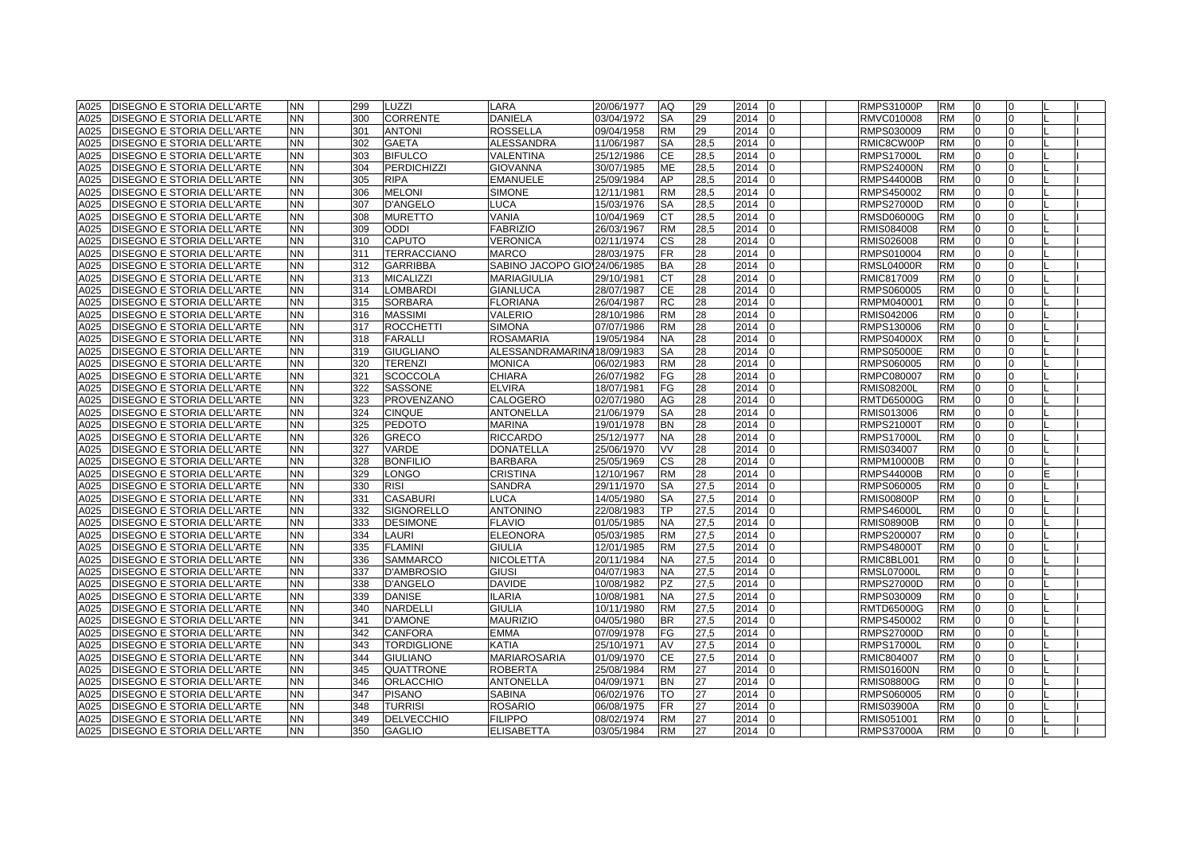| | | | | | | | | | | | | | | | | | | | | |
|---|---|---|---|---|---|---|---|---|---|---|---|---|---|---|---|---|---|---|---|---|
| A025 | DISEGNO E STORIA DELL'ARTE | NN | | 299 | LUZZI | LARA | 20/06/1977 | AQ | 29 | 2014 | 0 | | | RMPS31000P | RM | 0 | 0 | | L | I |
| A025 | DISEGNO E STORIA DELL'ARTE | NN | | 300 | CORRENTE | DANIELA | 03/04/1972 | SA | 29 | 2014 | 0 | | | RMVC010008 | RM | 0 | 0 | | L | I |
| A025 | DISEGNO E STORIA DELL'ARTE | NN | | 301 | ANTONI | ROSSELLA | 09/04/1958 | RM | 29 | 2014 | 0 | | | RMPS030009 | RM | 0 | 0 | | L | I |
| A025 | DISEGNO E STORIA DELL'ARTE | NN | | 302 | GAETA | ALESSANDRA | 11/06/1987 | SA | 28,5 | 2014 | 0 | | | RMIC8CW00P | RM | 0 | 0 | | L | I |
| A025 | DISEGNO E STORIA DELL'ARTE | NN | | 303 | BIFULCO | VALENTINA | 25/12/1986 | CE | 28,5 | 2014 | 0 | | | RMPS17000L | RM | 0 | 0 | | L | I |
| A025 | DISEGNO E STORIA DELL'ARTE | NN | | 304 | PERDICHIZZI | GIOVANNA | 30/07/1985 | ME | 28,5 | 2014 | 0 | | | RMPS24000N | RM | 0 | 0 | | L | I |
| A025 | DISEGNO E STORIA DELL'ARTE | NN | | 305 | RIPA | EMANUELE | 25/09/1984 | AP | 28,5 | 2014 | 0 | | | RMPS44000B | RM | 0 | 0 | | L | I |
| A025 | DISEGNO E STORIA DELL'ARTE | NN | | 306 | MELONI | SIMONE | 12/11/1981 | RM | 28,5 | 2014 | 0 | | | RMPS450002 | RM | 0 | 0 | | L | I |
| A025 | DISEGNO E STORIA DELL'ARTE | NN | | 307 | D'ANGELO | LUCA | 15/03/1976 | SA | 28,5 | 2014 | 0 | | | RMPS27000D | RM | 0 | 0 | | L | I |
| A025 | DISEGNO E STORIA DELL'ARTE | NN | | 308 | MURETTO | VANIA | 10/04/1969 | CT | 28,5 | 2014 | 0 | | | RMSD06000G | RM | 0 | 0 | | L | I |
| A025 | DISEGNO E STORIA DELL'ARTE | NN | | 309 | ODDI | FABRIZIO | 26/03/1967 | RM | 28,5 | 2014 | 0 | | | RMIS084008 | RM | 0 | 0 | | L | I |
| A025 | DISEGNO E STORIA DELL'ARTE | NN | | 310 | CAPUTO | VERONICA | 02/11/1974 | CS | 28 | 2014 | 0 | | | RMIS026008 | RM | 0 | 0 | | L | I |
| A025 | DISEGNO E STORIA DELL'ARTE | NN | | 311 | TERRACCIANO | MARCO | 28/03/1975 | FR | 28 | 2014 | 0 | | | RMPS010004 | RM | 0 | 0 | | L | I |
| A025 | DISEGNO E STORIA DELL'ARTE | NN | | 312 | GARRIBBA | SABINO JACOPO GIO | 24/06/1985 | BA | 28 | 2014 | 0 | | | RMSL04000R | RM | 0 | 0 | | L | I |
| A025 | DISEGNO E STORIA DELL'ARTE | NN | | 313 | MICALIZZI | MARIAGIULIA | 29/10/1981 | CT | 28 | 2014 | 0 | | | RMIC817009 | RM | 0 | 0 | | L | I |
| A025 | DISEGNO E STORIA DELL'ARTE | NN | | 314 | LOMBARDI | GIANLUCA | 28/07/1987 | CE | 28 | 2014 | 0 | | | RMPS060005 | RM | 0 | 0 | | L | I |
| A025 | DISEGNO E STORIA DELL'ARTE | NN | | 315 | SORBARA | FLORIANA | 26/04/1987 | RC | 28 | 2014 | 0 | | | RMPM040001 | RM | 0 | 0 | | L | I |
| A025 | DISEGNO E STORIA DELL'ARTE | NN | | 316 | MASSIMI | VALERIO | 28/10/1986 | RM | 28 | 2014 | 0 | | | RMIS042006 | RM | 0 | 0 | | L | I |
| A025 | DISEGNO E STORIA DELL'ARTE | NN | | 317 | ROCCHETTI | SIMONA | 07/07/1986 | RM | 28 | 2014 | 0 | | | RMPS130006 | RM | 0 | 0 | | L | I |
| A025 | DISEGNO E STORIA DELL'ARTE | NN | | 318 | FARALLI | ROSAMARIA | 19/05/1984 | NA | 28 | 2014 | 0 | | | RMPS04000X | RM | 0 | 0 | | L | I |
| A025 | DISEGNO E STORIA DELL'ARTE | NN | | 319 | GIUGLIANO | ALESSANDRAMARINA | 18/09/1983 | SA | 28 | 2014 | 0 | | | RMPS05000E | RM | 0 | 0 | | L | I |
| A025 | DISEGNO E STORIA DELL'ARTE | NN | | 320 | TERENZI | MONICA | 06/02/1983 | RM | 28 | 2014 | 0 | | | RMPS060005 | RM | 0 | 0 | | L | I |
| A025 | DISEGNO E STORIA DELL'ARTE | NN | | 321 | SCOCCOLA | CHIARA | 26/07/1982 | FG | 28 | 2014 | 0 | | | RMPC080007 | RM | 0 | 0 | | L | I |
| A025 | DISEGNO E STORIA DELL'ARTE | NN | | 322 | SASSONE | ELVIRA | 18/07/1981 | FG | 28 | 2014 | 0 | | | RMIS08200L | RM | 0 | 0 | | L | I |
| A025 | DISEGNO E STORIA DELL'ARTE | NN | | 323 | PROVENZANO | CALOGERO | 02/07/1980 | AG | 28 | 2014 | 0 | | | RMTD65000G | RM | 0 | 0 | | L | I |
| A025 | DISEGNO E STORIA DELL'ARTE | NN | | 324 | CINQUE | ANTONELLA | 21/06/1979 | SA | 28 | 2014 | 0 | | | RMIS013006 | RM | 0 | 0 | | L | I |
| A025 | DISEGNO E STORIA DELL'ARTE | NN | | 325 | PEDOTO | MARINA | 19/01/1978 | BN | 28 | 2014 | 0 | | | RMPS21000T | RM | 0 | 0 | | L | I |
| A025 | DISEGNO E STORIA DELL'ARTE | NN | | 326 | GRECO | RICCARDO | 25/12/1977 | NA | 28 | 2014 | 0 | | | RMPS17000L | RM | 0 | 0 | | L | I |
| A025 | DISEGNO E STORIA DELL'ARTE | NN | | 327 | VARDE | DONATELLA | 25/06/1970 | VV | 28 | 2014 | 0 | | | RMIS034007 | RM | 0 | 0 | | L | I |
| A025 | DISEGNO E STORIA DELL'ARTE | NN | | 328 | BONFILIO | BARBARA | 25/05/1969 | CS | 28 | 2014 | 0 | | | RMPM10000B | RM | 0 | 0 | | L | I |
| A025 | DISEGNO E STORIA DELL'ARTE | NN | | 329 | LONGO | CRISTINA | 12/10/1967 | RM | 28 | 2014 | 0 | | | RMPS44000B | RM | 0 | 0 | E | | I |
| A025 | DISEGNO E STORIA DELL'ARTE | NN | | 330 | RISI | SANDRA | 29/11/1970 | SA | 27,5 | 2014 | 0 | | | RMPS060005 | RM | 0 | 0 | | L | I |
| A025 | DISEGNO E STORIA DELL'ARTE | NN | | 331 | CASABURI | LUCA | 14/05/1980 | SA | 27,5 | 2014 | 0 | | | RMIS00800P | RM | 0 | 0 | | L | I |
| A025 | DISEGNO E STORIA DELL'ARTE | NN | | 332 | SIGNORELLO | ANTONINO | 22/08/1983 | TP | 27,5 | 2014 | 0 | | | RMPS46000L | RM | 0 | 0 | | L | I |
| A025 | DISEGNO E STORIA DELL'ARTE | NN | | 333 | DESIMONE | FLAVIO | 01/05/1985 | NA | 27,5 | 2014 | 0 | | | RMIS08900B | RM | 0 | 0 | | L | I |
| A025 | DISEGNO E STORIA DELL'ARTE | NN | | 334 | LAURI | ELEONORA | 05/03/1985 | RM | 27,5 | 2014 | 0 | | | RMPS200007 | RM | 0 | 0 | | L | I |
| A025 | DISEGNO E STORIA DELL'ARTE | NN | | 335 | FLAMINI | GIULIA | 12/01/1985 | RM | 27,5 | 2014 | 0 | | | RMPS48000T | RM | 0 | 0 | | L | I |
| A025 | DISEGNO E STORIA DELL'ARTE | NN | | 336 | SAMMARCO | NICOLETTA | 20/11/1984 | NA | 27,5 | 2014 | 0 | | | RMIC8BL001 | RM | 0 | 0 | | L | I |
| A025 | DISEGNO E STORIA DELL'ARTE | NN | | 337 | D'AMBROSIO | GIUSI | 04/07/1983 | NA | 27,5 | 2014 | 0 | | | RMSL07000L | RM | 0 | 0 | | L | I |
| A025 | DISEGNO E STORIA DELL'ARTE | NN | | 338 | D'ANGELO | DAVIDE | 10/08/1982 | PZ | 27,5 | 2014 | 0 | | | RMPS27000D | RM | 0 | 0 | | L | I |
| A025 | DISEGNO E STORIA DELL'ARTE | NN | | 339 | DANISE | ILARIA | 10/08/1981 | NA | 27,5 | 2014 | 0 | | | RMPS030009 | RM | 0 | 0 | | L | I |
| A025 | DISEGNO E STORIA DELL'ARTE | NN | | 340 | NARDELLI | GIULIA | 10/11/1980 | RM | 27,5 | 2014 | 0 | | | RMTD65000G | RM | 0 | 0 | | L | I |
| A025 | DISEGNO E STORIA DELL'ARTE | NN | | 341 | D'AMONE | MAURIZIO | 04/05/1980 | BR | 27,5 | 2014 | 0 | | | RMPS450002 | RM | 0 | 0 | | L | I |
| A025 | DISEGNO E STORIA DELL'ARTE | NN | | 342 | CANFORA | EMMA | 07/09/1978 | FG | 27,5 | 2014 | 0 | | | RMPS27000D | RM | 0 | 0 | | L | I |
| A025 | DISEGNO E STORIA DELL'ARTE | NN | | 343 | TORDIGLIONE | KATIA | 25/10/1971 | AV | 27,5 | 2014 | 0 | | | RMPS17000L | RM | 0 | 0 | | L | I |
| A025 | DISEGNO E STORIA DELL'ARTE | NN | | 344 | GIULIANO | MARIAROSARIA | 01/09/1970 | CE | 27,5 | 2014 | 0 | | | RMIC804007 | RM | 0 | 0 | | L | I |
| A025 | DISEGNO E STORIA DELL'ARTE | NN | | 345 | QUATTRONE | ROBERTA | 25/08/1984 | RM | 27 | 2014 | 0 | | | RMIS01600N | RM | 0 | 0 | | L | I |
| A025 | DISEGNO E STORIA DELL'ARTE | NN | | 346 | ORLACCHIO | ANTONELLA | 04/09/1971 | BN | 27 | 2014 | 0 | | | RMIS08800G | RM | 0 | 0 | | L | I |
| A025 | DISEGNO E STORIA DELL'ARTE | NN | | 347 | PISANO | SABINA | 06/02/1976 | TO | 27 | 2014 | 0 | | | RMPS060005 | RM | 0 | 0 | | L | I |
| A025 | DISEGNO E STORIA DELL'ARTE | NN | | 348 | TURRISI | ROSARIO | 06/08/1975 | FR | 27 | 2014 | 0 | | | RMIS03900A | RM | 0 | 0 | | L | I |
| A025 | DISEGNO E STORIA DELL'ARTE | NN | | 349 | DELVECCHIO | FILIPPO | 08/02/1974 | RM | 27 | 2014 | 0 | | | RMIS051001 | RM | 0 | 0 | | L | I |
| A025 | DISEGNO E STORIA DELL'ARTE | NN | | 350 | GAGLIO | ELISABETTA | 03/05/1984 | RM | 27 | 2014 | 0 | | | RMPS37000A | RM | 0 | 0 | | L | I |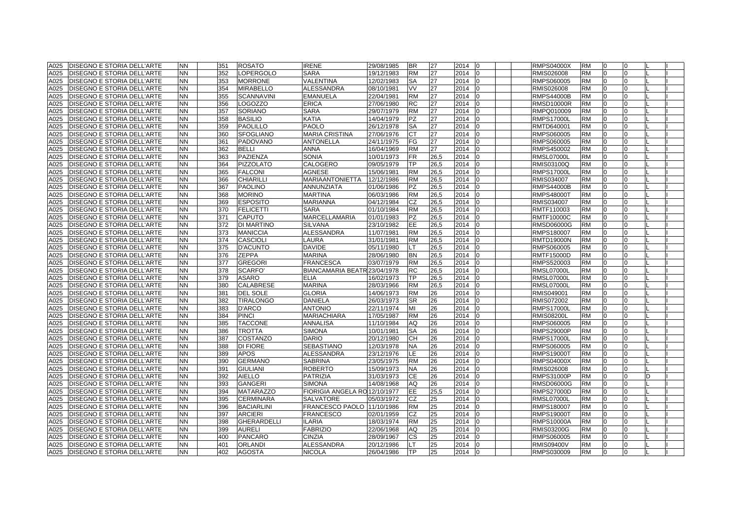| | | | | | | | | | | | | | | | | | | | | |
|---|---|---|---|---|---|---|---|---|---|---|---|---|---|---|---|---|---|---|---|---|
| A025 | DISEGNO E STORIA DELL'ARTE | NN | | 351 | ROSATO | IRENE | 29/08/1985 | BR | 27 | 2014 | 0 | | | RMPS04000X | RM | 0 | 0 | | L | I |
| A025 | DISEGNO E STORIA DELL'ARTE | NN | | 352 | LOPERGOLO | SARA | 19/12/1983 | RM | 27 | 2014 | 0 | | | RMIS026008 | RM | 0 | 0 | | L | I |
| A025 | DISEGNO E STORIA DELL'ARTE | NN | | 353 | MORRONE | VALENTINA | 12/02/1983 | SA | 27 | 2014 | 0 | | | RMPS060005 | RM | 0 | 0 | | L | I |
| A025 | DISEGNO E STORIA DELL'ARTE | NN | | 354 | MIRABELLO | ALESSANDRA | 08/10/1981 | VV | 27 | 2014 | 0 | | | RMIS026008 | RM | 0 | 0 | | L | I |
| A025 | DISEGNO E STORIA DELL'ARTE | NN | | 355 | SCANNAVINI | EMANUELA | 22/04/1981 | RM | 27 | 2014 | 0 | | | RMPS44000B | RM | 0 | 0 | | L | I |
| A025 | DISEGNO E STORIA DELL'ARTE | NN | | 356 | LOGOZZO | ERICA | 27/06/1980 | RC | 27 | 2014 | 0 | | | RMSD10000R | RM | 0 | 0 | | L | I |
| A025 | DISEGNO E STORIA DELL'ARTE | NN | | 357 | SORIANO | SARA | 29/07/1979 | RM | 27 | 2014 | 0 | | | RMPQ010009 | RM | 0 | 0 | | L | I |
| A025 | DISEGNO E STORIA DELL'ARTE | NN | | 358 | BASILIO | KATIA | 14/04/1979 | PZ | 27 | 2014 | 0 | | | RMPS17000L | RM | 0 | 0 | | L | I |
| A025 | DISEGNO E STORIA DELL'ARTE | NN | | 359 | PAOLILLO | PAOLO | 26/12/1978 | SA | 27 | 2014 | 0 | | | RMTD640001 | RM | 0 | 0 | | L | I |
| A025 | DISEGNO E STORIA DELL'ARTE | NN | | 360 | SFOGLIANO | MARIA CRISTINA | 27/06/1976 | CT | 27 | 2014 | 0 | | | RMPS060005 | RM | 0 | 0 | | L | I |
| A025 | DISEGNO E STORIA DELL'ARTE | NN | | 361 | PADOVANO | ANTONELLA | 24/11/1975 | FG | 27 | 2014 | 0 | | | RMPS060005 | RM | 0 | 0 | | L | I |
| A025 | DISEGNO E STORIA DELL'ARTE | NN | | 362 | BELLI | ANNA | 16/04/1969 | RM | 27 | 2014 | 0 | | | RMPS450002 | RM | 0 | 0 | | L | I |
| A025 | DISEGNO E STORIA DELL'ARTE | NN | | 363 | PAZIENZA | SONIA | 10/01/1973 | FR | 26,5 | 2014 | 0 | | | RMSL07000L | RM | 0 | 0 | | L | I |
| A025 | DISEGNO E STORIA DELL'ARTE | NN | | 364 | PIZZOLATO | CALOGERO | 09/05/1979 | TP | 26,5 | 2014 | 0 | | | RMIS03100Q | RM | 0 | 0 | | L | I |
| A025 | DISEGNO E STORIA DELL'ARTE | NN | | 365 | FALCONI | AGNESE | 15/06/1981 | RM | 26,5 | 2014 | 0 | | | RMPS17000L | RM | 0 | 0 | | L | I |
| A025 | DISEGNO E STORIA DELL'ARTE | NN | | 366 | CHIARILLI | MARIAANTONIETTA | 12/12/1986 | RM | 26,5 | 2014 | 0 | | | RMIS034007 | RM | 0 | 0 | | L | I |
| A025 | DISEGNO E STORIA DELL'ARTE | NN | | 367 | PAOLINO | ANNUNZIATA | 01/06/1986 | PZ | 26,5 | 2014 | 0 | | | RMPS44000B | RM | 0 | 0 | | L | I |
| A025 | DISEGNO E STORIA DELL'ARTE | NN | | 368 | MORINO | MARTINA | 06/03/1986 | RM | 26,5 | 2014 | 0 | | | RMPS48000T | RM | 0 | 0 | | L | I |
| A025 | DISEGNO E STORIA DELL'ARTE | NN | | 369 | ESPOSITO | MARIANNA | 04/12/1984 | CZ | 26,5 | 2014 | 0 | | | RMIS034007 | RM | 0 | 0 | | L | I |
| A025 | DISEGNO E STORIA DELL'ARTE | NN | | 370 | FELICETTI | SARA | 01/10/1984 | RM | 26,5 | 2014 | 0 | | | RMTF110003 | RM | 0 | 0 | | L | I |
| A025 | DISEGNO E STORIA DELL'ARTE | NN | | 371 | CAPUTO | MARCELLAMARIA | 01/01/1983 | PZ | 26,5 | 2014 | 0 | | | RMTF10000C | RM | 0 | 0 | | L | I |
| A025 | DISEGNO E STORIA DELL'ARTE | NN | | 372 | DI MARTINO | SILVANA | 23/10/1982 | EE | 26,5 | 2014 | 0 | | | RMSD06000G | RM | 0 | 0 | | L | I |
| A025 | DISEGNO E STORIA DELL'ARTE | NN | | 373 | MANICCIA | ALESSANDRA | 11/07/1981 | RM | 26,5 | 2014 | 0 | | | RMPS180007 | RM | 0 | 0 | | L | I |
| A025 | DISEGNO E STORIA DELL'ARTE | NN | | 374 | CASCIOLI | LAURA | 31/01/1981 | RM | 26,5 | 2014 | 0 | | | RMTD19000N | RM | 0 | 0 | | L | I |
| A025 | DISEGNO E STORIA DELL'ARTE | NN | | 375 | D'ACUNTO | DAVIDE | 05/11/1980 | LT | 26,5 | 2014 | 0 | | | RMPS060005 | RM | 0 | 0 | | L | I |
| A025 | DISEGNO E STORIA DELL'ARTE | NN | | 376 | ZEPPA | MARINA | 28/06/1980 | BN | 26,5 | 2014 | 0 | | | RMTF15000D | RM | 0 | 0 | | L | I |
| A025 | DISEGNO E STORIA DELL'ARTE | NN | | 377 | GREGORI | FRANCESCA | 03/07/1979 | RM | 26,5 | 2014 | 0 | | | RMPS520003 | RM | 0 | 0 | | L | I |
| A025 | DISEGNO E STORIA DELL'ARTE | NN | | 378 | SCARFO' | BIANCAMARIA BEATR | 23/04/1978 | RC | 26,5 | 2014 | 0 | | | RMSL07000L | RM | 0 | 0 | | L | I |
| A025 | DISEGNO E STORIA DELL'ARTE | NN | | 379 | ASARO | ELIA | 16/02/1973 | TP | 26,5 | 2014 | 0 | | | RMSL07000L | RM | 0 | 0 | | L | I |
| A025 | DISEGNO E STORIA DELL'ARTE | NN | | 380 | CALABRESE | MARINA | 28/03/1966 | RM | 26,5 | 2014 | 0 | | | RMSL07000L | RM | 0 | 0 | | L | I |
| A025 | DISEGNO E STORIA DELL'ARTE | NN | | 381 | DEL SOLE | GLORIA | 14/06/1973 | RM | 26 | 2014 | 0 | | | RMIS049001 | RM | 0 | 0 | | L | I |
| A025 | DISEGNO E STORIA DELL'ARTE | NN | | 382 | TIRALONGO | DANIELA | 26/03/1973 | SR | 26 | 2014 | 0 | | | RMIS072002 | RM | 0 | 0 | | L | I |
| A025 | DISEGNO E STORIA DELL'ARTE | NN | | 383 | D'ARCO | ANTONIO | 22/11/1974 | MI | 26 | 2014 | 0 | | | RMPS17000L | RM | 0 | 0 | | L | I |
| A025 | DISEGNO E STORIA DELL'ARTE | NN | | 384 | PINCI | MARIACHIARA | 17/05/1987 | RM | 26 | 2014 | 0 | | | RMIS08200L | RM | 0 | 0 | | L | I |
| A025 | DISEGNO E STORIA DELL'ARTE | NN | | 385 | TACCONE | ANNALISA | 11/10/1984 | AQ | 26 | 2014 | 0 | | | RMPS060005 | RM | 0 | 0 | | L | I |
| A025 | DISEGNO E STORIA DELL'ARTE | NN | | 386 | TROTTA | SIMONA | 10/01/1981 | SA | 26 | 2014 | 0 | | | RMPS29000P | RM | 0 | 0 | | L | I |
| A025 | DISEGNO E STORIA DELL'ARTE | NN | | 387 | COSTANZO | DARIO | 20/12/1980 | CH | 26 | 2014 | 0 | | | RMPS17000L | RM | 0 | 0 | | L | I |
| A025 | DISEGNO E STORIA DELL'ARTE | NN | | 388 | DI FIORE | SEBASTIANO | 12/03/1978 | NA | 26 | 2014 | 0 | | | RMPS060005 | RM | 0 | 0 | | L | I |
| A025 | DISEGNO E STORIA DELL'ARTE | NN | | 389 | APOS | ALESSANDRA | 23/12/1976 | LE | 26 | 2014 | 0 | | | RMPS19000T | RM | 0 | 0 | | L | I |
| A025 | DISEGNO E STORIA DELL'ARTE | NN | | 390 | GERMANO | SABRINA | 23/05/1975 | RM | 26 | 2014 | 0 | | | RMPS04000X | RM | 0 | 0 | | L | I |
| A025 | DISEGNO E STORIA DELL'ARTE | NN | | 391 | GIULIANI | ROBERTO | 15/09/1973 | NA | 26 | 2014 | 0 | | | RMIS026008 | RM | 0 | 0 | | L | I |
| A025 | DISEGNO E STORIA DELL'ARTE | NN | | 392 | AIELLO | PATRIZIA | 31/03/1973 | CE | 26 | 2014 | 0 | | | RMPS31000P | RM | 0 | 0 | | D | I |
| A025 | DISEGNO E STORIA DELL'ARTE | NN | | 393 | GANGERI | SIMONA | 14/08/1968 | AQ | 26 | 2014 | 0 | | | RMSD06000G | RM | 0 | 0 | | L | I |
| A025 | DISEGNO E STORIA DELL'ARTE | NN | | 394 | MATARAZZO | FIORIGIA ANGELA RO | 12/10/1977 | EE | 25,5 | 2014 | 0 | | | RMPS27000D | RM | 0 | 0 | | L | I |
| A025 | DISEGNO E STORIA DELL'ARTE | NN | | 395 | CERMINARA | SALVATORE | 05/03/1972 | CZ | 25 | 2014 | 0 | | | RMSL07000L | RM | 0 | 0 | | L | I |
| A025 | DISEGNO E STORIA DELL'ARTE | NN | | 396 | BACIARLINI | FRANCESCO PAOLO | 11/10/1986 | RM | 25 | 2014 | 0 | | | RMPS180007 | RM | 0 | 0 | | L | I |
| A025 | DISEGNO E STORIA DELL'ARTE | NN | | 397 | ARCIERI | FRANCESCO | 02/01/1959 | CZ | 25 | 2014 | 0 | | | RMPS19000T | RM | 0 | 0 | | L | I |
| A025 | DISEGNO E STORIA DELL'ARTE | NN | | 398 | GHERARDELLI | ILARIA | 18/03/1974 | RM | 25 | 2014 | 0 | | | RMPS10000A | RM | 0 | 0 | | L | I |
| A025 | DISEGNO E STORIA DELL'ARTE | NN | | 399 | AURELI | FABRIZIO | 22/06/1968 | AQ | 25 | 2014 | 0 | | | RMIS03200G | RM | 0 | 0 | | L | I |
| A025 | DISEGNO E STORIA DELL'ARTE | NN | | 400 | PANCARO | CINZIA | 28/09/1967 | CS | 25 | 2014 | 0 | | | RMPS060005 | RM | 0 | 0 | | L | I |
| A025 | DISEGNO E STORIA DELL'ARTE | NN | | 401 | ORLANDI | ALESSANDRA | 20/12/1986 | LT | 25 | 2014 | 0 | | | RMIS09400V | RM | 0 | 0 | | L | I |
| A025 | DISEGNO E STORIA DELL'ARTE | NN | | 402 | AGOSTA | NICOLA | 26/04/1986 | TP | 25 | 2014 | 0 | | | RMPS030009 | RM | 0 | 0 | | L | I |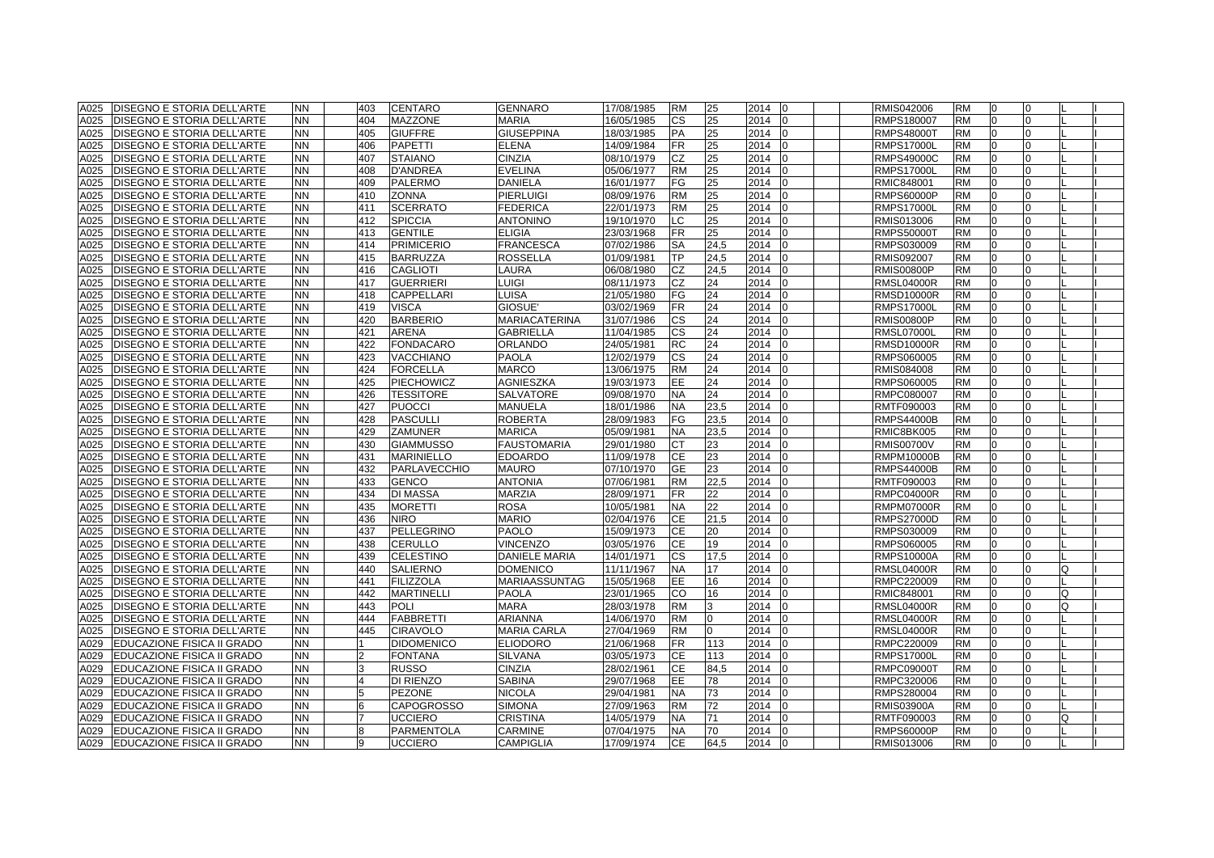| | | | | | | | | | | | | | | | | | | |
|---|---|---|---|---|---|---|---|---|---|---|---|---|---|---|---|---|---|---|
| A025 | DISEGNO E STORIA DELL'ARTE | NN | | 403 | CENTARO | GENNARO | 17/08/1985 | RM | 25 | 2014 | 0 | | | RMIS042006 | RM | 0 | 0 | L |
| A025 | DISEGNO E STORIA DELL'ARTE | NN | | 404 | MAZZONE | MARIA | 16/05/1985 | CS | 25 | 2014 | 0 | | | RMPS180007 | RM | 0 | 0 | L |
| A025 | DISEGNO E STORIA DELL'ARTE | NN | | 405 | GIUFFRE | GIUSEPPINA | 18/03/1985 | PA | 25 | 2014 | 0 | | | RMPS48000T | RM | 0 | 0 | L |
| A025 | DISEGNO E STORIA DELL'ARTE | NN | | 406 | PAPETTI | ELENA | 14/09/1984 | FR | 25 | 2014 | 0 | | | RMPS17000L | RM | 0 | 0 | L |
| A025 | DISEGNO E STORIA DELL'ARTE | NN | | 407 | STAIANO | CINZIA | 08/10/1979 | CZ | 25 | 2014 | 0 | | | RMPS49000C | RM | 0 | 0 | L |
| A025 | DISEGNO E STORIA DELL'ARTE | NN | | 408 | D'ANDREA | EVELINA | 05/06/1977 | RM | 25 | 2014 | 0 | | | RMPS17000L | RM | 0 | 0 | L |
| A025 | DISEGNO E STORIA DELL'ARTE | NN | | 409 | PALERMO | DANIELA | 16/01/1977 | FG | 25 | 2014 | 0 | | | RMIC848001 | RM | 0 | 0 | L |
| A025 | DISEGNO E STORIA DELL'ARTE | NN | | 410 | ZONNA | PIERLUIGI | 08/09/1976 | RM | 25 | 2014 | 0 | | | RMPS60000P | RM | 0 | 0 | L |
| A025 | DISEGNO E STORIA DELL'ARTE | NN | | 411 | SCERRATO | FEDERICA | 22/01/1973 | RM | 25 | 2014 | 0 | | | RMPS17000L | RM | 0 | 0 | L |
| A025 | DISEGNO E STORIA DELL'ARTE | NN | | 412 | SPICCIA | ANTONINO | 19/10/1970 | LC | 25 | 2014 | 0 | | | RMIS013006 | RM | 0 | 0 | L |
| A025 | DISEGNO E STORIA DELL'ARTE | NN | | 413 | GENTILE | ELIGIA | 23/03/1968 | FR | 25 | 2014 | 0 | | | RMPS50000T | RM | 0 | 0 | L |
| A025 | DISEGNO E STORIA DELL'ARTE | NN | | 414 | PRIMICERIO | FRANCESCA | 07/02/1986 | SA | 24,5 | 2014 | 0 | | | RMPS030009 | RM | 0 | 0 | L |
| A025 | DISEGNO E STORIA DELL'ARTE | NN | | 415 | BARRUZZA | ROSSELLA | 01/09/1981 | TP | 24,5 | 2014 | 0 | | | RMIS092007 | RM | 0 | 0 | L |
| A025 | DISEGNO E STORIA DELL'ARTE | NN | | 416 | CAGLIOTI | LAURA | 06/08/1980 | CZ | 24,5 | 2014 | 0 | | | RMIS00800P | RM | 0 | 0 | L |
| A025 | DISEGNO E STORIA DELL'ARTE | NN | | 417 | GUERRIERI | LUIGI | 08/11/1973 | CZ | 24 | 2014 | 0 | | | RMSL04000R | RM | 0 | 0 | L |
| A025 | DISEGNO E STORIA DELL'ARTE | NN | | 418 | CAPPELLARI | LUISA | 21/05/1980 | FG | 24 | 2014 | 0 | | | RMSD10000R | RM | 0 | 0 | L |
| A025 | DISEGNO E STORIA DELL'ARTE | NN | | 419 | VISCA | GIOSUE' | 03/02/1969 | FR | 24 | 2014 | 0 | | | RMPS17000L | RM | 0 | 0 | L |
| A025 | DISEGNO E STORIA DELL'ARTE | NN | | 420 | BARBERIO | MARIACATERINA | 31/07/1986 | CS | 24 | 2014 | 0 | | | RMIS00800P | RM | 0 | 0 | L |
| A025 | DISEGNO E STORIA DELL'ARTE | NN | | 421 | ARENA | GABRIELLA | 11/04/1985 | CS | 24 | 2014 | 0 | | | RMSL07000L | RM | 0 | 0 | L |
| A025 | DISEGNO E STORIA DELL'ARTE | NN | | 422 | FONDACARO | ORLANDO | 24/05/1981 | RC | 24 | 2014 | 0 | | | RMSD10000R | RM | 0 | 0 | L |
| A025 | DISEGNO E STORIA DELL'ARTE | NN | | 423 | VACCHIANO | PAOLA | 12/02/1979 | CS | 24 | 2014 | 0 | | | RMPS060005 | RM | 0 | 0 | L |
| A025 | DISEGNO E STORIA DELL'ARTE | NN | | 424 | FORCELLA | MARCO | 13/06/1975 | RM | 24 | 2014 | 0 | | | RMIS084008 | RM | 0 | 0 | L |
| A025 | DISEGNO E STORIA DELL'ARTE | NN | | 425 | PIECHOWICZ | AGNIESZKA | 19/03/1973 | EE | 24 | 2014 | 0 | | | RMPS060005 | RM | 0 | 0 | L |
| A025 | DISEGNO E STORIA DELL'ARTE | NN | | 426 | TESSITORE | SALVATORE | 09/08/1970 | NA | 24 | 2014 | 0 | | | RMPC080007 | RM | 0 | 0 | L |
| A025 | DISEGNO E STORIA DELL'ARTE | NN | | 427 | PUOCCI | MANUELA | 18/01/1986 | NA | 23,5 | 2014 | 0 | | | RMTF090003 | RM | 0 | 0 | L |
| A025 | DISEGNO E STORIA DELL'ARTE | NN | | 428 | PASCULLI | ROBERTA | 28/09/1983 | FG | 23,5 | 2014 | 0 | | | RMPS44000B | RM | 0 | 0 | L |
| A025 | DISEGNO E STORIA DELL'ARTE | NN | | 429 | ZAMUNER | MARICA | 05/09/1981 | NA | 23,5 | 2014 | 0 | | | RMIC8BK005 | RM | 0 | 0 | L |
| A025 | DISEGNO E STORIA DELL'ARTE | NN | | 430 | GIAMMUSSO | FAUSTOMARIA | 29/01/1980 | CT | 23 | 2014 | 0 | | | RMIS00700V | RM | 0 | 0 | L |
| A025 | DISEGNO E STORIA DELL'ARTE | NN | | 431 | MARINIELLO | EDOARDO | 11/09/1978 | CE | 23 | 2014 | 0 | | | RMPM10000B | RM | 0 | 0 | L |
| A025 | DISEGNO E STORIA DELL'ARTE | NN | | 432 | PARLAVECCHIO | MAURO | 07/10/1970 | GE | 23 | 2014 | 0 | | | RMPS44000B | RM | 0 | 0 | L |
| A025 | DISEGNO E STORIA DELL'ARTE | NN | | 433 | GENCO | ANTONIA | 07/06/1981 | RM | 22,5 | 2014 | 0 | | | RMTF090003 | RM | 0 | 0 | L |
| A025 | DISEGNO E STORIA DELL'ARTE | NN | | 434 | DI MASSA | MARZIA | 28/09/1971 | FR | 22 | 2014 | 0 | | | RMPC04000R | RM | 0 | 0 | L |
| A025 | DISEGNO E STORIA DELL'ARTE | NN | | 435 | MORETTI | ROSA | 10/05/1981 | NA | 22 | 2014 | 0 | | | RMPM07000R | RM | 0 | 0 | L |
| A025 | DISEGNO E STORIA DELL'ARTE | NN | | 436 | NIRO | MARIO | 02/04/1976 | CE | 21,5 | 2014 | 0 | | | RMPS27000D | RM | 0 | 0 | L |
| A025 | DISEGNO E STORIA DELL'ARTE | NN | | 437 | PELLEGRINO | PAOLO | 15/09/1973 | CE | 20 | 2014 | 0 | | | RMPS030009 | RM | 0 | 0 | L |
| A025 | DISEGNO E STORIA DELL'ARTE | NN | | 438 | CERULLO | VINCENZO | 03/05/1976 | CE | 19 | 2014 | 0 | | | RMPS060005 | RM | 0 | 0 | L |
| A025 | DISEGNO E STORIA DELL'ARTE | NN | | 439 | CELESTINO | DANIELE MARIA | 14/01/1971 | CS | 17,5 | 2014 | 0 | | | RMPS10000A | RM | 0 | 0 | L |
| A025 | DISEGNO E STORIA DELL'ARTE | NN | | 440 | SALIERNO | DOMENICO | 11/11/1967 | NA | 17 | 2014 | 0 | | | RMSL04000R | RM | 0 | 0 | Q |
| A025 | DISEGNO E STORIA DELL'ARTE | NN | | 441 | FILIZZOLA | MARIAASSUNTAG | 15/05/1968 | EE | 16 | 2014 | 0 | | | RMPC220009 | RM | 0 | 0 | L |
| A025 | DISEGNO E STORIA DELL'ARTE | NN | | 442 | MARTINELLI | PAOLA | 23/01/1965 | CO | 16 | 2014 | 0 | | | RMIC848001 | RM | 0 | 0 | Q |
| A025 | DISEGNO E STORIA DELL'ARTE | NN | | 443 | POLI | MARA | 28/03/1978 | RM | 3 | 2014 | 0 | | | RMSL04000R | RM | 0 | 0 | Q |
| A025 | DISEGNO E STORIA DELL'ARTE | NN | | 444 | FABBRETTI | ARIANNA | 14/06/1970 | RM | 0 | 2014 | 0 | | | RMSL04000R | RM | 0 | 0 | L |
| A025 | DISEGNO E STORIA DELL'ARTE | NN | | 445 | CIRAVOLO | MARIA CARLA | 27/04/1969 | RM | 0 | 2014 | 0 | | | RMSL04000R | RM | 0 | 0 | L |
| A029 | EDUCAZIONE FISICA II GRADO | NN | | 1 | DIDOMENICO | ELIODORO | 21/06/1968 | FR | 113 | 2014 | 0 | | | RMPC220009 | RM | 0 | 0 | L |
| A029 | EDUCAZIONE FISICA II GRADO | NN | | 2 | FONTANA | SILVANA | 03/05/1973 | CE | 113 | 2014 | 0 | | | RMPS17000L | RM | 0 | 0 | L |
| A029 | EDUCAZIONE FISICA II GRADO | NN | | 3 | RUSSO | CINZIA | 28/02/1961 | CE | 84,5 | 2014 | 0 | | | RMPC09000T | RM | 0 | 0 | L |
| A029 | EDUCAZIONE FISICA II GRADO | NN | | 4 | DI RIENZO | SABINA | 29/07/1968 | EE | 78 | 2014 | 0 | | | RMPC320006 | RM | 0 | 0 | L |
| A029 | EDUCAZIONE FISICA II GRADO | NN | | 5 | PEZONE | NICOLA | 29/04/1981 | NA | 73 | 2014 | 0 | | | RMPS280004 | RM | 0 | 0 | L |
| A029 | EDUCAZIONE FISICA II GRADO | NN | | 6 | CAPOGROSSO | SIMONA | 27/09/1963 | RM | 72 | 2014 | 0 | | | RMIS03900A | RM | 0 | 0 | L |
| A029 | EDUCAZIONE FISICA II GRADO | NN | | 7 | UCCIERO | CRISTINA | 14/05/1979 | NA | 71 | 2014 | 0 | | | RMTF090003 | RM | 0 | 0 | Q |
| A029 | EDUCAZIONE FISICA II GRADO | NN | | 8 | PARMENTOLA | CARMINE | 07/04/1975 | NA | 70 | 2014 | 0 | | | RMPS60000P | RM | 0 | 0 | L |
| A029 | EDUCAZIONE FISICA II GRADO | NN | | 9 | UCCIERO | CAMPIGLIA | 17/09/1974 | CE | 64,5 | 2014 | 0 | | | RMIS013006 | RM | 0 | 0 | L |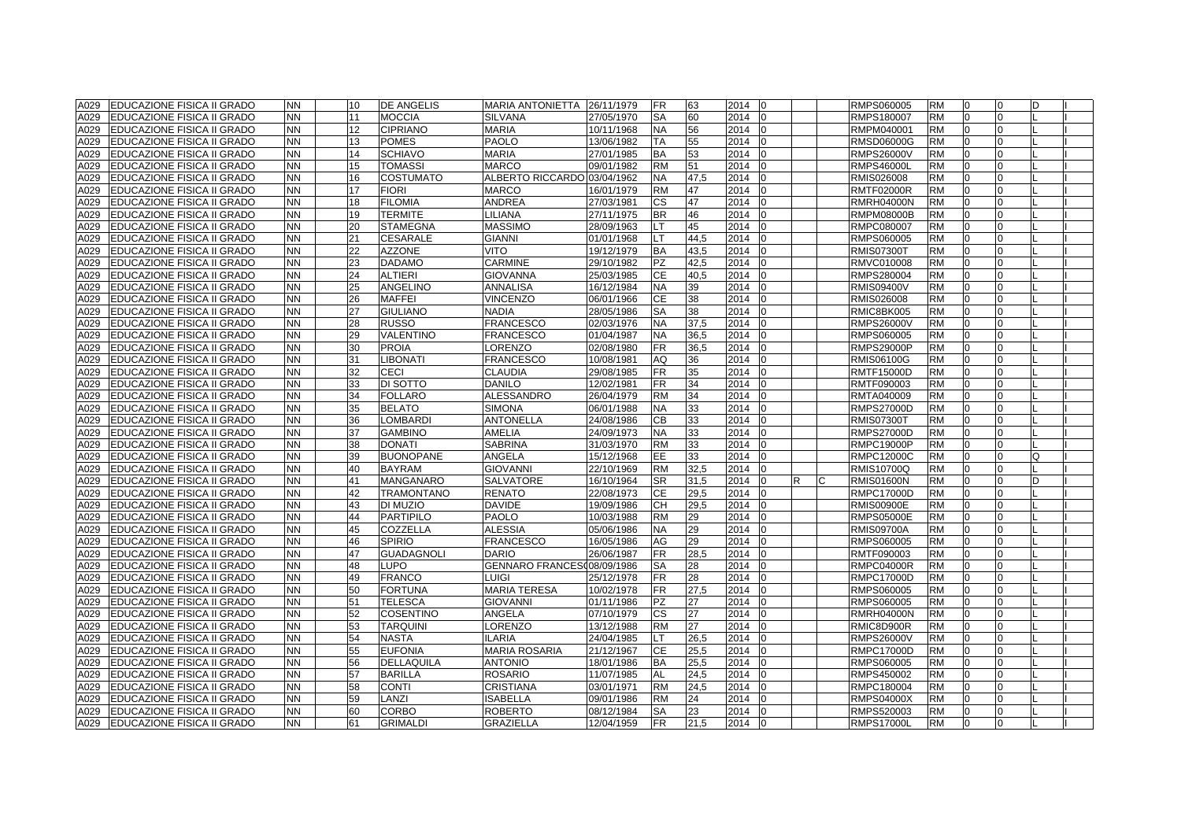| | | | | | | | | | | | | | | | | | | | | |
|---|---|---|---|---|---|---|---|---|---|---|---|---|---|---|---|---|---|---|---|---|
| A029 | EDUCAZIONE FISICA II GRADO | NN | | 10 | DE ANGELIS | MARIA ANTONIETTA | 26/11/1979 | FR | 63 | 2014 | 0 | | | RMPS060005 | RM | 0 | 0 | D | I | |
| A029 | EDUCAZIONE FISICA II GRADO | NN | | 11 | MOCCIA | SILVANA | 27/05/1970 | SA | 60 | 2014 | 0 | | | RMPS180007 | RM | 0 | 0 | L | I | |
| A029 | EDUCAZIONE FISICA II GRADO | NN | | 12 | CIPRIANO | MARIA | 10/11/1968 | NA | 56 | 2014 | 0 | | | RMPM040001 | RM | 0 | 0 | L | I | |
| A029 | EDUCAZIONE FISICA II GRADO | NN | | 13 | POMES | PAOLO | 13/06/1982 | TA | 55 | 2014 | 0 | | | RMSD06000G | RM | 0 | 0 | L | I | |
| A029 | EDUCAZIONE FISICA II GRADO | NN | | 14 | SCHIAVO | MARIA | 27/01/1985 | BA | 53 | 2014 | 0 | | | RMPS26000V | RM | 0 | 0 | L | I | |
| A029 | EDUCAZIONE FISICA II GRADO | NN | | 15 | TOMASSI | MARCO | 09/01/1982 | RM | 51 | 2014 | 0 | | | RMPS46000L | RM | 0 | 0 | L | I | |
| A029 | EDUCAZIONE FISICA II GRADO | NN | | 16 | COSTUMATO | ALBERTO RICCARDO | 03/04/1962 | NA | 47,5 | 2014 | 0 | | | RMIS026008 | RM | 0 | 0 | L | I | |
| A029 | EDUCAZIONE FISICA II GRADO | NN | | 17 | FIORI | MARCO | 16/01/1979 | RM | 47 | 2014 | 0 | | | RMTF02000R | RM | 0 | 0 | L | I | |
| A029 | EDUCAZIONE FISICA II GRADO | NN | | 18 | FILOMIA | ANDREA | 27/03/1981 | CS | 47 | 2014 | 0 | | | RMRH04000N | RM | 0 | 0 | L | I | |
| A029 | EDUCAZIONE FISICA II GRADO | NN | | 19 | TERMITE | LILIANA | 27/11/1975 | BR | 46 | 2014 | 0 | | | RMPM08000B | RM | 0 | 0 | L | I | |
| A029 | EDUCAZIONE FISICA II GRADO | NN | | 20 | STAMEGNA | MASSIMO | 28/09/1963 | LT | 45 | 2014 | 0 | | | RMPC080007 | RM | 0 | 0 | L | I | |
| A029 | EDUCAZIONE FISICA II GRADO | NN | | 21 | CESARALE | GIANNI | 01/01/1968 | LT | 44,5 | 2014 | 0 | | | RMPS060005 | RM | 0 | 0 | L | I | |
| A029 | EDUCAZIONE FISICA II GRADO | NN | | 22 | AZZONE | VITO | 19/12/1979 | BA | 43,5 | 2014 | 0 | | | RMIS07300T | RM | 0 | 0 | L | I | |
| A029 | EDUCAZIONE FISICA II GRADO | NN | | 23 | DADAMO | CARMINE | 29/10/1982 | PZ | 42,5 | 2014 | 0 | | | RMVC010008 | RM | 0 | 0 | L | I | |
| A029 | EDUCAZIONE FISICA II GRADO | NN | | 24 | ALTIERI | GIOVANNA | 25/03/1985 | CE | 40,5 | 2014 | 0 | | | RMPS280004 | RM | 0 | 0 | L | I | |
| A029 | EDUCAZIONE FISICA II GRADO | NN | | 25 | ANGELINO | ANNALISA | 16/12/1984 | NA | 39 | 2014 | 0 | | | RMIS09400V | RM | 0 | 0 | L | I | |
| A029 | EDUCAZIONE FISICA II GRADO | NN | | 26 | MAFFEI | VINCENZO | 06/01/1966 | CE | 38 | 2014 | 0 | | | RMIS026008 | RM | 0 | 0 | L | I | |
| A029 | EDUCAZIONE FISICA II GRADO | NN | | 27 | GIULIANO | NADIA | 28/05/1986 | SA | 38 | 2014 | 0 | | | RMIC8BK005 | RM | 0 | 0 | L | I | |
| A029 | EDUCAZIONE FISICA II GRADO | NN | | 28 | RUSSO | FRANCESCO | 02/03/1976 | NA | 37,5 | 2014 | 0 | | | RMPS26000V | RM | 0 | 0 | L | I | |
| A029 | EDUCAZIONE FISICA II GRADO | NN | | 29 | VALENTINO | FRANCESCO | 01/04/1987 | NA | 36,5 | 2014 | 0 | | | RMPS060005 | RM | 0 | 0 | L | I | |
| A029 | EDUCAZIONE FISICA II GRADO | NN | | 30 | PROIA | LORENZO | 02/08/1980 | FR | 36,5 | 2014 | 0 | | | RMPS29000P | RM | 0 | 0 | L | I | |
| A029 | EDUCAZIONE FISICA II GRADO | NN | | 31 | LIBONATI | FRANCESCO | 10/08/1981 | AQ | 36 | 2014 | 0 | | | RMIS06100G | RM | 0 | 0 | L | I | |
| A029 | EDUCAZIONE FISICA II GRADO | NN | | 32 | CECI | CLAUDIA | 29/08/1985 | FR | 35 | 2014 | 0 | | | RMTF15000D | RM | 0 | 0 | L | I | |
| A029 | EDUCAZIONE FISICA II GRADO | NN | | 33 | DI SOTTO | DANILO | 12/02/1981 | FR | 34 | 2014 | 0 | | | RMTF090003 | RM | 0 | 0 | L | I | |
| A029 | EDUCAZIONE FISICA II GRADO | NN | | 34 | FOLLARO | ALESSANDRO | 26/04/1979 | RM | 34 | 2014 | 0 | | | RMTA040009 | RM | 0 | 0 | L | I | |
| A029 | EDUCAZIONE FISICA II GRADO | NN | | 35 | BELATO | SIMONA | 06/01/1988 | NA | 33 | 2014 | 0 | | | RMPS27000D | RM | 0 | 0 | L | I | |
| A029 | EDUCAZIONE FISICA II GRADO | NN | | 36 | LOMBARDI | ANTONELLA | 24/08/1986 | CB | 33 | 2014 | 0 | | | RMIS07300T | RM | 0 | 0 | L | I | |
| A029 | EDUCAZIONE FISICA II GRADO | NN | | 37 | GAMBINO | AMELIA | 24/09/1973 | NA | 33 | 2014 | 0 | | | RMPS27000D | RM | 0 | 0 | L | I | |
| A029 | EDUCAZIONE FISICA II GRADO | NN | | 38 | DONATI | SABRINA | 31/03/1970 | RM | 33 | 2014 | 0 | | | RMPC19000P | RM | 0 | 0 | L | I | |
| A029 | EDUCAZIONE FISICA II GRADO | NN | | 39 | BUONOPANE | ANGELA | 15/12/1968 | EE | 33 | 2014 | 0 | | | RMPC12000C | RM | 0 | 0 | Q | I | |
| A029 | EDUCAZIONE FISICA II GRADO | NN | | 40 | BAYRAM | GIOVANNI | 22/10/1969 | RM | 32,5 | 2014 | 0 | | | RMIS10700Q | RM | 0 | 0 | L | I | |
| A029 | EDUCAZIONE FISICA II GRADO | NN | | 41 | MANGANARO | SALVATORE | 16/10/1964 | SR | 31,5 | 2014 | 0 | R | C | RMIS01600N | RM | 0 | 0 | D | I | |
| A029 | EDUCAZIONE FISICA II GRADO | NN | | 42 | TRAMONTANO | RENATO | 22/08/1973 | CE | 29,5 | 2014 | 0 | | | RMPC17000D | RM | 0 | 0 | L | I | |
| A029 | EDUCAZIONE FISICA II GRADO | NN | | 43 | DI MUZIO | DAVIDE | 19/09/1986 | CH | 29,5 | 2014 | 0 | | | RMIS00900E | RM | 0 | 0 | L | I | |
| A029 | EDUCAZIONE FISICA II GRADO | NN | | 44 | PARTIPILO | PAOLO | 10/03/1988 | RM | 29 | 2014 | 0 | | | RMPS05000E | RM | 0 | 0 | L | I | |
| A029 | EDUCAZIONE FISICA II GRADO | NN | | 45 | COZZELLA | ALESSIA | 05/06/1986 | NA | 29 | 2014 | 0 | | | RMIS09700A | RM | 0 | 0 | L | I | |
| A029 | EDUCAZIONE FISICA II GRADO | NN | | 46 | SPIRIO | FRANCESCO | 16/05/1986 | AG | 29 | 2014 | 0 | | | RMPS060005 | RM | 0 | 0 | L | I | |
| A029 | EDUCAZIONE FISICA II GRADO | NN | | 47 | GUADAGNOLI | DARIO | 26/06/1987 | FR | 28,5 | 2014 | 0 | | | RMTF090003 | RM | 0 | 0 | L | I | |
| A029 | EDUCAZIONE FISICA II GRADO | NN | | 48 | LUPO | GENNARO FRANCES( | 08/09/1986 | SA | 28 | 2014 | 0 | | | RMPC04000R | RM | 0 | 0 | L | I | |
| A029 | EDUCAZIONE FISICA II GRADO | NN | | 49 | FRANCO | LUIGI | 25/12/1978 | FR | 28 | 2014 | 0 | | | RMPC17000D | RM | 0 | 0 | L | I | |
| A029 | EDUCAZIONE FISICA II GRADO | NN | | 50 | FORTUNA | MARIA TERESA | 10/02/1978 | FR | 27,5 | 2014 | 0 | | | RMPS060005 | RM | 0 | 0 | L | I | |
| A029 | EDUCAZIONE FISICA II GRADO | NN | | 51 | TELESCA | GIOVANNI | 01/11/1986 | PZ | 27 | 2014 | 0 | | | RMPS060005 | RM | 0 | 0 | L | I | |
| A029 | EDUCAZIONE FISICA II GRADO | NN | | 52 | COSENTINO | ANGELA | 07/10/1979 | CS | 27 | 2014 | 0 | | | RMRH04000N | RM | 0 | 0 | L | I | |
| A029 | EDUCAZIONE FISICA II GRADO | NN | | 53 | TARQUINI | LORENZO | 13/12/1988 | RM | 27 | 2014 | 0 | | | RMIC8D900R | RM | 0 | 0 | L | I | |
| A029 | EDUCAZIONE FISICA II GRADO | NN | | 54 | NASTA | ILARIA | 24/04/1985 | LT | 26,5 | 2014 | 0 | | | RMPS26000V | RM | 0 | 0 | L | I | |
| A029 | EDUCAZIONE FISICA II GRADO | NN | | 55 | EUFONIA | MARIA ROSARIA | 21/12/1967 | CE | 25,5 | 2014 | 0 | | | RMPC17000D | RM | 0 | 0 | L | I | |
| A029 | EDUCAZIONE FISICA II GRADO | NN | | 56 | DELLAQUILA | ANTONIO | 18/01/1986 | BA | 25,5 | 2014 | 0 | | | RMPS060005 | RM | 0 | 0 | L | I | |
| A029 | EDUCAZIONE FISICA II GRADO | NN | | 57 | BARILLA | ROSARIO | 11/07/1985 | AL | 24,5 | 2014 | 0 | | | RMPS450002 | RM | 0 | 0 | L | I | |
| A029 | EDUCAZIONE FISICA II GRADO | NN | | 58 | CONTI | CRISTIANA | 03/01/1971 | RM | 24,5 | 2014 | 0 | | | RMPC180004 | RM | 0 | 0 | L | I | |
| A029 | EDUCAZIONE FISICA II GRADO | NN | | 59 | LANZI | ISABELLA | 09/01/1986 | RM | 24 | 2014 | 0 | | | RMPS04000X | RM | 0 | 0 | L | I | |
| A029 | EDUCAZIONE FISICA II GRADO | NN | | 60 | CORBO | ROBERTO | 08/12/1984 | SA | 23 | 2014 | 0 | | | RMPS520003 | RM | 0 | 0 | L | I | |
| A029 | EDUCAZIONE FISICA II GRADO | NN | | 61 | GRIMALDI | GRAZIELLA | 12/04/1959 | FR | 21,5 | 2014 | 0 | | | RMPS17000L | RM | 0 | 0 | L | I | |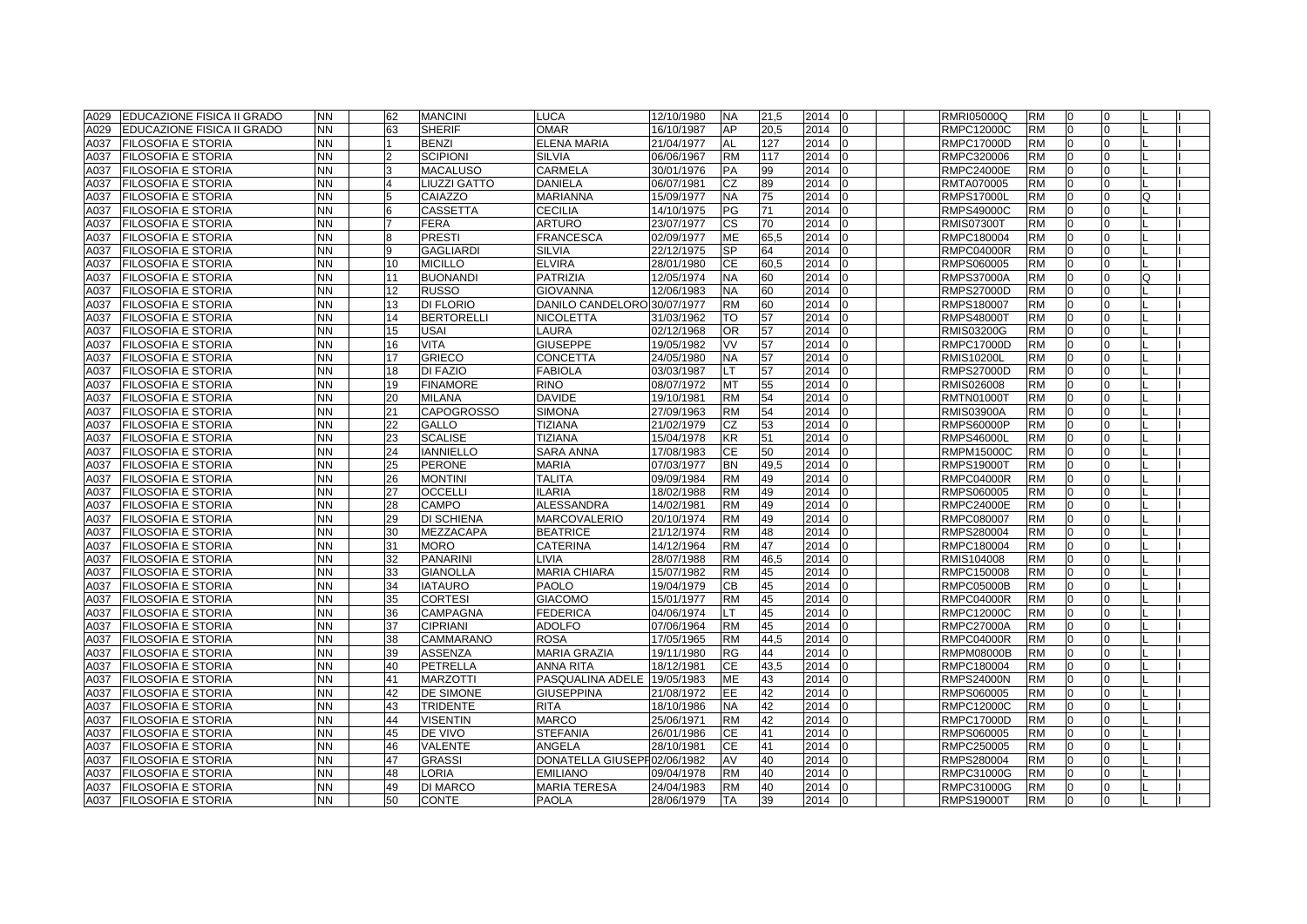| A029 | EDUCAZIONE FISICA II GRADO | NN | | 62 | MANCINI | LUCA | 12/10/1980 | NA | 21,5 | 2014 | 0 | | | RMRI05000Q | RM | 0 | 0 | L | I |
|---|---|---|---|---|---|---|---|---|---|---|---|---|---|---|---|---|---|---|---|
| A029 | EDUCAZIONE FISICA II GRADO | NN | | 63 | SHERIF | OMAR | 16/10/1987 | AP | 20,5 | 2014 | 0 | | | RMPC12000C | RM | 0 | 0 | L | I |
| A037 | FILOSOFIA E STORIA | NN | | 1 | BENZI | ELENA MARIA | 21/04/1977 | AL | 127 | 2014 | 0 | | | RMPC17000D | RM | 0 | 0 | L | I |
| A037 | FILOSOFIA E STORIA | NN | | 2 | SCIPIONI | SILVIA | 06/06/1967 | RM | 117 | 2014 | 0 | | | RMPC320006 | RM | 0 | 0 | L | I |
| A037 | FILOSOFIA E STORIA | NN | | 3 | MACALUSO | CARMELA | 30/01/1976 | PA | 99 | 2014 | 0 | | | RMPC24000E | RM | 0 | 0 | L | I |
| A037 | FILOSOFIA E STORIA | NN | | 4 | LIUZZI GATTO | DANIELA | 06/07/1981 | CZ | 89 | 2014 | 0 | | | RMTA070005 | RM | 0 | 0 | L | I |
| A037 | FILOSOFIA E STORIA | NN | | 5 | CAIAZZO | MARIANNA | 15/09/1977 | NA | 75 | 2014 | 0 | | | RMPS17000L | RM | 0 | 0 | Q | I |
| A037 | FILOSOFIA E STORIA | NN | | 6 | CASSETTA | CECILIA | 14/10/1975 | PG | 71 | 2014 | 0 | | | RMPS49000C | RM | 0 | 0 | L | I |
| A037 | FILOSOFIA E STORIA | NN | | 7 | FERA | ARTURO | 23/07/1977 | CS | 70 | 2014 | 0 | | | RMIS07300T | RM | 0 | 0 | L | I |
| A037 | FILOSOFIA E STORIA | NN | | 8 | PRESTI | FRANCESCA | 02/09/1977 | ME | 65,5 | 2014 | 0 | | | RMPC180004 | RM | 0 | 0 | L | I |
| A037 | FILOSOFIA E STORIA | NN | | 9 | GAGLIARDI | SILVIA | 22/12/1975 | SP | 64 | 2014 | 0 | | | RMPC04000R | RM | 0 | 0 | L | I |
| A037 | FILOSOFIA E STORIA | NN | | 10 | MICILLO | ELVIRA | 28/01/1980 | CE | 60,5 | 2014 | 0 | | | RMPS060005 | RM | 0 | 0 | L | I |
| A037 | FILOSOFIA E STORIA | NN | | 11 | BUONANDI | PATRIZIA | 12/05/1974 | NA | 60 | 2014 | 0 | | | RMPS37000A | RM | 0 | 0 | Q | I |
| A037 | FILOSOFIA E STORIA | NN | | 12 | RUSSO | GIOVANNA | 12/06/1983 | NA | 60 | 2014 | 0 | | | RMPS27000D | RM | 0 | 0 | L | I |
| A037 | FILOSOFIA E STORIA | NN | | 13 | DI FLORIO | DANILO CANDELORO | 30/07/1977 | RM | 60 | 2014 | 0 | | | RMPS180007 | RM | 0 | 0 | L | I |
| A037 | FILOSOFIA E STORIA | NN | | 14 | BERTORELLI | NICOLETTA | 31/03/1962 | TO | 57 | 2014 | 0 | | | RMPS48000T | RM | 0 | 0 | L | I |
| A037 | FILOSOFIA E STORIA | NN | | 15 | USAI | LAURA | 02/12/1968 | OR | 57 | 2014 | 0 | | | RMIS03200G | RM | 0 | 0 | L | I |
| A037 | FILOSOFIA E STORIA | NN | | 16 | VITA | GIUSEPPE | 19/05/1982 | VV | 57 | 2014 | 0 | | | RMPC17000D | RM | 0 | 0 | L | I |
| A037 | FILOSOFIA E STORIA | NN | | 17 | GRIECO | CONCETTA | 24/05/1980 | NA | 57 | 2014 | 0 | | | RMIS10200L | RM | 0 | 0 | L | I |
| A037 | FILOSOFIA E STORIA | NN | | 18 | DI FAZIO | FABIOLA | 03/03/1987 | LT | 57 | 2014 | 0 | | | RMPS27000D | RM | 0 | 0 | L | I |
| A037 | FILOSOFIA E STORIA | NN | | 19 | FINAMORE | RINO | 08/07/1972 | MT | 55 | 2014 | 0 | | | RMIS026008 | RM | 0 | 0 | L | I |
| A037 | FILOSOFIA E STORIA | NN | | 20 | MILANA | DAVIDE | 19/10/1981 | RM | 54 | 2014 | 0 | | | RMTN01000T | RM | 0 | 0 | L | I |
| A037 | FILOSOFIA E STORIA | NN | | 21 | CAPOGROSSO | SIMONA | 27/09/1963 | RM | 54 | 2014 | 0 | | | RMIS03900A | RM | 0 | 0 | L | I |
| A037 | FILOSOFIA E STORIA | NN | | 22 | GALLO | TIZIANA | 21/02/1979 | CZ | 53 | 2014 | 0 | | | RMPS60000P | RM | 0 | 0 | L | I |
| A037 | FILOSOFIA E STORIA | NN | | 23 | SCALISE | TIZIANA | 15/04/1978 | KR | 51 | 2014 | 0 | | | RMPS46000L | RM | 0 | 0 | L | I |
| A037 | FILOSOFIA E STORIA | NN | | 24 | IANNIELLO | SARA ANNA | 17/08/1983 | CE | 50 | 2014 | 0 | | | RMPM15000C | RM | 0 | 0 | L | I |
| A037 | FILOSOFIA E STORIA | NN | | 25 | PERONE | MARIA | 07/03/1977 | BN | 49,5 | 2014 | 0 | | | RMPS19000T | RM | 0 | 0 | L | I |
| A037 | FILOSOFIA E STORIA | NN | | 26 | MONTINI | TALITA | 09/09/1984 | RM | 49 | 2014 | 0 | | | RMPC04000R | RM | 0 | 0 | L | I |
| A037 | FILOSOFIA E STORIA | NN | | 27 | OCCELLI | ILARIA | 18/02/1988 | RM | 49 | 2014 | 0 | | | RMPS060005 | RM | 0 | 0 | L | I |
| A037 | FILOSOFIA E STORIA | NN | | 28 | CAMPO | ALESSANDRA | 14/02/1981 | RM | 49 | 2014 | 0 | | | RMPC24000E | RM | 0 | 0 | L | I |
| A037 | FILOSOFIA E STORIA | NN | | 29 | DI SCHIENA | MARCOVALERIO | 20/10/1974 | RM | 49 | 2014 | 0 | | | RMPC080007 | RM | 0 | 0 | L | I |
| A037 | FILOSOFIA E STORIA | NN | | 30 | MEZZACAPA | BEATRICE | 21/12/1974 | RM | 48 | 2014 | 0 | | | RMPS280004 | RM | 0 | 0 | L | I |
| A037 | FILOSOFIA E STORIA | NN | | 31 | MORO | CATERINA | 14/12/1964 | RM | 47 | 2014 | 0 | | | RMPC180004 | RM | 0 | 0 | L | I |
| A037 | FILOSOFIA E STORIA | NN | | 32 | PANARINI | LIVIA | 28/07/1988 | RM | 46,5 | 2014 | 0 | | | RMIS104008 | RM | 0 | 0 | L | I |
| A037 | FILOSOFIA E STORIA | NN | | 33 | GIANOLLA | MARIA CHIARA | 15/07/1982 | RM | 45 | 2014 | 0 | | | RMPC150008 | RM | 0 | 0 | L | I |
| A037 | FILOSOFIA E STORIA | NN | | 34 | IATAURO | PAOLO | 19/04/1979 | CB | 45 | 2014 | 0 | | | RMPC05000B | RM | 0 | 0 | L | I |
| A037 | FILOSOFIA E STORIA | NN | | 35 | CORTESI | GIACOMO | 15/01/1977 | RM | 45 | 2014 | 0 | | | RMPC04000R | RM | 0 | 0 | L | I |
| A037 | FILOSOFIA E STORIA | NN | | 36 | CAMPAGNA | FEDERICA | 04/06/1974 | LT | 45 | 2014 | 0 | | | RMPC12000C | RM | 0 | 0 | L | I |
| A037 | FILOSOFIA E STORIA | NN | | 37 | CIPRIANI | ADOLFO | 07/06/1964 | RM | 45 | 2014 | 0 | | | RMPC27000A | RM | 0 | 0 | L | I |
| A037 | FILOSOFIA E STORIA | NN | | 38 | CAMMARANO | ROSA | 17/05/1965 | RM | 44,5 | 2014 | 0 | | | RMPC04000R | RM | 0 | 0 | L | I |
| A037 | FILOSOFIA E STORIA | NN | | 39 | ASSENZA | MARIA GRAZIA | 19/11/1980 | RG | 44 | 2014 | 0 | | | RMPM08000B | RM | 0 | 0 | L | I |
| A037 | FILOSOFIA E STORIA | NN | | 40 | PETRELLA | ANNA RITA | 18/12/1981 | CE | 43,5 | 2014 | 0 | | | RMPC180004 | RM | 0 | 0 | L | I |
| A037 | FILOSOFIA E STORIA | NN | | 41 | MARZOTTI | PASQUALINA ADELE | 19/05/1983 | ME | 43 | 2014 | 0 | | | RMPS24000N | RM | 0 | 0 | L | I |
| A037 | FILOSOFIA E STORIA | NN | | 42 | DE SIMONE | GIUSEPPINA | 21/08/1972 | EE | 42 | 2014 | 0 | | | RMPS060005 | RM | 0 | 0 | L | I |
| A037 | FILOSOFIA E STORIA | NN | | 43 | TRIDENTE | RITA | 18/10/1986 | NA | 42 | 2014 | 0 | | | RMPC12000C | RM | 0 | 0 | L | I |
| A037 | FILOSOFIA E STORIA | NN | | 44 | VISENTIN | MARCO | 25/06/1971 | RM | 42 | 2014 | 0 | | | RMPC17000D | RM | 0 | 0 | L | I |
| A037 | FILOSOFIA E STORIA | NN | | 45 | DE VIVO | STEFANIA | 26/01/1986 | CE | 41 | 2014 | 0 | | | RMPS060005 | RM | 0 | 0 | L | I |
| A037 | FILOSOFIA E STORIA | NN | | 46 | VALENTE | ANGELA | 28/10/1981 | CE | 41 | 2014 | 0 | | | RMPC250005 | RM | 0 | 0 | L | I |
| A037 | FILOSOFIA E STORIA | NN | | 47 | GRASSI | DONATELLA GIUSEPPI | 02/06/1982 | AV | 40 | 2014 | 0 | | | RMPS280004 | RM | 0 | 0 | L | I |
| A037 | FILOSOFIA E STORIA | NN | | 48 | LORIA | EMILIANO | 09/04/1978 | RM | 40 | 2014 | 0 | | | RMPC31000G | RM | 0 | 0 | L | I |
| A037 | FILOSOFIA E STORIA | NN | | 49 | DI MARCO | MARIA TERESA | 24/04/1983 | RM | 40 | 2014 | 0 | | | RMPC31000G | RM | 0 | 0 | L | I |
| A037 | FILOSOFIA E STORIA | NN | | 50 | CONTE | PAOLA | 28/06/1979 | TA | 39 | 2014 | 0 | | | RMPS19000T | RM | 0 | 0 | L | I |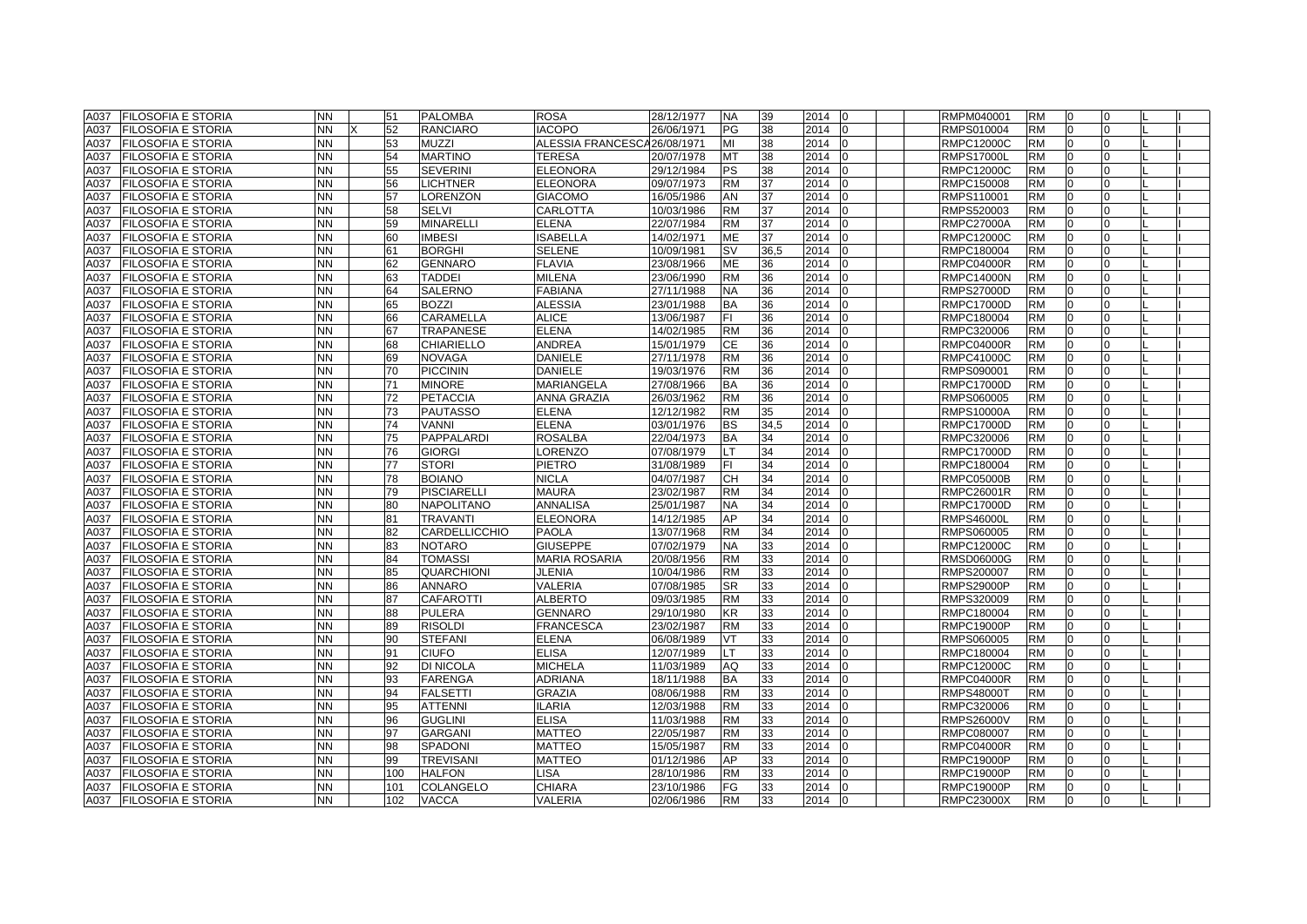| A037 | FILOSOFIA E STORIA | NN | | 51 | PALOMBA | ROSA | 28/12/1977 | NA | 39 | 2014 | 0 | | | RMPM040001 | RM | 0 | 0 | | L | I |
|---|---|---|---|---|---|---|---|---|---|---|---|---|---|---|---|---|---|---|---|---|
| A037 | FILOSOFIA E STORIA | NN | X | 52 | RANCIARO | IACOPO | 26/06/1971 | PG | 38 | 2014 | 0 | | | RMPS010004 | RM | 0 | 0 | | L | I |
| A037 | FILOSOFIA E STORIA | NN | | 53 | MUZZI | ALESSIA FRANCESCA | 26/08/1971 | MI | 38 | 2014 | 0 | | | RMPC12000C | RM | 0 | 0 | | L | I |
| A037 | FILOSOFIA E STORIA | NN | | 54 | MARTINO | TERESA | 20/07/1978 | MT | 38 | 2014 | 0 | | | RMPS17000L | RM | 0 | 0 | | L | I |
| A037 | FILOSOFIA E STORIA | NN | | 55 | SEVERINI | ELEONORA | 29/12/1984 | PS | 38 | 2014 | 0 | | | RMPC12000C | RM | 0 | 0 | | L | I |
| A037 | FILOSOFIA E STORIA | NN | | 56 | LICHTNER | ELEONORA | 09/07/1973 | RM | 37 | 2014 | 0 | | | RMPC150008 | RM | 0 | 0 | | L | I |
| A037 | FILOSOFIA E STORIA | NN | | 57 | LORENZON | GIACOMO | 16/05/1986 | AN | 37 | 2014 | 0 | | | RMPS110001 | RM | 0 | 0 | | L | I |
| A037 | FILOSOFIA E STORIA | NN | | 58 | SELVI | CARLOTTA | 10/03/1986 | RM | 37 | 2014 | 0 | | | RMPS520003 | RM | 0 | 0 | | L | I |
| A037 | FILOSOFIA E STORIA | NN | | 59 | MINARELLI | ELENA | 22/07/1984 | RM | 37 | 2014 | 0 | | | RMPC27000A | RM | 0 | 0 | | L | I |
| A037 | FILOSOFIA E STORIA | NN | | 60 | IMBESI | ISABELLA | 14/02/1971 | ME | 37 | 2014 | 0 | | | RMPC12000C | RM | 0 | 0 | | L | I |
| A037 | FILOSOFIA E STORIA | NN | | 61 | BORGHI | SELENE | 10/09/1981 | SV | 36,5 | 2014 | 0 | | | RMPC180004 | RM | 0 | 0 | | L | I |
| A037 | FILOSOFIA E STORIA | NN | | 62 | GENNARO | FLAVIA | 23/08/1966 | ME | 36 | 2014 | 0 | | | RMPC04000R | RM | 0 | 0 | | L | I |
| A037 | FILOSOFIA E STORIA | NN | | 63 | TADDEI | MILENA | 23/06/1990 | RM | 36 | 2014 | 0 | | | RMPC14000N | RM | 0 | 0 | | L | I |
| A037 | FILOSOFIA E STORIA | NN | | 64 | SALERNO | FABIANA | 27/11/1988 | NA | 36 | 2014 | 0 | | | RMPS27000D | RM | 0 | 0 | | L | I |
| A037 | FILOSOFIA E STORIA | NN | | 65 | BOZZI | ALESSIA | 23/01/1988 | BA | 36 | 2014 | 0 | | | RMPC17000D | RM | 0 | 0 | | L | I |
| A037 | FILOSOFIA E STORIA | NN | | 66 | CARAMELLA | ALICE | 13/06/1987 | FI | 36 | 2014 | 0 | | | RMPC180004 | RM | 0 | 0 | | L | I |
| A037 | FILOSOFIA E STORIA | NN | | 67 | TRAPANESE | ELENA | 14/02/1985 | RM | 36 | 2014 | 0 | | | RMPC320006 | RM | 0 | 0 | | L | I |
| A037 | FILOSOFIA E STORIA | NN | | 68 | CHIARIELLO | ANDREA | 15/01/1979 | CE | 36 | 2014 | 0 | | | RMPC04000R | RM | 0 | 0 | | L | I |
| A037 | FILOSOFIA E STORIA | NN | | 69 | NOVAGA | DANIELE | 27/11/1978 | RM | 36 | 2014 | 0 | | | RMPC41000C | RM | 0 | 0 | | L | I |
| A037 | FILOSOFIA E STORIA | NN | | 70 | PICCININ | DANIELE | 19/03/1976 | RM | 36 | 2014 | 0 | | | RMPS090001 | RM | 0 | 0 | | L | I |
| A037 | FILOSOFIA E STORIA | NN | | 71 | MINORE | MARIANGELA | 27/08/1966 | BA | 36 | 2014 | 0 | | | RMPC17000D | RM | 0 | 0 | | L | I |
| A037 | FILOSOFIA E STORIA | NN | | 72 | PETACCIA | ANNA GRAZIA | 26/03/1962 | RM | 36 | 2014 | 0 | | | RMPS060005 | RM | 0 | 0 | | L | I |
| A037 | FILOSOFIA E STORIA | NN | | 73 | PAUTASSO | ELENA | 12/12/1982 | RM | 35 | 2014 | 0 | | | RMPS10000A | RM | 0 | 0 | | L | I |
| A037 | FILOSOFIA E STORIA | NN | | 74 | VANNI | ELENA | 03/01/1976 | BS | 34,5 | 2014 | 0 | | | RMPC17000D | RM | 0 | 0 | | L | I |
| A037 | FILOSOFIA E STORIA | NN | | 75 | PAPPALARDI | ROSALBA | 22/04/1973 | BA | 34 | 2014 | 0 | | | RMPC320006 | RM | 0 | 0 | | L | I |
| A037 | FILOSOFIA E STORIA | NN | | 76 | GIORGI | LORENZO | 07/08/1979 | LT | 34 | 2014 | 0 | | | RMPC17000D | RM | 0 | 0 | | L | I |
| A037 | FILOSOFIA E STORIA | NN | | 77 | STORI | PIETRO | 31/08/1989 | FI | 34 | 2014 | 0 | | | RMPC180004 | RM | 0 | 0 | | L | I |
| A037 | FILOSOFIA E STORIA | NN | | 78 | BOIANO | NICLA | 04/07/1987 | CH | 34 | 2014 | 0 | | | RMPC05000B | RM | 0 | 0 | | L | I |
| A037 | FILOSOFIA E STORIA | NN | | 79 | PISCIARELLI | MAURA | 23/02/1987 | RM | 34 | 2014 | 0 | | | RMPC26001R | RM | 0 | 0 | | L | I |
| A037 | FILOSOFIA E STORIA | NN | | 80 | NAPOLITANO | ANNALISA | 25/01/1987 | NA | 34 | 2014 | 0 | | | RMPC17000D | RM | 0 | 0 | | L | I |
| A037 | FILOSOFIA E STORIA | NN | | 81 | TRAVANTI | ELEONORA | 14/12/1985 | AP | 34 | 2014 | 0 | | | RMPS46000L | RM | 0 | 0 | | L | I |
| A037 | FILOSOFIA E STORIA | NN | | 82 | CARDELLICCHIO | PAOLA | 13/07/1968 | RM | 34 | 2014 | 0 | | | RMPS060005 | RM | 0 | 0 | | L | I |
| A037 | FILOSOFIA E STORIA | NN | | 83 | NOTARO | GIUSEPPE | 07/02/1979 | NA | 33 | 2014 | 0 | | | RMPC12000C | RM | 0 | 0 | | L | I |
| A037 | FILOSOFIA E STORIA | NN | | 84 | TOMASSI | MARIA ROSARIA | 20/08/1956 | RM | 33 | 2014 | 0 | | | RMSD06000G | RM | 0 | 0 | | L | I |
| A037 | FILOSOFIA E STORIA | NN | | 85 | QUARCHIONI | JLENIA | 10/04/1986 | RM | 33 | 2014 | 0 | | | RMPS200007 | RM | 0 | 0 | | L | I |
| A037 | FILOSOFIA E STORIA | NN | | 86 | ANNARO | VALERIA | 07/08/1985 | SR | 33 | 2014 | 0 | | | RMPS29000P | RM | 0 | 0 | | L | I |
| A037 | FILOSOFIA E STORIA | NN | | 87 | CAFAROTTI | ALBERTO | 09/03/1985 | RM | 33 | 2014 | 0 | | | RMPS320009 | RM | 0 | 0 | | L | I |
| A037 | FILOSOFIA E STORIA | NN | | 88 | PULERA | GENNARO | 29/10/1980 | KR | 33 | 2014 | 0 | | | RMPC180004 | RM | 0 | 0 | | L | I |
| A037 | FILOSOFIA E STORIA | NN | | 89 | RISOLDI | FRANCESCA | 23/02/1987 | RM | 33 | 2014 | 0 | | | RMPC19000P | RM | 0 | 0 | | L | I |
| A037 | FILOSOFIA E STORIA | NN | | 90 | STEFANI | ELENA | 06/08/1989 | VT | 33 | 2014 | 0 | | | RMPS060005 | RM | 0 | 0 | | L | I |
| A037 | FILOSOFIA E STORIA | NN | | 91 | CIUFO | ELISA | 12/07/1989 | LT | 33 | 2014 | 0 | | | RMPC180004 | RM | 0 | 0 | | L | I |
| A037 | FILOSOFIA E STORIA | NN | | 92 | DI NICOLA | MICHELA | 11/03/1989 | AQ | 33 | 2014 | 0 | | | RMPC12000C | RM | 0 | 0 | | L | I |
| A037 | FILOSOFIA E STORIA | NN | | 93 | FARENGA | ADRIANA | 18/11/1988 | BA | 33 | 2014 | 0 | | | RMPC04000R | RM | 0 | 0 | | L | I |
| A037 | FILOSOFIA E STORIA | NN | | 94 | FALSETTI | GRAZIA | 08/06/1988 | RM | 33 | 2014 | 0 | | | RMPS48000T | RM | 0 | 0 | | L | I |
| A037 | FILOSOFIA E STORIA | NN | | 95 | ATTENNI | ILARIA | 12/03/1988 | RM | 33 | 2014 | 0 | | | RMPC320006 | RM | 0 | 0 | | L | I |
| A037 | FILOSOFIA E STORIA | NN | | 96 | GUGLINI | ELISA | 11/03/1988 | RM | 33 | 2014 | 0 | | | RMPS26000V | RM | 0 | 0 | | L | I |
| A037 | FILOSOFIA E STORIA | NN | | 97 | GARGANI | MATTEO | 22/05/1987 | RM | 33 | 2014 | 0 | | | RMPC080007 | RM | 0 | 0 | | L | I |
| A037 | FILOSOFIA E STORIA | NN | | 98 | SPADONI | MATTEO | 15/05/1987 | RM | 33 | 2014 | 0 | | | RMPC04000R | RM | 0 | 0 | | L | I |
| A037 | FILOSOFIA E STORIA | NN | | 99 | TREVISANI | MATTEO | 01/12/1986 | AP | 33 | 2014 | 0 | | | RMPC19000P | RM | 0 | 0 | | L | I |
| A037 | FILOSOFIA E STORIA | NN | | 100 | HALFON | LISA | 28/10/1986 | RM | 33 | 2014 | 0 | | | RMPC19000P | RM | 0 | 0 | | L | I |
| A037 | FILOSOFIA E STORIA | NN | | 101 | COLANGELO | CHIARA | 23/10/1986 | FG | 33 | 2014 | 0 | | | RMPC19000P | RM | 0 | 0 | | L | I |
| A037 | FILOSOFIA E STORIA | NN | | 102 | VACCA | VALERIA | 02/06/1986 | RM | 33 | 2014 | 0 | | | RMPC23000X | RM | 0 | 0 | | L | I |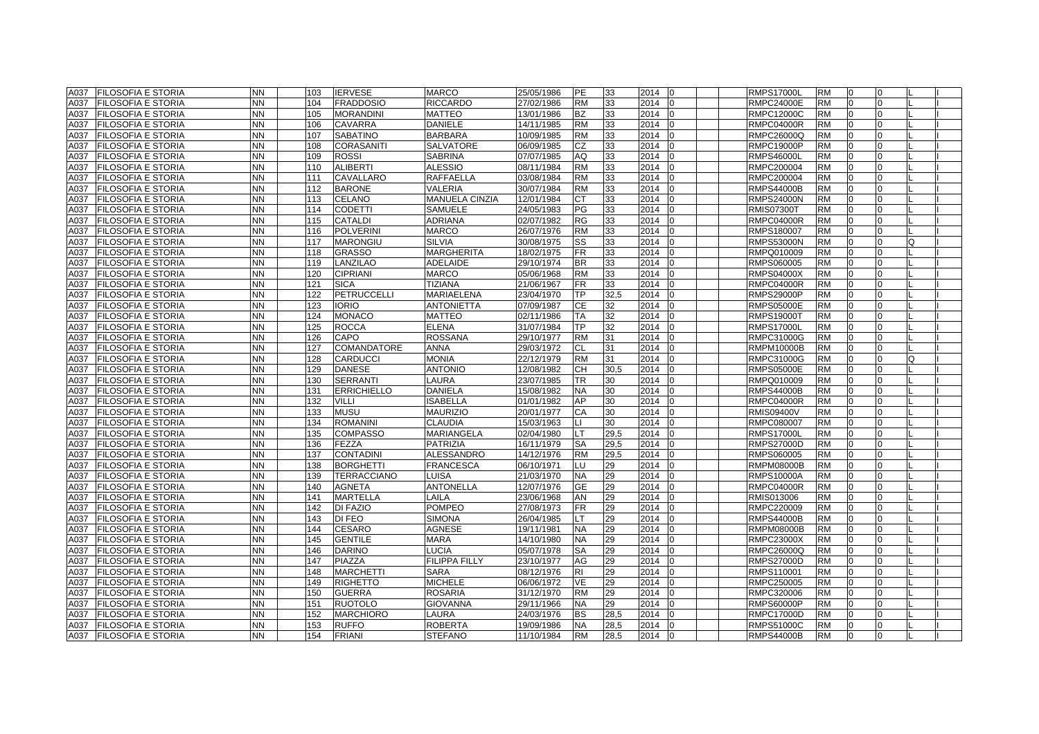| A037 | FILOSOFIA E STORIA | NN | | 103 | IERVESE | MARCO | 25/05/1986 | PE | 33 | 2014 | 0 | | | RMPS17000L | RM | 0 | 0 | | |
|---|---|---|---|---|---|---|---|---|---|---|---|---|---|---|---|---|---|---|---|
| A037 | FILOSOFIA E STORIA | NN | | 104 | FRADDOSIO | RICCARDO | 27/02/1986 | RM | 33 | 2014 | 0 | | | RMPC24000E | RM | 0 | 0 | L | I |
| A037 | FILOSOFIA E STORIA | NN | | 105 | MORANDINI | MATTEO | 13/01/1986 | BZ | 33 | 2014 | 0 | | | RMPC12000C | RM | 0 | 0 | L | I |
| A037 | FILOSOFIA E STORIA | NN | | 106 | CAVARRA | DANIELE | 14/11/1985 | RM | 33 | 2014 | 0 | | | RMPC04000R | RM | 0 | 0 | L | I |
| A037 | FILOSOFIA E STORIA | NN | | 107 | SABATINO | BARBARA | 10/09/1985 | RM | 33 | 2014 | 0 | | | RMPC26000Q | RM | 0 | 0 | L | I |
| A037 | FILOSOFIA E STORIA | NN | | 108 | CORASANITI | SALVATORE | 06/09/1985 | CZ | 33 | 2014 | 0 | | | RMPC19000P | RM | 0 | 0 | L | I |
| A037 | FILOSOFIA E STORIA | NN | | 109 | ROSSI | SABRINA | 07/07/1985 | AQ | 33 | 2014 | 0 | | | RMPS46000L | RM | 0 | 0 | L | I |
| A037 | FILOSOFIA E STORIA | NN | | 110 | ALIBERTI | ALESSIO | 08/11/1984 | RM | 33 | 2014 | 0 | | | RMPC200004 | RM | 0 | 0 | L | I |
| A037 | FILOSOFIA E STORIA | NN | | 111 | CAVALLARO | RAFFAELLA | 03/08/1984 | RM | 33 | 2014 | 0 | | | RMPC200004 | RM | 0 | 0 | L | I |
| A037 | FILOSOFIA E STORIA | NN | | 112 | BARONE | VALERIA | 30/07/1984 | RM | 33 | 2014 | 0 | | | RMPS44000B | RM | 0 | 0 | L | I |
| A037 | FILOSOFIA E STORIA | NN | | 113 | CELANO | MANUELA CINZIA | 12/01/1984 | CT | 33 | 2014 | 0 | | | RMPS24000N | RM | 0 | 0 | L | I |
| A037 | FILOSOFIA E STORIA | NN | | 114 | CODETTI | SAMUELE | 24/05/1983 | PG | 33 | 2014 | 0 | | | RMIS07300T | RM | 0 | 0 | L | I |
| A037 | FILOSOFIA E STORIA | NN | | 115 | CATALDI | ADRIANA | 02/07/1982 | RG | 33 | 2014 | 0 | | | RMPC04000R | RM | 0 | 0 | L | I |
| A037 | FILOSOFIA E STORIA | NN | | 116 | POLVERINI | MARCO | 26/07/1976 | RM | 33 | 2014 | 0 | | | RMPS180007 | RM | 0 | 0 | L | I |
| A037 | FILOSOFIA E STORIA | NN | | 117 | MARONGIU | SILVIA | 30/08/1975 | SS | 33 | 2014 | 0 | | | RMPS53000N | RM | 0 | 0 | Q | I |
| A037 | FILOSOFIA E STORIA | NN | | 118 | GRASSO | MARGHERITA | 18/02/1975 | FR | 33 | 2014 | 0 | | | RMPQ010009 | RM | 0 | 0 | L | I |
| A037 | FILOSOFIA E STORIA | NN | | 119 | LANZILAO | ADELAIDE | 29/10/1974 | BR | 33 | 2014 | 0 | | | RMPS060005 | RM | 0 | 0 | L | I |
| A037 | FILOSOFIA E STORIA | NN | | 120 | CIPRIANI | MARCO | 05/06/1968 | RM | 33 | 2014 | 0 | | | RMPS04000X | RM | 0 | 0 | L | I |
| A037 | FILOSOFIA E STORIA | NN | | 121 | SICA | TIZIANA | 21/06/1967 | FR | 33 | 2014 | 0 | | | RMPC04000R | RM | 0 | 0 | L | I |
| A037 | FILOSOFIA E STORIA | NN | | 122 | PETRUCCELLI | MARIAELENA | 23/04/1970 | TP | 32,5 | 2014 | 0 | | | RMPS29000P | RM | 0 | 0 | L | I |
| A037 | FILOSOFIA E STORIA | NN | | 123 | IORIO | ANTONIETTA | 07/09/1987 | CE | 32 | 2014 | 0 | | | RMPS05000E | RM | 0 | 0 | L | I |
| A037 | FILOSOFIA E STORIA | NN | | 124 | MONACO | MATTEO | 02/11/1986 | TA | 32 | 2014 | 0 | | | RMPS19000T | RM | 0 | 0 | L | I |
| A037 | FILOSOFIA E STORIA | NN | | 125 | ROCCA | ELENA | 31/07/1984 | TP | 32 | 2014 | 0 | | | RMPS17000L | RM | 0 | 0 | L | I |
| A037 | FILOSOFIA E STORIA | NN | | 126 | CAPO | ROSSANA | 29/10/1977 | RM | 31 | 2014 | 0 | | | RMPC31000G | RM | 0 | 0 | L | I |
| A037 | FILOSOFIA E STORIA | NN | | 127 | COMANDATORE | ANNA | 29/03/1972 | CL | 31 | 2014 | 0 | | | RMPM10000B | RM | 0 | 0 | L | I |
| A037 | FILOSOFIA E STORIA | NN | | 128 | CARDUCCI | MONIA | 22/12/1979 | RM | 31 | 2014 | 0 | | | RMPC31000G | RM | 0 | 0 | Q | I |
| A037 | FILOSOFIA E STORIA | NN | | 129 | DANESE | ANTONIO | 12/08/1982 | CH | 30,5 | 2014 | 0 | | | RMPS05000E | RM | 0 | 0 | L | I |
| A037 | FILOSOFIA E STORIA | NN | | 130 | SERRANTI | LAURA | 23/07/1985 | TR | 30 | 2014 | 0 | | | RMPQ010009 | RM | 0 | 0 | L | I |
| A037 | FILOSOFIA E STORIA | NN | | 131 | ERRICHIELLO | DANIELA | 15/08/1982 | NA | 30 | 2014 | 0 | | | RMPS44000B | RM | 0 | 0 | L | I |
| A037 | FILOSOFIA E STORIA | NN | | 132 | VILLI | ISABELLA | 01/01/1982 | AP | 30 | 2014 | 0 | | | RMPC04000R | RM | 0 | 0 | L | I |
| A037 | FILOSOFIA E STORIA | NN | | 133 | MUSU | MAURIZIO | 20/01/1977 | CA | 30 | 2014 | 0 | | | RMIS09400V | RM | 0 | 0 | L | I |
| A037 | FILOSOFIA E STORIA | NN | | 134 | ROMANINI | CLAUDIA | 15/03/1963 | LI | 30 | 2014 | 0 | | | RMPC080007 | RM | 0 | 0 | L | I |
| A037 | FILOSOFIA E STORIA | NN | | 135 | COMPASSO | MARIANGELA | 02/04/1980 | LT | 29,5 | 2014 | 0 | | | RMPS17000L | RM | 0 | 0 | L | I |
| A037 | FILOSOFIA E STORIA | NN | | 136 | FEZZA | PATRIZIA | 16/11/1979 | SA | 29,5 | 2014 | 0 | | | RMPS27000D | RM | 0 | 0 | L | I |
| A037 | FILOSOFIA E STORIA | NN | | 137 | CONTADINI | ALESSANDRO | 14/12/1976 | RM | 29,5 | 2014 | 0 | | | RMPS060005 | RM | 0 | 0 | L | I |
| A037 | FILOSOFIA E STORIA | NN | | 138 | BORGHETTI | FRANCESCA | 06/10/1971 | LU | 29 | 2014 | 0 | | | RMPM08000B | RM | 0 | 0 | L | I |
| A037 | FILOSOFIA E STORIA | NN | | 139 | TERRACCIANO | LUISA | 21/03/1970 | NA | 29 | 2014 | 0 | | | RMPS10000A | RM | 0 | 0 | L | I |
| A037 | FILOSOFIA E STORIA | NN | | 140 | AGNETA | ANTONELLA | 12/07/1976 | GE | 29 | 2014 | 0 | | | RMPC04000R | RM | 0 | 0 | L | I |
| A037 | FILOSOFIA E STORIA | NN | | 141 | MARTELLA | LAILA | 23/06/1968 | AN | 29 | 2014 | 0 | | | RMIS013006 | RM | 0 | 0 | L | I |
| A037 | FILOSOFIA E STORIA | NN | | 142 | DI FAZIO | POMPEO | 27/08/1973 | FR | 29 | 2014 | 0 | | | RMPC220009 | RM | 0 | 0 | L | I |
| A037 | FILOSOFIA E STORIA | NN | | 143 | DI FEO | SIMONA | 26/04/1985 | LT | 29 | 2014 | 0 | | | RMPS44000B | RM | 0 | 0 | L | I |
| A037 | FILOSOFIA E STORIA | NN | | 144 | CESARO | AGNESE | 19/11/1981 | NA | 29 | 2014 | 0 | | | RMPM08000B | RM | 0 | 0 | L | I |
| A037 | FILOSOFIA E STORIA | NN | | 145 | GENTILE | MARA | 14/10/1980 | NA | 29 | 2014 | 0 | | | RMPC23000X | RM | 0 | 0 | L | I |
| A037 | FILOSOFIA E STORIA | NN | | 146 | DARINO | LUCIA | 05/07/1978 | SA | 29 | 2014 | 0 | | | RMPC26000Q | RM | 0 | 0 | L | I |
| A037 | FILOSOFIA E STORIA | NN | | 147 | PIAZZA | FILIPPA FILLY | 23/10/1977 | AG | 29 | 2014 | 0 | | | RMPS27000D | RM | 0 | 0 | L | I |
| A037 | FILOSOFIA E STORIA | NN | | 148 | MARCHETTI | SARA | 08/12/1976 | RI | 29 | 2014 | 0 | | | RMPS110001 | RM | 0 | 0 | L | I |
| A037 | FILOSOFIA E STORIA | NN | | 149 | RIGHETTO | MICHELE | 06/06/1972 | VE | 29 | 2014 | 0 | | | RMPC250005 | RM | 0 | 0 | L | I |
| A037 | FILOSOFIA E STORIA | NN | | 150 | GUERRA | ROSARIA | 31/12/1970 | RM | 29 | 2014 | 0 | | | RMPC320006 | RM | 0 | 0 | L | I |
| A037 | FILOSOFIA E STORIA | NN | | 151 | RUOTOLO | GIOVANNA | 29/11/1966 | NA | 29 | 2014 | 0 | | | RMPS60000P | RM | 0 | 0 | L | I |
| A037 | FILOSOFIA E STORIA | NN | | 152 | MARCHIORO | LAURA | 24/03/1976 | BS | 28,5 | 2014 | 0 | | | RMPC17000D | RM | 0 | 0 | L | I |
| A037 | FILOSOFIA E STORIA | NN | | 153 | RUFFO | ROBERTA | 19/09/1986 | NA | 28,5 | 2014 | 0 | | | RMPS51000C | RM | 0 | 0 | L | I |
| A037 | FILOSOFIA E STORIA | NN | | 154 | FRIANI | STEFANO | 11/10/1984 | RM | 28,5 | 2014 | 0 | | | RMPS44000B | RM | 0 | 0 | L | I |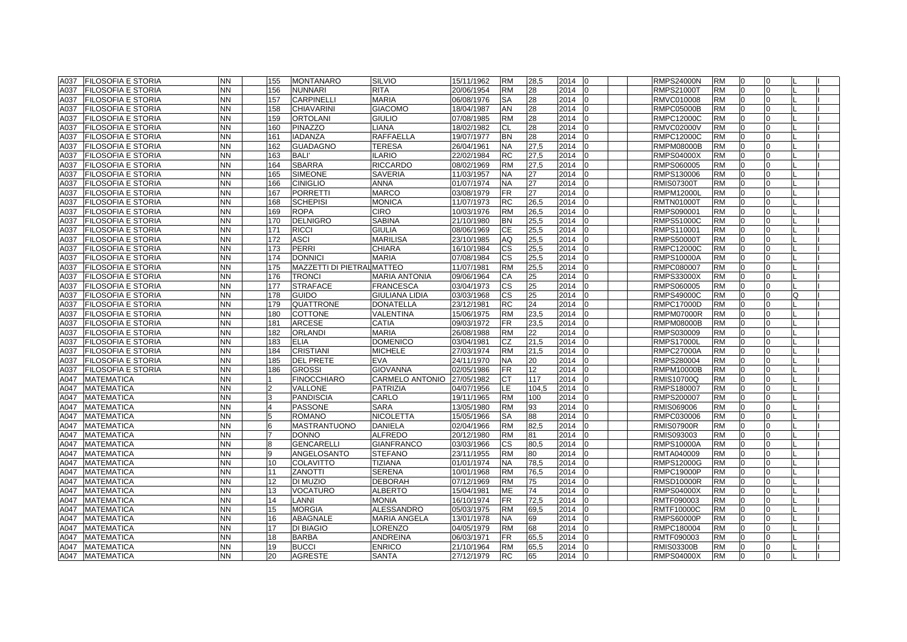| | | | | | | | | | | | | | | | | | | | | |
|---|---|---|---|---|---|---|---|---|---|---|---|---|---|---|---|---|---|---|---|---|
| A037 | FILOSOFIA E STORIA | NN | | 155 | MONTANARO | SILVIO | 15/11/1962 | RM | 28,5 | 2014 | 0 | | | RMPS24000N | RM | 0 | 0 | | L | I |
| A037 | FILOSOFIA E STORIA | NN | | 156 | NUNNARI | RITA | 20/06/1954 | RM | 28 | 2014 | 0 | | | RMPS21000T | RM | 0 | 0 | | L | I |
| A037 | FILOSOFIA E STORIA | NN | | 157 | CARPINELLI | MARIA | 06/08/1976 | SA | 28 | 2014 | 0 | | | RMVC010008 | RM | 0 | 0 | | L | I |
| A037 | FILOSOFIA E STORIA | NN | | 158 | CHIAVARINI | GIACOMO | 18/04/1987 | AN | 28 | 2014 | 0 | | | RMPC05000B | RM | 0 | 0 | | L | I |
| A037 | FILOSOFIA E STORIA | NN | | 159 | ORTOLANI | GIULIO | 07/08/1985 | RM | 28 | 2014 | 0 | | | RMPC12000C | RM | 0 | 0 | | L | I |
| A037 | FILOSOFIA E STORIA | NN | | 160 | PINAZZO | LIANA | 18/02/1982 | CL | 28 | 2014 | 0 | | | RMVC02000V | RM | 0 | 0 | | L | I |
| A037 | FILOSOFIA E STORIA | NN | | 161 | IADANZA | RAFFAELLA | 19/07/1977 | BN | 28 | 2014 | 0 | | | RMPC12000C | RM | 0 | 0 | | L | I |
| A037 | FILOSOFIA E STORIA | NN | | 162 | GUADAGNO | TERESA | 26/04/1961 | NA | 27,5 | 2014 | 0 | | | RMPM08000B | RM | 0 | 0 | | L | I |
| A037 | FILOSOFIA E STORIA | NN | | 163 | BALI' | ILARIO | 22/02/1984 | RC | 27,5 | 2014 | 0 | | | RMPS04000X | RM | 0 | 0 | | L | I |
| A037 | FILOSOFIA E STORIA | NN | | 164 | SBARRA | RICCARDO | 08/02/1969 | RM | 27,5 | 2014 | 0 | | | RMPS060005 | RM | 0 | 0 | | L | I |
| A037 | FILOSOFIA E STORIA | NN | | 165 | SIMEONE | SAVERIA | 11/03/1957 | NA | 27 | 2014 | 0 | | | RMPS130006 | RM | 0 | 0 | | L | I |
| A037 | FILOSOFIA E STORIA | NN | | 166 | CINIGLIO | ANNA | 01/07/1974 | NA | 27 | 2014 | 0 | | | RMIS07300T | RM | 0 | 0 | | L | I |
| A037 | FILOSOFIA E STORIA | NN | | 167 | PORRETTI | MARCO | 03/08/1979 | FR | 27 | 2014 | 0 | | | RMPM12000L | RM | 0 | 0 | | L | I |
| A037 | FILOSOFIA E STORIA | NN | | 168 | SCHEPISI | MONICA | 11/07/1973 | RC | 26,5 | 2014 | 0 | | | RMTN01000T | RM | 0 | 0 | | L | I |
| A037 | FILOSOFIA E STORIA | NN | | 169 | ROPA | CIRO | 10/03/1976 | RM | 26,5 | 2014 | 0 | | | RMPS090001 | RM | 0 | 0 | | L | I |
| A037 | FILOSOFIA E STORIA | NN | | 170 | DELNIGRO | SABINA | 21/10/1980 | BN | 25,5 | 2014 | 0 | | | RMPS51000C | RM | 0 | 0 | | L | I |
| A037 | FILOSOFIA E STORIA | NN | | 171 | RICCI | GIULIA | 08/06/1969 | CE | 25,5 | 2014 | 0 | | | RMPS110001 | RM | 0 | 0 | | L | I |
| A037 | FILOSOFIA E STORIA | NN | | 172 | ASCI | MARILISA | 23/10/1985 | AQ | 25,5 | 2014 | 0 | | | RMPS50000T | RM | 0 | 0 | | L | I |
| A037 | FILOSOFIA E STORIA | NN | | 173 | PERRI | CHIARA | 16/10/1984 | CS | 25,5 | 2014 | 0 | | | RMPC12000C | RM | 0 | 0 | | L | I |
| A037 | FILOSOFIA E STORIA | NN | | 174 | DONNICI | MARIA | 07/08/1984 | CS | 25,5 | 2014 | 0 | | | RMPS10000A | RM | 0 | 0 | | L | I |
| A037 | FILOSOFIA E STORIA | NN | | 175 | MAZZETTI DI PIETRALMATTEO | | 11/07/1981 | RM | 25,5 | 2014 | 0 | | | RMPC080007 | RM | 0 | 0 | | L | I |
| A037 | FILOSOFIA E STORIA | NN | | 176 | TRONCI | MARIA ANTONIA | 09/06/1964 | CA | 25 | 2014 | 0 | | | RMPS33000X | RM | 0 | 0 | | L | I |
| A037 | FILOSOFIA E STORIA | NN | | 177 | STRAFACE | FRANCESCA | 03/04/1973 | CS | 25 | 2014 | 0 | | | RMPS060005 | RM | 0 | 0 | | L | I |
| A037 | FILOSOFIA E STORIA | NN | | 178 | GUIDO | GIULIANA LIDIA | 03/03/1968 | CS | 25 | 2014 | 0 | | | RMPS49000C | RM | 0 | 0 | Q | | I |
| A037 | FILOSOFIA E STORIA | NN | | 179 | QUATTRONE | DONATELLA | 23/12/1981 | RC | 24 | 2014 | 0 | | | RMPC17000D | RM | 0 | 0 | | L | I |
| A037 | FILOSOFIA E STORIA | NN | | 180 | COTTONE | VALENTINA | 15/06/1975 | RM | 23,5 | 2014 | 0 | | | RMPM07000R | RM | 0 | 0 | | L | I |
| A037 | FILOSOFIA E STORIA | NN | | 181 | ARCESE | CATIA | 09/03/1972 | FR | 23,5 | 2014 | 0 | | | RMPM08000B | RM | 0 | 0 | | L | I |
| A037 | FILOSOFIA E STORIA | NN | | 182 | ORLANDI | MARIA | 26/08/1988 | RM | 22 | 2014 | 0 | | | RMPS030009 | RM | 0 | 0 | | L | I |
| A037 | FILOSOFIA E STORIA | NN | | 183 | ELIA | DOMENICO | 03/04/1981 | CZ | 21,5 | 2014 | 0 | | | RMPS17000L | RM | 0 | 0 | | L | I |
| A037 | FILOSOFIA E STORIA | NN | | 184 | CRISTIANI | MICHELE | 27/03/1974 | RM | 21,5 | 2014 | 0 | | | RMPC27000A | RM | 0 | 0 | | L | I |
| A037 | FILOSOFIA E STORIA | NN | | 185 | DEL PRETE | EVA | 24/11/1970 | NA | 20 | 2014 | 0 | | | RMPS280004 | RM | 0 | 0 | | L | I |
| A037 | FILOSOFIA E STORIA | NN | | 186 | GROSSI | GIOVANNA | 02/05/1986 | FR | 12 | 2014 | 0 | | | RMPM10000B | RM | 0 | 0 | | L | I |
| A047 | MATEMATICA | NN | | 1 | FINOCCHIARO | CARMELO ANTONIO | 27/05/1982 | CT | 117 | 2014 | 0 | | | RMIS10700Q | RM | 0 | 0 | | L | I |
| A047 | MATEMATICA | NN | | 2 | VALLONE | PATRIZIA | 04/07/1956 | LE | 104,5 | 2014 | 0 | | | RMPS180007 | RM | 0 | 0 | | L | I |
| A047 | MATEMATICA | NN | | 3 | PANDISCIA | CARLO | 19/11/1965 | RM | 100 | 2014 | 0 | | | RMPS200007 | RM | 0 | 0 | | L | I |
| A047 | MATEMATICA | NN | | 4 | PASSONE | SARA | 13/05/1980 | RM | 93 | 2014 | 0 | | | RMIS069006 | RM | 0 | 0 | | L | I |
| A047 | MATEMATICA | NN | | 5 | ROMANO | NICOLETTA | 15/05/1966 | SA | 88 | 2014 | 0 | | | RMPC030006 | RM | 0 | 0 | | L | I |
| A047 | MATEMATICA | NN | | 6 | MASTRANTUONO | DANIELA | 02/04/1966 | RM | 82,5 | 2014 | 0 | | | RMIS07900R | RM | 0 | 0 | | L | I |
| A047 | MATEMATICA | NN | | 7 | DONNO | ALFREDO | 20/12/1980 | RM | 81 | 2014 | 0 | | | RMIS093003 | RM | 0 | 0 | | L | I |
| A047 | MATEMATICA | NN | | 8 | GENCARELLI | GIANFRANCO | 03/03/1966 | CS | 80,5 | 2014 | 0 | | | RMPS10000A | RM | 0 | 0 | | L | I |
| A047 | MATEMATICA | NN | | 9 | ANGELOSANTO | STEFANO | 23/11/1955 | RM | 80 | 2014 | 0 | | | RMTA040009 | RM | 0 | 0 | | L | I |
| A047 | MATEMATICA | NN | | 10 | COLAVITTO | TIZIANA | 01/01/1974 | NA | 78,5 | 2014 | 0 | | | RMPS12000G | RM | 0 | 0 | | L | I |
| A047 | MATEMATICA | NN | | 11 | ZANOTTI | SERENA | 10/01/1968 | RM | 76,5 | 2014 | 0 | | | RMPC19000P | RM | 0 | 0 | | L | I |
| A047 | MATEMATICA | NN | | 12 | DI MUZIO | DEBORAH | 07/12/1969 | RM | 75 | 2014 | 0 | | | RMSD10000R | RM | 0 | 0 | | L | I |
| A047 | MATEMATICA | NN | | 13 | VOCATURO | ALBERTO | 15/04/1981 | ME | 74 | 2014 | 0 | | | RMPS04000X | RM | 0 | 0 | | L | I |
| A047 | MATEMATICA | NN | | 14 | LANNI | MONIA | 16/10/1974 | FR | 72,5 | 2014 | 0 | | | RMTF090003 | RM | 0 | 0 | | L | I |
| A047 | MATEMATICA | NN | | 15 | MORGIA | ALESSANDRO | 05/03/1975 | RM | 69,5 | 2014 | 0 | | | RMTF10000C | RM | 0 | 0 | | L | I |
| A047 | MATEMATICA | NN | | 16 | ABAGNALE | MARIA ANGELA | 13/01/1978 | NA | 69 | 2014 | 0 | | | RMPS60000P | RM | 0 | 0 | | L | I |
| A047 | MATEMATICA | NN | | 17 | DI BIAGIO | LORENZO | 04/05/1979 | RM | 68 | 2014 | 0 | | | RMPC180004 | RM | 0 | 0 | | L | I |
| A047 | MATEMATICA | NN | | 18 | BARBA | ANDREINA | 06/03/1971 | FR | 65,5 | 2014 | 0 | | | RMTF090003 | RM | 0 | 0 | | L | I |
| A047 | MATEMATICA | NN | | 19 | BUCCI | ENRICO | 21/10/1964 | RM | 65,5 | 2014 | 0 | | | RMIS03300B | RM | 0 | 0 | | L | I |
| A047 | MATEMATICA | NN | | 20 | AGRESTE | SANTA | 27/12/1979 | RC | 65 | 2014 | 0 | | | RMPS04000X | RM | 0 | 0 | | L | I |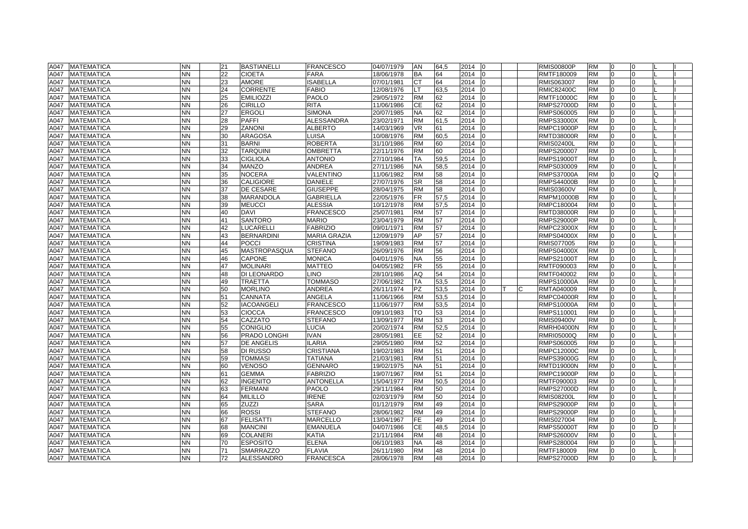| | | | | | | | | | | | | | | | | | | | |
|---|---|---|---|---|---|---|---|---|---|---|---|---|---|---|---|---|---|---|---|
| A047 | MATEMATICA | NN | | 21 | BASTIANELLI | FRANCESCO | 04/07/1979 | AN | 64,5 | 2014 | 0 | | | RMIS00800P | RM | 0 | 0 | L | I |
| A047 | MATEMATICA | NN | | 22 | CIOETA | FARA | 18/06/1978 | BA | 64 | 2014 | 0 | | | RMTF180009 | RM | 0 | 0 | L | I |
| A047 | MATEMATICA | NN | | 23 | AMORE | ISABELLA | 07/01/1981 | CT | 64 | 2014 | 0 | | | RMIS063007 | RM | 0 | 0 | L | I |
| A047 | MATEMATICA | NN | | 24 | CORRENTE | FABIO | 12/08/1976 | LT | 63,5 | 2014 | 0 | | | RMIC82400C | RM | 0 | 0 | L | I |
| A047 | MATEMATICA | NN | | 25 | EMILIOZZI | PAOLO | 29/05/1972 | RM | 62 | 2014 | 0 | | | RMTF10000C | RM | 0 | 0 | L | I |
| A047 | MATEMATICA | NN | | 26 | CIRILLO | RITA | 11/06/1986 | CE | 62 | 2014 | 0 | | | RMPS27000D | RM | 0 | 0 | L | I |
| A047 | MATEMATICA | NN | | 27 | ERGOLI | SIMONA | 20/07/1985 | NA | 62 | 2014 | 0 | | | RMPS060005 | RM | 0 | 0 | L | I |
| A047 | MATEMATICA | NN | | 28 | PAFFI | ALESSANDRA | 23/02/1971 | RM | 61,5 | 2014 | 0 | | | RMPS33000X | RM | 0 | 0 | L | I |
| A047 | MATEMATICA | NN | | 29 | ZANONI | ALBERTO | 14/03/1969 | VR | 61 | 2014 | 0 | | | RMPC19000P | RM | 0 | 0 | L | I |
| A047 | MATEMATICA | NN | | 30 | ARAGOSA | LUISA | 10/08/1976 | RM | 60,5 | 2014 | 0 | | | RMTD38000R | RM | 0 | 0 | L | I |
| A047 | MATEMATICA | NN | | 31 | BARNI | ROBERTA | 31/10/1986 | RM | 60 | 2014 | 0 | | | RMIS02400L | RM | 0 | 0 | L | I |
| A047 | MATEMATICA | NN | | 32 | TARQUINI | OMBRETTA | 22/11/1976 | RM | 60 | 2014 | 0 | | | RMPS200007 | RM | 0 | 0 | L | I |
| A047 | MATEMATICA | NN | | 33 | CIGLIOLA | ANTONIO | 27/10/1984 | TA | 59,5 | 2014 | 0 | | | RMPS19000T | RM | 0 | 0 | L | I |
| A047 | MATEMATICA | NN | | 34 | MANZO | ANDREA | 27/11/1986 | NA | 58,5 | 2014 | 0 | | | RMPS030009 | RM | 0 | 0 | L | I |
| A047 | MATEMATICA | NN | | 35 | NOCERA | VALENTINO | 11/06/1982 | RM | 58 | 2014 | 0 | | | RMPS37000A | RM | 0 | 0 | Q | I |
| A047 | MATEMATICA | NN | | 36 | CALIGIORE | DANIELE | 27/07/1976 | SR | 58 | 2014 | 0 | | | RMPS44000B | RM | 0 | 0 | L | I |
| A047 | MATEMATICA | NN | | 37 | DE CESARE | GIUSEPPE | 28/04/1975 | RM | 58 | 2014 | 0 | | | RMIS03600V | RM | 0 | 0 | L | I |
| A047 | MATEMATICA | NN | | 38 | MARANDOLA | GABRIELLA | 22/05/1976 | FR | 57,5 | 2014 | 0 | | | RMPM10000B | RM | 0 | 0 | L | I |
| A047 | MATEMATICA | NN | | 39 | MEUCCI | ALESSIA | 10/12/1978 | RM | 57,5 | 2014 | 0 | | | RMPC180004 | RM | 0 | 0 | L | I |
| A047 | MATEMATICA | NN | | 40 | DAVI | FRANCESCO | 25/07/1981 | RM | 57 | 2014 | 0 | | | RMTD38000R | RM | 0 | 0 | L | I |
| A047 | MATEMATICA | NN | | 41 | SANTORO | MARIO | 23/04/1979 | RM | 57 | 2014 | 0 | | | RMPS29000P | RM | 0 | 0 | L | I |
| A047 | MATEMATICA | NN | | 42 | LUCARELLI | FABRIZIO | 09/01/1971 | RM | 57 | 2014 | 0 | | | RMPC23000X | RM | 0 | 0 | L | I |
| A047 | MATEMATICA | NN | | 43 | BERNARDINI | MARIA GRAZIA | 12/09/1979 | AP | 57 | 2014 | 0 | | | RMPS04000X | RM | 0 | 0 | L | I |
| A047 | MATEMATICA | NN | | 44 | POCCI | CRISTINA | 19/09/1983 | RM | 57 | 2014 | 0 | | | RMIS077005 | RM | 0 | 0 | L | I |
| A047 | MATEMATICA | NN | | 45 | MASTROPASQUA | STEFANO | 26/09/1976 | RM | 56 | 2014 | 0 | | | RMPS04000X | RM | 0 | 0 | L | I |
| A047 | MATEMATICA | NN | | 46 | CAPONE | MONICA | 04/01/1976 | NA | 55 | 2014 | 0 | | | RMPS21000T | RM | 0 | 0 | L | I |
| A047 | MATEMATICA | NN | | 47 | MOLINARI | MATTEO | 04/05/1982 | FR | 55 | 2014 | 0 | | | RMTF090003 | RM | 0 | 0 | L | I |
| A047 | MATEMATICA | NN | | 48 | DI LEONARDO | LINO | 28/10/1986 | AQ | 54 | 2014 | 0 | | | RMTF040002 | RM | 0 | 0 | L | I |
| A047 | MATEMATICA | NN | | 49 | TRAETTA | TOMMASO | 27/06/1982 | TA | 53,5 | 2014 | 0 | | | RMPS10000A | RM | 0 | 0 | L | I |
| A047 | MATEMATICA | NN | | 50 | MORLINO | ANDREA | 26/11/1974 | PZ | 53,5 | 2014 | 0 | T | C | RMTA040009 | RM | 0 | 0 | L | I |
| A047 | MATEMATICA | NN | | 51 | CANNATA | ANGELA | 11/06/1966 | RM | 53,5 | 2014 | 0 | | | RMPC04000R | RM | 0 | 0 | L | I |
| A047 | MATEMATICA | NN | | 52 | IACOANGELI | FRANCESCO | 11/06/1977 | RM | 53,5 | 2014 | 0 | | | RMPS10000A | RM | 0 | 0 | L | I |
| A047 | MATEMATICA | NN | | 53 | CIOCCA | FRANCESCO | 09/10/1983 | TO | 53 | 2014 | 0 | | | RMPS110001 | RM | 0 | 0 | L | I |
| A047 | MATEMATICA | NN | | 54 | CAZZATO | STEFANO | 13/09/1977 | RM | 53 | 2014 | 0 | | | RMIS09400V | RM | 0 | 0 | L | I |
| A047 | MATEMATICA | NN | | 55 | CONIGLIO | LUCIA | 20/02/1974 | RM | 52,5 | 2014 | 0 | | | RMRH04000N | RM | 0 | 0 | L | I |
| A047 | MATEMATICA | NN | | 56 | PRADO LONGHI | IVAN | 28/05/1981 | EE | 52 | 2014 | 0 | | | RMRI05000Q | RM | 0 | 0 | L | I |
| A047 | MATEMATICA | NN | | 57 | DE ANGELIS | ILARIA | 29/05/1980 | RM | 52 | 2014 | 0 | | | RMPS060005 | RM | 0 | 0 | L | I |
| A047 | MATEMATICA | NN | | 58 | DI RUSSO | CRISTIANA | 19/02/1983 | RM | 51 | 2014 | 0 | | | RMPC12000C | RM | 0 | 0 | L | I |
| A047 | MATEMATICA | NN | | 59 | TOMMASI | TATIANA | 21/03/1981 | RM | 51 | 2014 | 0 | | | RMPS39000G | RM | 0 | 0 | L | I |
| A047 | MATEMATICA | NN | | 60 | VENOSO | GENNARO | 19/02/1975 | NA | 51 | 2014 | 0 | | | RMTD19000N | RM | 0 | 0 | L | I |
| A047 | MATEMATICA | NN | | 61 | GEMMA | FABRIZIO | 19/07/1967 | RM | 51 | 2014 | 0 | | | RMPC19000P | RM | 0 | 0 | L | I |
| A047 | MATEMATICA | NN | | 62 | INGENITO | ANTONELLA | 15/04/1977 | RM | 50,5 | 2014 | 0 | | | RMTF090003 | RM | 0 | 0 | L | I |
| A047 | MATEMATICA | NN | | 63 | FERMANI | PAOLO | 29/11/1984 | RM | 50 | 2014 | 0 | | | RMPS27000D | RM | 0 | 0 | L | I |
| A047 | MATEMATICA | NN | | 64 | MILILLO | IRENE | 02/03/1979 | RM | 50 | 2014 | 0 | | | RMIS08200L | RM | 0 | 0 | L | I |
| A047 | MATEMATICA | NN | | 65 | ZUZZI | SARA | 01/12/1979 | RM | 49 | 2014 | 0 | | | RMPS29000P | RM | 0 | 0 | L | I |
| A047 | MATEMATICA | NN | | 66 | ROSSI | STEFANO | 28/06/1982 | RM | 49 | 2014 | 0 | | | RMPS29000P | RM | 0 | 0 | L | I |
| A047 | MATEMATICA | NN | | 67 | FELISATTI | MARCELLO | 13/04/1967 | FE | 49 | 2014 | 0 | | | RMIS027004 | RM | 0 | 0 | L | I |
| A047 | MATEMATICA | NN | | 68 | MANCINI | EMANUELA | 04/07/1986 | CE | 48,5 | 2014 | 0 | | | RMPS50000T | RM | 0 | 0 | D | I |
| A047 | MATEMATICA | NN | | 69 | COLANERI | KATIA | 21/11/1984 | RM | 48 | 2014 | 0 | | | RMPS26000V | RM | 0 | 0 | L | I |
| A047 | MATEMATICA | NN | | 70 | ESPOSITO | ELENA | 06/10/1983 | NA | 48 | 2014 | 0 | | | RMPS280004 | RM | 0 | 0 | L | I |
| A047 | MATEMATICA | NN | | 71 | SMARRAZZO | FLAVIA | 26/11/1980 | RM | 48 | 2014 | 0 | | | RMTF180009 | RM | 0 | 0 | L | I |
| A047 | MATEMATICA | NN | | 72 | ALESSANDRO | FRANCESCA | 28/06/1978 | RM | 48 | 2014 | 0 | | | RMPS27000D | RM | 0 | 0 | L | I |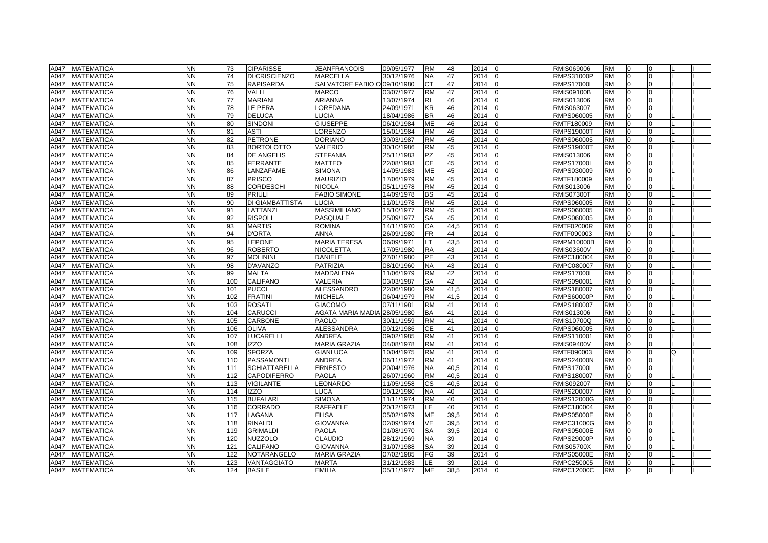| | | | | | | | | | | | | | | | | | | | |
|---|---|---|---|---|---|---|---|---|---|---|---|---|---|---|---|---|---|---|---|
| A047 | MATEMATICA | NN | | 73 | CIPARISSE | JEANFRANCOIS | 09/05/1977 | RM | 48 | 2014 | 0 | | | RMIS069006 | RM | 0 | 0 | | I |
| A047 | MATEMATICA | NN | | 74 | DI CRISCIENZO | MARCELLA | 30/12/1976 | NA | 47 | 2014 | 0 | | | RMPS31000P | RM | 0 | 0 | L | I |
| A047 | MATEMATICA | NN | | 75 | RAPISARDA | SALVATORE FABIO C | 09/10/1980 | CT | 47 | 2014 | 0 | | | RMPS17000L | RM | 0 | 0 | L | I |
| A047 | MATEMATICA | NN | | 76 | VALLI | MARCO | 03/07/1977 | RM | 47 | 2014 | 0 | | | RMIS09100B | RM | 0 | 0 | L | I |
| A047 | MATEMATICA | NN | | 77 | MARIANI | ARIANNA | 13/07/1974 | RI | 46 | 2014 | 0 | | | RMIS013006 | RM | 0 | 0 | L | I |
| A047 | MATEMATICA | NN | | 78 | LE PERA | LOREDANA | 24/09/1971 | KR | 46 | 2014 | 0 | | | RMIS063007 | RM | 0 | 0 | L | I |
| A047 | MATEMATICA | NN | | 79 | DELUCA | LUCIA | 18/04/1986 | BR | 46 | 2014 | 0 | | | RMPS060005 | RM | 0 | 0 | L | I |
| A047 | MATEMATICA | NN | | 80 | SINDONI | GIUSEPPE | 06/10/1984 | ME | 46 | 2014 | 0 | | | RMTF180009 | RM | 0 | 0 | L | I |
| A047 | MATEMATICA | NN | | 81 | ASTI | LORENZO | 15/01/1984 | RM | 46 | 2014 | 0 | | | RMPS19000T | RM | 0 | 0 | L | I |
| A047 | MATEMATICA | NN | | 82 | PETRONE | DORIANO | 30/03/1987 | RM | 45 | 2014 | 0 | | | RMPS060005 | RM | 0 | 0 | L | I |
| A047 | MATEMATICA | NN | | 83 | BORTOLOTTO | VALERIO | 30/10/1986 | RM | 45 | 2014 | 0 | | | RMPS19000T | RM | 0 | 0 | L | I |
| A047 | MATEMATICA | NN | | 84 | DE ANGELIS | STEFANIA | 25/11/1983 | PZ | 45 | 2014 | 0 | | | RMIS013006 | RM | 0 | 0 | L | I |
| A047 | MATEMATICA | NN | | 85 | FERRANTE | MATTEO | 22/08/1983 | CE | 45 | 2014 | 0 | | | RMPS17000L | RM | 0 | 0 | L | I |
| A047 | MATEMATICA | NN | | 86 | LANZAFAME | SIMONA | 14/05/1983 | ME | 45 | 2014 | 0 | | | RMPS030009 | RM | 0 | 0 | L | I |
| A047 | MATEMATICA | NN | | 87 | PRISCO | MAURIZIO | 17/06/1979 | RM | 45 | 2014 | 0 | | | RMTF180009 | RM | 0 | 0 | L | I |
| A047 | MATEMATICA | NN | | 88 | CORDESCHI | NICOLA | 05/11/1978 | RM | 45 | 2014 | 0 | | | RMIS013006 | RM | 0 | 0 | L | I |
| A047 | MATEMATICA | NN | | 89 | PRIULI | FABIO SIMONE | 14/09/1978 | BS | 45 | 2014 | 0 | | | RMIS07300T | RM | 0 | 0 | L | I |
| A047 | MATEMATICA | NN | | 90 | DI GIAMBATTISTA | LUCIA | 11/01/1978 | RM | 45 | 2014 | 0 | | | RMPS060005 | RM | 0 | 0 | L | I |
| A047 | MATEMATICA | NN | | 91 | LATTANZI | MASSIMILIANO | 15/10/1977 | RM | 45 | 2014 | 0 | | | RMPS060005 | RM | 0 | 0 | L | I |
| A047 | MATEMATICA | NN | | 92 | RISPOLI | PASQUALE | 25/09/1977 | SA | 45 | 2014 | 0 | | | RMPS060005 | RM | 0 | 0 | L | I |
| A047 | MATEMATICA | NN | | 93 | MARTIS | ROMINA | 14/11/1970 | CA | 44,5 | 2014 | 0 | | | RMTF02000R | RM | 0 | 0 | L | I |
| A047 | MATEMATICA | NN | | 94 | D'ORTA | ANNA | 26/09/1980 | FR | 44 | 2014 | 0 | | | RMTF090003 | RM | 0 | 0 | L | I |
| A047 | MATEMATICA | NN | | 95 | LEPONE | MARIA TERESA | 06/09/1971 | LT | 43,5 | 2014 | 0 | | | RMPM10000B | RM | 0 | 0 | L | I |
| A047 | MATEMATICA | NN | | 96 | ROBERTO | NICOLETTA | 17/05/1980 | RA | 43 | 2014 | 0 | | | RMIS03600V | RM | 0 | 0 | L | I |
| A047 | MATEMATICA | NN | | 97 | MOLININI | DANIELE | 27/01/1980 | PE | 43 | 2014 | 0 | | | RMPC180004 | RM | 0 | 0 | L | I |
| A047 | MATEMATICA | NN | | 98 | D'AVANZO | PATRIZIA | 08/10/1960 | NA | 43 | 2014 | 0 | | | RMPC080007 | RM | 0 | 0 | L | I |
| A047 | MATEMATICA | NN | | 99 | MALTA | MADDALENA | 11/06/1979 | RM | 42 | 2014 | 0 | | | RMPS17000L | RM | 0 | 0 | L | I |
| A047 | MATEMATICA | NN | | 100 | CALIFANO | VALERIA | 03/03/1987 | SA | 42 | 2014 | 0 | | | RMPS090001 | RM | 0 | 0 | L | I |
| A047 | MATEMATICA | NN | | 101 | PUCCI | ALESSANDRO | 22/06/1980 | RM | 41,5 | 2014 | 0 | | | RMPS180007 | RM | 0 | 0 | L | I |
| A047 | MATEMATICA | NN | | 102 | FRATINI | MICHELA | 06/04/1979 | RM | 41,5 | 2014 | 0 | | | RMPS60000P | RM | 0 | 0 | L | I |
| A047 | MATEMATICA | NN | | 103 | ROSATI | GIACOMO | 07/11/1981 | RM | 41 | 2014 | 0 | | | RMPS180007 | RM | 0 | 0 | L | I |
| A047 | MATEMATICA | NN | | 104 | CARUCCI | AGATA MARIA MADIA | 28/05/1980 | BA | 41 | 2014 | 0 | | | RMIS013006 | RM | 0 | 0 | L | I |
| A047 | MATEMATICA | NN | | 105 | CARBONE | PAOLO | 30/11/1959 | RM | 41 | 2014 | 0 | | | RMIS10700Q | RM | 0 | 0 | L | I |
| A047 | MATEMATICA | NN | | 106 | OLIVA | ALESSANDRA | 09/12/1986 | CE | 41 | 2014 | 0 | | | RMPS060005 | RM | 0 | 0 | L | I |
| A047 | MATEMATICA | NN | | 107 | LUCARELLI | ANDREA | 09/02/1985 | RM | 41 | 2014 | 0 | | | RMPS110001 | RM | 0 | 0 | L | I |
| A047 | MATEMATICA | NN | | 108 | IZZO | MARIA GRAZIA | 04/08/1978 | RM | 41 | 2014 | 0 | | | RMIS09400V | RM | 0 | 0 | L | I |
| A047 | MATEMATICA | NN | | 109 | SFORZA | GIANLUCA | 10/04/1975 | RM | 41 | 2014 | 0 | | | RMTF090003 | RM | 0 | 0 | Q | I |
| A047 | MATEMATICA | NN | | 110 | PASSAMONTI | ANDREA | 06/11/1972 | RM | 41 | 2014 | 0 | | | RMPS24000N | RM | 0 | 0 | L | I |
| A047 | MATEMATICA | NN | | 111 | SCHIATTARELLA | ERNESTO | 20/04/1976 | NA | 40,5 | 2014 | 0 | | | RMPS17000L | RM | 0 | 0 | L | I |
| A047 | MATEMATICA | NN | | 112 | CAPODIFERRO | PAOLA | 26/07/1960 | RM | 40,5 | 2014 | 0 | | | RMPS180007 | RM | 0 | 0 | L | I |
| A047 | MATEMATICA | NN | | 113 | VIGILANTE | LEONARDO | 11/05/1958 | CS | 40,5 | 2014 | 0 | | | RMIS092007 | RM | 0 | 0 | L | I |
| A047 | MATEMATICA | NN | | 114 | IZZO | LUCA | 09/12/1980 | NA | 40 | 2014 | 0 | | | RMPS200007 | RM | 0 | 0 | L | I |
| A047 | MATEMATICA | NN | | 115 | BUFALARI | SIMONA | 11/11/1974 | RM | 40 | 2014 | 0 | | | RMPS12000G | RM | 0 | 0 | L | I |
| A047 | MATEMATICA | NN | | 116 | CORRADO | RAFFAELE | 20/12/1973 | LE | 40 | 2014 | 0 | | | RMPC180004 | RM | 0 | 0 | L | I |
| A047 | MATEMATICA | NN | | 117 | LAGANA | ELISA | 05/02/1979 | ME | 39,5 | 2014 | 0 | | | RMPS05000E | RM | 0 | 0 | L | I |
| A047 | MATEMATICA | NN | | 118 | RINALDI | GIOVANNA | 02/09/1974 | VE | 39,5 | 2014 | 0 | | | RMPC31000G | RM | 0 | 0 | L | I |
| A047 | MATEMATICA | NN | | 119 | GRIMALDI | PAOLA | 01/08/1970 | SA | 39,5 | 2014 | 0 | | | RMPS05000E | RM | 0 | 0 | L | I |
| A047 | MATEMATICA | NN | | 120 | NUZZOLO | CLAUDIO | 28/12/1969 | NA | 39 | 2014 | 0 | | | RMPS29000P | RM | 0 | 0 | L | I |
| A047 | MATEMATICA | NN | | 121 | CALIFANO | GIOVANNA | 31/07/1988 | SA | 39 | 2014 | 0 | | | RMIS05700X | RM | 0 | 0 | L | I |
| A047 | MATEMATICA | NN | | 122 | NOTARANGELO | MARIA GRAZIA | 07/02/1985 | FG | 39 | 2014 | 0 | | | RMPS05000E | RM | 0 | 0 | L | I |
| A047 | MATEMATICA | NN | | 123 | VANTAGGIATO | MARTA | 31/12/1983 | LE | 39 | 2014 | 0 | | | RMPC250005 | RM | 0 | 0 | L | I |
| A047 | MATEMATICA | NN | | 124 | BASILE | EMILIA | 05/11/1977 | ME | 38,5 | 2014 | 0 | | | RMPC12000C | RM | 0 | 0 | L | I |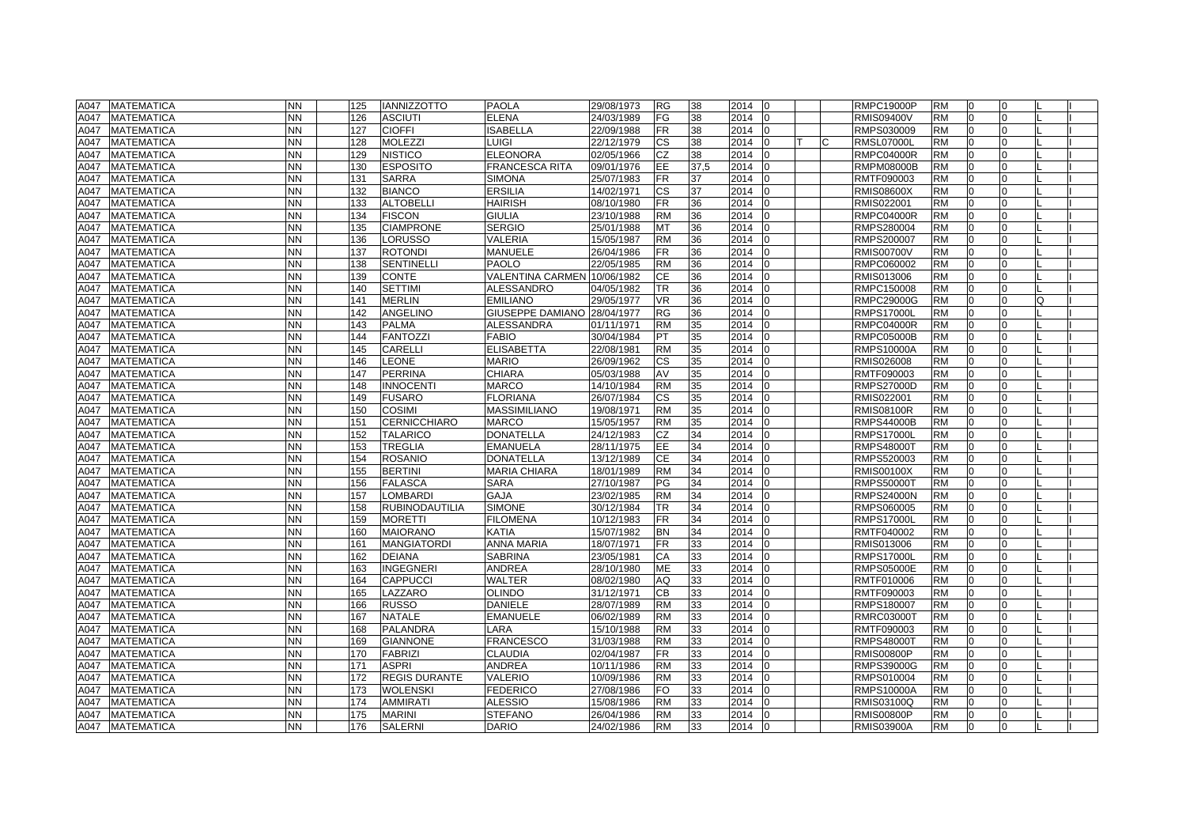| | | | | | | | | | | | | | | | | | | | | |
|---|---|---|---|---|---|---|---|---|---|---|---|---|---|---|---|---|---|---|---|---|
| A047 | MATEMATICA | NN | | 125 | IANNIZZOTTO | PAOLA | 29/08/1973 | RG | 38 | 2014 | 0 | | | | RMPC19000P | RM | 0 | 0 | L | I |
| A047 | MATEMATICA | NN | | 126 | ASCIUTI | ELENA | 24/03/1989 | FG | 38 | 2014 | 0 | | | | RMIS09400V | RM | 0 | 0 | L | I |
| A047 | MATEMATICA | NN | | 127 | CIOFFI | ISABELLA | 22/09/1988 | FR | 38 | 2014 | 0 | | | | RMPS030009 | RM | 0 | 0 | L | I |
| A047 | MATEMATICA | NN | | 128 | MOLEZZI | LUIGI | 22/12/1979 | CS | 38 | 2014 | 0 | | T | C | RMSL07000L | RM | 0 | 0 | L | I |
| A047 | MATEMATICA | NN | | 129 | NISTICO | ELEONORA | 02/05/1966 | CZ | 38 | 2014 | 0 | | | | RMPC04000R | RM | 0 | 0 | L | I |
| A047 | MATEMATICA | NN | | 130 | ESPOSITO | FRANCESCA RITA | 09/01/1976 | EE | 37,5 | 2014 | 0 | | | | RMPM08000B | RM | 0 | 0 | L | I |
| A047 | MATEMATICA | NN | | 131 | SARRA | SIMONA | 25/07/1983 | FR | 37 | 2014 | 0 | | | | RMTF090003 | RM | 0 | 0 | L | I |
| A047 | MATEMATICA | NN | | 132 | BIANCO | ERSILIA | 14/02/1971 | CS | 37 | 2014 | 0 | | | | RMIS08600X | RM | 0 | 0 | L | I |
| A047 | MATEMATICA | NN | | 133 | ALTOBELLI | HAIRISH | 08/10/1980 | FR | 36 | 2014 | 0 | | | | RMIS022001 | RM | 0 | 0 | L | I |
| A047 | MATEMATICA | NN | | 134 | FISCON | GIULIA | 23/10/1988 | RM | 36 | 2014 | 0 | | | | RMPC04000R | RM | 0 | 0 | L | I |
| A047 | MATEMATICA | NN | | 135 | CIAMPRONE | SERGIO | 25/01/1988 | MT | 36 | 2014 | 0 | | | | RMPS280004 | RM | 0 | 0 | L | I |
| A047 | MATEMATICA | NN | | 136 | LORUSSO | VALERIA | 15/05/1987 | RM | 36 | 2014 | 0 | | | | RMPS200007 | RM | 0 | 0 | L | I |
| A047 | MATEMATICA | NN | | 137 | ROTONDI | MANUELE | 26/04/1986 | FR | 36 | 2014 | 0 | | | | RMIS00700V | RM | 0 | 0 | L | I |
| A047 | MATEMATICA | NN | | 138 | SENTINELLI | PAOLO | 22/05/1985 | RM | 36 | 2014 | 0 | | | | RMPC060002 | RM | 0 | 0 | L | I |
| A047 | MATEMATICA | NN | | 139 | CONTE | VALENTINA CARMEN | 10/06/1982 | CE | 36 | 2014 | 0 | | | | RMIS013006 | RM | 0 | 0 | L | I |
| A047 | MATEMATICA | NN | | 140 | SETTIMI | ALESSANDRO | 04/05/1982 | TR | 36 | 2014 | 0 | | | | RMPC150008 | RM | 0 | 0 | L | I |
| A047 | MATEMATICA | NN | | 141 | MERLIN | EMILIANO | 29/05/1977 | VR | 36 | 2014 | 0 | | | | RMPC29000G | RM | 0 | 0 | Q | I |
| A047 | MATEMATICA | NN | | 142 | ANGELINO | GIUSEPPE DAMIANO | 28/04/1977 | RG | 36 | 2014 | 0 | | | | RMPS17000L | RM | 0 | 0 | L | I |
| A047 | MATEMATICA | NN | | 143 | PALMA | ALESSANDRA | 01/11/1971 | RM | 35 | 2014 | 0 | | | | RMPC04000R | RM | 0 | 0 | L | I |
| A047 | MATEMATICA | NN | | 144 | FANTOZZI | FABIO | 30/04/1984 | PT | 35 | 2014 | 0 | | | | RMPC05000B | RM | 0 | 0 | L | I |
| A047 | MATEMATICA | NN | | 145 | CARELLI | ELISABETTA | 22/08/1981 | RM | 35 | 2014 | 0 | | | | RMPS10000A | RM | 0 | 0 | L | I |
| A047 | MATEMATICA | NN | | 146 | LEONE | MARIO | 26/09/1962 | CS | 35 | 2014 | 0 | | | | RMIS026008 | RM | 0 | 0 | L | I |
| A047 | MATEMATICA | NN | | 147 | PERRINA | CHIARA | 05/03/1988 | AV | 35 | 2014 | 0 | | | | RMTF090003 | RM | 0 | 0 | L | I |
| A047 | MATEMATICA | NN | | 148 | INNOCENTI | MARCO | 14/10/1984 | RM | 35 | 2014 | 0 | | | | RMPS27000D | RM | 0 | 0 | L | I |
| A047 | MATEMATICA | NN | | 149 | FUSARO | FLORIANA | 26/07/1984 | CS | 35 | 2014 | 0 | | | | RMIS022001 | RM | 0 | 0 | L | I |
| A047 | MATEMATICA | NN | | 150 | COSIMI | MASSIMILIANO | 19/08/1971 | RM | 35 | 2014 | 0 | | | | RMIS08100R | RM | 0 | 0 | L | I |
| A047 | MATEMATICA | NN | | 151 | CERNICCHIARO | MARCO | 15/05/1957 | RM | 35 | 2014 | 0 | | | | RMPS44000B | RM | 0 | 0 | L | I |
| A047 | MATEMATICA | NN | | 152 | TALARICO | DONATELLA | 24/12/1983 | CZ | 34 | 2014 | 0 | | | | RMPS17000L | RM | 0 | 0 | L | I |
| A047 | MATEMATICA | NN | | 153 | TREGLIA | EMANUELA | 28/11/1975 | EE | 34 | 2014 | 0 | | | | RMPS48000T | RM | 0 | 0 | L | I |
| A047 | MATEMATICA | NN | | 154 | ROSANIO | DONATELLA | 13/12/1989 | CE | 34 | 2014 | 0 | | | | RMPS520003 | RM | 0 | 0 | L | I |
| A047 | MATEMATICA | NN | | 155 | BERTINI | MARIA CHIARA | 18/01/1989 | RM | 34 | 2014 | 0 | | | | RMIS00100X | RM | 0 | 0 | L | I |
| A047 | MATEMATICA | NN | | 156 | FALASCA | SARA | 27/10/1987 | PG | 34 | 2014 | 0 | | | | RMPS50000T | RM | 0 | 0 | L | I |
| A047 | MATEMATICA | NN | | 157 | LOMBARDI | GAJA | 23/02/1985 | RM | 34 | 2014 | 0 | | | | RMPS24000N | RM | 0 | 0 | L | I |
| A047 | MATEMATICA | NN | | 158 | RUBINODAUTILIA | SIMONE | 30/12/1984 | TR | 34 | 2014 | 0 | | | | RMPS060005 | RM | 0 | 0 | L | I |
| A047 | MATEMATICA | NN | | 159 | MORETTI | FILOMENA | 10/12/1983 | FR | 34 | 2014 | 0 | | | | RMPS17000L | RM | 0 | 0 | L | I |
| A047 | MATEMATICA | NN | | 160 | MAIORANO | KATIA | 15/07/1982 | BN | 34 | 2014 | 0 | | | | RMTF040002 | RM | 0 | 0 | L | I |
| A047 | MATEMATICA | NN | | 161 | MANGIATORDI | ANNA MARIA | 18/07/1971 | FR | 33 | 2014 | 0 | | | | RMIS013006 | RM | 0 | 0 | L | I |
| A047 | MATEMATICA | NN | | 162 | DEIANA | SABRINA | 23/05/1981 | CA | 33 | 2014 | 0 | | | | RMPS17000L | RM | 0 | 0 | L | I |
| A047 | MATEMATICA | NN | | 163 | INGEGNERI | ANDREA | 28/10/1980 | ME | 33 | 2014 | 0 | | | | RMPS05000E | RM | 0 | 0 | L | I |
| A047 | MATEMATICA | NN | | 164 | CAPPUCCI | WALTER | 08/02/1980 | AQ | 33 | 2014 | 0 | | | | RMTF010006 | RM | 0 | 0 | L | I |
| A047 | MATEMATICA | NN | | 165 | LAZZARO | OLINDO | 31/12/1971 | CB | 33 | 2014 | 0 | | | | RMTF090003 | RM | 0 | 0 | L | I |
| A047 | MATEMATICA | NN | | 166 | RUSSO | DANIELE | 28/07/1989 | RM | 33 | 2014 | 0 | | | | RMPS180007 | RM | 0 | 0 | L | I |
| A047 | MATEMATICA | NN | | 167 | NATALE | EMANUELE | 06/02/1989 | RM | 33 | 2014 | 0 | | | | RMRC03000T | RM | 0 | 0 | L | I |
| A047 | MATEMATICA | NN | | 168 | PALANDRA | LARA | 15/10/1988 | RM | 33 | 2014 | 0 | | | | RMTF090003 | RM | 0 | 0 | L | I |
| A047 | MATEMATICA | NN | | 169 | GIANNONE | FRANCESCO | 31/03/1988 | RM | 33 | 2014 | 0 | | | | RMPS48000T | RM | 0 | 0 | L | I |
| A047 | MATEMATICA | NN | | 170 | FABRIZI | CLAUDIA | 02/04/1987 | FR | 33 | 2014 | 0 | | | | RMIS00800P | RM | 0 | 0 | L | I |
| A047 | MATEMATICA | NN | | 171 | ASPRI | ANDREA | 10/11/1986 | RM | 33 | 2014 | 0 | | | | RMPS39000G | RM | 0 | 0 | L | I |
| A047 | MATEMATICA | NN | | 172 | REGIS DURANTE | VALERIO | 10/09/1986 | RM | 33 | 2014 | 0 | | | | RMPS010004 | RM | 0 | 0 | L | I |
| A047 | MATEMATICA | NN | | 173 | WOLENSKI | FEDERICO | 27/08/1986 | FO | 33 | 2014 | 0 | | | | RMPS10000A | RM | 0 | 0 | L | I |
| A047 | MATEMATICA | NN | | 174 | AMMIRATI | ALESSIO | 15/08/1986 | RM | 33 | 2014 | 0 | | | | RMIS03100Q | RM | 0 | 0 | L | I |
| A047 | MATEMATICA | NN | | 175 | MARINI | STEFANO | 26/04/1986 | RM | 33 | 2014 | 0 | | | | RMIS00800P | RM | 0 | 0 | L | I |
| A047 | MATEMATICA | NN | | 176 | SALERNI | DARIO | 24/02/1986 | RM | 33 | 2014 | 0 | | | | RMIS03900A | RM | 0 | 0 | L | I |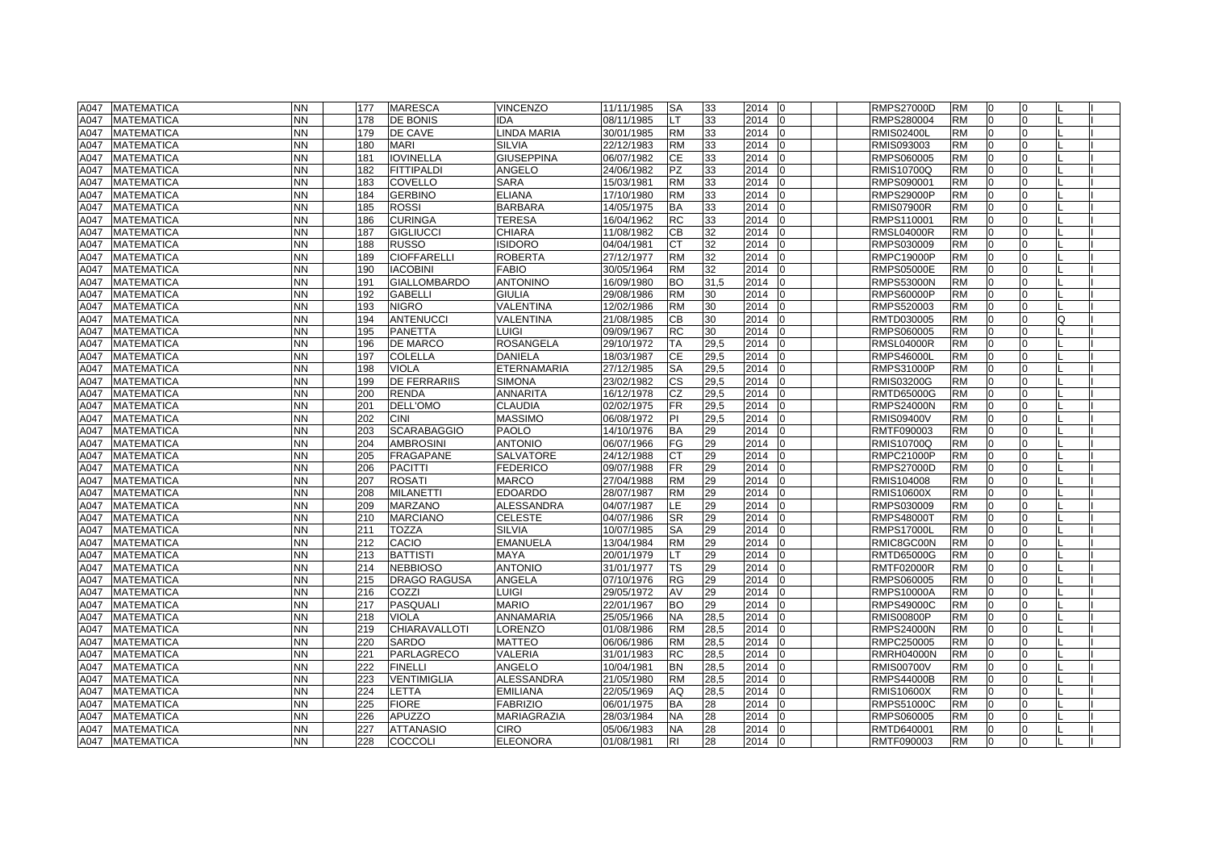| | | | | | | | | | | | | | | | | | | | |
|---|---|---|---|---|---|---|---|---|---|---|---|---|---|---|---|---|---|---|---|
| A047 | MATEMATICA | NN | | 177 | MARESCA | VINCENZO | 11/11/1985 | SA | 33 | 2014 | 0 | | | RMPS27000D | RM | 0 | 0 | L | I |
| A047 | MATEMATICA | NN | | 178 | DE BONIS | IDA | 08/11/1985 | LT | 33 | 2014 | 0 | | | RMPS280004 | RM | 0 | 0 | L | I |
| A047 | MATEMATICA | NN | | 179 | DE CAVE | LINDA MARIA | 30/01/1985 | RM | 33 | 2014 | 0 | | | RMIS02400L | RM | 0 | 0 | L | I |
| A047 | MATEMATICA | NN | | 180 | MARI | SILVIA | 22/12/1983 | RM | 33 | 2014 | 0 | | | RMIS093003 | RM | 0 | 0 | L | I |
| A047 | MATEMATICA | NN | | 181 | IOVINELLA | GIUSEPPINA | 06/07/1982 | CE | 33 | 2014 | 0 | | | RMPS060005 | RM | 0 | 0 | L | I |
| A047 | MATEMATICA | NN | | 182 | FITTIPALDI | ANGELO | 24/06/1982 | PZ | 33 | 2014 | 0 | | | RMIS10700Q | RM | 0 | 0 | L | I |
| A047 | MATEMATICA | NN | | 183 | COVELLO | SARA | 15/03/1981 | RM | 33 | 2014 | 0 | | | RMPS090001 | RM | 0 | 0 | L | I |
| A047 | MATEMATICA | NN | | 184 | GERBINO | ELIANA | 17/10/1980 | RM | 33 | 2014 | 0 | | | RMPS29000P | RM | 0 | 0 | L | I |
| A047 | MATEMATICA | NN | | 185 | ROSSI | BARBARA | 14/05/1975 | BA | 33 | 2014 | 0 | | | RMIS07900R | RM | 0 | 0 | L | I |
| A047 | MATEMATICA | NN | | 186 | CURINGA | TERESA | 16/04/1962 | RC | 33 | 2014 | 0 | | | RMPS110001 | RM | 0 | 0 | L | I |
| A047 | MATEMATICA | NN | | 187 | GIGLIUCCI | CHIARA | 11/08/1982 | CB | 32 | 2014 | 0 | | | RMSL04000R | RM | 0 | 0 | L | I |
| A047 | MATEMATICA | NN | | 188 | RUSSO | ISIDORO | 04/04/1981 | CT | 32 | 2014 | 0 | | | RMPS030009 | RM | 0 | 0 | L | I |
| A047 | MATEMATICA | NN | | 189 | CIOFFARELLI | ROBERTA | 27/12/1977 | RM | 32 | 2014 | 0 | | | RMPC19000P | RM | 0 | 0 | L | I |
| A047 | MATEMATICA | NN | | 190 | IACOBINI | FABIO | 30/05/1964 | RM | 32 | 2014 | 0 | | | RMPS05000E | RM | 0 | 0 | L | I |
| A047 | MATEMATICA | NN | | 191 | GIALLOMBARDO | ANTONINO | 16/09/1980 | BO | 31,5 | 2014 | 0 | | | RMPS53000N | RM | 0 | 0 | L | I |
| A047 | MATEMATICA | NN | | 192 | GABELLI | GIULIA | 29/08/1986 | RM | 30 | 2014 | 0 | | | RMPS60000P | RM | 0 | 0 | L | I |
| A047 | MATEMATICA | NN | | 193 | NIGRO | VALENTINA | 12/02/1986 | RM | 30 | 2014 | 0 | | | RMPS520003 | RM | 0 | 0 | L | I |
| A047 | MATEMATICA | NN | | 194 | ANTENUCCI | VALENTINA | 21/08/1985 | CB | 30 | 2014 | 0 | | | RMTD030005 | RM | 0 | 0 | Q | I |
| A047 | MATEMATICA | NN | | 195 | PANETTA | LUIGI | 09/09/1967 | RC | 30 | 2014 | 0 | | | RMPS060005 | RM | 0 | 0 | L | I |
| A047 | MATEMATICA | NN | | 196 | DE MARCO | ROSANGELA | 29/10/1972 | TA | 29,5 | 2014 | 0 | | | RMSL04000R | RM | 0 | 0 | L | I |
| A047 | MATEMATICA | NN | | 197 | COLELLA | DANIELA | 18/03/1987 | CE | 29,5 | 2014 | 0 | | | RMPS46000L | RM | 0 | 0 | L | I |
| A047 | MATEMATICA | NN | | 198 | VIOLA | ETERNAMARIA | 27/12/1985 | SA | 29,5 | 2014 | 0 | | | RMPS31000P | RM | 0 | 0 | L | I |
| A047 | MATEMATICA | NN | | 199 | DE FERRARIIS | SIMONA | 23/02/1982 | CS | 29,5 | 2014 | 0 | | | RMIS03200G | RM | 0 | 0 | L | I |
| A047 | MATEMATICA | NN | | 200 | RENDA | ANNARITA | 16/12/1978 | CZ | 29,5 | 2014 | 0 | | | RMTD65000G | RM | 0 | 0 | L | I |
| A047 | MATEMATICA | NN | | 201 | DELL'OMO | CLAUDIA | 02/02/1975 | FR | 29,5 | 2014 | 0 | | | RMPS24000N | RM | 0 | 0 | L | I |
| A047 | MATEMATICA | NN | | 202 | CINI | MASSIMO | 06/08/1972 | PI | 29,5 | 2014 | 0 | | | RMIS09400V | RM | 0 | 0 | L | I |
| A047 | MATEMATICA | NN | | 203 | SCARABAGGIO | PAOLO | 14/10/1976 | BA | 29 | 2014 | 0 | | | RMTF090003 | RM | 0 | 0 | L | I |
| A047 | MATEMATICA | NN | | 204 | AMBROSINI | ANTONIO | 06/07/1966 | FG | 29 | 2014 | 0 | | | RMIS10700Q | RM | 0 | 0 | L | I |
| A047 | MATEMATICA | NN | | 205 | FRAGAPANE | SALVATORE | 24/12/1988 | CT | 29 | 2014 | 0 | | | RMPC21000P | RM | 0 | 0 | L | I |
| A047 | MATEMATICA | NN | | 206 | PACITTI | FEDERICO | 09/07/1988 | FR | 29 | 2014 | 0 | | | RMPS27000D | RM | 0 | 0 | L | I |
| A047 | MATEMATICA | NN | | 207 | ROSATI | MARCO | 27/04/1988 | RM | 29 | 2014 | 0 | | | RMIS104008 | RM | 0 | 0 | L | I |
| A047 | MATEMATICA | NN | | 208 | MILANETTI | EDOARDO | 28/07/1987 | RM | 29 | 2014 | 0 | | | RMIS10600X | RM | 0 | 0 | L | I |
| A047 | MATEMATICA | NN | | 209 | MARZANO | ALESSANDRA | 04/07/1987 | LE | 29 | 2014 | 0 | | | RMPS030009 | RM | 0 | 0 | L | I |
| A047 | MATEMATICA | NN | | 210 | MARCIANO | CELESTE | 04/07/1986 | SR | 29 | 2014 | 0 | | | RMPS48000T | RM | 0 | 0 | L | I |
| A047 | MATEMATICA | NN | | 211 | TOZZA | SILVIA | 10/07/1985 | SA | 29 | 2014 | 0 | | | RMPS17000L | RM | 0 | 0 | L | I |
| A047 | MATEMATICA | NN | | 212 | CACIO | EMANUELA | 13/04/1984 | RM | 29 | 2014 | 0 | | | RMIC8GC00N | RM | 0 | 0 | L | I |
| A047 | MATEMATICA | NN | | 213 | BATTISTI | MAYA | 20/01/1979 | LT | 29 | 2014 | 0 | | | RMTD65000G | RM | 0 | 0 | L | I |
| A047 | MATEMATICA | NN | | 214 | NEBBIOSO | ANTONIO | 31/01/1977 | TS | 29 | 2014 | 0 | | | RMTF02000R | RM | 0 | 0 | L | I |
| A047 | MATEMATICA | NN | | 215 | DRAGO RAGUSA | ANGELA | 07/10/1976 | RG | 29 | 2014 | 0 | | | RMPS060005 | RM | 0 | 0 | L | I |
| A047 | MATEMATICA | NN | | 216 | COZZI | LUIGI | 29/05/1972 | AV | 29 | 2014 | 0 | | | RMPS10000A | RM | 0 | 0 | L | I |
| A047 | MATEMATICA | NN | | 217 | PASQUALI | MARIO | 22/01/1967 | BO | 29 | 2014 | 0 | | | RMPS49000C | RM | 0 | 0 | L | I |
| A047 | MATEMATICA | NN | | 218 | VIOLA | ANNAMARIA | 25/05/1966 | NA | 28,5 | 2014 | 0 | | | RMIS00800P | RM | 0 | 0 | L | I |
| A047 | MATEMATICA | NN | | 219 | CHIARAVALLOTI | LORENZO | 01/08/1986 | RM | 28,5 | 2014 | 0 | | | RMPS24000N | RM | 0 | 0 | L | I |
| A047 | MATEMATICA | NN | | 220 | SARDO | MATTEO | 06/06/1986 | RM | 28,5 | 2014 | 0 | | | RMPC250005 | RM | 0 | 0 | L | I |
| A047 | MATEMATICA | NN | | 221 | PARLAGRECO | VALERIA | 31/01/1983 | RC | 28,5 | 2014 | 0 | | | RMRH04000N | RM | 0 | 0 | L | I |
| A047 | MATEMATICA | NN | | 222 | FINELLI | ANGELO | 10/04/1981 | BN | 28,5 | 2014 | 0 | | | RMIS00700V | RM | 0 | 0 | L | I |
| A047 | MATEMATICA | NN | | 223 | VENTIMIGLIA | ALESSANDRA | 21/05/1980 | RM | 28,5 | 2014 | 0 | | | RMPS44000B | RM | 0 | 0 | L | I |
| A047 | MATEMATICA | NN | | 224 | LETTA | EMILIANA | 22/05/1969 | AQ | 28,5 | 2014 | 0 | | | RMIS10600X | RM | 0 | 0 | L | I |
| A047 | MATEMATICA | NN | | 225 | FIORE | FABRIZIO | 06/01/1975 | BA | 28 | 2014 | 0 | | | RMPS51000C | RM | 0 | 0 | L | I |
| A047 | MATEMATICA | NN | | 226 | APUZZO | MARIAGRAZIA | 28/03/1984 | NA | 28 | 2014 | 0 | | | RMPS060005 | RM | 0 | 0 | L | I |
| A047 | MATEMATICA | NN | | 227 | ATTANASIO | CIRO | 05/06/1983 | NA | 28 | 2014 | 0 | | | RMTD640001 | RM | 0 | 0 | L | I |
| A047 | MATEMATICA | NN | | 228 | COCCOLI | ELEONORA | 01/08/1981 | RI | 28 | 2014 | 0 | | | RMTF090003 | RM | 0 | 0 | L | I |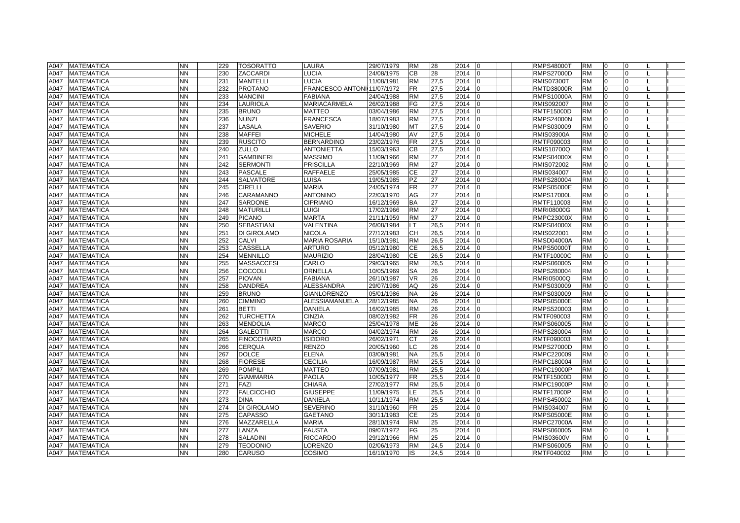| A047 | MATEMATICA | NN | | 229 | TOSORATTO | LAURA | 29/07/1979 | RM | 28 | 2014 | 0 | | | RMPS48000T | RM | 0 | 0 | | L | I |
|---|---|---|---|---|---|---|---|---|---|---|---|---|---|---|---|---|---|---|---|---|
| A047 | MATEMATICA | NN | | 230 | ZACCARDI | LUCIA | 24/08/1975 | CB | 28 | 2014 | 0 | | | RMPS27000D | RM | 0 | 0 | | L | I |
| A047 | MATEMATICA | NN | | 231 | MANTELLI | LUCIA | 11/08/1981 | RM | 27,5 | 2014 | 0 | | | RMIS07300T | RM | 0 | 0 | | L | I |
| A047 | MATEMATICA | NN | | 232 | PROTANO | FRANCESCO ANTONI | 11/07/1972 | FR | 27,5 | 2014 | 0 | | | RMTD38000R | RM | 0 | 0 | | L | I |
| A047 | MATEMATICA | NN | | 233 | MANCINI | FABIANA | 24/04/1988 | RM | 27,5 | 2014 | 0 | | | RMPS10000A | RM | 0 | 0 | | L | I |
| A047 | MATEMATICA | NN | | 234 | LAURIOLA | MARIACARMELA | 26/02/1988 | FG | 27,5 | 2014 | 0 | | | RMIS092007 | RM | 0 | 0 | | L | I |
| A047 | MATEMATICA | NN | | 235 | BRUNO | MATTEO | 03/04/1986 | RM | 27,5 | 2014 | 0 | | | RMTF15000D | RM | 0 | 0 | | L | I |
| A047 | MATEMATICA | NN | | 236 | NUNZI | FRANCESCA | 18/07/1983 | RM | 27,5 | 2014 | 0 | | | RMPS24000N | RM | 0 | 0 | | L | I |
| A047 | MATEMATICA | NN | | 237 | LASALA | SAVERIO | 31/10/1980 | MT | 27,5 | 2014 | 0 | | | RMPS030009 | RM | 0 | 0 | | L | I |
| A047 | MATEMATICA | NN | | 238 | MAFFEI | MICHELE | 14/04/1980 | AV | 27,5 | 2014 | 0 | | | RMIS03900A | RM | 0 | 0 | | L | I |
| A047 | MATEMATICA | NN | | 239 | RUSCITO | BERNARDINO | 23/02/1976 | FR | 27,5 | 2014 | 0 | | | RMTF090003 | RM | 0 | 0 | | L | I |
| A047 | MATEMATICA | NN | | 240 | ZULLO | ANTONIETTA | 15/03/1963 | CB | 27,5 | 2014 | 0 | | | RMIS10700Q | RM | 0 | 0 | | L | I |
| A047 | MATEMATICA | NN | | 241 | GAMBINERI | MASSIMO | 11/09/1966 | RM | 27 | 2014 | 0 | | | RMPS04000X | RM | 0 | 0 | | L | I |
| A047 | MATEMATICA | NN | | 242 | SERMONTI | PRISCILLA | 22/10/1969 | RM | 27 | 2014 | 0 | | | RMIS072002 | RM | 0 | 0 | | L | I |
| A047 | MATEMATICA | NN | | 243 | PASCALE | RAFFAELE | 25/05/1985 | CE | 27 | 2014 | 0 | | | RMIS034007 | RM | 0 | 0 | | L | I |
| A047 | MATEMATICA | NN | | 244 | SALVATORE | LUISA | 19/05/1985 | PZ | 27 | 2014 | 0 | | | RMPS280004 | RM | 0 | 0 | | L | I |
| A047 | MATEMATICA | NN | | 245 | CIRELLI | MARIA | 24/05/1974 | FR | 27 | 2014 | 0 | | | RMPS05000E | RM | 0 | 0 | | L | I |
| A047 | MATEMATICA | NN | | 246 | CARAMANNO | ANTONINO | 22/03/1970 | AG | 27 | 2014 | 0 | | | RMPS17000L | RM | 0 | 0 | | L | I |
| A047 | MATEMATICA | NN | | 247 | SARDONE | CIPRIANO | 16/12/1969 | BA | 27 | 2014 | 0 | | | RMTF110003 | RM | 0 | 0 | | L | I |
| A047 | MATEMATICA | NN | | 248 | MATURILLI | LUIGI | 17/02/1966 | RM | 27 | 2014 | 0 | | | RMRI08000G | RM | 0 | 0 | | L | I |
| A047 | MATEMATICA | NN | | 249 | PICANO | MARTA | 21/11/1959 | RM | 27 | 2014 | 0 | | | RMPC23000X | RM | 0 | 0 | | L | I |
| A047 | MATEMATICA | NN | | 250 | SEBASTIANI | VALENTINA | 26/08/1984 | LT | 26,5 | 2014 | 0 | | | RMPS04000X | RM | 0 | 0 | | L | I |
| A047 | MATEMATICA | NN | | 251 | DI GIROLAMO | NICOLA | 27/12/1983 | CH | 26,5 | 2014 | 0 | | | RMIS022001 | RM | 0 | 0 | | L | I |
| A047 | MATEMATICA | NN | | 252 | CALVI | MARIA ROSARIA | 15/10/1981 | RM | 26,5 | 2014 | 0 | | | RMSD04000A | RM | 0 | 0 | | L | I |
| A047 | MATEMATICA | NN | | 253 | CASSELLA | ARTURO | 05/12/1980 | CE | 26,5 | 2014 | 0 | | | RMPS50000T | RM | 0 | 0 | | L | I |
| A047 | MATEMATICA | NN | | 254 | MENNILLO | MAURIZIO | 28/04/1980 | CE | 26,5 | 2014 | 0 | | | RMTF10000C | RM | 0 | 0 | | L | I |
| A047 | MATEMATICA | NN | | 255 | MASSACCESI | CARLO | 29/03/1965 | RM | 26,5 | 2014 | 0 | | | RMPS060005 | RM | 0 | 0 | | L | I |
| A047 | MATEMATICA | NN | | 256 | COCCOLI | ORNELLA | 10/05/1969 | SA | 26 | 2014 | 0 | | | RMPS280004 | RM | 0 | 0 | | L | I |
| A047 | MATEMATICA | NN | | 257 | PIOVAN | FABIANA | 26/10/1987 | VR | 26 | 2014 | 0 | | | RMRI05000Q | RM | 0 | 0 | | L | I |
| A047 | MATEMATICA | NN | | 258 | DANDREA | ALESSANDRA | 29/07/1986 | AQ | 26 | 2014 | 0 | | | RMPS030009 | RM | 0 | 0 | | L | I |
| A047 | MATEMATICA | NN | | 259 | BRUNO | GIANLORENZO | 05/01/1986 | NA | 26 | 2014 | 0 | | | RMPS030009 | RM | 0 | 0 | | L | I |
| A047 | MATEMATICA | NN | | 260 | CIMMINO | ALESSIAMANUELA | 28/12/1985 | NA | 26 | 2014 | 0 | | | RMPS05000E | RM | 0 | 0 | | L | I |
| A047 | MATEMATICA | NN | | 261 | BETTI | DANIELA | 16/02/1985 | RM | 26 | 2014 | 0 | | | RMPS520003 | RM | 0 | 0 | | L | I |
| A047 | MATEMATICA | NN | | 262 | TURCHETTA | CINZIA | 08/02/1982 | FR | 26 | 2014 | 0 | | | RMTF090003 | RM | 0 | 0 | | L | I |
| A047 | MATEMATICA | NN | | 263 | MENDOLIA | MARCO | 25/04/1978 | ME | 26 | 2014 | 0 | | | RMPS060005 | RM | 0 | 0 | | L | I |
| A047 | MATEMATICA | NN | | 264 | GALEOTTI | MARCO | 04/02/1974 | RM | 26 | 2014 | 0 | | | RMPS280004 | RM | 0 | 0 | | L | I |
| A047 | MATEMATICA | NN | | 265 | FINOCCHIARO | ISIDORO | 26/02/1971 | CT | 26 | 2014 | 0 | | | RMTF090003 | RM | 0 | 0 | | L | I |
| A047 | MATEMATICA | NN | | 266 | CERQUA | RENZO | 20/05/1960 | LC | 26 | 2014 | 0 | | | RMPS27000D | RM | 0 | 0 | | L | I |
| A047 | MATEMATICA | NN | | 267 | DOLCE | ELENA | 03/09/1981 | NA | 25,5 | 2014 | 0 | | | RMPC220009 | RM | 0 | 0 | | L | I |
| A047 | MATEMATICA | NN | | 268 | FIORESE | CECILIA | 16/09/1987 | RM | 25,5 | 2014 | 0 | | | RMPC180004 | RM | 0 | 0 | | L | I |
| A047 | MATEMATICA | NN | | 269 | POMPILI | MATTEO | 07/09/1981 | RM | 25,5 | 2014 | 0 | | | RMPC19000P | RM | 0 | 0 | | L | I |
| A047 | MATEMATICA | NN | | 270 | GIAMMARIA | PAOLA | 10/05/1977 | FR | 25,5 | 2014 | 0 | | | RMTF15000D | RM | 0 | 0 | | L | I |
| A047 | MATEMATICA | NN | | 271 | FAZI | CHIARA | 27/02/1977 | RM | 25,5 | 2014 | 0 | | | RMPC19000P | RM | 0 | 0 | | L | I |
| A047 | MATEMATICA | NN | | 272 | FALCICCHIO | GIUSEPPE | 11/09/1975 | LE | 25,5 | 2014 | 0 | | | RMTF17000P | RM | 0 | 0 | | L | I |
| A047 | MATEMATICA | NN | | 273 | DINA | DANIELA | 10/11/1974 | RM | 25,5 | 2014 | 0 | | | RMPS450002 | RM | 0 | 0 | | L | I |
| A047 | MATEMATICA | NN | | 274 | DI GIROLAMO | SEVERINO | 31/10/1960 | FR | 25 | 2014 | 0 | | | RMIS034007 | RM | 0 | 0 | | L | I |
| A047 | MATEMATICA | NN | | 275 | CAPASSO | GAETANO | 30/11/1983 | CE | 25 | 2014 | 0 | | | RMPS05000E | RM | 0 | 0 | | L | I |
| A047 | MATEMATICA | NN | | 276 | MAZZARELLA | MARIA | 28/10/1974 | RM | 25 | 2014 | 0 | | | RMPC27000A | RM | 0 | 0 | | L | I |
| A047 | MATEMATICA | NN | | 277 | LANZA | FAUSTA | 09/07/1972 | FG | 25 | 2014 | 0 | | | RMPS060005 | RM | 0 | 0 | | L | I |
| A047 | MATEMATICA | NN | | 278 | SALADINI | RICCARDO | 29/12/1966 | RM | 25 | 2014 | 0 | | | RMIS03600V | RM | 0 | 0 | | L | I |
| A047 | MATEMATICA | NN | | 279 | TEODONIO | LORENZO | 02/06/1973 | RM | 24,5 | 2014 | 0 | | | RMPS060005 | RM | 0 | 0 | | L | I |
| A047 | MATEMATICA | NN | | 280 | CARUSO | COSIMO | 16/10/1970 | IS | 24,5 | 2014 | 0 | | | RMTF040002 | RM | 0 | 0 | | L | I |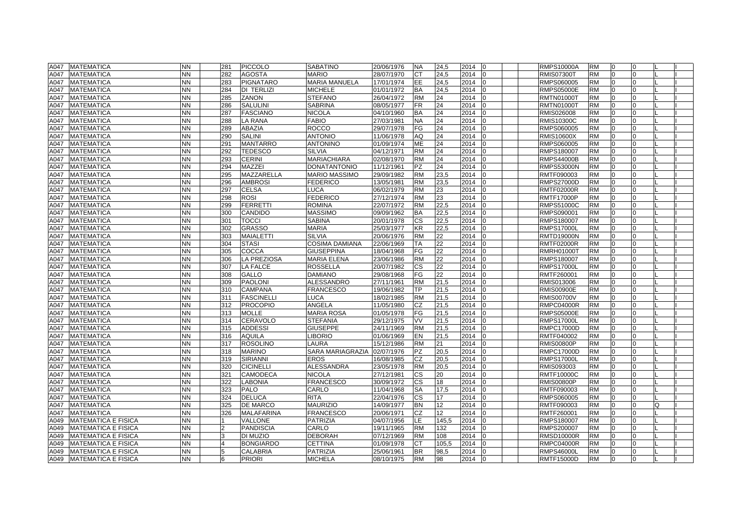| A047 | MATEMATICA | NN | | 281 | PICCOLO | SABATINO | 20/06/1976 | NA | 24,5 | 2014 | 0 | | | RMPS10000A | RM | 0 | 0 | | L | I |
|---|---|---|---|---|---|---|---|---|---|---|---|---|---|---|---|---|---|---|---|---|
| A047 | MATEMATICA | NN | | 282 | AGOSTA | MARIO | 28/07/1970 | CT | 24,5 | 2014 | 0 | | | RMIS07300T | RM | 0 | 0 | | L | I |
| A047 | MATEMATICA | NN | | 283 | PIGNATARO | MARIA MANUELA | 17/01/1974 | EE | 24,5 | 2014 | 0 | | | RMPS060005 | RM | 0 | 0 | | L | I |
| A047 | MATEMATICA | NN | | 284 | DI TERLIZI | MICHELE | 01/01/1972 | BA | 24,5 | 2014 | 0 | | | RMPS05000E | RM | 0 | 0 | | L | I |
| A047 | MATEMATICA | NN | | 285 | ZANON | STEFANO | 26/04/1972 | RM | 24 | 2014 | 0 | | | RMTN01000T | RM | 0 | 0 | | L | I |
| A047 | MATEMATICA | NN | | 286 | SALULINI | SABRINA | 08/05/1977 | FR | 24 | 2014 | 0 | | | RMTN01000T | RM | 0 | 0 | | L | I |
| A047 | MATEMATICA | NN | | 287 | FASCIANO | NICOLA | 04/10/1960 | BA | 24 | 2014 | 0 | | | RMIS026008 | RM | 0 | 0 | | L | I |
| A047 | MATEMATICA | NN | | 288 | LA RANA | FABIO | 27/03/1981 | NA | 24 | 2014 | 0 | | | RMIS10300C | RM | 0 | 0 | | L | I |
| A047 | MATEMATICA | NN | | 289 | ABAZIA | ROCCO | 29/07/1978 | FG | 24 | 2014 | 0 | | | RMPS060005 | RM | 0 | 0 | | L | I |
| A047 | MATEMATICA | NN | | 290 | SALINI | ANTONIO | 11/06/1978 | AQ | 24 | 2014 | 0 | | | RMIS10600X | RM | 0 | 0 | | L | I |
| A047 | MATEMATICA | NN | | 291 | MANTARRO | ANTONINO | 01/09/1974 | ME | 24 | 2014 | 0 | | | RMPS060005 | RM | 0 | 0 | | L | I |
| A047 | MATEMATICA | NN | | 292 | TEDESCO | SILVIA | 04/12/1971 | RM | 24 | 2014 | 0 | | | RMPS180007 | RM | 0 | 0 | | L | I |
| A047 | MATEMATICA | NN | | 293 | CERINI | MARIACHIARA | 02/08/1970 | RM | 24 | 2014 | 0 | | | RMPS44000B | RM | 0 | 0 | | L | I |
| A047 | MATEMATICA | NN | | 294 | MAZZEI | DONATANTONIO | 11/12/1961 | PZ | 24 | 2014 | 0 | | | RMPS53000N | RM | 0 | 0 | | L | I |
| A047 | MATEMATICA | NN | | 295 | MAZZARELLA | MARIO MASSIMO | 29/09/1982 | RM | 23,5 | 2014 | 0 | | | RMTF090003 | RM | 0 | 0 | | L | I |
| A047 | MATEMATICA | NN | | 296 | AMBROSI | FEDERICO | 13/05/1981 | RM | 23,5 | 2014 | 0 | | | RMPS27000D | RM | 0 | 0 | | L | I |
| A047 | MATEMATICA | NN | | 297 | CELSA | LUCA | 06/02/1979 | RM | 23 | 2014 | 0 | | | RMTF02000R | RM | 0 | 0 | | L | I |
| A047 | MATEMATICA | NN | | 298 | ROSI | FEDERICO | 27/12/1974 | RM | 23 | 2014 | 0 | | | RMTF17000P | RM | 0 | 0 | | L | I |
| A047 | MATEMATICA | NN | | 299 | FERRETTI | ROMINA | 22/07/1972 | RM | 22,5 | 2014 | 0 | | | RMPS51000C | RM | 0 | 0 | | L | I |
| A047 | MATEMATICA | NN | | 300 | CANDIDO | MASSIMO | 09/09/1962 | BA | 22,5 | 2014 | 0 | | | RMPS090001 | RM | 0 | 0 | | L | I |
| A047 | MATEMATICA | NN | | 301 | TOCCI | SABINA | 20/01/1978 | CS | 22,5 | 2014 | 0 | | | RMPS180007 | RM | 0 | 0 | | L | I |
| A047 | MATEMATICA | NN | | 302 | GRASSO | MARIA | 25/03/1977 | KR | 22,5 | 2014 | 0 | | | RMPS17000L | RM | 0 | 0 | | L | I |
| A047 | MATEMATICA | NN | | 303 | MAIALETTI | SILVIA | 20/06/1976 | RM | 22 | 2014 | 0 | | | RMTD19000N | RM | 0 | 0 | | L | I |
| A047 | MATEMATICA | NN | | 304 | STASI | COSIMA DAMIANA | 22/06/1969 | TA | 22 | 2014 | 0 | | | RMTF02000R | RM | 0 | 0 | | L | I |
| A047 | MATEMATICA | NN | | 305 | COCCA | GIUSEPPINA | 18/04/1968 | FG | 22 | 2014 | 0 | | | RMRH01000T | RM | 0 | 0 | | L | I |
| A047 | MATEMATICA | NN | | 306 | LA PREZIOSA | MARIA ELENA | 23/06/1986 | RM | 22 | 2014 | 0 | | | RMPS180007 | RM | 0 | 0 | | L | I |
| A047 | MATEMATICA | NN | | 307 | LA FALCE | ROSSELLA | 20/07/1982 | CS | 22 | 2014 | 0 | | | RMPS17000L | RM | 0 | 0 | | L | I |
| A047 | MATEMATICA | NN | | 308 | GALLO | DAMIANO | 29/08/1968 | FG | 22 | 2014 | 0 | | | RMTF260001 | RM | 0 | 0 | | L | I |
| A047 | MATEMATICA | NN | | 309 | PAOLONI | ALESSANDRO | 27/11/1961 | RM | 21,5 | 2014 | 0 | | | RMIS013006 | RM | 0 | 0 | | L | I |
| A047 | MATEMATICA | NN | | 310 | CAMPANA | FRANCESCO | 19/06/1982 | TP | 21,5 | 2014 | 0 | | | RMIS00900E | RM | 0 | 0 | | L | I |
| A047 | MATEMATICA | NN | | 311 | FASCINELLI | LUCA | 18/02/1985 | RM | 21,5 | 2014 | 0 | | | RMIS00700V | RM | 0 | 0 | | L | I |
| A047 | MATEMATICA | NN | | 312 | PROCOPIO | ANGELA | 11/05/1980 | CZ | 21,5 | 2014 | 0 | | | RMPC04000R | RM | 0 | 0 | | L | I |
| A047 | MATEMATICA | NN | | 313 | MOLLE | MARIA ROSA | 01/05/1978 | FG | 21,5 | 2014 | 0 | | | RMPS05000E | RM | 0 | 0 | | L | I |
| A047 | MATEMATICA | NN | | 314 | CERAVOLO | STEFANIA | 29/12/1975 | VV | 21,5 | 2014 | 0 | | | RMPS17000L | RM | 0 | 0 | | L | I |
| A047 | MATEMATICA | NN | | 315 | ADDESSI | GIUSEPPE | 24/11/1969 | RM | 21,5 | 2014 | 0 | | | RMPC17000D | RM | 0 | 0 | | L | I |
| A047 | MATEMATICA | NN | | 316 | AQUILA | LIBORIO | 01/06/1969 | EN | 21,5 | 2014 | 0 | | | RMTF040002 | RM | 0 | 0 | | L | I |
| A047 | MATEMATICA | NN | | 317 | ROSOLINO | LAURA | 15/12/1986 | RM | 21 | 2014 | 0 | | | RMIS00800P | RM | 0 | 0 | | L | I |
| A047 | MATEMATICA | NN | | 318 | MARINO | SARA MARIAGRAZIA | 02/07/1976 | PZ | 20,5 | 2014 | 0 | | | RMPC17000D | RM | 0 | 0 | | L | I |
| A047 | MATEMATICA | NN | | 319 | SIRIANNI | EROS | 16/08/1985 | CZ | 20,5 | 2014 | 0 | | | RMPS17000L | RM | 0 | 0 | | L | I |
| A047 | MATEMATICA | NN | | 320 | CICINELLI | ALESSANDRA | 23/05/1978 | RM | 20,5 | 2014 | 0 | | | RMIS093003 | RM | 0 | 0 | | L | I |
| A047 | MATEMATICA | NN | | 321 | CAMODECA | NICOLA | 27/12/1981 | CS | 20 | 2014 | 0 | | | RMTF10000C | RM | 0 | 0 | | L | I |
| A047 | MATEMATICA | NN | | 322 | LABONIA | FRANCESCO | 30/09/1972 | CS | 18 | 2014 | 0 | | | RMIS00800P | RM | 0 | 0 | | L | I |
| A047 | MATEMATICA | NN | | 323 | PALO | CARLO | 11/04/1968 | SA | 17,5 | 2014 | 0 | | | RMTF090003 | RM | 0 | 0 | | L | I |
| A047 | MATEMATICA | NN | | 324 | DELUCA | RITA | 22/04/1976 | CS | 17 | 2014 | 0 | | | RMPS060005 | RM | 0 | 0 | | L | I |
| A047 | MATEMATICA | NN | | 325 | DE MARCO | MAURIZIO | 14/09/1977 | BN | 12 | 2014 | 0 | | | RMTF090003 | RM | 0 | 0 | Q | L | I |
| A047 | MATEMATICA | NN | | 326 | MALAFARINA | FRANCESCO | 20/06/1971 | CZ | 12 | 2014 | 0 | | | RMTF260001 | RM | 0 | 0 | | L | I |
| A049 | MATEMATICA E FISICA | NN | | 1 | VALLONE | PATRIZIA | 04/07/1956 | LE | 145,5 | 2014 | 0 | | | RMPS180007 | RM | 0 | 0 | | L | I |
| A049 | MATEMATICA E FISICA | NN | | 2 | PANDISCIA | CARLO | 19/11/1965 | RM | 132 | 2014 | 0 | | | RMPS200007 | RM | 0 | 0 | | L | I |
| A049 | MATEMATICA E FISICA | NN | | 3 | DI MUZIO | DEBORAH | 07/12/1969 | RM | 108 | 2014 | 0 | | | RMSD10000R | RM | 0 | 0 | | L | I |
| A049 | MATEMATICA E FISICA | NN | | 4 | BONGIARDO | CETTINA | 01/09/1978 | CT | 105,5 | 2014 | 0 | | | RMPC04000R | RM | 0 | 0 | | L | I |
| A049 | MATEMATICA E FISICA | NN | | 5 | CALABRIA | PATRIZIA | 25/06/1961 | BR | 98,5 | 2014 | 0 | | | RMPS46000L | RM | 0 | 0 | | L | I |
| A049 | MATEMATICA E FISICA | NN | | 6 | PRIORI | MICHELA | 08/10/1975 | RM | 98 | 2014 | 0 | | | RMTF15000D | RM | 0 | 0 | | L | I |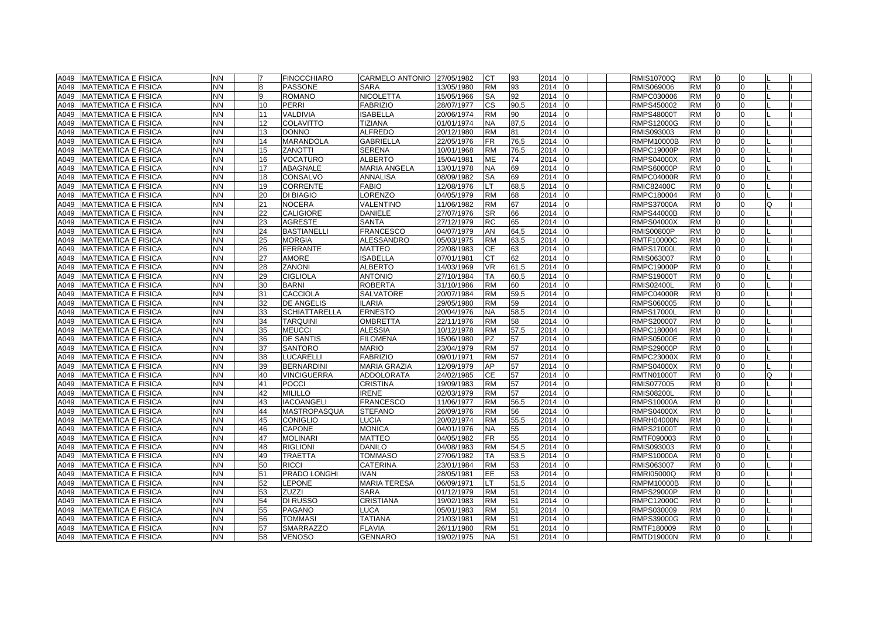| | | | | | | | | | | | | | | | | | | | |
|---|---|---|---|---|---|---|---|---|---|---|---|---|---|---|---|---|---|---|---|
| A049 | MATEMATICA E FISICA | NN | | 7 | FINOCCHIARO | CARMELO ANTONIO | 27/05/1982 | CT | 93 | 2014 | 0 | | | RMIS10700Q | RM | 0 | 0 | | L | I |
| A049 | MATEMATICA E FISICA | NN | | 8 | PASSONE | SARA | 13/05/1980 | RM | 93 | 2014 | 0 | | | RMIS069006 | RM | 0 | 0 | | L | I |
| A049 | MATEMATICA E FISICA | NN | | 9 | ROMANO | NICOLETTA | 15/05/1966 | SA | 92 | 2014 | 0 | | | RMPC030006 | RM | 0 | 0 | | L | I |
| A049 | MATEMATICA E FISICA | NN | | 10 | PERRI | FABRIZIO | 28/07/1977 | CS | 90,5 | 2014 | 0 | | | RMPS450002 | RM | 0 | 0 | | L | I |
| A049 | MATEMATICA E FISICA | NN | | 11 | VALDIVIA | ISABELLA | 20/06/1974 | RM | 90 | 2014 | 0 | | | RMPS48000T | RM | 0 | 0 | | L | I |
| A049 | MATEMATICA E FISICA | NN | | 12 | COLAVITTO | TIZIANA | 01/01/1974 | NA | 87,5 | 2014 | 0 | | | RMPS12000G | RM | 0 | 0 | | L | I |
| A049 | MATEMATICA E FISICA | NN | | 13 | DONNO | ALFREDO | 20/12/1980 | RM | 81 | 2014 | 0 | | | RMIS093003 | RM | 0 | 0 | | L | I |
| A049 | MATEMATICA E FISICA | NN | | 14 | MARANDOLA | GABRIELLA | 22/05/1976 | FR | 76,5 | 2014 | 0 | | | RMPM10000B | RM | 0 | 0 | | L | I |
| A049 | MATEMATICA E FISICA | NN | | 15 | ZANOTTI | SERENA | 10/01/1968 | RM | 76,5 | 2014 | 0 | | | RMPC19000P | RM | 0 | 0 | | L | I |
| A049 | MATEMATICA E FISICA | NN | | 16 | VOCATURO | ALBERTO | 15/04/1981 | ME | 74 | 2014 | 0 | | | RMPS04000X | RM | 0 | 0 | | L | I |
| A049 | MATEMATICA E FISICA | NN | | 17 | ABAGNALE | MARIA ANGELA | 13/01/1978 | NA | 69 | 2014 | 0 | | | RMPS60000P | RM | 0 | 0 | | L | I |
| A049 | MATEMATICA E FISICA | NN | | 18 | CONSALVO | ANNALISA | 08/09/1982 | SA | 69 | 2014 | 0 | | | RMPC04000R | RM | 0 | 0 | | L | I |
| A049 | MATEMATICA E FISICA | NN | | 19 | CORRENTE | FABIO | 12/08/1976 | LT | 68,5 | 2014 | 0 | | | RMIC82400C | RM | 0 | 0 | | L | I |
| A049 | MATEMATICA E FISICA | NN | | 20 | DI BIAGIO | LORENZO | 04/05/1979 | RM | 68 | 2014 | 0 | | | RMPC180004 | RM | 0 | 0 | | L | I |
| A049 | MATEMATICA E FISICA | NN | | 21 | NOCERA | VALENTINO | 11/06/1982 | RM | 67 | 2014 | 0 | | | RMPS37000A | RM | 0 | 0 | | Q | I |
| A049 | MATEMATICA E FISICA | NN | | 22 | CALIGIORE | DANIELE | 27/07/1976 | SR | 66 | 2014 | 0 | | | RMPS44000B | RM | 0 | 0 | | L | I |
| A049 | MATEMATICA E FISICA | NN | | 23 | AGRESTE | SANTA | 27/12/1979 | RC | 65 | 2014 | 0 | | | RMPS04000X | RM | 0 | 0 | | L | I |
| A049 | MATEMATICA E FISICA | NN | | 24 | BASTIANELLI | FRANCESCO | 04/07/1979 | AN | 64,5 | 2014 | 0 | | | RMIS00800P | RM | 0 | 0 | | L | I |
| A049 | MATEMATICA E FISICA | NN | | 25 | MORGIA | ALESSANDRO | 05/03/1975 | RM | 63,5 | 2014 | 0 | | | RMTF10000C | RM | 0 | 0 | | L | I |
| A049 | MATEMATICA E FISICA | NN | | 26 | FERRANTE | MATTEO | 22/08/1983 | CE | 63 | 2014 | 0 | | | RMPS17000L | RM | 0 | 0 | | L | I |
| A049 | MATEMATICA E FISICA | NN | | 27 | AMORE | ISABELLA | 07/01/1981 | CT | 62 | 2014 | 0 | | | RMIS063007 | RM | 0 | 0 | | L | I |
| A049 | MATEMATICA E FISICA | NN | | 28 | ZANONI | ALBERTO | 14/03/1969 | VR | 61,5 | 2014 | 0 | | | RMPC19000P | RM | 0 | 0 | | L | I |
| A049 | MATEMATICA E FISICA | NN | | 29 | CIGLIOLA | ANTONIO | 27/10/1984 | TA | 60,5 | 2014 | 0 | | | RMPS19000T | RM | 0 | 0 | | L | I |
| A049 | MATEMATICA E FISICA | NN | | 30 | BARNI | ROBERTA | 31/10/1986 | RM | 60 | 2014 | 0 | | | RMIS02400L | RM | 0 | 0 | | L | I |
| A049 | MATEMATICA E FISICA | NN | | 31 | CACCIOLA | SALVATORE | 20/07/1984 | RM | 59,5 | 2014 | 0 | | | RMPC04000R | RM | 0 | 0 | | L | I |
| A049 | MATEMATICA E FISICA | NN | | 32 | DE ANGELIS | ILARIA | 29/05/1980 | RM | 59 | 2014 | 0 | | | RMPS060005 | RM | 0 | 0 | | L | I |
| A049 | MATEMATICA E FISICA | NN | | 33 | SCHIATTARELLA | ERNESTO | 20/04/1976 | NA | 58,5 | 2014 | 0 | | | RMPS17000L | RM | 0 | 0 | | L | I |
| A049 | MATEMATICA E FISICA | NN | | 34 | TARQUINI | OMBRETTA | 22/11/1976 | RM | 58 | 2014 | 0 | | | RMPS200007 | RM | 0 | 0 | | L | I |
| A049 | MATEMATICA E FISICA | NN | | 35 | MEUCCI | ALESSIA | 10/12/1978 | RM | 57,5 | 2014 | 0 | | | RMPC180004 | RM | 0 | 0 | | L | I |
| A049 | MATEMATICA E FISICA | NN | | 36 | DE SANTIS | FILOMENA | 15/06/1980 | PZ | 57 | 2014 | 0 | | | RMPS05000E | RM | 0 | 0 | | L | I |
| A049 | MATEMATICA E FISICA | NN | | 37 | SANTORO | MARIO | 23/04/1979 | RM | 57 | 2014 | 0 | | | RMPS29000P | RM | 0 | 0 | | L | I |
| A049 | MATEMATICA E FISICA | NN | | 38 | LUCARELLI | FABRIZIO | 09/01/1971 | RM | 57 | 2014 | 0 | | | RMPC23000X | RM | 0 | 0 | | L | I |
| A049 | MATEMATICA E FISICA | NN | | 39 | BERNARDINI | MARIA GRAZIA | 12/09/1979 | AP | 57 | 2014 | 0 | | | RMPS04000X | RM | 0 | 0 | | L | I |
| A049 | MATEMATICA E FISICA | NN | | 40 | VINCIGUERRA | ADDOLORATA | 24/02/1985 | CE | 57 | 2014 | 0 | | | RMTN01000T | RM | 0 | 0 | | Q | I |
| A049 | MATEMATICA E FISICA | NN | | 41 | POCCI | CRISTINA | 19/09/1983 | RM | 57 | 2014 | 0 | | | RMIS077005 | RM | 0 | 0 | | L | I |
| A049 | MATEMATICA E FISICA | NN | | 42 | MILILLO | IRENE | 02/03/1979 | RM | 57 | 2014 | 0 | | | RMIS08200L | RM | 0 | 0 | | L | I |
| A049 | MATEMATICA E FISICA | NN | | 43 | IACOANGELI | FRANCESCO | 11/06/1977 | RM | 56,5 | 2014 | 0 | | | RMPS10000A | RM | 0 | 0 | | L | I |
| A049 | MATEMATICA E FISICA | NN | | 44 | MASTROPASQUA | STEFANO | 26/09/1976 | RM | 56 | 2014 | 0 | | | RMPS04000X | RM | 0 | 0 | | L | I |
| A049 | MATEMATICA E FISICA | NN | | 45 | CONIGLIO | LUCIA | 20/02/1974 | RM | 55,5 | 2014 | 0 | | | RMRH04000N | RM | 0 | 0 | | L | I |
| A049 | MATEMATICA E FISICA | NN | | 46 | CAPONE | MONICA | 04/01/1976 | NA | 55 | 2014 | 0 | | | RMPS21000T | RM | 0 | 0 | | L | I |
| A049 | MATEMATICA E FISICA | NN | | 47 | MOLINARI | MATTEO | 04/05/1982 | FR | 55 | 2014 | 0 | | | RMTF090003 | RM | 0 | 0 | | L | I |
| A049 | MATEMATICA E FISICA | NN | | 48 | RIGLIONI | DANILO | 04/08/1983 | RM | 54,5 | 2014 | 0 | | | RMIS093003 | RM | 0 | 0 | | L | I |
| A049 | MATEMATICA E FISICA | NN | | 49 | TRAETTA | TOMMASO | 27/06/1982 | TA | 53,5 | 2014 | 0 | | | RMPS10000A | RM | 0 | 0 | | L | I |
| A049 | MATEMATICA E FISICA | NN | | 50 | RICCI | CATERINA | 23/01/1984 | RM | 53 | 2014 | 0 | | | RMIS063007 | RM | 0 | 0 | | L | I |
| A049 | MATEMATICA E FISICA | NN | | 51 | PRADO LONGHI | IVAN | 28/05/1981 | EE | 53 | 2014 | 0 | | | RMRI05000Q | RM | 0 | 0 | | L | I |
| A049 | MATEMATICA E FISICA | NN | | 52 | LEPONE | MARIA TERESA | 06/09/1971 | LT | 51,5 | 2014 | 0 | | | RMPM10000B | RM | 0 | 0 | | L | I |
| A049 | MATEMATICA E FISICA | NN | | 53 | ZUZZI | SARA | 01/12/1979 | RM | 51 | 2014 | 0 | | | RMPS29000P | RM | 0 | 0 | | L | I |
| A049 | MATEMATICA E FISICA | NN | | 54 | DI RUSSO | CRISTIANA | 19/02/1983 | RM | 51 | 2014 | 0 | | | RMPC12000C | RM | 0 | 0 | | L | I |
| A049 | MATEMATICA E FISICA | NN | | 55 | PAGANO | LUCA | 05/01/1983 | RM | 51 | 2014 | 0 | | | RMPS030009 | RM | 0 | 0 | | L | I |
| A049 | MATEMATICA E FISICA | NN | | 56 | TOMMASI | TATIANA | 21/03/1981 | RM | 51 | 2014 | 0 | | | RMPS39000G | RM | 0 | 0 | | L | I |
| A049 | MATEMATICA E FISICA | NN | | 57 | SMARRAZZO | FLAVIA | 26/11/1980 | RM | 51 | 2014 | 0 | | | RMTF180009 | RM | 0 | 0 | | L | I |
| A049 | MATEMATICA E FISICA | NN | | 58 | VENOSO | GENNARO | 19/02/1975 | NA | 51 | 2014 | 0 | | | RMTD19000N | RM | 0 | 0 | | L | I |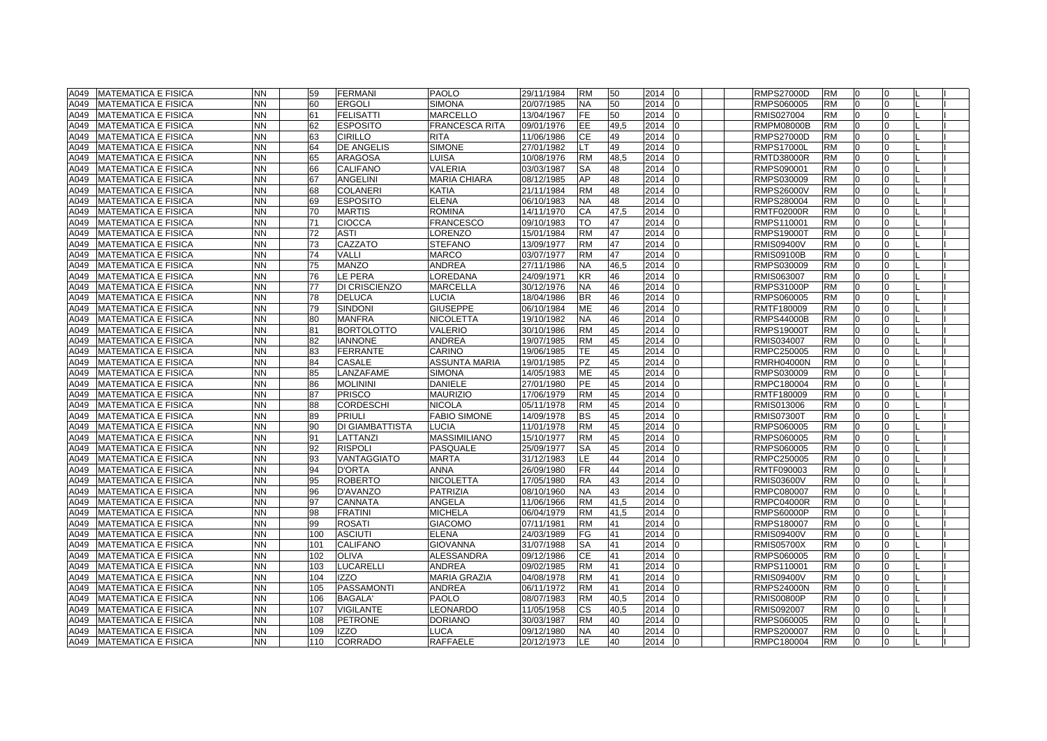| | | | | | | | | | | | | | | | | | | | | |
|---|---|---|---|---|---|---|---|---|---|---|---|---|---|---|---|---|---|---|---|---|
| A049 | MATEMATICA E FISICA | NN | | 59 | FERMANI | PAOLO | 29/11/1984 | RM | 50 | 2014 | 0 | | | RMPS27000D | RM | 0 | 0 | | L | I |
| A049 | MATEMATICA E FISICA | NN | | 60 | ERGOLI | SIMONA | 20/07/1985 | NA | 50 | 2014 | 0 | | | RMPS060005 | RM | 0 | 0 | | L | I |
| A049 | MATEMATICA E FISICA | NN | | 61 | FELISATTI | MARCELLO | 13/04/1967 | FE | 50 | 2014 | 0 | | | RMIS027004 | RM | 0 | 0 | | L | I |
| A049 | MATEMATICA E FISICA | NN | | 62 | ESPOSITO | FRANCESCA RITA | 09/01/1976 | EE | 49,5 | 2014 | 0 | | | RMPM08000B | RM | 0 | 0 | | L | I |
| A049 | MATEMATICA E FISICA | NN | | 63 | CIRILLO | RITA | 11/06/1986 | CE | 49 | 2014 | 0 | | | RMPS27000D | RM | 0 | 0 | | L | I |
| A049 | MATEMATICA E FISICA | NN | | 64 | DE ANGELIS | SIMONE | 27/01/1982 | LT | 49 | 2014 | 0 | | | RMPS17000L | RM | 0 | 0 | | L | I |
| A049 | MATEMATICA E FISICA | NN | | 65 | ARAGOSA | LUISA | 10/08/1976 | RM | 48,5 | 2014 | 0 | | | RMTD38000R | RM | 0 | 0 | | L | I |
| A049 | MATEMATICA E FISICA | NN | | 66 | CALIFANO | VALERIA | 03/03/1987 | SA | 48 | 2014 | 0 | | | RMPS090001 | RM | 0 | 0 | | L | I |
| A049 | MATEMATICA E FISICA | NN | | 67 | ANGELINI | MARIA CHIARA | 08/12/1985 | AP | 48 | 2014 | 0 | | | RMPS030009 | RM | 0 | 0 | | L | I |
| A049 | MATEMATICA E FISICA | NN | | 68 | COLANERI | KATIA | 21/11/1984 | RM | 48 | 2014 | 0 | | | RMPS26000V | RM | 0 | 0 | | L | I |
| A049 | MATEMATICA E FISICA | NN | | 69 | ESPOSITO | ELENA | 06/10/1983 | NA | 48 | 2014 | 0 | | | RMPS280004 | RM | 0 | 0 | | L | I |
| A049 | MATEMATICA E FISICA | NN | | 70 | MARTIS | ROMINA | 14/11/1970 | CA | 47,5 | 2014 | 0 | | | RMTF02000R | RM | 0 | 0 | | L | I |
| A049 | MATEMATICA E FISICA | NN | | 71 | CIOCCA | FRANCESCO | 09/10/1983 | TO | 47 | 2014 | 0 | | | RMPS110001 | RM | 0 | 0 | | L | I |
| A049 | MATEMATICA E FISICA | NN | | 72 | ASTI | LORENZO | 15/01/1984 | RM | 47 | 2014 | 0 | | | RMPS19000T | RM | 0 | 0 | | L | I |
| A049 | MATEMATICA E FISICA | NN | | 73 | CAZZATO | STEFANO | 13/09/1977 | RM | 47 | 2014 | 0 | | | RMIS09400V | RM | 0 | 0 | | L | I |
| A049 | MATEMATICA E FISICA | NN | | 74 | VALLI | MARCO | 03/07/1977 | RM | 47 | 2014 | 0 | | | RMIS09100B | RM | 0 | 0 | | L | I |
| A049 | MATEMATICA E FISICA | NN | | 75 | MANZO | ANDREA | 27/11/1986 | NA | 46,5 | 2014 | 0 | | | RMPS030009 | RM | 0 | 0 | | L | I |
| A049 | MATEMATICA E FISICA | NN | | 76 | LE PERA | LOREDANA | 24/09/1971 | KR | 46 | 2014 | 0 | | | RMIS063007 | RM | 0 | 0 | | L | I |
| A049 | MATEMATICA E FISICA | NN | | 77 | DI CRISCIENZO | MARCELLA | 30/12/1976 | NA | 46 | 2014 | 0 | | | RMPS31000P | RM | 0 | 0 | | L | I |
| A049 | MATEMATICA E FISICA | NN | | 78 | DELUCA | LUCIA | 18/04/1986 | BR | 46 | 2014 | 0 | | | RMPS060005 | RM | 0 | 0 | | L | I |
| A049 | MATEMATICA E FISICA | NN | | 79 | SINDONI | GIUSEPPE | 06/10/1984 | ME | 46 | 2014 | 0 | | | RMTF180009 | RM | 0 | 0 | | L | I |
| A049 | MATEMATICA E FISICA | NN | | 80 | MANFRA | NICOLETTA | 19/10/1982 | NA | 46 | 2014 | 0 | | | RMPS44000B | RM | 0 | 0 | | L | I |
| A049 | MATEMATICA E FISICA | NN | | 81 | BORTOLOTTO | VALERIO | 30/10/1986 | RM | 45 | 2014 | 0 | | | RMPS19000T | RM | 0 | 0 | | L | I |
| A049 | MATEMATICA E FISICA | NN | | 82 | IANNONE | ANDREA | 19/07/1985 | RM | 45 | 2014 | 0 | | | RMIS034007 | RM | 0 | 0 | | L | I |
| A049 | MATEMATICA E FISICA | NN | | 83 | FERRANTE | CARINO | 19/06/1985 | TE | 45 | 2014 | 0 | | | RMPC250005 | RM | 0 | 0 | | L | I |
| A049 | MATEMATICA E FISICA | NN | | 84 | CASALE | ASSUNTA MARIA | 19/01/1985 | PZ | 45 | 2014 | 0 | | | RMRH04000N | RM | 0 | 0 | | L | I |
| A049 | MATEMATICA E FISICA | NN | | 85 | LANZAFAME | SIMONA | 14/05/1983 | ME | 45 | 2014 | 0 | | | RMPS030009 | RM | 0 | 0 | | L | I |
| A049 | MATEMATICA E FISICA | NN | | 86 | MOLININI | DANIELE | 27/01/1980 | PE | 45 | 2014 | 0 | | | RMPC180004 | RM | 0 | 0 | | L | I |
| A049 | MATEMATICA E FISICA | NN | | 87 | PRISCO | MAURIZIO | 17/06/1979 | RM | 45 | 2014 | 0 | | | RMTF180009 | RM | 0 | 0 | | L | I |
| A049 | MATEMATICA E FISICA | NN | | 88 | CORDESCHI | NICOLA | 05/11/1978 | RM | 45 | 2014 | 0 | | | RMIS013006 | RM | 0 | 0 | | L | I |
| A049 | MATEMATICA E FISICA | NN | | 89 | PRIULI | FABIO SIMONE | 14/09/1978 | BS | 45 | 2014 | 0 | | | RMIS07300T | RM | 0 | 0 | | L | I |
| A049 | MATEMATICA E FISICA | NN | | 90 | DI GIAMBATTISTA | LUCIA | 11/01/1978 | RM | 45 | 2014 | 0 | | | RMPS060005 | RM | 0 | 0 | | L | I |
| A049 | MATEMATICA E FISICA | NN | | 91 | LATTANZI | MASSIMILIANO | 15/10/1977 | RM | 45 | 2014 | 0 | | | RMPS060005 | RM | 0 | 0 | | L | I |
| A049 | MATEMATICA E FISICA | NN | | 92 | RISPOLI | PASQUALE | 25/09/1977 | SA | 45 | 2014 | 0 | | | RMPS060005 | RM | 0 | 0 | | L | I |
| A049 | MATEMATICA E FISICA | NN | | 93 | VANTAGGIATO | MARTA | 31/12/1983 | LE | 44 | 2014 | 0 | | | RMPC250005 | RM | 0 | 0 | | L | I |
| A049 | MATEMATICA E FISICA | NN | | 94 | D'ORTA | ANNA | 26/09/1980 | FR | 44 | 2014 | 0 | | | RMTF090003 | RM | 0 | 0 | | L | I |
| A049 | MATEMATICA E FISICA | NN | | 95 | ROBERTO | NICOLETTA | 17/05/1980 | RA | 43 | 2014 | 0 | | | RMIS03600V | RM | 0 | 0 | | L | I |
| A049 | MATEMATICA E FISICA | NN | | 96 | D'AVANZO | PATRIZIA | 08/10/1960 | NA | 43 | 2014 | 0 | | | RMPC080007 | RM | 0 | 0 | | L | I |
| A049 | MATEMATICA E FISICA | NN | | 97 | CANNATA | ANGELA | 11/06/1966 | RM | 41,5 | 2014 | 0 | | | RMPC04000R | RM | 0 | 0 | | L | I |
| A049 | MATEMATICA E FISICA | NN | | 98 | FRATINI | MICHELA | 06/04/1979 | RM | 41,5 | 2014 | 0 | | | RMPS60000P | RM | 0 | 0 | | L | I |
| A049 | MATEMATICA E FISICA | NN | | 99 | ROSATI | GIACOMO | 07/11/1981 | RM | 41 | 2014 | 0 | | | RMPS180007 | RM | 0 | 0 | | L | I |
| A049 | MATEMATICA E FISICA | NN | | 100 | ASCIUTI | ELENA | 24/03/1989 | FG | 41 | 2014 | 0 | | | RMIS09400V | RM | 0 | 0 | | L | I |
| A049 | MATEMATICA E FISICA | NN | | 101 | CALIFANO | GIOVANNA | 31/07/1988 | SA | 41 | 2014 | 0 | | | RMIS05700X | RM | 0 | 0 | | L | I |
| A049 | MATEMATICA E FISICA | NN | | 102 | OLIVA | ALESSANDRA | 09/12/1986 | CE | 41 | 2014 | 0 | | | RMPS060005 | RM | 0 | 0 | | L | I |
| A049 | MATEMATICA E FISICA | NN | | 103 | LUCARELLI | ANDREA | 09/02/1985 | RM | 41 | 2014 | 0 | | | RMPS110001 | RM | 0 | 0 | | L | I |
| A049 | MATEMATICA E FISICA | NN | | 104 | IZZO | MARIA GRAZIA | 04/08/1978 | RM | 41 | 2014 | 0 | | | RMIS09400V | RM | 0 | 0 | | L | I |
| A049 | MATEMATICA E FISICA | NN | | 105 | PASSAMONTI | ANDREA | 06/11/1972 | RM | 41 | 2014 | 0 | | | RMPS24000N | RM | 0 | 0 | | L | I |
| A049 | MATEMATICA E FISICA | NN | | 106 | BAGALA' | PAOLO | 08/07/1983 | RM | 40,5 | 2014 | 0 | | | RMIS00800P | RM | 0 | 0 | | L | I |
| A049 | MATEMATICA E FISICA | NN | | 107 | VIGILANTE | LEONARDO | 11/05/1958 | CS | 40,5 | 2014 | 0 | | | RMIS092007 | RM | 0 | 0 | | L | I |
| A049 | MATEMATICA E FISICA | NN | | 108 | PETRONE | DORIANO | 30/03/1987 | RM | 40 | 2014 | 0 | | | RMPS060005 | RM | 0 | 0 | | L | I |
| A049 | MATEMATICA E FISICA | NN | | 109 | IZZO | LUCA | 09/12/1980 | NA | 40 | 2014 | 0 | | | RMPS200007 | RM | 0 | 0 | | L | I |
| A049 | MATEMATICA E FISICA | NN | | 110 | CORRADO | RAFFAELE | 20/12/1973 | LE | 40 | 2014 | 0 | | | RMPC180004 | RM | 0 | 0 | | L | I |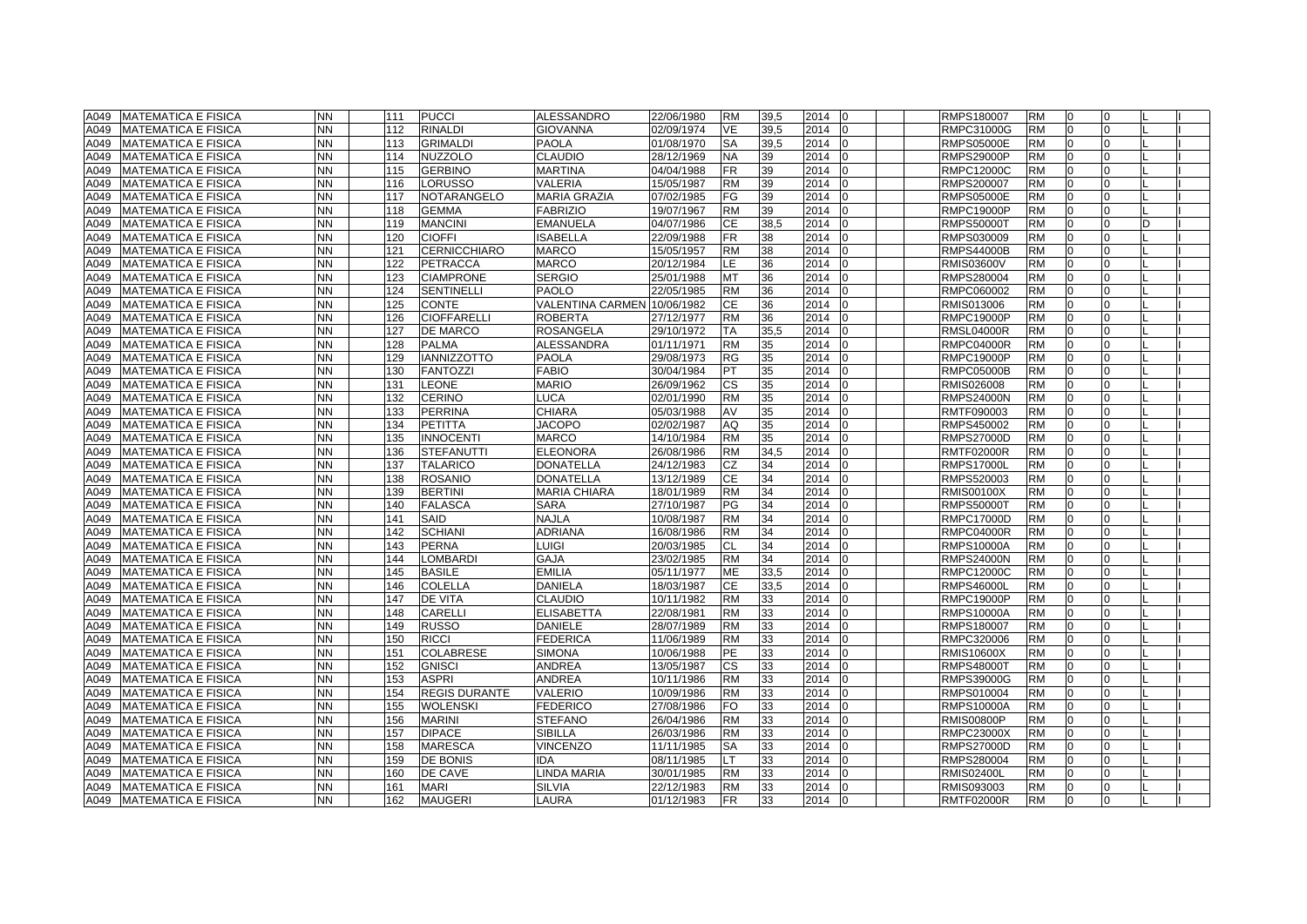| A049 | MATEMATICA E FISICA | NN | | 111 | PUCCI | ALESSANDRO | 22/06/1980 | RM | 39,5 | 2014 | 0 | | | RMPS180007 | RM | 0 | 0 | | L | I |
|---|---|---|---|---|---|---|---|---|---|---|---|---|---|---|---|---|---|---|---|---|
| A049 | MATEMATICA E FISICA | NN | | 112 | RINALDI | GIOVANNA | 02/09/1974 | VE | 39,5 | 2014 | 0 | | | RMPC31000G | RM | 0 | 0 | | L | I |
| A049 | MATEMATICA E FISICA | NN | | 113 | GRIMALDI | PAOLA | 01/08/1970 | SA | 39,5 | 2014 | 0 | | | RMPS05000E | RM | 0 | 0 | | L | I |
| A049 | MATEMATICA E FISICA | NN | | 114 | NUZZOLO | CLAUDIO | 28/12/1969 | NA | 39 | 2014 | 0 | | | RMPS29000P | RM | 0 | 0 | | L | I |
| A049 | MATEMATICA E FISICA | NN | | 115 | GERBINO | MARTINA | 04/04/1988 | FR | 39 | 2014 | 0 | | | RMPC12000C | RM | 0 | 0 | | L | I |
| A049 | MATEMATICA E FISICA | NN | | 116 | LORUSSO | VALERIA | 15/05/1987 | RM | 39 | 2014 | 0 | | | RMPS200007 | RM | 0 | 0 | | L | I |
| A049 | MATEMATICA E FISICA | NN | | 117 | NOTARANGELO | MARIA GRAZIA | 07/02/1985 | FG | 39 | 2014 | 0 | | | RMPS05000E | RM | 0 | 0 | | L | I |
| A049 | MATEMATICA E FISICA | NN | | 118 | GEMMA | FABRIZIO | 19/07/1967 | RM | 39 | 2014 | 0 | | | RMPC19000P | RM | 0 | 0 | | L | I |
| A049 | MATEMATICA E FISICA | NN | | 119 | MANCINI | EMANUELA | 04/07/1986 | CE | 38,5 | 2014 | 0 | | | RMPS50000T | RM | 0 | 0 | | D | I |
| A049 | MATEMATICA E FISICA | NN | | 120 | CIOFFI | ISABELLA | 22/09/1988 | FR | 38 | 2014 | 0 | | | RMPS030009 | RM | 0 | 0 | | L | I |
| A049 | MATEMATICA E FISICA | NN | | 121 | CERNICCHIARO | MARCO | 15/05/1957 | RM | 38 | 2014 | 0 | | | RMPS44000B | RM | 0 | 0 | | L | I |
| A049 | MATEMATICA E FISICA | NN | | 122 | PETRACCA | MARCO | 20/12/1984 | LE | 36 | 2014 | 0 | | | RMIS03600V | RM | 0 | 0 | | L | I |
| A049 | MATEMATICA E FISICA | NN | | 123 | CIAMPRONE | SERGIO | 25/01/1988 | MT | 36 | 2014 | 0 | | | RMPS280004 | RM | 0 | 0 | | L | I |
| A049 | MATEMATICA E FISICA | NN | | 124 | SENTINELLI | PAOLO | 22/05/1985 | RM | 36 | 2014 | 0 | | | RMPC060002 | RM | 0 | 0 | | L | I |
| A049 | MATEMATICA E FISICA | NN | | 125 | CONTE | VALENTINA CARMEN | 10/06/1982 | CE | 36 | 2014 | 0 | | | RMIS013006 | RM | 0 | 0 | | L | I |
| A049 | MATEMATICA E FISICA | NN | | 126 | CIOFFARELLI | ROBERTA | 27/12/1977 | RM | 36 | 2014 | 0 | | | RMPC19000P | RM | 0 | 0 | | L | I |
| A049 | MATEMATICA E FISICA | NN | | 127 | DE MARCO | ROSANGELA | 29/10/1972 | TA | 35,5 | 2014 | 0 | | | RMSL04000R | RM | 0 | 0 | | L | I |
| A049 | MATEMATICA E FISICA | NN | | 128 | PALMA | ALESSANDRA | 01/11/1971 | RM | 35 | 2014 | 0 | | | RMPC04000R | RM | 0 | 0 | | L | I |
| A049 | MATEMATICA E FISICA | NN | | 129 | IANNIZZOTTO | PAOLA | 29/08/1973 | RG | 35 | 2014 | 0 | | | RMPC19000P | RM | 0 | 0 | | L | I |
| A049 | MATEMATICA E FISICA | NN | | 130 | FANTOZZI | FABIO | 30/04/1984 | PT | 35 | 2014 | 0 | | | RMPC05000B | RM | 0 | 0 | | L | I |
| A049 | MATEMATICA E FISICA | NN | | 131 | LEONE | MARIO | 26/09/1962 | CS | 35 | 2014 | 0 | | | RMIS026008 | RM | 0 | 0 | | L | I |
| A049 | MATEMATICA E FISICA | NN | | 132 | CERINO | LUCA | 02/01/1990 | RM | 35 | 2014 | 0 | | | RMPS24000N | RM | 0 | 0 | | L | I |
| A049 | MATEMATICA E FISICA | NN | | 133 | PERRINA | CHIARA | 05/03/1988 | AV | 35 | 2014 | 0 | | | RMTF090003 | RM | 0 | 0 | | L | I |
| A049 | MATEMATICA E FISICA | NN | | 134 | PETITTA | JACOPO | 02/02/1987 | AQ | 35 | 2014 | 0 | | | RMPS450002 | RM | 0 | 0 | | L | I |
| A049 | MATEMATICA E FISICA | NN | | 135 | INNOCENTI | MARCO | 14/10/1984 | RM | 35 | 2014 | 0 | | | RMPS27000D | RM | 0 | 0 | | L | I |
| A049 | MATEMATICA E FISICA | NN | | 136 | STEFANUTTI | ELEONORA | 26/08/1986 | RM | 34,5 | 2014 | 0 | | | RMTF02000R | RM | 0 | 0 | | L | I |
| A049 | MATEMATICA E FISICA | NN | | 137 | TALARICO | DONATELLA | 24/12/1983 | CZ | 34 | 2014 | 0 | | | RMPS17000L | RM | 0 | 0 | | L | I |
| A049 | MATEMATICA E FISICA | NN | | 138 | ROSANIO | DONATELLA | 13/12/1989 | CE | 34 | 2014 | 0 | | | RMPS520003 | RM | 0 | 0 | | L | I |
| A049 | MATEMATICA E FISICA | NN | | 139 | BERTINI | MARIA CHIARA | 18/01/1989 | RM | 34 | 2014 | 0 | | | RMIS00100X | RM | 0 | 0 | | L | I |
| A049 | MATEMATICA E FISICA | NN | | 140 | FALASCA | SARA | 27/10/1987 | PG | 34 | 2014 | 0 | | | RMPS50000T | RM | 0 | 0 | | L | I |
| A049 | MATEMATICA E FISICA | NN | | 141 | SAID | NAJLA | 10/08/1987 | RM | 34 | 2014 | 0 | | | RMPC17000D | RM | 0 | 0 | | L | I |
| A049 | MATEMATICA E FISICA | NN | | 142 | SCHIANI | ADRIANA | 16/08/1986 | RM | 34 | 2014 | 0 | | | RMPC04000R | RM | 0 | 0 | | L | I |
| A049 | MATEMATICA E FISICA | NN | | 143 | PERNA | LUIGI | 20/03/1985 | CL | 34 | 2014 | 0 | | | RMPS10000A | RM | 0 | 0 | | L | I |
| A049 | MATEMATICA E FISICA | NN | | 144 | LOMBARDI | GAJA | 23/02/1985 | RM | 34 | 2014 | 0 | | | RMPS24000N | RM | 0 | 0 | | L | I |
| A049 | MATEMATICA E FISICA | NN | | 145 | BASILE | EMILIA | 05/11/1977 | ME | 33,5 | 2014 | 0 | | | RMPC12000C | RM | 0 | 0 | | L | I |
| A049 | MATEMATICA E FISICA | NN | | 146 | COLELLA | DANIELA | 18/03/1987 | CE | 33,5 | 2014 | 0 | | | RMPS46000L | RM | 0 | 0 | | L | I |
| A049 | MATEMATICA E FISICA | NN | | 147 | DE VITA | CLAUDIO | 10/11/1982 | RM | 33 | 2014 | 0 | | | RMPC19000P | RM | 0 | 0 | | L | I |
| A049 | MATEMATICA E FISICA | NN | | 148 | CARELLI | ELISABETTA | 22/08/1981 | RM | 33 | 2014 | 0 | | | RMPS10000A | RM | 0 | 0 | | L | I |
| A049 | MATEMATICA E FISICA | NN | | 149 | RUSSO | DANIELE | 28/07/1989 | RM | 33 | 2014 | 0 | | | RMPS180007 | RM | 0 | 0 | | L | I |
| A049 | MATEMATICA E FISICA | NN | | 150 | RICCI | FEDERICA | 11/06/1989 | RM | 33 | 2014 | 0 | | | RMPC320006 | RM | 0 | 0 | | L | I |
| A049 | MATEMATICA E FISICA | NN | | 151 | COLABRESE | SIMONA | 10/06/1988 | PE | 33 | 2014 | 0 | | | RMIS10600X | RM | 0 | 0 | | L | I |
| A049 | MATEMATICA E FISICA | NN | | 152 | GNISCI | ANDREA | 13/05/1987 | CS | 33 | 2014 | 0 | | | RMPS48000T | RM | 0 | 0 | | L | I |
| A049 | MATEMATICA E FISICA | NN | | 153 | ASPRI | ANDREA | 10/11/1986 | RM | 33 | 2014 | 0 | | | RMPS39000G | RM | 0 | 0 | | L | I |
| A049 | MATEMATICA E FISICA | NN | | 154 | REGIS DURANTE | VALERIO | 10/09/1986 | RM | 33 | 2014 | 0 | | | RMPS010004 | RM | 0 | 0 | | L | I |
| A049 | MATEMATICA E FISICA | NN | | 155 | WOLENSKI | FEDERICO | 27/08/1986 | FO | 33 | 2014 | 0 | | | RMPS10000A | RM | 0 | 0 | | L | I |
| A049 | MATEMATICA E FISICA | NN | | 156 | MARINI | STEFANO | 26/04/1986 | RM | 33 | 2014 | 0 | | | RMIS00800P | RM | 0 | 0 | | L | I |
| A049 | MATEMATICA E FISICA | NN | | 157 | DIPACE | SIBILLA | 26/03/1986 | RM | 33 | 2014 | 0 | | | RMPC23000X | RM | 0 | 0 | | L | I |
| A049 | MATEMATICA E FISICA | NN | | 158 | MARESCA | VINCENZO | 11/11/1985 | SA | 33 | 2014 | 0 | | | RMPS27000D | RM | 0 | 0 | | L | I |
| A049 | MATEMATICA E FISICA | NN | | 159 | DE BONIS | IDA | 08/11/1985 | LT | 33 | 2014 | 0 | | | RMPS280004 | RM | 0 | 0 | | L | I |
| A049 | MATEMATICA E FISICA | NN | | 160 | DE CAVE | LINDA MARIA | 30/01/1985 | RM | 33 | 2014 | 0 | | | RMIS02400L | RM | 0 | 0 | | L | I |
| A049 | MATEMATICA E FISICA | NN | | 161 | MARI | SILVIA | 22/12/1983 | RM | 33 | 2014 | 0 | | | RMIS093003 | RM | 0 | 0 | | L | I |
| A049 | MATEMATICA E FISICA | NN | | 162 | MAUGERI | LAURA | 01/12/1983 | FR | 33 | 2014 | 0 | | | RMTF02000R | RM | 0 | 0 | | L | I |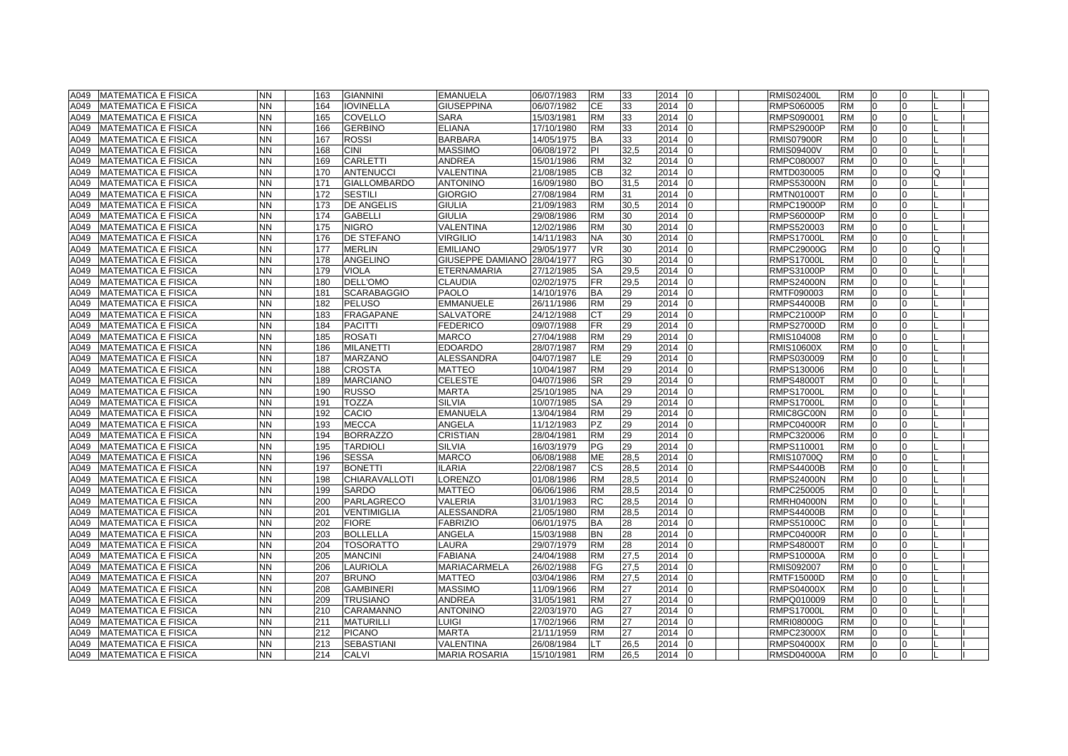| | | | | | | | | | | | | | | | | | | | |
|---|---|---|---|---|---|---|---|---|---|---|---|---|---|---|---|---|---|---|---|
| A049 | MATEMATICA E FISICA | NN | | 163 | GIANNINI | EMANUELA | 06/07/1983 | RM | 33 | 2014 | 0 | | | RMIS02400L | RM | 0 | 0 | | L | I |
| A049 | MATEMATICA E FISICA | NN | | 164 | IOVINELLA | GIUSEPPINA | 06/07/1982 | CE | 33 | 2014 | 0 | | | RMPS060005 | RM | 0 | 0 | | L | I |
| A049 | MATEMATICA E FISICA | NN | | 165 | COVELLO | SARA | 15/03/1981 | RM | 33 | 2014 | 0 | | | RMPS090001 | RM | 0 | 0 | | L | I |
| A049 | MATEMATICA E FISICA | NN | | 166 | GERBINO | ELIANA | 17/10/1980 | RM | 33 | 2014 | 0 | | | RMPS29000P | RM | 0 | 0 | | L | I |
| A049 | MATEMATICA E FISICA | NN | | 167 | ROSSI | BARBARA | 14/05/1975 | BA | 33 | 2014 | 0 | | | RMIS07900R | RM | 0 | 0 | | L | I |
| A049 | MATEMATICA E FISICA | NN | | 168 | CINI | MASSIMO | 06/08/1972 | PI | 32,5 | 2014 | 0 | | | RMIS09400V | RM | 0 | 0 | | L | I |
| A049 | MATEMATICA E FISICA | NN | | 169 | CARLETTI | ANDREA | 15/01/1986 | RM | 32 | 2014 | 0 | | | RMPC080007 | RM | 0 | 0 | | L | I |
| A049 | MATEMATICA E FISICA | NN | | 170 | ANTENUCCI | VALENTINA | 21/08/1985 | CB | 32 | 2014 | 0 | | | RMTD030005 | RM | 0 | 0 | Q | L | I |
| A049 | MATEMATICA E FISICA | NN | | 171 | GIALLOMBARDO | ANTONINO | 16/09/1980 | BO | 31,5 | 2014 | 0 | | | RMPS53000N | RM | 0 | 0 | | L | I |
| A049 | MATEMATICA E FISICA | NN | | 172 | SESTILI | GIORGIO | 27/08/1984 | RM | 31 | 2014 | 0 | | | RMTN01000T | RM | 0 | 0 | | L | I |
| A049 | MATEMATICA E FISICA | NN | | 173 | DE ANGELIS | GIULIA | 21/09/1983 | RM | 30,5 | 2014 | 0 | | | RMPC19000P | RM | 0 | 0 | | L | I |
| A049 | MATEMATICA E FISICA | NN | | 174 | GABELLI | GIULIA | 29/08/1986 | RM | 30 | 2014 | 0 | | | RMPS60000P | RM | 0 | 0 | | L | I |
| A049 | MATEMATICA E FISICA | NN | | 175 | NIGRO | VALENTINA | 12/02/1986 | RM | 30 | 2014 | 0 | | | RMPS520003 | RM | 0 | 0 | | L | I |
| A049 | MATEMATICA E FISICA | NN | | 176 | DE STEFANO | VIRGILIO | 14/11/1983 | NA | 30 | 2014 | 0 | | | RMPS17000L | RM | 0 | 0 | | L | I |
| A049 | MATEMATICA E FISICA | NN | | 177 | MERLIN | EMILIANO | 29/05/1977 | VR | 30 | 2014 | 0 | | | RMPC29000G | RM | 0 | 0 | Q | L | I |
| A049 | MATEMATICA E FISICA | NN | | 178 | ANGELINO | GIUSEPPE DAMIANO | 28/04/1977 | RG | 30 | 2014 | 0 | | | RMPS17000L | RM | 0 | 0 | | L | I |
| A049 | MATEMATICA E FISICA | NN | | 179 | VIOLA | ETERNAMARIA | 27/12/1985 | SA | 29,5 | 2014 | 0 | | | RMPS31000P | RM | 0 | 0 | | L | I |
| A049 | MATEMATICA E FISICA | NN | | 180 | DELL'OMO | CLAUDIA | 02/02/1975 | FR | 29,5 | 2014 | 0 | | | RMPS24000N | RM | 0 | 0 | | L | I |
| A049 | MATEMATICA E FISICA | NN | | 181 | SCARABAGGIO | PAOLO | 14/10/1976 | BA | 29 | 2014 | 0 | | | RMTF090003 | RM | 0 | 0 | | L | I |
| A049 | MATEMATICA E FISICA | NN | | 182 | PELUSO | EMMANUELE | 26/11/1986 | RM | 29 | 2014 | 0 | | | RMPS44000B | RM | 0 | 0 | | L | I |
| A049 | MATEMATICA E FISICA | NN | | 183 | FRAGAPANE | SALVATORE | 24/12/1988 | CT | 29 | 2014 | 0 | | | RMPC21000P | RM | 0 | 0 | | L | I |
| A049 | MATEMATICA E FISICA | NN | | 184 | PACITTI | FEDERICO | 09/07/1988 | FR | 29 | 2014 | 0 | | | RMPS27000D | RM | 0 | 0 | | L | I |
| A049 | MATEMATICA E FISICA | NN | | 185 | ROSATI | MARCO | 27/04/1988 | RM | 29 | 2014 | 0 | | | RMIS104008 | RM | 0 | 0 | | L | I |
| A049 | MATEMATICA E FISICA | NN | | 186 | MILANETTI | EDOARDO | 28/07/1987 | RM | 29 | 2014 | 0 | | | RMIS10600X | RM | 0 | 0 | | L | I |
| A049 | MATEMATICA E FISICA | NN | | 187 | MARZANO | ALESSANDRA | 04/07/1987 | LE | 29 | 2014 | 0 | | | RMPS030009 | RM | 0 | 0 | | L | I |
| A049 | MATEMATICA E FISICA | NN | | 188 | CROSTA | MATTEO | 10/04/1987 | RM | 29 | 2014 | 0 | | | RMPS130006 | RM | 0 | 0 | | L | I |
| A049 | MATEMATICA E FISICA | NN | | 189 | MARCIANO | CELESTE | 04/07/1986 | SR | 29 | 2014 | 0 | | | RMPS48000T | RM | 0 | 0 | | L | I |
| A049 | MATEMATICA E FISICA | NN | | 190 | RUSSO | MARTA | 25/10/1985 | NA | 29 | 2014 | 0 | | | RMPS17000L | RM | 0 | 0 | | L | I |
| A049 | MATEMATICA E FISICA | NN | | 191 | TOZZA | SILVIA | 10/07/1985 | SA | 29 | 2014 | 0 | | | RMPS17000L | RM | 0 | 0 | | L | I |
| A049 | MATEMATICA E FISICA | NN | | 192 | CACIO | EMANUELA | 13/04/1984 | RM | 29 | 2014 | 0 | | | RMIC8GC00N | RM | 0 | 0 | | L | I |
| A049 | MATEMATICA E FISICA | NN | | 193 | MECCA | ANGELA | 11/12/1983 | PZ | 29 | 2014 | 0 | | | RMPC04000R | RM | 0 | 0 | | L | I |
| A049 | MATEMATICA E FISICA | NN | | 194 | BORRAZZO | CRISTIAN | 28/04/1981 | RM | 29 | 2014 | 0 | | | RMPC320006 | RM | 0 | 0 | | L | I |
| A049 | MATEMATICA E FISICA | NN | | 195 | TARDIOLI | SILVIA | 16/03/1979 | PG | 29 | 2014 | 0 | | | RMPS110001 | RM | 0 | 0 | | L | I |
| A049 | MATEMATICA E FISICA | NN | | 196 | SESSA | MARCO | 06/08/1988 | ME | 28,5 | 2014 | 0 | | | RMIS10700Q | RM | 0 | 0 | | L | I |
| A049 | MATEMATICA E FISICA | NN | | 197 | BONETTI | ILARIA | 22/08/1987 | CS | 28,5 | 2014 | 0 | | | RMPS44000B | RM | 0 | 0 | | L | I |
| A049 | MATEMATICA E FISICA | NN | | 198 | CHIARAVALLOTI | LORENZO | 01/08/1986 | RM | 28,5 | 2014 | 0 | | | RMPS24000N | RM | 0 | 0 | | L | I |
| A049 | MATEMATICA E FISICA | NN | | 199 | SARDO | MATTEO | 06/06/1986 | RM | 28,5 | 2014 | 0 | | | RMPC250005 | RM | 0 | 0 | | L | I |
| A049 | MATEMATICA E FISICA | NN | | 200 | PARLAGRECO | VALERIA | 31/01/1983 | RC | 28,5 | 2014 | 0 | | | RMRH04000N | RM | 0 | 0 | | L | I |
| A049 | MATEMATICA E FISICA | NN | | 201 | VENTIMIGLIA | ALESSANDRA | 21/05/1980 | RM | 28,5 | 2014 | 0 | | | RMPS44000B | RM | 0 | 0 | | L | I |
| A049 | MATEMATICA E FISICA | NN | | 202 | FIORE | FABRIZIO | 06/01/1975 | BA | 28 | 2014 | 0 | | | RMPS51000C | RM | 0 | 0 | | L | I |
| A049 | MATEMATICA E FISICA | NN | | 203 | BOLLELLA | ANGELA | 15/03/1988 | BN | 28 | 2014 | 0 | | | RMPC04000R | RM | 0 | 0 | | L | I |
| A049 | MATEMATICA E FISICA | NN | | 204 | TOSORATTO | LAURA | 29/07/1979 | RM | 28 | 2014 | 0 | | | RMPS48000T | RM | 0 | 0 | | L | I |
| A049 | MATEMATICA E FISICA | NN | | 205 | MANCINI | FABIANA | 24/04/1988 | RM | 27,5 | 2014 | 0 | | | RMPS10000A | RM | 0 | 0 | | L | I |
| A049 | MATEMATICA E FISICA | NN | | 206 | LAURIOLA | MARIACARMELA | 26/02/1988 | FG | 27,5 | 2014 | 0 | | | RMIS092007 | RM | 0 | 0 | | L | I |
| A049 | MATEMATICA E FISICA | NN | | 207 | BRUNO | MATTEO | 03/04/1986 | RM | 27,5 | 2014 | 0 | | | RMTF15000D | RM | 0 | 0 | | L | I |
| A049 | MATEMATICA E FISICA | NN | | 208 | GAMBINERI | MASSIMO | 11/09/1966 | RM | 27 | 2014 | 0 | | | RMPS04000X | RM | 0 | 0 | | L | I |
| A049 | MATEMATICA E FISICA | NN | | 209 | TRUSIANO | ANDREA | 31/05/1981 | RM | 27 | 2014 | 0 | | | RMPQ010009 | RM | 0 | 0 | | L | I |
| A049 | MATEMATICA E FISICA | NN | | 210 | CARAMANNO | ANTONINO | 22/03/1970 | AG | 27 | 2014 | 0 | | | RMPS17000L | RM | 0 | 0 | | L | I |
| A049 | MATEMATICA E FISICA | NN | | 211 | MATURILLI | LUIGI | 17/02/1966 | RM | 27 | 2014 | 0 | | | RMRI08000G | RM | 0 | 0 | | L | I |
| A049 | MATEMATICA E FISICA | NN | | 212 | PICANO | MARTA | 21/11/1959 | RM | 27 | 2014 | 0 | | | RMPC23000X | RM | 0 | 0 | | L | I |
| A049 | MATEMATICA E FISICA | NN | | 213 | SEBASTIANI | VALENTINA | 26/08/1984 | LT | 26,5 | 2014 | 0 | | | RMPS04000X | RM | 0 | 0 | | L | I |
| A049 | MATEMATICA E FISICA | NN | | 214 | CALVI | MARIA ROSARIA | 15/10/1981 | RM | 26,5 | 2014 | 0 | | | RMSD04000A | RM | 0 | 0 | | L | I |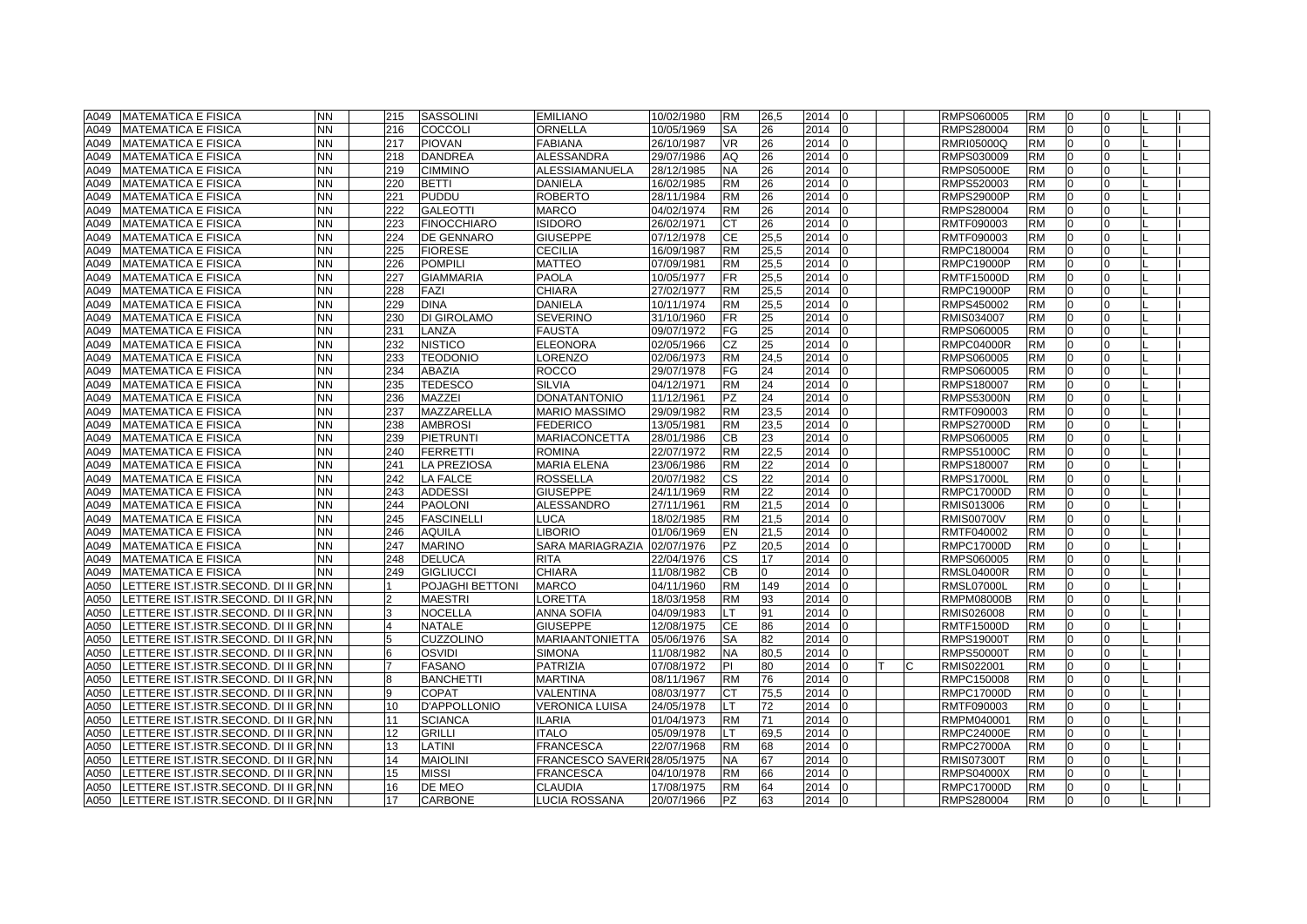| | | | | | | | | | | | | | | | | | | | | |
|---|---|---|---|---|---|---|---|---|---|---|---|---|---|---|---|---|---|---|---|---|
| A049 | MATEMATICA E FISICA | NN | 215 | SASSOLINI | EMILIANO | 10/02/1980 | RM | 26,5 | 2014 | 0 | | | RMPS060005 | RM | 0 | 0 | L | I |
| A049 | MATEMATICA E FISICA | NN | 216 | COCCOLI | ORNELLA | 10/05/1969 | SA | 26 | 2014 | 0 | | | RMPS280004 | RM | 0 | 0 | L | I |
| A049 | MATEMATICA E FISICA | NN | 217 | PIOVAN | FABIANA | 26/10/1987 | VR | 26 | 2014 | 0 | | | RMRI05000Q | RM | 0 | 0 | L | I |
| A049 | MATEMATICA E FISICA | NN | 218 | DANDREA | ALESSANDRA | 29/07/1986 | AQ | 26 | 2014 | 0 | | | RMPS030009 | RM | 0 | 0 | L | I |
| A049 | MATEMATICA E FISICA | NN | 219 | CIMMINO | ALESSIAMANUELA | 28/12/1985 | NA | 26 | 2014 | 0 | | | RMPS05000E | RM | 0 | 0 | L | I |
| A049 | MATEMATICA E FISICA | NN | 220 | BETTI | DANIELA | 16/02/1985 | RM | 26 | 2014 | 0 | | | RMPS520003 | RM | 0 | 0 | L | I |
| A049 | MATEMATICA E FISICA | NN | 221 | PUDDU | ROBERTO | 28/11/1984 | RM | 26 | 2014 | 0 | | | RMPS29000P | RM | 0 | 0 | L | I |
| A049 | MATEMATICA E FISICA | NN | 222 | GALEOTTI | MARCO | 04/02/1974 | RM | 26 | 2014 | 0 | | | RMPS280004 | RM | 0 | 0 | L | I |
| A049 | MATEMATICA E FISICA | NN | 223 | FINOCCHIARO | ISIDORO | 26/02/1971 | CT | 26 | 2014 | 0 | | | RMTF090003 | RM | 0 | 0 | L | I |
| A049 | MATEMATICA E FISICA | NN | 224 | DE GENNARO | GIUSEPPE | 07/12/1978 | CE | 25,5 | 2014 | 0 | | | RMTF090003 | RM | 0 | 0 | L | I |
| A049 | MATEMATICA E FISICA | NN | 225 | FIORESE | CECILIA | 16/09/1987 | RM | 25,5 | 2014 | 0 | | | RMPC180004 | RM | 0 | 0 | L | I |
| A049 | MATEMATICA E FISICA | NN | 226 | POMPILI | MATTEO | 07/09/1981 | RM | 25,5 | 2014 | 0 | | | RMPC19000P | RM | 0 | 0 | L | I |
| A049 | MATEMATICA E FISICA | NN | 227 | GIAMMARIA | PAOLA | 10/05/1977 | FR | 25,5 | 2014 | 0 | | | RMTF15000D | RM | 0 | 0 | L | I |
| A049 | MATEMATICA E FISICA | NN | 228 | FAZI | CHIARA | 27/02/1977 | RM | 25,5 | 2014 | 0 | | | RMPC19000P | RM | 0 | 0 | L | I |
| A049 | MATEMATICA E FISICA | NN | 229 | DINA | DANIELA | 10/11/1974 | RM | 25,5 | 2014 | 0 | | | RMPS450002 | RM | 0 | 0 | L | I |
| A049 | MATEMATICA E FISICA | NN | 230 | DI GIROLAMO | SEVERINO | 31/10/1960 | FR | 25 | 2014 | 0 | | | RMIS034007 | RM | 0 | 0 | L | I |
| A049 | MATEMATICA E FISICA | NN | 231 | LANZA | FAUSTA | 09/07/1972 | FG | 25 | 2014 | 0 | | | RMPS060005 | RM | 0 | 0 | L | I |
| A049 | MATEMATICA E FISICA | NN | 232 | NISTICO | ELEONORA | 02/05/1966 | CZ | 25 | 2014 | 0 | | | RMPC04000R | RM | 0 | 0 | L | I |
| A049 | MATEMATICA E FISICA | NN | 233 | TEODONIO | LORENZO | 02/06/1973 | RM | 24,5 | 2014 | 0 | | | RMPS060005 | RM | 0 | 0 | L | I |
| A049 | MATEMATICA E FISICA | NN | 234 | ABAZIA | ROCCO | 29/07/1978 | FG | 24 | 2014 | 0 | | | RMPS060005 | RM | 0 | 0 | L | I |
| A049 | MATEMATICA E FISICA | NN | 235 | TEDESCO | SILVIA | 04/12/1971 | RM | 24 | 2014 | 0 | | | RMPS180007 | RM | 0 | 0 | L | I |
| A049 | MATEMATICA E FISICA | NN | 236 | MAZZEI | DONATANTONIO | 11/12/1961 | PZ | 24 | 2014 | 0 | | | RMPS53000N | RM | 0 | 0 | L | I |
| A049 | MATEMATICA E FISICA | NN | 237 | MAZZARELLA | MARIO MASSIMO | 29/09/1982 | RM | 23,5 | 2014 | 0 | | | RMTF090003 | RM | 0 | 0 | L | I |
| A049 | MATEMATICA E FISICA | NN | 238 | AMBROSI | FEDERICO | 13/05/1981 | RM | 23,5 | 2014 | 0 | | | RMPS27000D | RM | 0 | 0 | L | I |
| A049 | MATEMATICA E FISICA | NN | 239 | PIETRUNTI | MARIACONCETTA | 28/01/1986 | CB | 23 | 2014 | 0 | | | RMPS060005 | RM | 0 | 0 | L | I |
| A049 | MATEMATICA E FISICA | NN | 240 | FERRETTI | ROMINA | 22/07/1972 | RM | 22,5 | 2014 | 0 | | | RMPS51000C | RM | 0 | 0 | L | I |
| A049 | MATEMATICA E FISICA | NN | 241 | LA PREZIOSA | MARIA ELENA | 23/06/1986 | RM | 22 | 2014 | 0 | | | RMPS180007 | RM | 0 | 0 | L | I |
| A049 | MATEMATICA E FISICA | NN | 242 | LA FALCE | ROSSELLA | 20/07/1982 | CS | 22 | 2014 | 0 | | | RMPS17000L | RM | 0 | 0 | L | I |
| A049 | MATEMATICA E FISICA | NN | 243 | ADDESSI | GIUSEPPE | 24/11/1969 | RM | 22 | 2014 | 0 | | | RMPC17000D | RM | 0 | 0 | L | I |
| A049 | MATEMATICA E FISICA | NN | 244 | PAOLONI | ALESSANDRO | 27/11/1961 | RM | 21,5 | 2014 | 0 | | | RMIS013006 | RM | 0 | 0 | L | I |
| A049 | MATEMATICA E FISICA | NN | 245 | FASCINELLI | LUCA | 18/02/1985 | RM | 21,5 | 2014 | 0 | | | RMIS00700V | RM | 0 | 0 | L | I |
| A049 | MATEMATICA E FISICA | NN | 246 | AQUILA | LIBORIO | 01/06/1969 | EN | 21,5 | 2014 | 0 | | | RMTF040002 | RM | 0 | 0 | L | I |
| A049 | MATEMATICA E FISICA | NN | 247 | MARINO | SARA MARIAGRAZIA | 02/07/1976 | PZ | 20,5 | 2014 | 0 | | | RMPC17000D | RM | 0 | 0 | L | I |
| A049 | MATEMATICA E FISICA | NN | 248 | DELUCA | RITA | 22/04/1976 | CS | 17 | 2014 | 0 | | | RMPS060005 | RM | 0 | 0 | L | I |
| A049 | MATEMATICA E FISICA | NN | 249 | GIGLIUCCI | CHIARA | 11/08/1982 | CB | 0 | 2014 | 0 | | | RMSL04000R | RM | 0 | 0 | L | I |
| A050 | LETTERE IST.ISTR.SECOND. DI II GR. | NN | 1 | POJAGHI BETTONI | MARCO | 04/11/1960 | RM | 149 | 2014 | 0 | | | RMSL07000L | RM | 0 | 0 | L | I |
| A050 | LETTERE IST.ISTR.SECOND. DI II GR. | NN | 2 | MAESTRI | LORETTA | 18/03/1958 | RM | 93 | 2014 | 0 | | | RMPM08000B | RM | 0 | 0 | L | I |
| A050 | LETTERE IST.ISTR.SECOND. DI II GR. | NN | 3 | NOCELLA | ANNA SOFIA | 04/09/1983 | LT | 91 | 2014 | 0 | | | RMIS026008 | RM | 0 | 0 | L | I |
| A050 | LETTERE IST.ISTR.SECOND. DI II GR. | NN | 4 | NATALE | GIUSEPPE | 12/08/1975 | CE | 86 | 2014 | 0 | | | RMTF15000D | RM | 0 | 0 | L | I |
| A050 | LETTERE IST.ISTR.SECOND. DI II GR. | NN | 5 | CUZZOLINO | MARIAANTONIETTA | 05/06/1976 | SA | 82 | 2014 | 0 | | | RMPS19000T | RM | 0 | 0 | L | I |
| A050 | LETTERE IST.ISTR.SECOND. DI II GR. | NN | 6 | OSVIDI | SIMONA | 11/08/1982 | NA | 80,5 | 2014 | 0 | | | RMPS50000T | RM | 0 | 0 | L | I |
| A050 | LETTERE IST.ISTR.SECOND. DI II GR. | NN | 7 | FASANO | PATRIZIA | 07/08/1972 | PI | 80 | 2014 | 0 | T | C | RMIS022001 | RM | 0 | 0 | L | I |
| A050 | LETTERE IST.ISTR.SECOND. DI II GR. | NN | 8 | BANCHETTI | MARTINA | 08/11/1967 | RM | 76 | 2014 | 0 | | | RMPC150008 | RM | 0 | 0 | L | I |
| A050 | LETTERE IST.ISTR.SECOND. DI II GR. | NN | 9 | COPAT | VALENTINA | 08/03/1977 | CT | 75,5 | 2014 | 0 | | | RMPC17000D | RM | 0 | 0 | L | I |
| A050 | LETTERE IST.ISTR.SECOND. DI II GR. | NN | 10 | D'APPOLLONIO | VERONICA LUISA | 24/05/1978 | LT | 72 | 2014 | 0 | | | RMTF090003 | RM | 0 | 0 | L | I |
| A050 | LETTERE IST.ISTR.SECOND. DI II GR. | NN | 11 | SCIANCA | ILARIA | 01/04/1973 | RM | 71 | 2014 | 0 | | | RMPM040001 | RM | 0 | 0 | L | I |
| A050 | LETTERE IST.ISTR.SECOND. DI II GR. | NN | 12 | GRILLI | ITALO | 05/09/1978 | LT | 69,5 | 2014 | 0 | | | RMPC24000E | RM | 0 | 0 | L | I |
| A050 | LETTERE IST.ISTR.SECOND. DI II GR. | NN | 13 | LATINI | FRANCESCA | 22/07/1968 | RM | 68 | 2014 | 0 | | | RMPC27000A | RM | 0 | 0 | L | I |
| A050 | LETTERE IST.ISTR.SECOND. DI II GR. | NN | 14 | MAIOLINI | FRANCESCO SAVERI | 28/05/1975 | NA | 67 | 2014 | 0 | | | RMIS07300T | RM | 0 | 0 | L | I |
| A050 | LETTERE IST.ISTR.SECOND. DI II GR. | NN | 15 | MISSI | FRANCESCA | 04/10/1978 | RM | 66 | 2014 | 0 | | | RMPS04000X | RM | 0 | 0 | L | I |
| A050 | LETTERE IST.ISTR.SECOND. DI II GR. | NN | 16 | DE MEO | CLAUDIA | 17/08/1975 | RM | 64 | 2014 | 0 | | | RMPC17000D | RM | 0 | 0 | L | I |
| A050 | LETTERE IST.ISTR.SECOND. DI II GR. | NN | 17 | CARBONE | LUCIA ROSSANA | 20/07/1966 | PZ | 63 | 2014 | 0 | | | RMPS280004 | RM | 0 | 0 | L | I |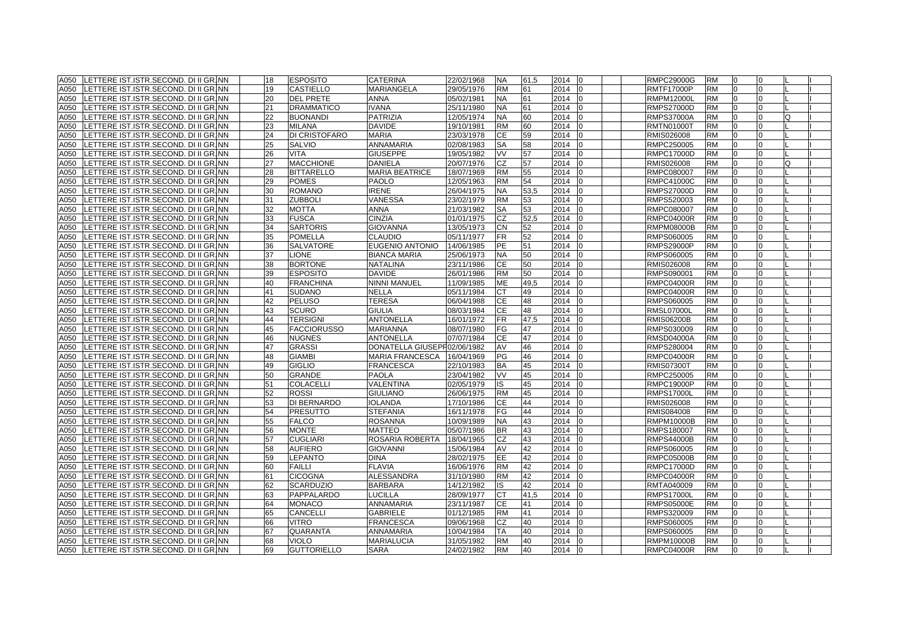| A050 | LETTERE IST.ISTR.SECOND. DI II GR. | NN | | 18 | ESPOSITO | CATERINA | 22/02/1968 | NA | 61,5 | 2014 | 0 | | | RMPC29000G | RM | 0 | 0 | L | I |
|---|---|---|---|---|---|---|---|---|---|---|---|---|---|---|---|---|---|---|---|
| A050 | LETTERE IST.ISTR.SECOND. DI II GR. | NN | | 19 | CASTIELLO | MARIANGELA | 29/05/1976 | RM | 61 | 2014 | 0 | | | RMTF17000P | RM | 0 | 0 | L | I |
| A050 | LETTERE IST.ISTR.SECOND. DI II GR. | NN | | 20 | DEL PRETE | ANNA | 05/02/1981 | NA | 61 | 2014 | 0 | | | RMPM12000L | RM | 0 | 0 | L | I |
| A050 | LETTERE IST.ISTR.SECOND. DI II GR. | NN | | 21 | DRAMMATICO | IVANA | 25/11/1980 | NA | 61 | 2014 | 0 | | | RMPS27000D | RM | 0 | 0 | L | I |
| A050 | LETTERE IST.ISTR.SECOND. DI II GR. | NN | | 22 | BUONANDI | PATRIZIA | 12/05/1974 | NA | 60 | 2014 | 0 | | | RMPS37000A | RM | 0 | 0 | Q | I |
| A050 | LETTERE IST.ISTR.SECOND. DI II GR. | NN | | 23 | MILANA | DAVIDE | 19/10/1981 | RM | 60 | 2014 | 0 | | | RMTN01000T | RM | 0 | 0 | L | I |
| A050 | LETTERE IST.ISTR.SECOND. DI II GR. | NN | | 24 | DI CRISTOFARO | MARIA | 23/03/1978 | CE | 59 | 2014 | 0 | | | RMIS026008 | RM | 0 | 0 | L | I |
| A050 | LETTERE IST.ISTR.SECOND. DI II GR. | NN | | 25 | SALVIO | ANNAMARIA | 02/08/1983 | SA | 58 | 2014 | 0 | | | RMPC250005 | RM | 0 | 0 | L | I |
| A050 | LETTERE IST.ISTR.SECOND. DI II GR. | NN | | 26 | VITA | GIUSEPPE | 19/05/1982 | VV | 57 | 2014 | 0 | | | RMPC17000D | RM | 0 | 0 | L | I |
| A050 | LETTERE IST.ISTR.SECOND. DI II GR. | NN | | 27 | MACCHIONE | DANIELA | 20/07/1976 | CZ | 57 | 2014 | 0 | | | RMIS026008 | RM | 0 | 0 | Q | I |
| A050 | LETTERE IST.ISTR.SECOND. DI II GR. | NN | | 28 | BITTARELLO | MARIA BEATRICE | 18/07/1969 | RM | 55 | 2014 | 0 | | | RMPC080007 | RM | 0 | 0 | L | I |
| A050 | LETTERE IST.ISTR.SECOND. DI II GR. | NN | | 29 | POMES | PAOLO | 12/05/1963 | RM | 54 | 2014 | 0 | | | RMPC41000C | RM | 0 | 0 | L | I |
| A050 | LETTERE IST.ISTR.SECOND. DI II GR. | NN | | 30 | ROMANO | IRENE | 26/04/1975 | NA | 53,5 | 2014 | 0 | | | RMPS27000D | RM | 0 | 0 | L | I |
| A050 | LETTERE IST.ISTR.SECOND. DI II GR. | NN | | 31 | ZUBBOLI | VANESSA | 23/02/1979 | RM | 53 | 2014 | 0 | | | RMPS520003 | RM | 0 | 0 | L | I |
| A050 | LETTERE IST.ISTR.SECOND. DI II GR. | NN | | 32 | MOTTA | ANNA | 21/03/1982 | SA | 53 | 2014 | 0 | | | RMPC080007 | RM | 0 | 0 | L | I |
| A050 | LETTERE IST.ISTR.SECOND. DI II GR. | NN | | 33 | FUSCA | CINZIA | 01/01/1975 | CZ | 52,5 | 2014 | 0 | | | RMPC04000R | RM | 0 | 0 | L | I |
| A050 | LETTERE IST.ISTR.SECOND. DI II GR. | NN | | 34 | SARTORIS | GIOVANNA | 13/05/1973 | CN | 52 | 2014 | 0 | | | RMPM08000B | RM | 0 | 0 | L | I |
| A050 | LETTERE IST.ISTR.SECOND. DI II GR. | NN | | 35 | POMELLA | CLAUDIO | 05/11/1977 | FR | 52 | 2014 | 0 | | | RMPS060005 | RM | 0 | 0 | L | I |
| A050 | LETTERE IST.ISTR.SECOND. DI II GR. | NN | | 36 | SALVATORE | EUGENIO ANTONIO | 14/06/1985 | PE | 51 | 2014 | 0 | | | RMPS29000P | RM | 0 | 0 | L | I |
| A050 | LETTERE IST.ISTR.SECOND. DI II GR. | NN | | 37 | LIONE | BIANCA MARIA | 25/06/1973 | NA | 50 | 2014 | 0 | | | RMPS060005 | RM | 0 | 0 | L | I |
| A050 | LETTERE IST.ISTR.SECOND. DI II GR. | NN | | 38 | BORTONE | NATALINA | 23/11/1986 | CE | 50 | 2014 | 0 | | | RMIS026008 | RM | 0 | 0 | L | I |
| A050 | LETTERE IST.ISTR.SECOND. DI II GR. | NN | | 39 | ESPOSITO | DAVIDE | 26/01/1986 | RM | 50 | 2014 | 0 | | | RMPS090001 | RM | 0 | 0 | L | I |
| A050 | LETTERE IST.ISTR.SECOND. DI II GR. | NN | | 40 | FRANCHINA | NINNI MANUEL | 11/09/1985 | ME | 49,5 | 2014 | 0 | | | RMPC04000R | RM | 0 | 0 | L | I |
| A050 | LETTERE IST.ISTR.SECOND. DI II GR. | NN | | 41 | SUDANO | NELLA | 05/11/1984 | CT | 49 | 2014 | 0 | | | RMPC04000R | RM | 0 | 0 | L | I |
| A050 | LETTERE IST.ISTR.SECOND. DI II GR. | NN | | 42 | PELUSO | TERESA | 06/04/1988 | CE | 48 | 2014 | 0 | | | RMPS060005 | RM | 0 | 0 | L | I |
| A050 | LETTERE IST.ISTR.SECOND. DI II GR. | NN | | 43 | SCURO | GIULIA | 08/03/1984 | CE | 48 | 2014 | 0 | | | RMSL07000L | RM | 0 | 0 | L | I |
| A050 | LETTERE IST.ISTR.SECOND. DI II GR. | NN | | 44 | TERSIGNI | ANTONELLA | 16/01/1972 | FR | 47,5 | 2014 | 0 | | | RMIS06200B | RM | 0 | 0 | L | I |
| A050 | LETTERE IST.ISTR.SECOND. DI II GR. | NN | | 45 | FACCIORUSSO | MARIANNA | 08/07/1980 | FG | 47 | 2014 | 0 | | | RMPS030009 | RM | 0 | 0 | L | I |
| A050 | LETTERE IST.ISTR.SECOND. DI II GR. | NN | | 46 | NUGNES | ANTONELLA | 07/07/1984 | CE | 47 | 2014 | 0 | | | RMSD04000A | RM | 0 | 0 | L | I |
| A050 | LETTERE IST.ISTR.SECOND. DI II GR. | NN | | 47 | GRASSI | DONATELLA GIUSEPPI | 02/06/1982 | AV | 46 | 2014 | 0 | | | RMPS280004 | RM | 0 | 0 | L | I |
| A050 | LETTERE IST.ISTR.SECOND. DI II GR. | NN | | 48 | GIAMBI | MARIA FRANCESCA | 16/04/1969 | PG | 46 | 2014 | 0 | | | RMPC04000R | RM | 0 | 0 | L | I |
| A050 | LETTERE IST.ISTR.SECOND. DI II GR. | NN | | 49 | GIGLIO | FRANCESCA | 22/10/1983 | BA | 45 | 2014 | 0 | | | RMIS07300T | RM | 0 | 0 | L | I |
| A050 | LETTERE IST.ISTR.SECOND. DI II GR. | NN | | 50 | GRANDE | PAOLA | 23/04/1982 | VV | 45 | 2014 | 0 | | | RMPC250005 | RM | 0 | 0 | L | I |
| A050 | LETTERE IST.ISTR.SECOND. DI II GR. | NN | | 51 | COLACELLI | VALENTINA | 02/05/1979 | IS | 45 | 2014 | 0 | | | RMPC19000P | RM | 0 | 0 | L | I |
| A050 | LETTERE IST.ISTR.SECOND. DI II GR. | NN | | 52 | ROSSI | GIULIANO | 26/06/1975 | RM | 45 | 2014 | 0 | | | RMPS17000L | RM | 0 | 0 | L | I |
| A050 | LETTERE IST.ISTR.SECOND. DI II GR. | NN | | 53 | DI BERNARDO | IOLANDA | 17/10/1986 | CE | 44 | 2014 | 0 | | | RMIS026008 | RM | 0 | 0 | L | I |
| A050 | LETTERE IST.ISTR.SECOND. DI II GR. | NN | | 54 | PRESUTTO | STEFANIA | 16/11/1978 | FG | 44 | 2014 | 0 | | | RMIS084008 | RM | 0 | 0 | L | I |
| A050 | LETTERE IST.ISTR.SECOND. DI II GR. | NN | | 55 | FALCO | ROSANNA | 10/09/1989 | NA | 43 | 2014 | 0 | | | RMPM10000B | RM | 0 | 0 | L | I |
| A050 | LETTERE IST.ISTR.SECOND. DI II GR. | NN | | 56 | MONTE | MATTEO | 05/07/1986 | BR | 43 | 2014 | 0 | | | RMPS180007 | RM | 0 | 0 | L | I |
| A050 | LETTERE IST.ISTR.SECOND. DI II GR. | NN | | 57 | CUGLIARI | ROSARIA ROBERTA | 18/04/1965 | CZ | 43 | 2014 | 0 | | | RMPS44000B | RM | 0 | 0 | L | I |
| A050 | LETTERE IST.ISTR.SECOND. DI II GR. | NN | | 58 | AUFIERO | GIOVANNI | 15/06/1984 | AV | 42 | 2014 | 0 | | | RMPS060005 | RM | 0 | 0 | L | I |
| A050 | LETTERE IST.ISTR.SECOND. DI II GR. | NN | | 59 | LEPANTO | DINA | 28/02/1975 | EE | 42 | 2014 | 0 | | | RMPC05000B | RM | 0 | 0 | L | I |
| A050 | LETTERE IST.ISTR.SECOND. DI II GR. | NN | | 60 | FAILLI | FLAVIA | 16/06/1976 | RM | 42 | 2014 | 0 | | | RMPC17000D | RM | 0 | 0 | L | I |
| A050 | LETTERE IST.ISTR.SECOND. DI II GR. | NN | | 61 | CICOGNA | ALESSANDRA | 31/10/1980 | RM | 42 | 2014 | 0 | | | RMPC04000R | RM | 0 | 0 | L | I |
| A050 | LETTERE IST.ISTR.SECOND. DI II GR. | NN | | 62 | SCARDUZIO | BARBARA | 14/12/1982 | IS | 42 | 2014 | 0 | | | RMTA040009 | RM | 0 | 0 | L | I |
| A050 | LETTERE IST.ISTR.SECOND. DI II GR. | NN | | 63 | PAPPALARDO | LUCILLA | 28/09/1977 | CT | 41,5 | 2014 | 0 | | | RMPS17000L | RM | 0 | 0 | L | I |
| A050 | LETTERE IST.ISTR.SECOND. DI II GR. | NN | | 64 | MONACO | ANNAMARIA | 23/11/1987 | CE | 41 | 2014 | 0 | | | RMPS05000E | RM | 0 | 0 | L | I |
| A050 | LETTERE IST.ISTR.SECOND. DI II GR. | NN | | 65 | CANCELLI | GABRIELE | 01/12/1985 | RM | 41 | 2014 | 0 | | | RMPS320009 | RM | 0 | 0 | L | I |
| A050 | LETTERE IST.ISTR.SECOND. DI II GR. | NN | | 66 | VITRO | FRANCESCA | 09/06/1968 | CZ | 40 | 2014 | 0 | | | RMPS060005 | RM | 0 | 0 | L | I |
| A050 | LETTERE IST.ISTR.SECOND. DI II GR. | NN | | 67 | QUARANTA | ANNAMARIA | 10/04/1984 | TA | 40 | 2014 | 0 | | | RMPS060005 | RM | 0 | 0 | L | I |
| A050 | LETTERE IST.ISTR.SECOND. DI II GR. | NN | | 68 | VIOLO | MARIALUCIA | 31/05/1982 | RM | 40 | 2014 | 0 | | | RMPM10000B | RM | 0 | 0 | L | I |
| A050 | LETTERE IST.ISTR.SECOND. DI II GR. | NN | | 69 | GUTTORIELLO | SARA | 24/02/1982 | RM | 40 | 2014 | 0 | | | RMPC04000R | RM | 0 | 0 | L | I |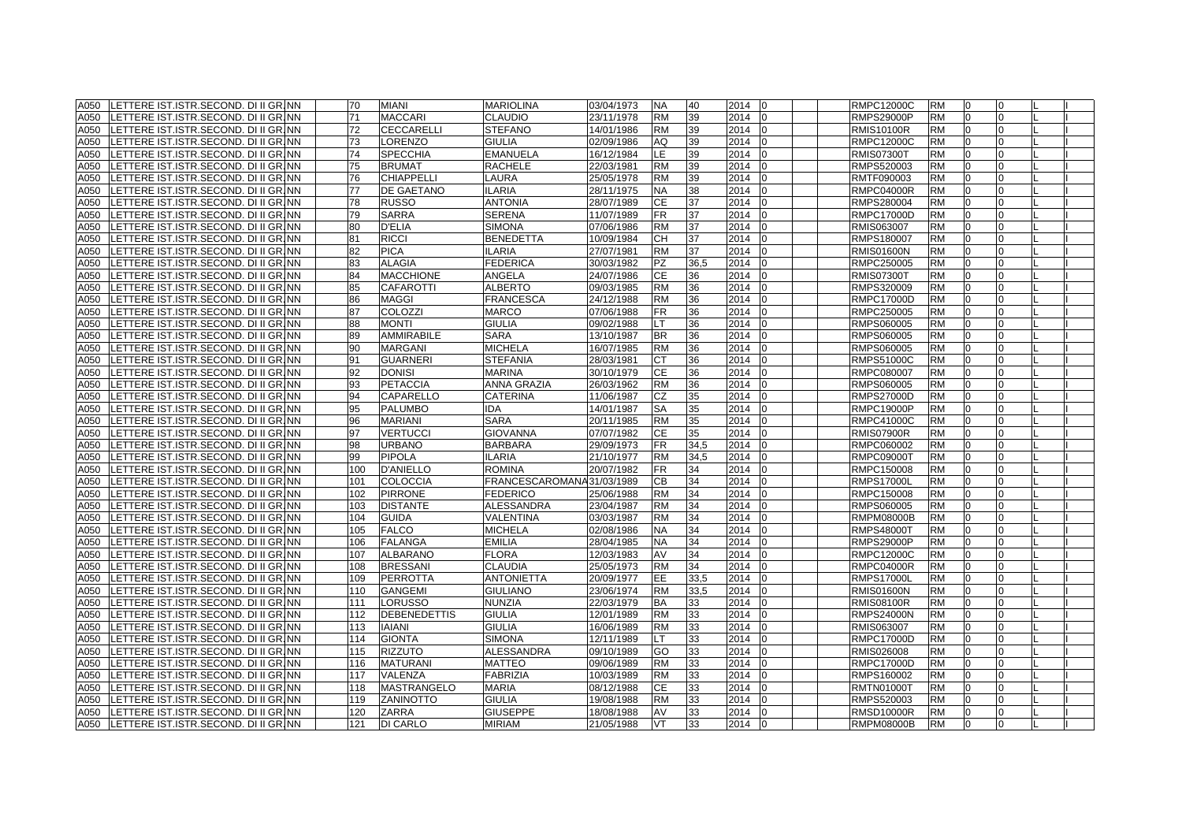| | | | | | | | | | | | | | | | | | | |
|---|---|---|---|---|---|---|---|---|---|---|---|---|---|---|---|---|---|---|
| A050 | LETTERE IST.ISTR.SECOND. DI II GR. | NN | | 70 | MIANI | MARIOLINA | 03/04/1973 | NA | 40 | 2014 | 0 | | | RMPC12000C | RM | 0 | 0 | | L | I |
| A050 | LETTERE IST.ISTR.SECOND. DI II GR. | NN | | 71 | MACCARI | CLAUDIO | 23/11/1978 | RM | 39 | 2014 | 0 | | | RMPS29000P | RM | 0 | 0 | | L | I |
| A050 | LETTERE IST.ISTR.SECOND. DI II GR. | NN | | 72 | CECCARELLI | STEFANO | 14/01/1986 | RM | 39 | 2014 | 0 | | | RMIS10100R | RM | 0 | 0 | | L | I |
| A050 | LETTERE IST.ISTR.SECOND. DI II GR. | NN | | 73 | LORENZO | GIULIA | 02/09/1986 | AQ | 39 | 2014 | 0 | | | RMPC12000C | RM | 0 | 0 | | L | I |
| A050 | LETTERE IST.ISTR.SECOND. DI II GR. | NN | | 74 | SPECCHIA | EMANUELA | 16/12/1984 | LE | 39 | 2014 | 0 | | | RMIS07300T | RM | 0 | 0 | | L | I |
| A050 | LETTERE IST.ISTR.SECOND. DI II GR. | NN | | 75 | BRUMAT | RACHELE | 22/03/1981 | RM | 39 | 2014 | 0 | | | RMPS520003 | RM | 0 | 0 | | L | I |
| A050 | LETTERE IST.ISTR.SECOND. DI II GR. | NN | | 76 | CHIAPPELLI | LAURA | 25/05/1978 | RM | 39 | 2014 | 0 | | | RMTF090003 | RM | 0 | 0 | | L | I |
| A050 | LETTERE IST.ISTR.SECOND. DI II GR. | NN | | 77 | DE GAETANO | ILARIA | 28/11/1975 | NA | 38 | 2014 | 0 | | | RMPC04000R | RM | 0 | 0 | | L | I |
| A050 | LETTERE IST.ISTR.SECOND. DI II GR. | NN | | 78 | RUSSO | ANTONIA | 28/07/1989 | CE | 37 | 2014 | 0 | | | RMPS280004 | RM | 0 | 0 | | L | I |
| A050 | LETTERE IST.ISTR.SECOND. DI II GR. | NN | | 79 | SARRA | SERENA | 11/07/1989 | FR | 37 | 2014 | 0 | | | RMPC17000D | RM | 0 | 0 | | L | I |
| A050 | LETTERE IST.ISTR.SECOND. DI II GR. | NN | | 80 | D'ELIA | SIMONA | 07/06/1986 | RM | 37 | 2014 | 0 | | | RMIS063007 | RM | 0 | 0 | | L | I |
| A050 | LETTERE IST.ISTR.SECOND. DI II GR. | NN | | 81 | RICCI | BENEDETTA | 10/09/1984 | CH | 37 | 2014 | 0 | | | RMPS180007 | RM | 0 | 0 | | L | I |
| A050 | LETTERE IST.ISTR.SECOND. DI II GR. | NN | | 82 | PICA | ILARIA | 27/07/1981 | RM | 37 | 2014 | 0 | | | RMIS01600N | RM | 0 | 0 | | L | I |
| A050 | LETTERE IST.ISTR.SECOND. DI II GR. | NN | | 83 | ALAGIA | FEDERICA | 30/03/1982 | PZ | 36,5 | 2014 | 0 | | | RMPC250005 | RM | 0 | 0 | | L | I |
| A050 | LETTERE IST.ISTR.SECOND. DI II GR. | NN | | 84 | MACCHIONE | ANGELA | 24/07/1986 | CE | 36 | 2014 | 0 | | | RMIS07300T | RM | 0 | 0 | | L | I |
| A050 | LETTERE IST.ISTR.SECOND. DI II GR. | NN | | 85 | CAFAROTTI | ALBERTO | 09/03/1985 | RM | 36 | 2014 | 0 | | | RMPS320009 | RM | 0 | 0 | | L | I |
| A050 | LETTERE IST.ISTR.SECOND. DI II GR. | NN | | 86 | MAGGI | FRANCESCA | 24/12/1988 | RM | 36 | 2014 | 0 | | | RMPC17000D | RM | 0 | 0 | | L | I |
| A050 | LETTERE IST.ISTR.SECOND. DI II GR. | NN | | 87 | COLOZZI | MARCO | 07/06/1988 | FR | 36 | 2014 | 0 | | | RMPC250005 | RM | 0 | 0 | | L | I |
| A050 | LETTERE IST.ISTR.SECOND. DI II GR. | NN | | 88 | MONTI | GIULIA | 09/02/1988 | LT | 36 | 2014 | 0 | | | RMPS060005 | RM | 0 | 0 | | L | I |
| A050 | LETTERE IST.ISTR.SECOND. DI II GR. | NN | | 89 | AMMIRABILE | SARA | 13/10/1987 | BR | 36 | 2014 | 0 | | | RMPS060005 | RM | 0 | 0 | | L | I |
| A050 | LETTERE IST.ISTR.SECOND. DI II GR. | NN | | 90 | MARGANI | MICHELA | 16/07/1985 | RM | 36 | 2014 | 0 | | | RMPS060005 | RM | 0 | 0 | | L | I |
| A050 | LETTERE IST.ISTR.SECOND. DI II GR. | NN | | 91 | GUARNERI | STEFANIA | 28/03/1981 | CT | 36 | 2014 | 0 | | | RMPS51000C | RM | 0 | 0 | | L | I |
| A050 | LETTERE IST.ISTR.SECOND. DI II GR. | NN | | 92 | DONISI | MARINA | 30/10/1979 | CE | 36 | 2014 | 0 | | | RMPC080007 | RM | 0 | 0 | | L | I |
| A050 | LETTERE IST.ISTR.SECOND. DI II GR. | NN | | 93 | PETACCIA | ANNA GRAZIA | 26/03/1962 | RM | 36 | 2014 | 0 | | | RMPS060005 | RM | 0 | 0 | | L | I |
| A050 | LETTERE IST.ISTR.SECOND. DI II GR. | NN | | 94 | CAPARELLO | CATERINA | 11/06/1987 | CZ | 35 | 2014 | 0 | | | RMPS27000D | RM | 0 | 0 | | L | I |
| A050 | LETTERE IST.ISTR.SECOND. DI II GR. | NN | | 95 | PALUMBO | IDA | 14/01/1987 | SA | 35 | 2014 | 0 | | | RMPC19000P | RM | 0 | 0 | | L | I |
| A050 | LETTERE IST.ISTR.SECOND. DI II GR. | NN | | 96 | MARIANI | SARA | 20/11/1985 | RM | 35 | 2014 | 0 | | | RMPC41000C | RM | 0 | 0 | | L | I |
| A050 | LETTERE IST.ISTR.SECOND. DI II GR. | NN | | 97 | VERTUCCI | GIOVANNA | 07/07/1982 | CE | 35 | 2014 | 0 | | | RMIS07900R | RM | 0 | 0 | | L | I |
| A050 | LETTERE IST.ISTR.SECOND. DI II GR. | NN | | 98 | URBANO | BARBARA | 29/09/1973 | FR | 34,5 | 2014 | 0 | | | RMPC060002 | RM | 0 | 0 | | L | I |
| A050 | LETTERE IST.ISTR.SECOND. DI II GR. | NN | | 99 | PIPOLA | ILARIA | 21/10/1977 | RM | 34,5 | 2014 | 0 | | | RMPC09000T | RM | 0 | 0 | | L | I |
| A050 | LETTERE IST.ISTR.SECOND. DI II GR. | NN | | 100 | D'ANIELLO | ROMINA | 20/07/1982 | FR | 34 | 2014 | 0 | | | RMPC150008 | RM | 0 | 0 | | L | I |
| A050 | LETTERE IST.ISTR.SECOND. DI II GR. | NN | | 101 | COLOCCIA | FRANCESCAROMANA | 31/03/1989 | CB | 34 | 2014 | 0 | | | RMPS17000L | RM | 0 | 0 | | L | I |
| A050 | LETTERE IST.ISTR.SECOND. DI II GR. | NN | | 102 | PIRRONE | FEDERICO | 25/06/1988 | RM | 34 | 2014 | 0 | | | RMPC150008 | RM | 0 | 0 | | L | I |
| A050 | LETTERE IST.ISTR.SECOND. DI II GR. | NN | | 103 | DISTANTE | ALESSANDRA | 23/04/1987 | RM | 34 | 2014 | 0 | | | RMPS060005 | RM | 0 | 0 | | L | I |
| A050 | LETTERE IST.ISTR.SECOND. DI II GR. | NN | | 104 | GUIDA | VALENTINA | 03/03/1987 | RM | 34 | 2014 | 0 | | | RMPM08000B | RM | 0 | 0 | | L | I |
| A050 | LETTERE IST.ISTR.SECOND. DI II GR. | NN | | 105 | FALCO | MICHELA | 02/08/1986 | NA | 34 | 2014 | 0 | | | RMPS48000T | RM | 0 | 0 | | L | I |
| A050 | LETTERE IST.ISTR.SECOND. DI II GR. | NN | | 106 | FALANGA | EMILIA | 28/04/1985 | NA | 34 | 2014 | 0 | | | RMPS29000P | RM | 0 | 0 | | L | I |
| A050 | LETTERE IST.ISTR.SECOND. DI II GR. | NN | | 107 | ALBARANO | FLORA | 12/03/1983 | AV | 34 | 2014 | 0 | | | RMPC12000C | RM | 0 | 0 | | L | I |
| A050 | LETTERE IST.ISTR.SECOND. DI II GR. | NN | | 108 | BRESSANI | CLAUDIA | 25/05/1973 | RM | 34 | 2014 | 0 | | | RMPC04000R | RM | 0 | 0 | | L | I |
| A050 | LETTERE IST.ISTR.SECOND. DI II GR. | NN | | 109 | PERROTTA | ANTONIETTA | 20/09/1977 | EE | 33,5 | 2014 | 0 | | | RMPS17000L | RM | 0 | 0 | | L | I |
| A050 | LETTERE IST.ISTR.SECOND. DI II GR. | NN | | 110 | GANGEMI | GIULIANO | 23/06/1974 | RM | 33,5 | 2014 | 0 | | | RMIS01600N | RM | 0 | 0 | | L | I |
| A050 | LETTERE IST.ISTR.SECOND. DI II GR. | NN | | 111 | LORUSSO | NUNZIA | 22/03/1979 | BA | 33 | 2014 | 0 | | | RMIS08100R | RM | 0 | 0 | | L | I |
| A050 | LETTERE IST.ISTR.SECOND. DI II GR. | NN | | 112 | DEBENEDETTIS | GIULIA | 12/01/1989 | RM | 33 | 2014 | 0 | | | RMPS24000N | RM | 0 | 0 | | L | I |
| A050 | LETTERE IST.ISTR.SECOND. DI II GR. | NN | | 113 | IAIANI | GIULIA | 16/06/1989 | RM | 33 | 2014 | 0 | | | RMIS063007 | RM | 0 | 0 | | L | I |
| A050 | LETTERE IST.ISTR.SECOND. DI II GR. | NN | | 114 | GIONTA | SIMONA | 12/11/1989 | LT | 33 | 2014 | 0 | | | RMPC17000D | RM | 0 | 0 | | L | I |
| A050 | LETTERE IST.ISTR.SECOND. DI II GR. | NN | | 115 | RIZZUTO | ALESSANDRA | 09/10/1989 | GO | 33 | 2014 | 0 | | | RMIS026008 | RM | 0 | 0 | | L | I |
| A050 | LETTERE IST.ISTR.SECOND. DI II GR. | NN | | 116 | MATURANI | MATTEO | 09/06/1989 | RM | 33 | 2014 | 0 | | | RMPC17000D | RM | 0 | 0 | | L | I |
| A050 | LETTERE IST.ISTR.SECOND. DI II GR. | NN | | 117 | VALENZA | FABRIZIA | 10/03/1989 | RM | 33 | 2014 | 0 | | | RMPS160002 | RM | 0 | 0 | | L | I |
| A050 | LETTERE IST.ISTR.SECOND. DI II GR. | NN | | 118 | MASTRANGELO | MARIA | 08/12/1988 | CE | 33 | 2014 | 0 | | | RMTN01000T | RM | 0 | 0 | | L | I |
| A050 | LETTERE IST.ISTR.SECOND. DI II GR. | NN | | 119 | ZANINOTTO | GIULIA | 19/08/1988 | RM | 33 | 2014 | 0 | | | RMPS520003 | RM | 0 | 0 | | L | I |
| A050 | LETTERE IST.ISTR.SECOND. DI II GR. | NN | | 120 | ZARRA | GIUSEPPE | 18/08/1988 | AV | 33 | 2014 | 0 | | | RMSD10000R | RM | 0 | 0 | | L | I |
| A050 | LETTERE IST.ISTR.SECOND. DI II GR. | NN | | 121 | DI CARLO | MIRIAM | 21/05/1988 | VT | 33 | 2014 | 0 | | | RMPM08000B | RM | 0 | 0 | | L | I |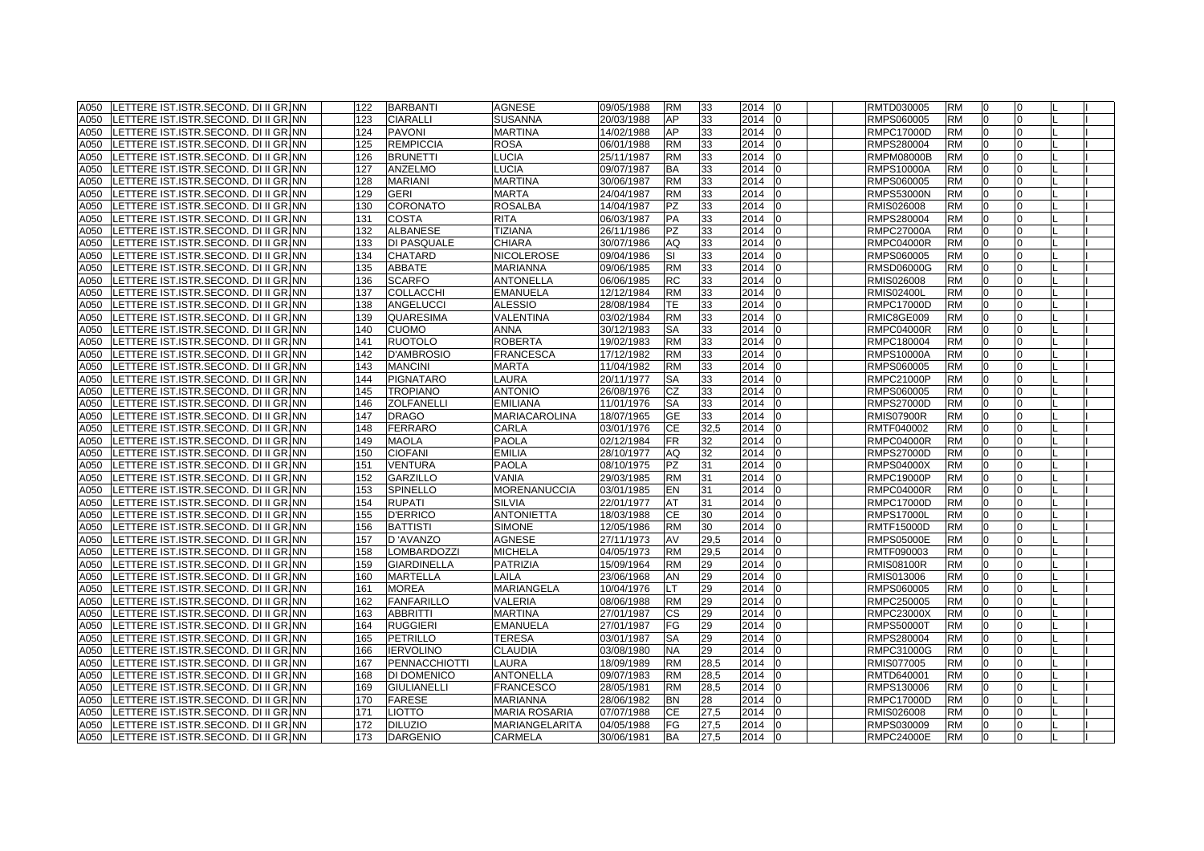| | | | | | | | | | | | | | | | | | | | |
|---|---|---|---|---|---|---|---|---|---|---|---|---|---|---|---|---|---|---|---|
| A050 | LETTERE IST.ISTR.SECOND. DI II GR. | NN | | 122 | BARBANTI | AGNESE | 09/05/1988 | RM | 33 | 2014 | 0 | | | RMTD030005 | RM | 0 | 0 | | L | I |
| A050 | LETTERE IST.ISTR.SECOND. DI II GR. | NN | | 123 | CIARALLI | SUSANNA | 20/03/1988 | AP | 33 | 2014 | 0 | | | RMPS060005 | RM | 0 | 0 | | L | I |
| A050 | LETTERE IST.ISTR.SECOND. DI II GR. | NN | | 124 | PAVONI | MARTINA | 14/02/1988 | AP | 33 | 2014 | 0 | | | RMPC17000D | RM | 0 | 0 | | L | I |
| A050 | LETTERE IST.ISTR.SECOND. DI II GR. | NN | | 125 | REMPICCIA | ROSA | 06/01/1988 | RM | 33 | 2014 | 0 | | | RMPS280004 | RM | 0 | 0 | | L | I |
| A050 | LETTERE IST.ISTR.SECOND. DI II GR. | NN | | 126 | BRUNETTI | LUCIA | 25/11/1987 | RM | 33 | 2014 | 0 | | | RMPM08000B | RM | 0 | 0 | | L | I |
| A050 | LETTERE IST.ISTR.SECOND. DI II GR. | NN | | 127 | ANZELMO | LUCIA | 09/07/1987 | BA | 33 | 2014 | 0 | | | RMPS10000A | RM | 0 | 0 | | L | I |
| A050 | LETTERE IST.ISTR.SECOND. DI II GR. | NN | | 128 | MARIANI | MARTINA | 30/06/1987 | RM | 33 | 2014 | 0 | | | RMPS060005 | RM | 0 | 0 | | L | I |
| A050 | LETTERE IST.ISTR.SECOND. DI II GR. | NN | | 129 | GERI | MARTA | 24/04/1987 | RM | 33 | 2014 | 0 | | | RMPS53000N | RM | 0 | 0 | | L | I |
| A050 | LETTERE IST.ISTR.SECOND. DI II GR. | NN | | 130 | CORONATO | ROSALBA | 14/04/1987 | PZ | 33 | 2014 | 0 | | | RMIS026008 | RM | 0 | 0 | | L | I |
| A050 | LETTERE IST.ISTR.SECOND. DI II GR. | NN | | 131 | COSTA | RITA | 06/03/1987 | PA | 33 | 2014 | 0 | | | RMPS280004 | RM | 0 | 0 | | L | I |
| A050 | LETTERE IST.ISTR.SECOND. DI II GR. | NN | | 132 | ALBANESE | TIZIANA | 26/11/1986 | PZ | 33 | 2014 | 0 | | | RMPC27000A | RM | 0 | 0 | | L | I |
| A050 | LETTERE IST.ISTR.SECOND. DI II GR. | NN | | 133 | DI PASQUALE | CHIARA | 30/07/1986 | AQ | 33 | 2014 | 0 | | | RMPC04000R | RM | 0 | 0 | | L | I |
| A050 | LETTERE IST.ISTR.SECOND. DI II GR. | NN | | 134 | CHATARD | NICOLEROSE | 09/04/1986 | SI | 33 | 2014 | 0 | | | RMPS060005 | RM | 0 | 0 | | L | I |
| A050 | LETTERE IST.ISTR.SECOND. DI II GR. | NN | | 135 | ABBATE | MARIANNA | 09/06/1985 | RM | 33 | 2014 | 0 | | | RMSD06000G | RM | 0 | 0 | | L | I |
| A050 | LETTERE IST.ISTR.SECOND. DI II GR. | NN | | 136 | SCARFO | ANTONELLA | 06/06/1985 | RC | 33 | 2014 | 0 | | | RMIS026008 | RM | 0 | 0 | | L | I |
| A050 | LETTERE IST.ISTR.SECOND. DI II GR. | NN | | 137 | COLLACCHI | EMANUELA | 12/12/1984 | RM | 33 | 2014 | 0 | | | RMIS02400L | RM | 0 | 0 | | L | I |
| A050 | LETTERE IST.ISTR.SECOND. DI II GR. | NN | | 138 | ANGELUCCI | ALESSIO | 28/08/1984 | TE | 33 | 2014 | 0 | | | RMPC17000D | RM | 0 | 0 | | L | I |
| A050 | LETTERE IST.ISTR.SECOND. DI II GR. | NN | | 139 | QUARESIMA | VALENTINA | 03/02/1984 | RM | 33 | 2014 | 0 | | | RMIC8GE009 | RM | 0 | 0 | | L | I |
| A050 | LETTERE IST.ISTR.SECOND. DI II GR. | NN | | 140 | CUOMO | ANNA | 30/12/1983 | SA | 33 | 2014 | 0 | | | RMPC04000R | RM | 0 | 0 | | L | I |
| A050 | LETTERE IST.ISTR.SECOND. DI II GR. | NN | | 141 | RUOTOLO | ROBERTA | 19/02/1983 | RM | 33 | 2014 | 0 | | | RMPC180004 | RM | 0 | 0 | | L | I |
| A050 | LETTERE IST.ISTR.SECOND. DI II GR. | NN | | 142 | D'AMBROSIO | FRANCESCA | 17/12/1982 | RM | 33 | 2014 | 0 | | | RMPS10000A | RM | 0 | 0 | | L | I |
| A050 | LETTERE IST.ISTR.SECOND. DI II GR. | NN | | 143 | MANCINI | MARTA | 11/04/1982 | RM | 33 | 2014 | 0 | | | RMPS060005 | RM | 0 | 0 | | L | I |
| A050 | LETTERE IST.ISTR.SECOND. DI II GR. | NN | | 144 | PIGNATARO | LAURA | 20/11/1977 | SA | 33 | 2014 | 0 | | | RMPC21000P | RM | 0 | 0 | | L | I |
| A050 | LETTERE IST.ISTR.SECOND. DI II GR. | NN | | 145 | TROPIANO | ANTONIO | 26/08/1976 | CZ | 33 | 2014 | 0 | | | RMPS060005 | RM | 0 | 0 | | L | I |
| A050 | LETTERE IST.ISTR.SECOND. DI II GR. | NN | | 146 | ZOLFANELLI | EMILIANA | 11/01/1976 | SA | 33 | 2014 | 0 | | | RMPS27000D | RM | 0 | 0 | | L | I |
| A050 | LETTERE IST.ISTR.SECOND. DI II GR. | NN | | 147 | DRAGO | MARIACAROLINA | 18/07/1965 | GE | 33 | 2014 | 0 | | | RMIS07900R | RM | 0 | 0 | | L | I |
| A050 | LETTERE IST.ISTR.SECOND. DI II GR. | NN | | 148 | FERRARO | CARLA | 03/01/1976 | CE | 32,5 | 2014 | 0 | | | RMTF040002 | RM | 0 | 0 | | L | I |
| A050 | LETTERE IST.ISTR.SECOND. DI II GR. | NN | | 149 | MAOLA | PAOLA | 02/12/1984 | FR | 32 | 2014 | 0 | | | RMPC04000R | RM | 0 | 0 | | L | I |
| A050 | LETTERE IST.ISTR.SECOND. DI II GR. | NN | | 150 | CIOFANI | EMILIA | 28/10/1977 | AQ | 32 | 2014 | 0 | | | RMPS27000D | RM | 0 | 0 | | L | I |
| A050 | LETTERE IST.ISTR.SECOND. DI II GR. | NN | | 151 | VENTURA | PAOLA | 08/10/1975 | PZ | 31 | 2014 | 0 | | | RMPS04000X | RM | 0 | 0 | | L | I |
| A050 | LETTERE IST.ISTR.SECOND. DI II GR. | NN | | 152 | GARZILLO | VANIA | 29/03/1985 | RM | 31 | 2014 | 0 | | | RMPC19000P | RM | 0 | 0 | | L | I |
| A050 | LETTERE IST.ISTR.SECOND. DI II GR. | NN | | 153 | SPINELLO | MORENANUCCIA | 03/01/1985 | EN | 31 | 2014 | 0 | | | RMPC04000R | RM | 0 | 0 | | L | I |
| A050 | LETTERE IST.ISTR.SECOND. DI II GR. | NN | | 154 | RUPATI | SILVIA | 22/01/1977 | AT | 31 | 2014 | 0 | | | RMPC17000D | RM | 0 | 0 | | L | I |
| A050 | LETTERE IST.ISTR.SECOND. DI II GR. | NN | | 155 | D'ERRICO | ANTONIETTA | 18/03/1988 | CE | 30 | 2014 | 0 | | | RMPS17000L | RM | 0 | 0 | | L | I |
| A050 | LETTERE IST.ISTR.SECOND. DI II GR. | NN | | 156 | BATTISTI | SIMONE | 12/05/1986 | RM | 30 | 2014 | 0 | | | RMTF15000D | RM | 0 | 0 | | L | I |
| A050 | LETTERE IST.ISTR.SECOND. DI II GR. | NN | | 157 | D 'AVANZO | AGNESE | 27/11/1973 | AV | 29,5 | 2014 | 0 | | | RMPS05000E | RM | 0 | 0 | | L | I |
| A050 | LETTERE IST.ISTR.SECOND. DI II GR. | NN | | 158 | LOMBARDOZZI | MICHELA | 04/05/1973 | RM | 29,5 | 2014 | 0 | | | RMTF090003 | RM | 0 | 0 | | L | I |
| A050 | LETTERE IST.ISTR.SECOND. DI II GR. | NN | | 159 | GIARDINELLA | PATRIZIA | 15/09/1964 | RM | 29 | 2014 | 0 | | | RMIS08100R | RM | 0 | 0 | | L | I |
| A050 | LETTERE IST.ISTR.SECOND. DI II GR. | NN | | 160 | MARTELLA | LAILA | 23/06/1968 | AN | 29 | 2014 | 0 | | | RMIS013006 | RM | 0 | 0 | | L | I |
| A050 | LETTERE IST.ISTR.SECOND. DI II GR. | NN | | 161 | MOREA | MARIANGELA | 10/04/1976 | LT | 29 | 2014 | 0 | | | RMPS060005 | RM | 0 | 0 | | L | I |
| A050 | LETTERE IST.ISTR.SECOND. DI II GR. | NN | | 162 | FANFARILLO | VALERIA | 08/06/1988 | RM | 29 | 2014 | 0 | | | RMPC250005 | RM | 0 | 0 | | L | I |
| A050 | LETTERE IST.ISTR.SECOND. DI II GR. | NN | | 163 | ABBRITTI | MARTINA | 27/01/1987 | CS | 29 | 2014 | 0 | | | RMPC23000X | RM | 0 | 0 | | L | I |
| A050 | LETTERE IST.ISTR.SECOND. DI II GR. | NN | | 164 | RUGGIERI | EMANUELA | 27/01/1987 | FG | 29 | 2014 | 0 | | | RMPS50000T | RM | 0 | 0 | | L | I |
| A050 | LETTERE IST.ISTR.SECOND. DI II GR. | NN | | 165 | PETRILLO | TERESA | 03/01/1987 | SA | 29 | 2014 | 0 | | | RMPS280004 | RM | 0 | 0 | | L | I |
| A050 | LETTERE IST.ISTR.SECOND. DI II GR. | NN | | 166 | IERVOLINO | CLAUDIA | 03/08/1980 | NA | 29 | 2014 | 0 | | | RMPC31000G | RM | 0 | 0 | | L | I |
| A050 | LETTERE IST.ISTR.SECOND. DI II GR. | NN | | 167 | PENNACCHIOTTI | LAURA | 18/09/1989 | RM | 28,5 | 2014 | 0 | | | RMIS077005 | RM | 0 | 0 | | L | I |
| A050 | LETTERE IST.ISTR.SECOND. DI II GR. | NN | | 168 | DI DOMENICO | ANTONELLA | 09/07/1983 | RM | 28,5 | 2014 | 0 | | | RMTD640001 | RM | 0 | 0 | | L | I |
| A050 | LETTERE IST.ISTR.SECOND. DI II GR. | NN | | 169 | GIULIANELLI | FRANCESCO | 28/05/1981 | RM | 28,5 | 2014 | 0 | | | RMPS130006 | RM | 0 | 0 | | L | I |
| A050 | LETTERE IST.ISTR.SECOND. DI II GR. | NN | | 170 | FARESE | MARIANNA | 28/06/1982 | BN | 28 | 2014 | 0 | | | RMPC17000D | RM | 0 | 0 | | L | I |
| A050 | LETTERE IST.ISTR.SECOND. DI II GR. | NN | | 171 | LIOTTO | MARIA ROSARIA | 07/07/1988 | CE | 27,5 | 2014 | 0 | | | RMIS026008 | RM | 0 | 0 | | L | I |
| A050 | LETTERE IST.ISTR.SECOND. DI II GR. | NN | | 172 | DILUZIO | MARIANGELARITA | 04/05/1988 | FG | 27,5 | 2014 | 0 | | | RMPS030009 | RM | 0 | 0 | | L | I |
| A050 | LETTERE IST.ISTR.SECOND. DI II GR. | NN | | 173 | DARGENIO | CARMELA | 30/06/1981 | BA | 27,5 | 2014 | 0 | | | RMPC24000E | RM | 0 | 0 | | L | I |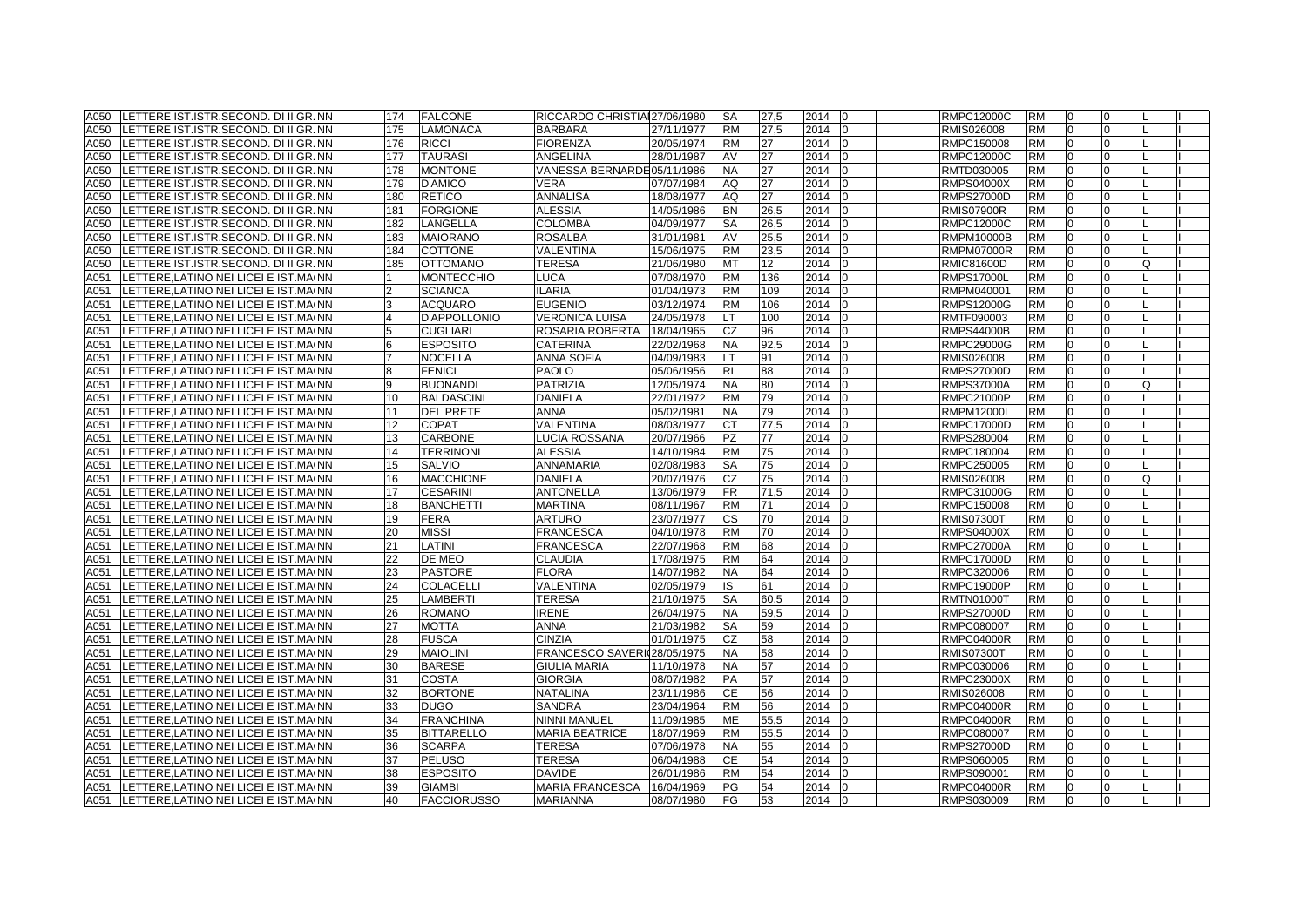| | | | | | | | | | | | | | | | | | | | |
|---|---|---|---|---|---|---|---|---|---|---|---|---|---|---|---|---|---|---|---|
| A050 | LETTERE IST.ISTR.SECOND. DI II GR. | NN | 174 | FALCONE | RICCARDO CHRISTIA | 27/06/1980 | SA | 27,5 | 2014 | 0 | | | RMPC12000C | RM | 0 | 0 | | L | I |
| A050 | LETTERE IST.ISTR.SECOND. DI II GR. | NN | 175 | LAMONACA | BARBARA | 27/11/1977 | RM | 27,5 | 2014 | 0 | | | RMIS026008 | RM | 0 | 0 | | L | I |
| A050 | LETTERE IST.ISTR.SECOND. DI II GR. | NN | 176 | RICCI | FIORENZA | 20/05/1974 | RM | 27 | 2014 | 0 | | | RMPC150008 | RM | 0 | 0 | | L | I |
| A050 | LETTERE IST.ISTR.SECOND. DI II GR. | NN | 177 | TAURASI | ANGELINA | 28/01/1987 | AV | 27 | 2014 | 0 | | | RMPC12000C | RM | 0 | 0 | | L | I |
| A050 | LETTERE IST.ISTR.SECOND. DI II GR. | NN | 178 | MONTONE | VANESSA BERNARDE | 05/11/1986 | NA | 27 | 2014 | 0 | | | RMTD030005 | RM | 0 | 0 | | L | I |
| A050 | LETTERE IST.ISTR.SECOND. DI II GR. | NN | 179 | D'AMICO | VERA | 07/07/1984 | AQ | 27 | 2014 | 0 | | | RMPS04000X | RM | 0 | 0 | | L | I |
| A050 | LETTERE IST.ISTR.SECOND. DI II GR. | NN | 180 | RETICO | ANNALISA | 18/08/1977 | AQ | 27 | 2014 | 0 | | | RMPS27000D | RM | 0 | 0 | | L | I |
| A050 | LETTERE IST.ISTR.SECOND. DI II GR. | NN | 181 | FORGIONE | ALESSIA | 14/05/1986 | BN | 26,5 | 2014 | 0 | | | RMIS07900R | RM | 0 | 0 | | L | I |
| A050 | LETTERE IST.ISTR.SECOND. DI II GR. | NN | 182 | LANGELLA | COLOMBA | 04/09/1977 | SA | 26,5 | 2014 | 0 | | | RMPC12000C | RM | 0 | 0 | | L | I |
| A050 | LETTERE IST.ISTR.SECOND. DI II GR. | NN | 183 | MAIORANO | ROSALBA | 31/01/1981 | AV | 25,5 | 2014 | 0 | | | RMPM10000B | RM | 0 | 0 | | L | I |
| A050 | LETTERE IST.ISTR.SECOND. DI II GR. | NN | 184 | COTTONE | VALENTINA | 15/06/1975 | RM | 23,5 | 2014 | 0 | | | RMPM07000R | RM | 0 | 0 | | L | I |
| A050 | LETTERE IST.ISTR.SECOND. DI II GR. | NN | 185 | OTTOMANO | TERESA | 21/06/1980 | MT | 12 | 2014 | 0 | | | RMIC81600D | RM | 0 | 0 | Q | L | I |
| A051 | LETTERE,LATINO NEI LICEI E IST.MA | NN | 1 | MONTECCHIO | LUCA | 07/08/1970 | RM | 136 | 2014 | 0 | | | RMPS17000L | RM | 0 | 0 | | L | I |
| A051 | LETTERE,LATINO NEI LICEI E IST.MA | NN | 2 | SCIANCA | ILARIA | 01/04/1973 | RM | 109 | 2014 | 0 | | | RMPM040001 | RM | 0 | 0 | | L | I |
| A051 | LETTERE,LATINO NEI LICEI E IST.MA | NN | 3 | ACQUARO | EUGENIO | 03/12/1974 | RM | 106 | 2014 | 0 | | | RMPS12000G | RM | 0 | 0 | | L | I |
| A051 | LETTERE,LATINO NEI LICEI E IST.MA | NN | 4 | D'APPOLLONIO | VERONICA LUISA | 24/05/1978 | LT | 100 | 2014 | 0 | | | RMTF090003 | RM | 0 | 0 | | L | I |
| A051 | LETTERE,LATINO NEI LICEI E IST.MA | NN | 5 | CUGLIARI | ROSARIA ROBERTA | 18/04/1965 | CZ | 96 | 2014 | 0 | | | RMPS44000B | RM | 0 | 0 | | L | I |
| A051 | LETTERE,LATINO NEI LICEI E IST.MA | NN | 6 | ESPOSITO | CATERINA | 22/02/1968 | NA | 92,5 | 2014 | 0 | | | RMPC29000G | RM | 0 | 0 | | L | I |
| A051 | LETTERE,LATINO NEI LICEI E IST.MA | NN | 7 | NOCELLA | ANNA SOFIA | 04/09/1983 | LT | 91 | 2014 | 0 | | | RMIS026008 | RM | 0 | 0 | | L | I |
| A051 | LETTERE,LATINO NEI LICEI E IST.MA | NN | 8 | FENICI | PAOLO | 05/06/1956 | RI | 88 | 2014 | 0 | | | RMPS27000D | RM | 0 | 0 | | L | I |
| A051 | LETTERE,LATINO NEI LICEI E IST.MA | NN | 9 | BUONANDI | PATRIZIA | 12/05/1974 | NA | 80 | 2014 | 0 | | | RMPS37000A | RM | 0 | 0 | Q | L | I |
| A051 | LETTERE,LATINO NEI LICEI E IST.MA | NN | 10 | BALDASCINI | DANIELA | 22/01/1972 | RM | 79 | 2014 | 0 | | | RMPC21000P | RM | 0 | 0 | | L | I |
| A051 | LETTERE,LATINO NEI LICEI E IST.MA | NN | 11 | DEL PRETE | ANNA | 05/02/1981 | NA | 79 | 2014 | 0 | | | RMPM12000L | RM | 0 | 0 | | L | I |
| A051 | LETTERE,LATINO NEI LICEI E IST.MA | NN | 12 | COPAT | VALENTINA | 08/03/1977 | CT | 77,5 | 2014 | 0 | | | RMPC17000D | RM | 0 | 0 | | L | I |
| A051 | LETTERE,LATINO NEI LICEI E IST.MA | NN | 13 | CARBONE | LUCIA ROSSANA | 20/07/1966 | PZ | 77 | 2014 | 0 | | | RMPS280004 | RM | 0 | 0 | | L | I |
| A051 | LETTERE,LATINO NEI LICEI E IST.MA | NN | 14 | TERRINONI | ALESSIA | 14/10/1984 | RM | 75 | 2014 | 0 | | | RMPC180004 | RM | 0 | 0 | | L | I |
| A051 | LETTERE,LATINO NEI LICEI E IST.MA | NN | 15 | SALVIO | ANNAMARIA | 02/08/1983 | SA | 75 | 2014 | 0 | | | RMPC250005 | RM | 0 | 0 | | L | I |
| A051 | LETTERE,LATINO NEI LICEI E IST.MA | NN | 16 | MACCHIONE | DANIELA | 20/07/1976 | CZ | 75 | 2014 | 0 | | | RMIS026008 | RM | 0 | 0 | Q | L | I |
| A051 | LETTERE,LATINO NEI LICEI E IST.MA | NN | 17 | CESARINI | ANTONELLA | 13/06/1979 | FR | 71,5 | 2014 | 0 | | | RMPC31000G | RM | 0 | 0 | | L | I |
| A051 | LETTERE,LATINO NEI LICEI E IST.MA | NN | 18 | BANCHETTI | MARTINA | 08/11/1967 | RM | 71 | 2014 | 0 | | | RMPC150008 | RM | 0 | 0 | | L | I |
| A051 | LETTERE,LATINO NEI LICEI E IST.MA | NN | 19 | FERA | ARTURO | 23/07/1977 | CS | 70 | 2014 | 0 | | | RMIS07300T | RM | 0 | 0 | | L | I |
| A051 | LETTERE,LATINO NEI LICEI E IST.MA | NN | 20 | MISSI | FRANCESCA | 04/10/1978 | RM | 70 | 2014 | 0 | | | RMPS04000X | RM | 0 | 0 | | L | I |
| A051 | LETTERE,LATINO NEI LICEI E IST.MA | NN | 21 | LATINI | FRANCESCA | 22/07/1968 | RM | 68 | 2014 | 0 | | | RMPC27000A | RM | 0 | 0 | | L | I |
| A051 | LETTERE,LATINO NEI LICEI E IST.MA | NN | 22 | DE MEO | CLAUDIA | 17/08/1975 | RM | 64 | 2014 | 0 | | | RMPC17000D | RM | 0 | 0 | | L | I |
| A051 | LETTERE,LATINO NEI LICEI E IST.MA | NN | 23 | PASTORE | FLORA | 14/07/1982 | NA | 64 | 2014 | 0 | | | RMPC320006 | RM | 0 | 0 | | L | I |
| A051 | LETTERE,LATINO NEI LICEI E IST.MA | NN | 24 | COLACELLI | VALENTINA | 02/05/1979 | IS | 61 | 2014 | 0 | | | RMPC19000P | RM | 0 | 0 | | L | I |
| A051 | LETTERE,LATINO NEI LICEI E IST.MA | NN | 25 | LAMBERTI | TERESA | 21/10/1975 | SA | 60,5 | 2014 | 0 | | | RMTN01000T | RM | 0 | 0 | | L | I |
| A051 | LETTERE,LATINO NEI LICEI E IST.MA | NN | 26 | ROMANO | IRENE | 26/04/1975 | NA | 59,5 | 2014 | 0 | | | RMPS27000D | RM | 0 | 0 | | L | I |
| A051 | LETTERE,LATINO NEI LICEI E IST.MA | NN | 27 | MOTTA | ANNA | 21/03/1982 | SA | 59 | 2014 | 0 | | | RMPC080007 | RM | 0 | 0 | | L | I |
| A051 | LETTERE,LATINO NEI LICEI E IST.MA | NN | 28 | FUSCA | CINZIA | 01/01/1975 | CZ | 58 | 2014 | 0 | | | RMPC04000R | RM | 0 | 0 | | L | I |
| A051 | LETTERE,LATINO NEI LICEI E IST.MA | NN | 29 | MAIOLINI | FRANCESCO SAVERI | 28/05/1975 | NA | 58 | 2014 | 0 | | | RMIS07300T | RM | 0 | 0 | | L | I |
| A051 | LETTERE,LATINO NEI LICEI E IST.MA | NN | 30 | BARESE | GIULIA MARIA | 11/10/1978 | NA | 57 | 2014 | 0 | | | RMPC030006 | RM | 0 | 0 | | L | I |
| A051 | LETTERE,LATINO NEI LICEI E IST.MA | NN | 31 | COSTA | GIORGIA | 08/07/1982 | PA | 57 | 2014 | 0 | | | RMPC23000X | RM | 0 | 0 | | L | I |
| A051 | LETTERE,LATINO NEI LICEI E IST.MA | NN | 32 | BORTONE | NATALINA | 23/11/1986 | CE | 56 | 2014 | 0 | | | RMIS026008 | RM | 0 | 0 | | L | I |
| A051 | LETTERE,LATINO NEI LICEI E IST.MA | NN | 33 | DUGO | SANDRA | 23/04/1964 | RM | 56 | 2014 | 0 | | | RMPC04000R | RM | 0 | 0 | | L | I |
| A051 | LETTERE,LATINO NEI LICEI E IST.MA | NN | 34 | FRANCHINA | NINNI MANUEL | 11/09/1985 | ME | 55,5 | 2014 | 0 | | | RMPC04000R | RM | 0 | 0 | | L | I |
| A051 | LETTERE,LATINO NEI LICEI E IST.MA | NN | 35 | BITTARELLO | MARIA BEATRICE | 18/07/1969 | RM | 55,5 | 2014 | 0 | | | RMPC080007 | RM | 0 | 0 | | L | I |
| A051 | LETTERE,LATINO NEI LICEI E IST.MA | NN | 36 | SCARPA | TERESA | 07/06/1978 | NA | 55 | 2014 | 0 | | | RMPS27000D | RM | 0 | 0 | | L | I |
| A051 | LETTERE,LATINO NEI LICEI E IST.MA | NN | 37 | PELUSO | TERESA | 06/04/1988 | CE | 54 | 2014 | 0 | | | RMPS060005 | RM | 0 | 0 | | L | I |
| A051 | LETTERE,LATINO NEI LICEI E IST.MA | NN | 38 | ESPOSITO | DAVIDE | 26/01/1986 | RM | 54 | 2014 | 0 | | | RMPS090001 | RM | 0 | 0 | | L | I |
| A051 | LETTERE,LATINO NEI LICEI E IST.MA | NN | 39 | GIAMBI | MARIA FRANCESCA | 16/04/1969 | PG | 54 | 2014 | 0 | | | RMPC04000R | RM | 0 | 0 | | L | I |
| A051 | LETTERE,LATINO NEI LICEI E IST.MA | NN | 40 | FACCIORUSSO | MARIANNA | 08/07/1980 | FG | 53 | 2014 | 0 | | | RMPS030009 | RM | 0 | 0 | | L | I |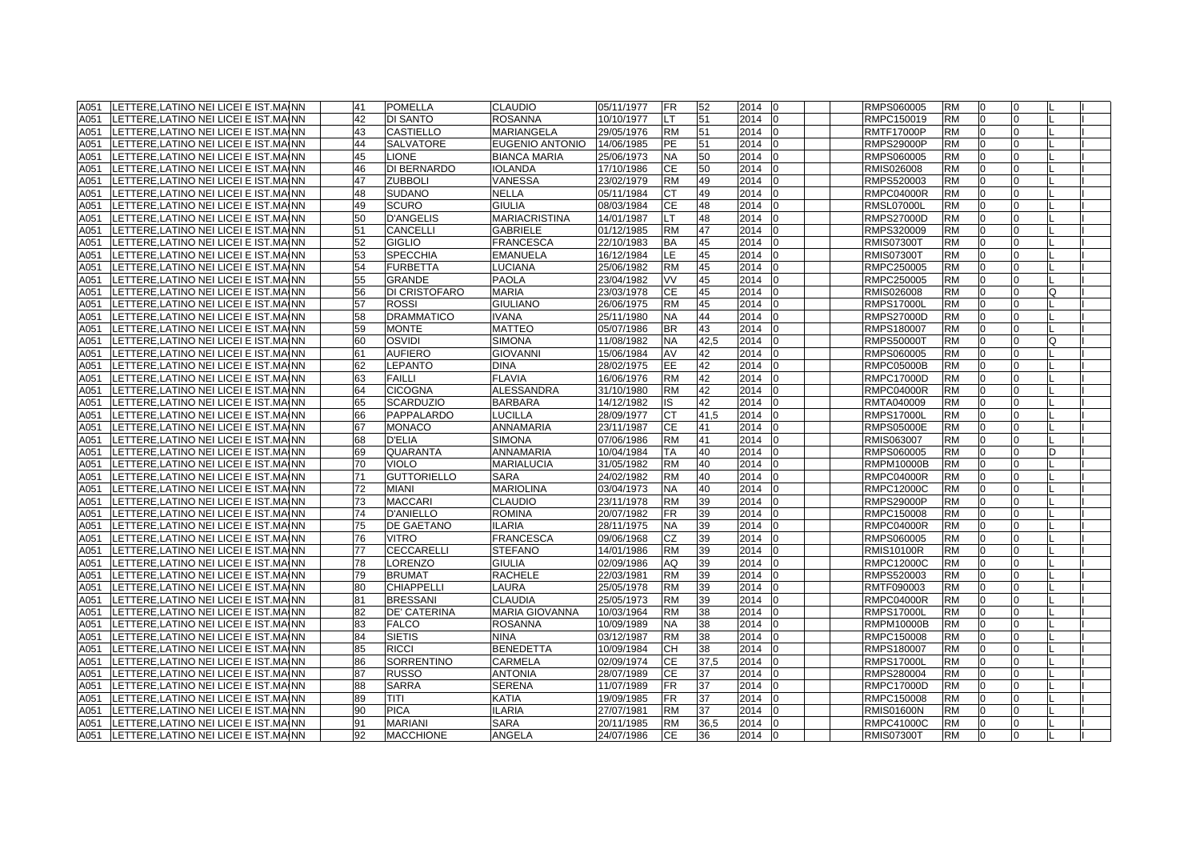| | | | | | | | | | | | | | | | | | | | |
|---|---|---|---|---|---|---|---|---|---|---|---|---|---|---|---|---|---|---|---|
| A051 | LETTERE,LATINO NEI LICEI E IST.MA | NN | | 41 | POMELLA | CLAUDIO | 05/11/1977 | FR | 52 | 2014 | 0 | | | RMPS060005 | RM | 0 | 0 | L | I |
| A051 | LETTERE,LATINO NEI LICEI E IST.MA | NN | | 42 | DI SANTO | ROSANNA | 10/10/1977 | LT | 51 | 2014 | 0 | | | RMPC150019 | RM | 0 | 0 | L | I |
| A051 | LETTERE,LATINO NEI LICEI E IST.MA | NN | | 43 | CASTIELLO | MARIANGELA | 29/05/1976 | RM | 51 | 2014 | 0 | | | RMTF17000P | RM | 0 | 0 | L | I |
| A051 | LETTERE,LATINO NEI LICEI E IST.MA | NN | | 44 | SALVATORE | EUGENIO ANTONIO | 14/06/1985 | PE | 51 | 2014 | 0 | | | RMPS29000P | RM | 0 | 0 | L | I |
| A051 | LETTERE,LATINO NEI LICEI E IST.MA | NN | | 45 | LIONE | BIANCA MARIA | 25/06/1973 | NA | 50 | 2014 | 0 | | | RMPS060005 | RM | 0 | 0 | L | I |
| A051 | LETTERE,LATINO NEI LICEI E IST.MA | NN | | 46 | DI BERNARDO | IOLANDA | 17/10/1986 | CE | 50 | 2014 | 0 | | | RMIS026008 | RM | 0 | 0 | L | I |
| A051 | LETTERE,LATINO NEI LICEI E IST.MA | NN | | 47 | ZUBBOLI | VANESSA | 23/02/1979 | RM | 49 | 2014 | 0 | | | RMPS520003 | RM | 0 | 0 | L | I |
| A051 | LETTERE,LATINO NEI LICEI E IST.MA | NN | | 48 | SUDANO | NELLA | 05/11/1984 | CT | 49 | 2014 | 0 | | | RMPC04000R | RM | 0 | 0 | L | I |
| A051 | LETTERE,LATINO NEI LICEI E IST.MA | NN | | 49 | SCURO | GIULIA | 08/03/1984 | CE | 48 | 2014 | 0 | | | RMSL07000L | RM | 0 | 0 | L | I |
| A051 | LETTERE,LATINO NEI LICEI E IST.MA | NN | | 50 | D'ANGELIS | MARIACRISTINA | 14/01/1987 | LT | 48 | 2014 | 0 | | | RMPS27000D | RM | 0 | 0 | L | I |
| A051 | LETTERE,LATINO NEI LICEI E IST.MA | NN | | 51 | CANCELLI | GABRIELE | 01/12/1985 | RM | 47 | 2014 | 0 | | | RMPS320009 | RM | 0 | 0 | L | I |
| A051 | LETTERE,LATINO NEI LICEI E IST.MA | NN | | 52 | GIGLIO | FRANCESCA | 22/10/1983 | BA | 45 | 2014 | 0 | | | RMIS07300T | RM | 0 | 0 | L | I |
| A051 | LETTERE,LATINO NEI LICEI E IST.MA | NN | | 53 | SPECCHIA | EMANUELA | 16/12/1984 | LE | 45 | 2014 | 0 | | | RMIS07300T | RM | 0 | 0 | L | I |
| A051 | LETTERE,LATINO NEI LICEI E IST.MA | NN | | 54 | FURBETTA | LUCIANA | 25/06/1982 | RM | 45 | 2014 | 0 | | | RMPC250005 | RM | 0 | 0 | L | I |
| A051 | LETTERE,LATINO NEI LICEI E IST.MA | NN | | 55 | GRANDE | PAOLA | 23/04/1982 | VV | 45 | 2014 | 0 | | | RMPC250005 | RM | 0 | 0 | L | I |
| A051 | LETTERE,LATINO NEI LICEI E IST.MA | NN | | 56 | DI CRISTOFARO | MARIA | 23/03/1978 | CE | 45 | 2014 | 0 | | | RMIS026008 | RM | 0 | 0 | Q | I |
| A051 | LETTERE,LATINO NEI LICEI E IST.MA | NN | | 57 | ROSSI | GIULIANO | 26/06/1975 | RM | 45 | 2014 | 0 | | | RMPS17000L | RM | 0 | 0 | L | I |
| A051 | LETTERE,LATINO NEI LICEI E IST.MA | NN | | 58 | DRAMMATICO | IVANA | 25/11/1980 | NA | 44 | 2014 | 0 | | | RMPS27000D | RM | 0 | 0 | L | I |
| A051 | LETTERE,LATINO NEI LICEI E IST.MA | NN | | 59 | MONTE | MATTEO | 05/07/1986 | BR | 43 | 2014 | 0 | | | RMPS180007 | RM | 0 | 0 | L | I |
| A051 | LETTERE,LATINO NEI LICEI E IST.MA | NN | | 60 | OSVIDI | SIMONA | 11/08/1982 | NA | 42,5 | 2014 | 0 | | | RMPS50000T | RM | 0 | 0 | Q | I |
| A051 | LETTERE,LATINO NEI LICEI E IST.MA | NN | | 61 | AUFIERO | GIOVANNI | 15/06/1984 | AV | 42 | 2014 | 0 | | | RMPS060005 | RM | 0 | 0 | L | I |
| A051 | LETTERE,LATINO NEI LICEI E IST.MA | NN | | 62 | LEPANTO | DINA | 28/02/1975 | EE | 42 | 2014 | 0 | | | RMPC05000B | RM | 0 | 0 | L | I |
| A051 | LETTERE,LATINO NEI LICEI E IST.MA | NN | | 63 | FAILLI | FLAVIA | 16/06/1976 | RM | 42 | 2014 | 0 | | | RMPC17000D | RM | 0 | 0 | L | I |
| A051 | LETTERE,LATINO NEI LICEI E IST.MA | NN | | 64 | CICOGNA | ALESSANDRA | 31/10/1980 | RM | 42 | 2014 | 0 | | | RMPC04000R | RM | 0 | 0 | L | I |
| A051 | LETTERE,LATINO NEI LICEI E IST.MA | NN | | 65 | SCARDUZIO | BARBARA | 14/12/1982 | IS | 42 | 2014 | 0 | | | RMTA040009 | RM | 0 | 0 | L | I |
| A051 | LETTERE,LATINO NEI LICEI E IST.MA | NN | | 66 | PAPPALARDO | LUCILLA | 28/09/1977 | CT | 41,5 | 2014 | 0 | | | RMPS17000L | RM | 0 | 0 | L | I |
| A051 | LETTERE,LATINO NEI LICEI E IST.MA | NN | | 67 | MONACO | ANNAMARIA | 23/11/1987 | CE | 41 | 2014 | 0 | | | RMPS05000E | RM | 0 | 0 | L | I |
| A051 | LETTERE,LATINO NEI LICEI E IST.MA | NN | | 68 | D'ELIA | SIMONA | 07/06/1986 | RM | 41 | 2014 | 0 | | | RMIS063007 | RM | 0 | 0 | L | I |
| A051 | LETTERE,LATINO NEI LICEI E IST.MA | NN | | 69 | QUARANTA | ANNAMARIA | 10/04/1984 | TA | 40 | 2014 | 0 | | | RMPS060005 | RM | 0 | 0 | D | I |
| A051 | LETTERE,LATINO NEI LICEI E IST.MA | NN | | 70 | VIOLO | MARIALUCIA | 31/05/1982 | RM | 40 | 2014 | 0 | | | RMPM10000B | RM | 0 | 0 | L | I |
| A051 | LETTERE,LATINO NEI LICEI E IST.MA | NN | | 71 | GUTTORIELLO | SARA | 24/02/1982 | RM | 40 | 2014 | 0 | | | RMPC04000R | RM | 0 | 0 | L | I |
| A051 | LETTERE,LATINO NEI LICEI E IST.MA | NN | | 72 | MIANI | MARIOLINA | 03/04/1973 | NA | 40 | 2014 | 0 | | | RMPC12000C | RM | 0 | 0 | L | I |
| A051 | LETTERE,LATINO NEI LICEI E IST.MA | NN | | 73 | MACCARI | CLAUDIO | 23/11/1978 | RM | 39 | 2014 | 0 | | | RMPS29000P | RM | 0 | 0 | L | I |
| A051 | LETTERE,LATINO NEI LICEI E IST.MA | NN | | 74 | D'ANIELLO | ROMINA | 20/07/1982 | FR | 39 | 2014 | 0 | | | RMPC150008 | RM | 0 | 0 | L | I |
| A051 | LETTERE,LATINO NEI LICEI E IST.MA | NN | | 75 | DE GAETANO | ILARIA | 28/11/1975 | NA | 39 | 2014 | 0 | | | RMPC04000R | RM | 0 | 0 | L | I |
| A051 | LETTERE,LATINO NEI LICEI E IST.MA | NN | | 76 | VITRO | FRANCESCA | 09/06/1968 | CZ | 39 | 2014 | 0 | | | RMPS060005 | RM | 0 | 0 | L | I |
| A051 | LETTERE,LATINO NEI LICEI E IST.MA | NN | | 77 | CECCARELLI | STEFANO | 14/01/1986 | RM | 39 | 2014 | 0 | | | RMIS10100R | RM | 0 | 0 | L | I |
| A051 | LETTERE,LATINO NEI LICEI E IST.MA | NN | | 78 | LORENZO | GIULIA | 02/09/1986 | AQ | 39 | 2014 | 0 | | | RMPC12000C | RM | 0 | 0 | L | I |
| A051 | LETTERE,LATINO NEI LICEI E IST.MA | NN | | 79 | BRUMAT | RACHELE | 22/03/1981 | RM | 39 | 2014 | 0 | | | RMPS520003 | RM | 0 | 0 | L | I |
| A051 | LETTERE,LATINO NEI LICEI E IST.MA | NN | | 80 | CHIAPPELLI | LAURA | 25/05/1978 | RM | 39 | 2014 | 0 | | | RMTF090003 | RM | 0 | 0 | L | I |
| A051 | LETTERE,LATINO NEI LICEI E IST.MA | NN | | 81 | BRESSANI | CLAUDIA | 25/05/1973 | RM | 39 | 2014 | 0 | | | RMPC04000R | RM | 0 | 0 | L | I |
| A051 | LETTERE,LATINO NEI LICEI E IST.MA | NN | | 82 | DE' CATERINA | MARIA GIOVANNA | 10/03/1964 | RM | 38 | 2014 | 0 | | | RMPS17000L | RM | 0 | 0 | L | I |
| A051 | LETTERE,LATINO NEI LICEI E IST.MA | NN | | 83 | FALCO | ROSANNA | 10/09/1989 | NA | 38 | 2014 | 0 | | | RMPM10000B | RM | 0 | 0 | L | I |
| A051 | LETTERE,LATINO NEI LICEI E IST.MA | NN | | 84 | SIETIS | NINA | 03/12/1987 | RM | 38 | 2014 | 0 | | | RMPC150008 | RM | 0 | 0 | L | I |
| A051 | LETTERE,LATINO NEI LICEI E IST.MA | NN | | 85 | RICCI | BENEDETTA | 10/09/1984 | CH | 38 | 2014 | 0 | | | RMPS180007 | RM | 0 | 0 | L | I |
| A051 | LETTERE,LATINO NEI LICEI E IST.MA | NN | | 86 | SORRENTINO | CARMELA | 02/09/1974 | CE | 37,5 | 2014 | 0 | | | RMPS17000L | RM | 0 | 0 | L | I |
| A051 | LETTERE,LATINO NEI LICEI E IST.MA | NN | | 87 | RUSSO | ANTONIA | 28/07/1989 | CE | 37 | 2014 | 0 | | | RMPS280004 | RM | 0 | 0 | L | I |
| A051 | LETTERE,LATINO NEI LICEI E IST.MA | NN | | 88 | SARRA | SERENA | 11/07/1989 | FR | 37 | 2014 | 0 | | | RMPC17000D | RM | 0 | 0 | L | I |
| A051 | LETTERE,LATINO NEI LICEI E IST.MA | NN | | 89 | TITI | KATIA | 19/09/1985 | FR | 37 | 2014 | 0 | | | RMPC150008 | RM | 0 | 0 | L | I |
| A051 | LETTERE,LATINO NEI LICEI E IST.MA | NN | | 90 | PICA | ILARIA | 27/07/1981 | RM | 37 | 2014 | 0 | | | RMIS01600N | RM | 0 | 0 | L | I |
| A051 | LETTERE,LATINO NEI LICEI E IST.MA | NN | | 91 | MARIANI | SARA | 20/11/1985 | RM | 36,5 | 2014 | 0 | | | RMPC41000C | RM | 0 | 0 | L | I |
| A051 | LETTERE,LATINO NEI LICEI E IST.MA | NN | | 92 | MACCHIONE | ANGELA | 24/07/1986 | CE | 36 | 2014 | 0 | | | RMIS07300T | RM | 0 | 0 | L | I |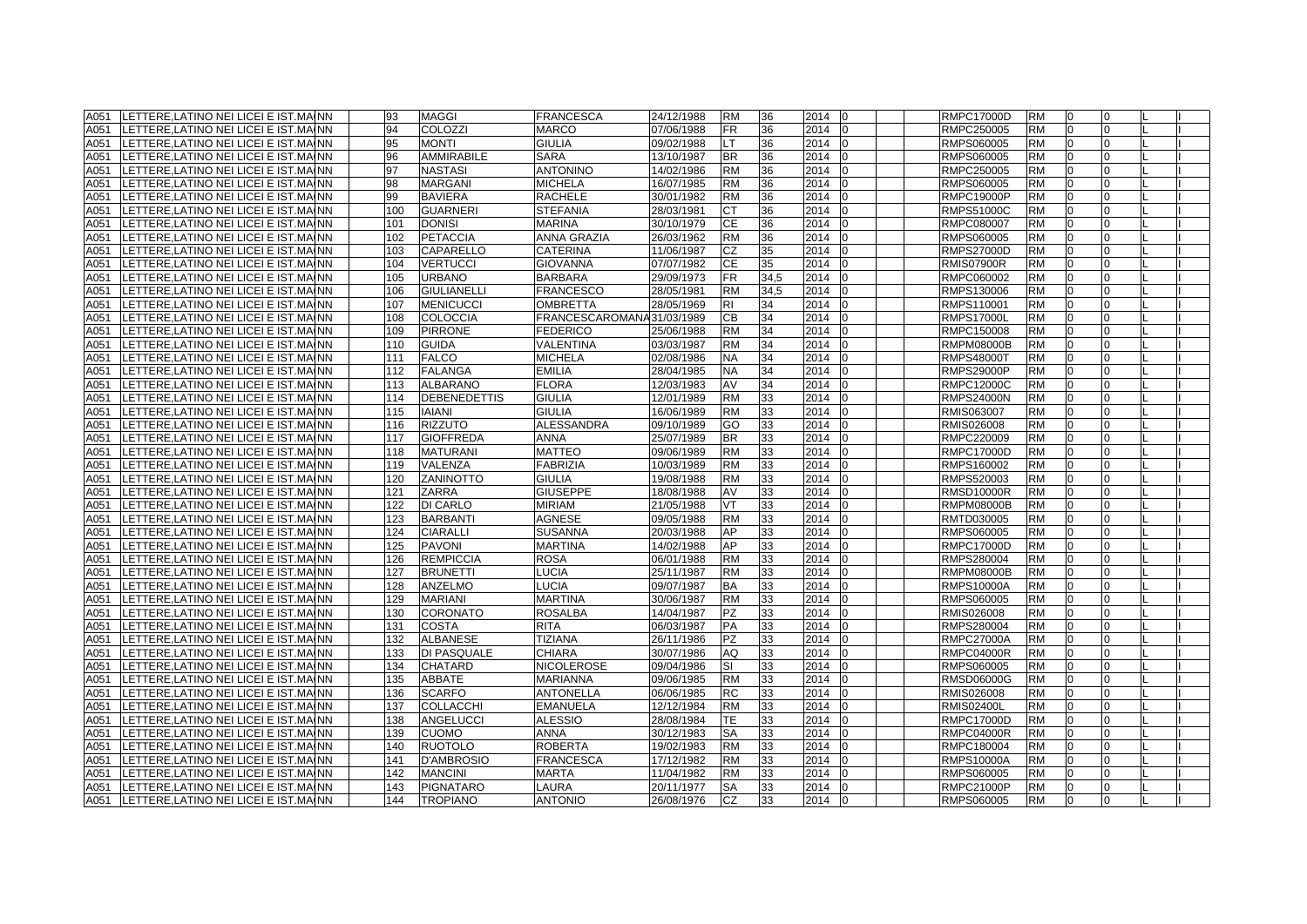| A051 | LETTERE,LATINO NEI LICEI E IST.MA NN | 93 | MAGGI | FRANCESCA | 24/12/1988 | RM | 36 | 2014 | 0 | | | RMPC17000D | RM | 0 | 0 | L | I |
|---|---|---|---|---|---|---|---|---|---|---|---|---|---|---|---|---|---|
| A051 | LETTERE,LATINO NEI LICEI E IST.MA NN | 94 | COLOZZI | MARCO | 07/06/1988 | FR | 36 | 2014 | 0 | | | RMPC250005 | RM | 0 | 0 | L | I |
| A051 | LETTERE,LATINO NEI LICEI E IST.MA NN | 95 | MONTI | GIULIA | 09/02/1988 | LT | 36 | 2014 | 0 | | | RMPS060005 | RM | 0 | 0 | L | I |
| A051 | LETTERE,LATINO NEI LICEI E IST.MA NN | 96 | AMMIRABILE | SARA | 13/10/1987 | BR | 36 | 2014 | 0 | | | RMPS060005 | RM | 0 | 0 | L | I |
| A051 | LETTERE,LATINO NEI LICEI E IST.MA NN | 97 | NASTASI | ANTONINO | 14/02/1986 | RM | 36 | 2014 | 0 | | | RMPC250005 | RM | 0 | 0 | L | I |
| A051 | LETTERE,LATINO NEI LICEI E IST.MA NN | 98 | MARGANI | MICHELA | 16/07/1985 | RM | 36 | 2014 | 0 | | | RMPS060005 | RM | 0 | 0 | L | I |
| A051 | LETTERE,LATINO NEI LICEI E IST.MA NN | 99 | BAVIERA | RACHELE | 30/01/1982 | RM | 36 | 2014 | 0 | | | RMPC19000P | RM | 0 | 0 | L | I |
| A051 | LETTERE,LATINO NEI LICEI E IST.MA NN | 100 | GUARNERI | STEFANIA | 28/03/1981 | CT | 36 | 2014 | 0 | | | RMPS51000C | RM | 0 | 0 | L | I |
| A051 | LETTERE,LATINO NEI LICEI E IST.MA NN | 101 | DONISI | MARINA | 30/10/1979 | CE | 36 | 2014 | 0 | | | RMPC080007 | RM | 0 | 0 | L | I |
| A051 | LETTERE,LATINO NEI LICEI E IST.MA NN | 102 | PETACCIA | ANNA GRAZIA | 26/03/1962 | RM | 36 | 2014 | 0 | | | RMPS060005 | RM | 0 | 0 | L | I |
| A051 | LETTERE,LATINO NEI LICEI E IST.MA NN | 103 | CAPARELLO | CATERINA | 11/06/1987 | CZ | 35 | 2014 | 0 | | | RMPS27000D | RM | 0 | 0 | L | I |
| A051 | LETTERE,LATINO NEI LICEI E IST.MA NN | 104 | VERTUCCI | GIOVANNA | 07/07/1982 | CE | 35 | 2014 | 0 | | | RMIS07900R | RM | 0 | 0 | L | I |
| A051 | LETTERE,LATINO NEI LICEI E IST.MA NN | 105 | URBANO | BARBARA | 29/09/1973 | FR | 34,5 | 2014 | 0 | | | RMPC060002 | RM | 0 | 0 | L | I |
| A051 | LETTERE,LATINO NEI LICEI E IST.MA NN | 106 | GIULIANELLI | FRANCESCO | 28/05/1981 | RM | 34,5 | 2014 | 0 | | | RMPS130006 | RM | 0 | 0 | L | I |
| A051 | LETTERE,LATINO NEI LICEI E IST.MA NN | 107 | MENICUCCI | OMBRETTA | 28/05/1969 | RI | 34 | 2014 | 0 | | | RMPS110001 | RM | 0 | 0 | L | I |
| A051 | LETTERE,LATINO NEI LICEI E IST.MA NN | 108 | COLOCCIA | FRANCESCAROMANA | 31/03/1989 | CB | 34 | 2014 | 0 | | | RMPS17000L | RM | 0 | 0 | L | I |
| A051 | LETTERE,LATINO NEI LICEI E IST.MA NN | 109 | PIRRONE | FEDERICO | 25/06/1988 | RM | 34 | 2014 | 0 | | | RMPC150008 | RM | 0 | 0 | L | I |
| A051 | LETTERE,LATINO NEI LICEI E IST.MA NN | 110 | GUIDA | VALENTINA | 03/03/1987 | RM | 34 | 2014 | 0 | | | RMPM08000B | RM | 0 | 0 | L | I |
| A051 | LETTERE,LATINO NEI LICEI E IST.MA NN | 111 | FALCO | MICHELA | 02/08/1986 | NA | 34 | 2014 | 0 | | | RMPS48000T | RM | 0 | 0 | L | I |
| A051 | LETTERE,LATINO NEI LICEI E IST.MA NN | 112 | FALANGA | EMILIA | 28/04/1985 | NA | 34 | 2014 | 0 | | | RMPS29000P | RM | 0 | 0 | L | I |
| A051 | LETTERE,LATINO NEI LICEI E IST.MA NN | 113 | ALBARANO | FLORA | 12/03/1983 | AV | 34 | 2014 | 0 | | | RMPC12000C | RM | 0 | 0 | L | I |
| A051 | LETTERE,LATINO NEI LICEI E IST.MA NN | 114 | DEBENEDETTIS | GIULIA | 12/01/1989 | RM | 33 | 2014 | 0 | | | RMPS24000N | RM | 0 | 0 | L | I |
| A051 | LETTERE,LATINO NEI LICEI E IST.MA NN | 115 | IAIANI | GIULIA | 16/06/1989 | RM | 33 | 2014 | 0 | | | RMIS063007 | RM | 0 | 0 | L | I |
| A051 | LETTERE,LATINO NEI LICEI E IST.MA NN | 116 | RIZZUTO | ALESSANDRA | 09/10/1989 | GO | 33 | 2014 | 0 | | | RMIS026008 | RM | 0 | 0 | L | I |
| A051 | LETTERE,LATINO NEI LICEI E IST.MA NN | 117 | GIOFFREDA | ANNA | 25/07/1989 | BR | 33 | 2014 | 0 | | | RMPC220009 | RM | 0 | 0 | L | I |
| A051 | LETTERE,LATINO NEI LICEI E IST.MA NN | 118 | MATURANI | MATTEO | 09/06/1989 | RM | 33 | 2014 | 0 | | | RMPC17000D | RM | 0 | 0 | L | I |
| A051 | LETTERE,LATINO NEI LICEI E IST.MA NN | 119 | VALENZA | FABRIZIA | 10/03/1989 | RM | 33 | 2014 | 0 | | | RMPS160002 | RM | 0 | 0 | L | I |
| A051 | LETTERE,LATINO NEI LICEI E IST.MA NN | 120 | ZANINOTTO | GIULIA | 19/08/1988 | RM | 33 | 2014 | 0 | | | RMPS520003 | RM | 0 | 0 | L | I |
| A051 | LETTERE,LATINO NEI LICEI E IST.MA NN | 121 | ZARRA | GIUSEPPE | 18/08/1988 | AV | 33 | 2014 | 0 | | | RMSD10000R | RM | 0 | 0 | L | I |
| A051 | LETTERE,LATINO NEI LICEI E IST.MA NN | 122 | DI CARLO | MIRIAM | 21/05/1988 | VT | 33 | 2014 | 0 | | | RMPM08000B | RM | 0 | 0 | L | I |
| A051 | LETTERE,LATINO NEI LICEI E IST.MA NN | 123 | BARBANTI | AGNESE | 09/05/1988 | RM | 33 | 2014 | 0 | | | RMTD030005 | RM | 0 | 0 | L | I |
| A051 | LETTERE,LATINO NEI LICEI E IST.MA NN | 124 | CIARALLI | SUSANNA | 20/03/1988 | AP | 33 | 2014 | 0 | | | RMPS060005 | RM | 0 | 0 | L | I |
| A051 | LETTERE,LATINO NEI LICEI E IST.MA NN | 125 | PAVONI | MARTINA | 14/02/1988 | AP | 33 | 2014 | 0 | | | RMPC17000D | RM | 0 | 0 | L | I |
| A051 | LETTERE,LATINO NEI LICEI E IST.MA NN | 126 | REMPICCIA | ROSA | 06/01/1988 | RM | 33 | 2014 | 0 | | | RMPS280004 | RM | 0 | 0 | L | I |
| A051 | LETTERE,LATINO NEI LICEI E IST.MA NN | 127 | BRUNETTI | LUCIA | 25/11/1987 | RM | 33 | 2014 | 0 | | | RMPM08000B | RM | 0 | 0 | L | I |
| A051 | LETTERE,LATINO NEI LICEI E IST.MA NN | 128 | ANZELMO | LUCIA | 09/07/1987 | BA | 33 | 2014 | 0 | | | RMPS10000A | RM | 0 | 0 | L | I |
| A051 | LETTERE,LATINO NEI LICEI E IST.MA NN | 129 | MARIANI | MARTINA | 30/06/1987 | RM | 33 | 2014 | 0 | | | RMPS060005 | RM | 0 | 0 | L | I |
| A051 | LETTERE,LATINO NEI LICEI E IST.MA NN | 130 | CORONATO | ROSALBA | 14/04/1987 | PZ | 33 | 2014 | 0 | | | RMIS026008 | RM | 0 | 0 | L | I |
| A051 | LETTERE,LATINO NEI LICEI E IST.MA NN | 131 | COSTA | RITA | 06/03/1987 | PA | 33 | 2014 | 0 | | | RMPS280004 | RM | 0 | 0 | L | I |
| A051 | LETTERE,LATINO NEI LICEI E IST.MA NN | 132 | ALBANESE | TIZIANA | 26/11/1986 | PZ | 33 | 2014 | 0 | | | RMPC27000A | RM | 0 | 0 | L | I |
| A051 | LETTERE,LATINO NEI LICEI E IST.MA NN | 133 | DI PASQUALE | CHIARA | 30/07/1986 | AQ | 33 | 2014 | 0 | | | RMPC04000R | RM | 0 | 0 | L | I |
| A051 | LETTERE,LATINO NEI LICEI E IST.MA NN | 134 | CHATARD | NICOLEROSE | 09/04/1986 | SI | 33 | 2014 | 0 | | | RMPS060005 | RM | 0 | 0 | L | I |
| A051 | LETTERE,LATINO NEI LICEI E IST.MA NN | 135 | ABBATE | MARIANNA | 09/06/1985 | RM | 33 | 2014 | 0 | | | RMSD06000G | RM | 0 | 0 | L | I |
| A051 | LETTERE,LATINO NEI LICEI E IST.MA NN | 136 | SCARFO | ANTONELLA | 06/06/1985 | RC | 33 | 2014 | 0 | | | RMIS026008 | RM | 0 | 0 | L | I |
| A051 | LETTERE,LATINO NEI LICEI E IST.MA NN | 137 | COLLACCHI | EMANUELA | 12/12/1984 | RM | 33 | 2014 | 0 | | | RMIS02400L | RM | 0 | 0 | L | I |
| A051 | LETTERE,LATINO NEI LICEI E IST.MA NN | 138 | ANGELUCCI | ALESSIO | 28/08/1984 | TE | 33 | 2014 | 0 | | | RMPC17000D | RM | 0 | 0 | L | I |
| A051 | LETTERE,LATINO NEI LICEI E IST.MA NN | 139 | CUOMO | ANNA | 30/12/1983 | SA | 33 | 2014 | 0 | | | RMPC04000R | RM | 0 | 0 | L | I |
| A051 | LETTERE,LATINO NEI LICEI E IST.MA NN | 140 | RUOTOLO | ROBERTA | 19/02/1983 | RM | 33 | 2014 | 0 | | | RMPC180004 | RM | 0 | 0 | L | I |
| A051 | LETTERE,LATINO NEI LICEI E IST.MA NN | 141 | D'AMBROSIO | FRANCESCA | 17/12/1982 | RM | 33 | 2014 | 0 | | | RMPS10000A | RM | 0 | 0 | L | I |
| A051 | LETTERE,LATINO NEI LICEI E IST.MA NN | 142 | MANCINI | MARTA | 11/04/1982 | RM | 33 | 2014 | 0 | | | RMPS060005 | RM | 0 | 0 | L | I |
| A051 | LETTERE,LATINO NEI LICEI E IST.MA NN | 143 | PIGNATARO | LAURA | 20/11/1977 | SA | 33 | 2014 | 0 | | | RMPC21000P | RM | 0 | 0 | L | I |
| A051 | LETTERE,LATINO NEI LICEI E IST.MA NN | 144 | TROPIANO | ANTONIO | 26/08/1976 | CZ | 33 | 2014 | 0 | | | RMPS060005 | RM | 0 | 0 | L | I |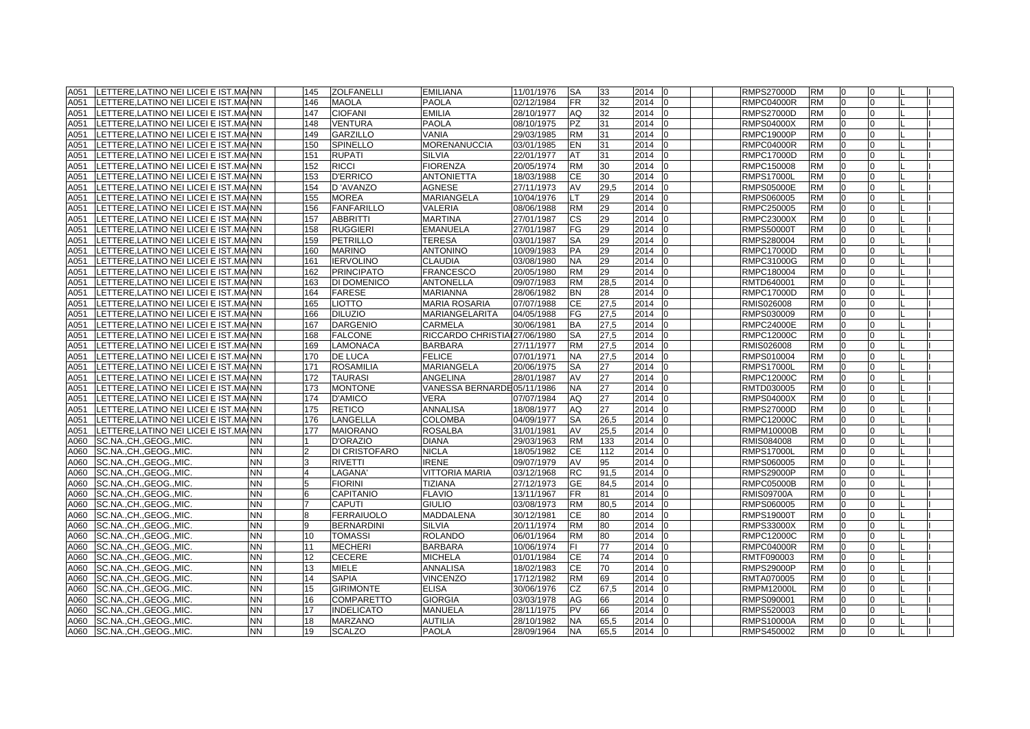| | | | | | | | | | | | | | | | | | | | |
|---|---|---|---|---|---|---|---|---|---|---|---|---|---|---|---|---|---|---|---|
| A051 | LETTERE,LATINO NEI LICEI E IST.MA | NN | | 145 | ZOLFANELLI | EMILIANA | 11/01/1976 | SA | 33 | 2014 | 0 | | | RMPS27000D | RM | 0 | 0 | | I |
| A051 | LETTERE,LATINO NEI LICEI E IST.MA | NN | | 146 | MAOLA | PAOLA | 02/12/1984 | FR | 32 | 2014 | 0 | | | RMPC04000R | RM | 0 | 0 | L | I |
| A051 | LETTERE,LATINO NEI LICEI E IST.MA | NN | | 147 | CIOFANI | EMILIA | 28/10/1977 | AQ | 32 | 2014 | 0 | | | RMPS27000D | RM | 0 | 0 | L | I |
| A051 | LETTERE,LATINO NEI LICEI E IST.MA | NN | | 148 | VENTURA | PAOLA | 08/10/1975 | PZ | 31 | 2014 | 0 | | | RMPS04000X | RM | 0 | 0 | L | I |
| A051 | LETTERE,LATINO NEI LICEI E IST.MA | NN | | 149 | GARZILLO | VANIA | 29/03/1985 | RM | 31 | 2014 | 0 | | | RMPC19000P | RM | 0 | 0 | L | I |
| A051 | LETTERE,LATINO NEI LICEI E IST.MA | NN | | 150 | SPINELLO | MORENANUCCIA | 03/01/1985 | EN | 31 | 2014 | 0 | | | RMPC04000R | RM | 0 | 0 | L | I |
| A051 | LETTERE,LATINO NEI LICEI E IST.MA | NN | | 151 | RUPATI | SILVIA | 22/01/1977 | AT | 31 | 2014 | 0 | | | RMPC17000D | RM | 0 | 0 | L | I |
| A051 | LETTERE,LATINO NEI LICEI E IST.MA | NN | | 152 | RICCI | FIORENZA | 20/05/1974 | RM | 30 | 2014 | 0 | | | RMPC150008 | RM | 0 | 0 | L | I |
| A051 | LETTERE,LATINO NEI LICEI E IST.MA | NN | | 153 | D'ERRICO | ANTONIETTA | 18/03/1988 | CE | 30 | 2014 | 0 | | | RMPS17000L | RM | 0 | 0 | L | I |
| A051 | LETTERE,LATINO NEI LICEI E IST.MA | NN | | 154 | D 'AVANZO | AGNESE | 27/11/1973 | AV | 29,5 | 2014 | 0 | | | RMPS05000E | RM | 0 | 0 | L | I |
| A051 | LETTERE,LATINO NEI LICEI E IST.MA | NN | | 155 | MOREA | MARIANGELA | 10/04/1976 | LT | 29 | 2014 | 0 | | | RMPS060005 | RM | 0 | 0 | L | I |
| A051 | LETTERE,LATINO NEI LICEI E IST.MA | NN | | 156 | FANFARILLO | VALERIA | 08/06/1988 | RM | 29 | 2014 | 0 | | | RMPC250005 | RM | 0 | 0 | L | I |
| A051 | LETTERE,LATINO NEI LICEI E IST.MA | NN | | 157 | ABBRITTI | MARTINA | 27/01/1987 | CS | 29 | 2014 | 0 | | | RMPC23000X | RM | 0 | 0 | L | I |
| A051 | LETTERE,LATINO NEI LICEI E IST.MA | NN | | 158 | RUGGIERI | EMANUELA | 27/01/1987 | FG | 29 | 2014 | 0 | | | RMPS50000T | RM | 0 | 0 | L | I |
| A051 | LETTERE,LATINO NEI LICEI E IST.MA | NN | | 159 | PETRILLO | TERESA | 03/01/1987 | SA | 29 | 2014 | 0 | | | RMPS280004 | RM | 0 | 0 | L | I |
| A051 | LETTERE,LATINO NEI LICEI E IST.MA | NN | | 160 | MARINO | ANTONINO | 10/09/1983 | PA | 29 | 2014 | 0 | | | RMPC17000D | RM | 0 | 0 | L | I |
| A051 | LETTERE,LATINO NEI LICEI E IST.MA | NN | | 161 | IERVOLINO | CLAUDIA | 03/08/1980 | NA | 29 | 2014 | 0 | | | RMPC31000G | RM | 0 | 0 | L | I |
| A051 | LETTERE,LATINO NEI LICEI E IST.MA | NN | | 162 | PRINCIPATO | FRANCESCO | 20/05/1980 | RM | 29 | 2014 | 0 | | | RMPC180004 | RM | 0 | 0 | L | I |
| A051 | LETTERE,LATINO NEI LICEI E IST.MA | NN | | 163 | DI DOMENICO | ANTONELLA | 09/07/1983 | RM | 28,5 | 2014 | 0 | | | RMTD640001 | RM | 0 | 0 | L | I |
| A051 | LETTERE,LATINO NEI LICEI E IST.MA | NN | | 164 | FARESE | MARIANNA | 28/06/1982 | BN | 28 | 2014 | 0 | | | RMPC17000D | RM | 0 | 0 | L | I |
| A051 | LETTERE,LATINO NEI LICEI E IST.MA | NN | | 165 | LIOTTO | MARIA ROSARIA | 07/07/1988 | CE | 27,5 | 2014 | 0 | | | RMIS026008 | RM | 0 | 0 | L | I |
| A051 | LETTERE,LATINO NEI LICEI E IST.MA | NN | | 166 | DILUZIO | MARIANGELARITA | 04/05/1988 | FG | 27,5 | 2014 | 0 | | | RMPS030009 | RM | 0 | 0 | L | I |
| A051 | LETTERE,LATINO NEI LICEI E IST.MA | NN | | 167 | DARGENIO | CARMELA | 30/06/1981 | BA | 27,5 | 2014 | 0 | | | RMPC24000E | RM | 0 | 0 | L | I |
| A051 | LETTERE,LATINO NEI LICEI E IST.MA | NN | | 168 | FALCONE | RICCARDO CHRISTIA | 27/06/1980 | SA | 27,5 | 2014 | 0 | | | RMPC12000C | RM | 0 | 0 | L | I |
| A051 | LETTERE,LATINO NEI LICEI E IST.MA | NN | | 169 | LAMONACA | BARBARA | 27/11/1977 | RM | 27,5 | 2014 | 0 | | | RMIS026008 | RM | 0 | 0 | L | I |
| A051 | LETTERE,LATINO NEI LICEI E IST.MA | NN | | 170 | DE LUCA | FELICE | 07/01/1971 | NA | 27,5 | 2014 | 0 | | | RMPS010004 | RM | 0 | 0 | L | I |
| A051 | LETTERE,LATINO NEI LICEI E IST.MA | NN | | 171 | ROSAMILIA | MARIANGELA | 20/06/1975 | SA | 27 | 2014 | 0 | | | RMPS17000L | RM | 0 | 0 | L | I |
| A051 | LETTERE,LATINO NEI LICEI E IST.MA | NN | | 172 | TAURASI | ANGELINA | 28/01/1987 | AV | 27 | 2014 | 0 | | | RMPC12000C | RM | 0 | 0 | L | I |
| A051 | LETTERE,LATINO NEI LICEI E IST.MA | NN | | 173 | MONTONE | VANESSA BERNARDE | 05/11/1986 | NA | 27 | 2014 | 0 | | | RMTD030005 | RM | 0 | 0 | L | I |
| A051 | LETTERE,LATINO NEI LICEI E IST.MA | NN | | 174 | D'AMICO | VERA | 07/07/1984 | AQ | 27 | 2014 | 0 | | | RMPS04000X | RM | 0 | 0 | L | I |
| A051 | LETTERE,LATINO NEI LICEI E IST.MA | NN | | 175 | RETICO | ANNALISA | 18/08/1977 | AQ | 27 | 2014 | 0 | | | RMPS27000D | RM | 0 | 0 | L | I |
| A051 | LETTERE,LATINO NEI LICEI E IST.MA | NN | | 176 | LANGELLA | COLOMBA | 04/09/1977 | SA | 26,5 | 2014 | 0 | | | RMPC12000C | RM | 0 | 0 | L | I |
| A051 | LETTERE,LATINO NEI LICEI E IST.MA | NN | | 177 | MAIORANO | ROSALBA | 31/01/1981 | AV | 25,5 | 2014 | 0 | | | RMPM10000B | RM | 0 | 0 | L | I |
| A060 | SC.NA.,CH.,GEOG.,MIC. | NN | | 1 | D'ORAZIO | DIANA | 29/03/1963 | RM | 133 | 2014 | 0 | | | RMIS084008 | RM | 0 | 0 | L | I |
| A060 | SC.NA.,CH.,GEOG.,MIC. | NN | | 2 | DI CRISTOFARO | NICLA | 18/05/1982 | CE | 112 | 2014 | 0 | | | RMPS17000L | RM | 0 | 0 | L | I |
| A060 | SC.NA.,CH.,GEOG.,MIC. | NN | | 3 | RIVETTI | IRENE | 09/07/1979 | AV | 95 | 2014 | 0 | | | RMPS060005 | RM | 0 | 0 | L | I |
| A060 | SC.NA.,CH.,GEOG.,MIC. | NN | | 4 | LAGANA' | VITTORIA MARIA | 03/12/1968 | RC | 91,5 | 2014 | 0 | | | RMPS29000P | RM | 0 | 0 | L | I |
| A060 | SC.NA.,CH.,GEOG.,MIC. | NN | | 5 | FIORINI | TIZIANA | 27/12/1973 | GE | 84,5 | 2014 | 0 | | | RMPC05000B | RM | 0 | 0 | L | I |
| A060 | SC.NA.,CH.,GEOG.,MIC. | NN | | 6 | CAPITANIO | FLAVIO | 13/11/1967 | FR | 81 | 2014 | 0 | | | RMIS09700A | RM | 0 | 0 | L | I |
| A060 | SC.NA.,CH.,GEOG.,MIC. | NN | | 7 | CAPUTI | GIULIO | 03/08/1973 | RM | 80,5 | 2014 | 0 | | | RMPS060005 | RM | 0 | 0 | L | I |
| A060 | SC.NA.,CH.,GEOG.,MIC. | NN | | 8 | FERRAIUOLO | MADDALENA | 30/12/1981 | CE | 80 | 2014 | 0 | | | RMPS19000T | RM | 0 | 0 | L | I |
| A060 | SC.NA.,CH.,GEOG.,MIC. | NN | | 9 | BERNARDINI | SILVIA | 20/11/1974 | RM | 80 | 2014 | 0 | | | RMPS33000X | RM | 0 | 0 | L | I |
| A060 | SC.NA.,CH.,GEOG.,MIC. | NN | | 10 | TOMASSI | ROLANDO | 06/01/1964 | RM | 80 | 2014 | 0 | | | RMPC12000C | RM | 0 | 0 | L | I |
| A060 | SC.NA.,CH.,GEOG.,MIC. | NN | | 11 | MECHERI | BARBARA | 10/06/1974 | FI | 77 | 2014 | 0 | | | RMPC04000R | RM | 0 | 0 | L | I |
| A060 | SC.NA.,CH.,GEOG.,MIC. | NN | | 12 | CECERE | MICHELA | 01/01/1984 | CE | 74 | 2014 | 0 | | | RMTF090003 | RM | 0 | 0 | L | I |
| A060 | SC.NA.,CH.,GEOG.,MIC. | NN | | 13 | MIELE | ANNALISA | 18/02/1983 | CE | 70 | 2014 | 0 | | | RMPS29000P | RM | 0 | 0 | L | I |
| A060 | SC.NA.,CH.,GEOG.,MIC. | NN | | 14 | SAPIA | VINCENZO | 17/12/1982 | RM | 69 | 2014 | 0 | | | RMTA070005 | RM | 0 | 0 | L | I |
| A060 | SC.NA.,CH.,GEOG.,MIC. | NN | | 15 | GIRIMONTE | ELISA | 30/06/1976 | CZ | 67,5 | 2014 | 0 | | | RMPM12000L | RM | 0 | 0 | L | I |
| A060 | SC.NA.,CH.,GEOG.,MIC. | NN | | 16 | COMPARETTO | GIORGIA | 03/03/1978 | AG | 66 | 2014 | 0 | | | RMPS090001 | RM | 0 | 0 | L | I |
| A060 | SC.NA.,CH.,GEOG.,MIC. | NN | | 17 | INDELICATO | MANUELA | 28/11/1975 | PV | 66 | 2014 | 0 | | | RMPS520003 | RM | 0 | 0 | L | I |
| A060 | SC.NA.,CH.,GEOG.,MIC. | NN | | 18 | MARZANO | AUTILIA | 28/10/1982 | NA | 65,5 | 2014 | 0 | | | RMPS10000A | RM | 0 | 0 | L | I |
| A060 | SC.NA.,CH.,GEOG.,MIC. | NN | | 19 | SCALZO | PAOLA | 28/09/1964 | NA | 65,5 | 2014 | 0 | | | RMPS450002 | RM | 0 | 0 | L | I |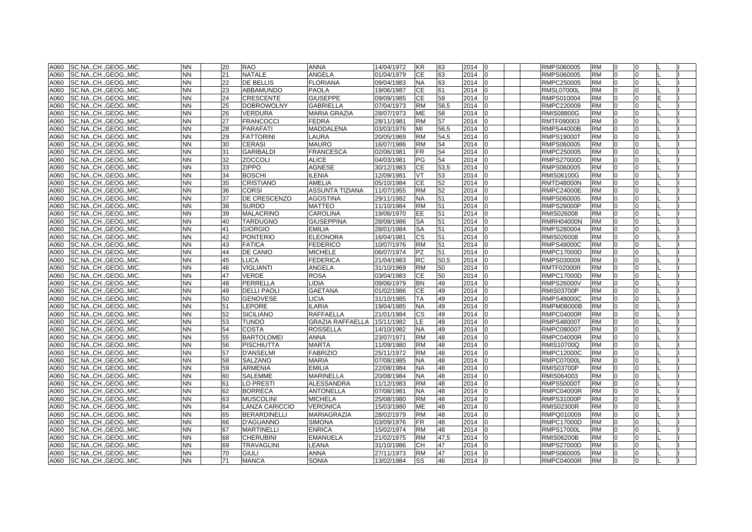| A060 | SC.NA.,CH.,GEOG.,MIC. | NN | | 20 | RAO | ANNA | 14/04/1972 | KR | 63 | 2014 | 0 | | | RMPS060005 | RM | 0 | 0 | L | I |
|---|---|---|---|---|---|---|---|---|---|---|---|---|---|---|---|---|---|---|---|
| A060 | SC.NA.,CH.,GEOG.,MIC. | NN | | 21 | NATALE | ANGELA | 01/04/1979 | CE | 63 | 2014 | 0 | | | RMPS060005 | RM | 0 | 0 | L | I |
| A060 | SC.NA.,CH.,GEOG.,MIC. | NN | | 22 | DE BELLIS | FLORIANA | 09/04/1983 | NA | 63 | 2014 | 0 | | | RMPC250005 | RM | 0 | 0 | L | I |
| A060 | SC.NA.,CH.,GEOG.,MIC. | NN | | 23 | ABBAMUNDO | PAOLA | 19/06/1987 | CE | 61 | 2014 | 0 | | | RMSL07000L | RM | 0 | 0 | L | I |
| A060 | SC.NA.,CH.,GEOG.,MIC. | NN | | 24 | CRESCENTE | GIUSEPPE | 09/09/1985 | CE | 59 | 2014 | 0 | | | RMPS010004 | RM | 0 | 0 | E | I |
| A060 | SC.NA.,CH.,GEOG.,MIC. | NN | | 25 | DOBROWOLNY | GABRIELLA | 07/04/1973 | RM | 58,5 | 2014 | 0 | | | RMPC220009 | RM | 0 | 0 | L | I |
| A060 | SC.NA.,CH.,GEOG.,MIC. | NN | | 26 | VERDURA | MARIA GRAZIA | 28/07/1973 | ME | 58 | 2014 | 0 | | | RMIS08800G | RM | 0 | 0 | L | I |
| A060 | SC.NA.,CH.,GEOG.,MIC. | NN | | 27 | FRANCOCCI | FEDRA | 28/11/1981 | RM | 57 | 2014 | 0 | | | RMTF090003 | RM | 0 | 0 | L | I |
| A060 | SC.NA.,CH.,GEOG.,MIC. | NN | | 28 | PARAFATI | MADDALENA | 03/03/1976 | MI | 56,5 | 2014 | 0 | | | RMPS44000B | RM | 0 | 0 | L | I |
| A060 | SC.NA.,CH.,GEOG.,MIC. | NN | | 29 | FATTORINI | LAURA | 20/05/1969 | RM | 54,5 | 2014 | 0 | | | RMPS19000T | RM | 0 | 0 | L | I |
| A060 | SC.NA.,CH.,GEOG.,MIC. | NN | | 30 | CERASI | MAURO | 16/07/1986 | RM | 54 | 2014 | 0 | | | RMPS060005 | RM | 0 | 0 | L | I |
| A060 | SC.NA.,CH.,GEOG.,MIC. | NN | | 31 | GARIBALDI | FRANCESCA | 02/06/1981 | FR | 54 | 2014 | 0 | | | RMPC250005 | RM | 0 | 0 | L | I |
| A060 | SC.NA.,CH.,GEOG.,MIC. | NN | | 32 | ZOCCOLI | ALICE | 04/03/1981 | PG | 54 | 2014 | 0 | | | RMPS27000D | RM | 0 | 0 | L | I |
| A060 | SC.NA.,CH.,GEOG.,MIC. | NN | | 33 | ZIPPO | AGNESE | 30/12/1983 | CE | 53,5 | 2014 | 0 | | | RMPS060005 | RM | 0 | 0 | L | I |
| A060 | SC.NA.,CH.,GEOG.,MIC. | NN | | 34 | BOSCHI | ILENIA | 12/09/1981 | VT | 53 | 2014 | 0 | | | RMIS06100G | RM | 0 | 0 | L | I |
| A060 | SC.NA.,CH.,GEOG.,MIC. | NN | | 35 | CRISTIANO | AMELIA | 05/10/1984 | CE | 52 | 2014 | 0 | | | RMTD48000N | RM | 0 | 0 | L | I |
| A060 | SC.NA.,CH.,GEOG.,MIC. | NN | | 36 | CORSI | ASSUNTA TIZIANA | 11/07/1955 | RM | 52 | 2014 | 0 | | | RMPC24000E | RM | 0 | 0 | L | I |
| A060 | SC.NA.,CH.,GEOG.,MIC. | NN | | 37 | DE CRESCENZO | AGOSTINA | 29/11/1982 | NA | 51 | 2014 | 0 | | | RMPS060005 | RM | 0 | 0 | L | I |
| A060 | SC.NA.,CH.,GEOG.,MIC. | NN | | 38 | SURDO | MATTEO | 11/10/1984 | RM | 51 | 2014 | 0 | | | RMPS29000P | RM | 0 | 0 | L | I |
| A060 | SC.NA.,CH.,GEOG.,MIC. | NN | | 39 | MALACRINO | CAROLINA | 19/06/1970 | EE | 51 | 2014 | 0 | | | RMIS026008 | RM | 0 | 0 | L | I |
| A060 | SC.NA.,CH.,GEOG.,MIC. | NN | | 40 | TARDUGNO | GIUSEPPINA | 28/08/1986 | SA | 51 | 2014 | 0 | | | RMRH04000N | RM | 0 | 0 | L | I |
| A060 | SC.NA.,CH.,GEOG.,MIC. | NN | | 41 | GIORGIO | EMILIA | 28/01/1984 | SA | 51 | 2014 | 0 | | | RMPS280004 | RM | 0 | 0 | L | I |
| A060 | SC.NA.,CH.,GEOG.,MIC. | NN | | 42 | PONTERIO | ELEONORA | 16/04/1981 | CS | 51 | 2014 | 0 | | | RMIS026008 | RM | 0 | 0 | L | I |
| A060 | SC.NA.,CH.,GEOG.,MIC. | NN | | 43 | FATICA | FEDERICO | 10/07/1976 | RM | 51 | 2014 | 0 | | | RMPS49000C | RM | 0 | 0 | L | I |
| A060 | SC.NA.,CH.,GEOG.,MIC. | NN | | 44 | DE CANIO | MICHELE | 06/07/1974 | PZ | 51 | 2014 | 0 | | | RMPC17000D | RM | 0 | 0 | L | I |
| A060 | SC.NA.,CH.,GEOG.,MIC. | NN | | 45 | LUCA | FEDERICA | 21/04/1983 | RC | 50,5 | 2014 | 0 | | | RMPS030009 | RM | 0 | 0 | L | I |
| A060 | SC.NA.,CH.,GEOG.,MIC. | NN | | 46 | VIGLIANTI | ANGELA | 31/10/1969 | RM | 50 | 2014 | 0 | | | RMTF02000R | RM | 0 | 0 | L | I |
| A060 | SC.NA.,CH.,GEOG.,MIC. | NN | | 47 | VERDE | ROSA | 03/04/1983 | CE | 50 | 2014 | 0 | | | RMPC17000D | RM | 0 | 0 | L | I |
| A060 | SC.NA.,CH.,GEOG.,MIC. | NN | | 48 | PERRELLA | LIDIA | 09/06/1979 | BN | 49 | 2014 | 0 | | | RMPS26000V | RM | 0 | 0 | L | I |
| A060 | SC.NA.,CH.,GEOG.,MIC. | NN | | 49 | DELLI PAOLI | GAETANA | 01/02/1986 | CE | 49 | 2014 | 0 | | | RMIS03700P | RM | 0 | 0 | L | I |
| A060 | SC.NA.,CH.,GEOG.,MIC. | NN | | 50 | GENOVESE | LICIA | 31/10/1985 | TA | 49 | 2014 | 0 | | | RMPS49000C | RM | 0 | 0 | L | I |
| A060 | SC.NA.,CH.,GEOG.,MIC. | NN | | 51 | LEPORE | ILARIA | 19/04/1985 | NA | 49 | 2014 | 0 | | | RMPM08000B | RM | 0 | 0 | L | I |
| A060 | SC.NA.,CH.,GEOG.,MIC. | NN | | 52 | SICILIANO | RAFFAELLA | 21/01/1984 | CS | 49 | 2014 | 0 | | | RMPC04000R | RM | 0 | 0 | L | I |
| A060 | SC.NA.,CH.,GEOG.,MIC. | NN | | 53 | TUNDO | GRAZIA RAFFAELLA | 15/11/1982 | LE | 49 | 2014 | 0 | | | RMPS48000T | RM | 0 | 0 | L | I |
| A060 | SC.NA.,CH.,GEOG.,MIC. | NN | | 54 | COSTA | ROSSELLA | 14/10/1982 | NA | 49 | 2014 | 0 | | | RMPC080007 | RM | 0 | 0 | L | I |
| A060 | SC.NA.,CH.,GEOG.,MIC. | NN | | 55 | BARTOLOMEI | ANNA | 23/07/1971 | RM | 48 | 2014 | 0 | | | RMPC04000R | RM | 0 | 0 | L | I |
| A060 | SC.NA.,CH.,GEOG.,MIC. | NN | | 56 | PISCHIUTTA | MARTA | 11/09/1980 | RM | 48 | 2014 | 0 | | | RMIS10700Q | RM | 0 | 0 | L | I |
| A060 | SC.NA.,CH.,GEOG.,MIC. | NN | | 57 | D'ANSELMI | FABRIZIO | 25/11/1972 | RM | 48 | 2014 | 0 | | | RMPC12000C | RM | 0 | 0 | L | I |
| A060 | SC.NA.,CH.,GEOG.,MIC. | NN | | 58 | SALZANO | MARIA | 07/08/1985 | NA | 48 | 2014 | 0 | | | RMPC07000L | RM | 0 | 0 | L | I |
| A060 | SC.NA.,CH.,GEOG.,MIC. | NN | | 59 | ARMENIA | EMILIA | 22/08/1984 | NA | 48 | 2014 | 0 | | | RMIS03700P | RM | 0 | 0 | L | I |
| A060 | SC.NA.,CH.,GEOG.,MIC. | NN | | 60 | SALEMME | MARINELLA | 20/08/1984 | NA | 48 | 2014 | 0 | | | RMIS064003 | RM | 0 | 0 | L | I |
| A060 | SC.NA.,CH.,GEOG.,MIC. | NN | | 61 | LO PRESTI | ALESSANDRA | 11/12/1983 | RM | 48 | 2014 | 0 | | | RMPS50000T | RM | 0 | 0 | L | I |
| A060 | SC.NA.,CH.,GEOG.,MIC. | NN | | 62 | BORRECA | ANTONELLA | 07/08/1981 | NA | 48 | 2014 | 0 | | | RMPC04000R | RM | 0 | 0 | L | I |
| A060 | SC.NA.,CH.,GEOG.,MIC. | NN | | 63 | MUSCOLINI | MICHELA | 25/08/1980 | RM | 48 | 2014 | 0 | | | RMPS31000P | RM | 0 | 0 | L | I |
| A060 | SC.NA.,CH.,GEOG.,MIC. | NN | | 64 | LANZA CARICCIO | VERONICA | 15/03/1980 | ME | 48 | 2014 | 0 | | | RMIS02300R | RM | 0 | 0 | L | I |
| A060 | SC.NA.,CH.,GEOG.,MIC. | NN | | 65 | BERARDINELLI | MARIAGRAZIA | 28/02/1979 | RM | 48 | 2014 | 0 | | | RMPQ010009 | RM | 0 | 0 | L | I |
| A060 | SC.NA.,CH.,GEOG.,MIC. | NN | | 66 | D'AGUANNO | SIMONA | 03/09/1976 | FR | 48 | 2014 | 0 | | | RMPC17000D | RM | 0 | 0 | L | I |
| A060 | SC.NA.,CH.,GEOG.,MIC. | NN | | 67 | MARTINELLI | ENRICA | 15/02/1974 | RM | 48 | 2014 | 0 | | | RMPS17000L | RM | 0 | 0 | L | I |
| A060 | SC.NA.,CH.,GEOG.,MIC. | NN | | 68 | CHERUBINI | EMANUELA | 21/02/1975 | RM | 47,5 | 2014 | 0 | | | RMIS06200B | RM | 0 | 0 | L | I |
| A060 | SC.NA.,CH.,GEOG.,MIC. | NN | | 69 | TRAVAGLINI | LEANA | 31/10/1986 | CH | 47 | 2014 | 0 | | | RMPS27000D | RM | 0 | 0 | L | I |
| A060 | SC.NA.,CH.,GEOG.,MIC. | NN | | 70 | GIULI | ANNA | 27/11/1973 | RM | 47 | 2014 | 0 | | | RMPS060005 | RM | 0 | 0 | L | I |
| A060 | SC.NA.,CH.,GEOG.,MIC. | NN | | 71 | MANCA | SONIA | 13/02/1984 | SS | 46 | 2014 | 0 | | | RMPC04000R | RM | 0 | 0 | L | I |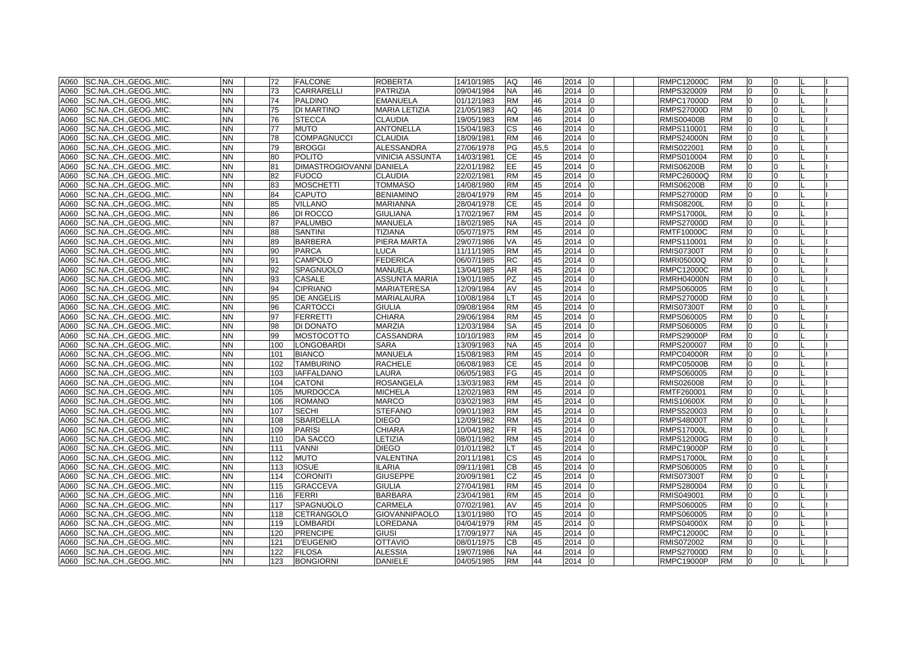| | | | | | | | | | | | | | | | | | | | |
|---|---|---|---|---|---|---|---|---|---|---|---|---|---|---|---|---|---|---|---|
| A060 | SC.NA.,CH.,GEOG.,MIC. | NN | | 72 | FALCONE | ROBERTA | 14/10/1985 | AQ | 46 | 2014 | 0 | | | RMPC12000C | RM | 0 | 0 | L | I |
| A060 | SC.NA.,CH.,GEOG.,MIC. | NN | | 73 | CARRARELLI | PATRIZIA | 09/04/1984 | NA | 46 | 2014 | 0 | | | RMPS320009 | RM | 0 | 0 | L | I |
| A060 | SC.NA.,CH.,GEOG.,MIC. | NN | | 74 | PALDINO | EMANUELA | 01/12/1983 | RM | 46 | 2014 | 0 | | | RMPC17000D | RM | 0 | 0 | L | I |
| A060 | SC.NA.,CH.,GEOG.,MIC. | NN | | 75 | DI MARTINO | MARIA LETIZIA | 21/05/1983 | AQ | 46 | 2014 | 0 | | | RMPS27000D | RM | 0 | 0 | L | I |
| A060 | SC.NA.,CH.,GEOG.,MIC. | NN | | 76 | STECCA | CLAUDIA | 19/05/1983 | RM | 46 | 2014 | 0 | | | RMIS00400B | RM | 0 | 0 | L | I |
| A060 | SC.NA.,CH.,GEOG.,MIC. | NN | | 77 | MUTO | ANTONELLA | 15/04/1983 | CS | 46 | 2014 | 0 | | | RMPS110001 | RM | 0 | 0 | L | I |
| A060 | SC.NA.,CH.,GEOG.,MIC. | NN | | 78 | COMPAGNUCCI | CLAUDIA | 18/09/1981 | RM | 46 | 2014 | 0 | | | RMPS24000N | RM | 0 | 0 | L | I |
| A060 | SC.NA.,CH.,GEOG.,MIC. | NN | | 79 | BROGGI | ALESSANDRA | 27/06/1978 | PG | 45,5 | 2014 | 0 | | | RMIS022001 | RM | 0 | 0 | L | I |
| A060 | SC.NA.,CH.,GEOG.,MIC. | NN | | 80 | POLITO | VINICIA ASSUNTA | 14/03/1981 | CE | 45 | 2014 | 0 | | | RMPS010004 | RM | 0 | 0 | L | I |
| A060 | SC.NA.,CH.,GEOG.,MIC. | NN | | 81 | DIMASTROGIOVANNI | DANIELA | 22/01/1982 | EE | 45 | 2014 | 0 | | | RMIS06200B | RM | 0 | 0 | L | I |
| A060 | SC.NA.,CH.,GEOG.,MIC. | NN | | 82 | FUOCO | CLAUDIA | 22/02/1981 | RM | 45 | 2014 | 0 | | | RMPC26000Q | RM | 0 | 0 | L | I |
| A060 | SC.NA.,CH.,GEOG.,MIC. | NN | | 83 | MOSCHETTI | TOMMASO | 14/08/1980 | RM | 45 | 2014 | 0 | | | RMIS06200B | RM | 0 | 0 | L | I |
| A060 | SC.NA.,CH.,GEOG.,MIC. | NN | | 84 | CAPUTO | BENIAMINO | 28/04/1979 | RM | 45 | 2014 | 0 | | | RMPS27000D | RM | 0 | 0 | L | I |
| A060 | SC.NA.,CH.,GEOG.,MIC. | NN | | 85 | VILLANO | MARIANNA | 28/04/1978 | CE | 45 | 2014 | 0 | | | RMIS08200L | RM | 0 | 0 | L | I |
| A060 | SC.NA.,CH.,GEOG.,MIC. | NN | | 86 | DI ROCCO | GIULIANA | 17/02/1967 | RM | 45 | 2014 | 0 | | | RMPS17000L | RM | 0 | 0 | L | I |
| A060 | SC.NA.,CH.,GEOG.,MIC. | NN | | 87 | PALUMBO | MANUELA | 18/02/1985 | NA | 45 | 2014 | 0 | | | RMPS27000D | RM | 0 | 0 | L | I |
| A060 | SC.NA.,CH.,GEOG.,MIC. | NN | | 88 | SANTINI | TIZIANA | 05/07/1975 | RM | 45 | 2014 | 0 | | | RMTF10000C | RM | 0 | 0 | L | I |
| A060 | SC.NA.,CH.,GEOG.,MIC. | NN | | 89 | BARBERA | PIERA MARTA | 29/07/1986 | VA | 45 | 2014 | 0 | | | RMPS110001 | RM | 0 | 0 | L | I |
| A060 | SC.NA.,CH.,GEOG.,MIC. | NN | | 90 | PARCA | LUCA | 11/11/1985 | RM | 45 | 2014 | 0 | | | RMIS07300T | RM | 0 | 0 | L | I |
| A060 | SC.NA.,CH.,GEOG.,MIC. | NN | | 91 | CAMPOLO | FEDERICA | 06/07/1985 | RC | 45 | 2014 | 0 | | | RMRI05000Q | RM | 0 | 0 | L | I |
| A060 | SC.NA.,CH.,GEOG.,MIC. | NN | | 92 | SPAGNUOLO | MANUELA | 13/04/1985 | AR | 45 | 2014 | 0 | | | RMPC12000C | RM | 0 | 0 | L | I |
| A060 | SC.NA.,CH.,GEOG.,MIC. | NN | | 93 | CASALE | ASSUNTA MARIA | 19/01/1985 | PZ | 45 | 2014 | 0 | | | RMRH04000N | RM | 0 | 0 | L | I |
| A060 | SC.NA.,CH.,GEOG.,MIC. | NN | | 94 | CIPRIANO | MARIATERESA | 12/09/1984 | AV | 45 | 2014 | 0 | | | RMPS060005 | RM | 0 | 0 | L | I |
| A060 | SC.NA.,CH.,GEOG.,MIC. | NN | | 95 | DE ANGELIS | MARIALAURA | 10/08/1984 | LT | 45 | 2014 | 0 | | | RMPS27000D | RM | 0 | 0 | L | I |
| A060 | SC.NA.,CH.,GEOG.,MIC. | NN | | 96 | CARTOCCI | GIULIA | 09/08/1984 | RM | 45 | 2014 | 0 | | | RMIS07300T | RM | 0 | 0 | L | I |
| A060 | SC.NA.,CH.,GEOG.,MIC. | NN | | 97 | FERRETTI | CHIARA | 29/06/1984 | RM | 45 | 2014 | 0 | | | RMPS060005 | RM | 0 | 0 | L | I |
| A060 | SC.NA.,CH.,GEOG.,MIC. | NN | | 98 | DI DONATO | MARZIA | 12/03/1984 | SA | 45 | 2014 | 0 | | | RMPS060005 | RM | 0 | 0 | L | I |
| A060 | SC.NA.,CH.,GEOG.,MIC. | NN | | 99 | MOSTOCOTTO | CASSANDRA | 10/10/1983 | RM | 45 | 2014 | 0 | | | RMPS29000P | RM | 0 | 0 | L | I |
| A060 | SC.NA.,CH.,GEOG.,MIC. | NN | | 100 | LONGOBARDI | SARA | 13/09/1983 | NA | 45 | 2014 | 0 | | | RMPS200007 | RM | 0 | 0 | L | I |
| A060 | SC.NA.,CH.,GEOG.,MIC. | NN | | 101 | BIANCO | MANUELA | 15/08/1983 | RM | 45 | 2014 | 0 | | | RMPC04000R | RM | 0 | 0 | L | I |
| A060 | SC.NA.,CH.,GEOG.,MIC. | NN | | 102 | TAMBURINO | RACHELE | 06/08/1983 | CE | 45 | 2014 | 0 | | | RMPC05000B | RM | 0 | 0 | L | I |
| A060 | SC.NA.,CH.,GEOG.,MIC. | NN | | 103 | IAFFALDANO | LAURA | 06/05/1983 | FG | 45 | 2014 | 0 | | | RMPS060005 | RM | 0 | 0 | L | I |
| A060 | SC.NA.,CH.,GEOG.,MIC. | NN | | 104 | CATONI | ROSANGELA | 13/03/1983 | RM | 45 | 2014 | 0 | | | RMIS026008 | RM | 0 | 0 | L | I |
| A060 | SC.NA.,CH.,GEOG.,MIC. | NN | | 105 | MURDOCCA | MICHELA | 12/02/1983 | RM | 45 | 2014 | 0 | | | RMTF260001 | RM | 0 | 0 | L | I |
| A060 | SC.NA.,CH.,GEOG.,MIC. | NN | | 106 | ROMANO | MARCO | 03/02/1983 | RM | 45 | 2014 | 0 | | | RMIS10600X | RM | 0 | 0 | L | I |
| A060 | SC.NA.,CH.,GEOG.,MIC. | NN | | 107 | SECHI | STEFANO | 09/01/1983 | RM | 45 | 2014 | 0 | | | RMPS520003 | RM | 0 | 0 | L | I |
| A060 | SC.NA.,CH.,GEOG.,MIC. | NN | | 108 | SBARDELLA | DIEGO | 12/09/1982 | RM | 45 | 2014 | 0 | | | RMPS48000T | RM | 0 | 0 | L | I |
| A060 | SC.NA.,CH.,GEOG.,MIC. | NN | | 109 | PARISI | CHIARA | 10/04/1982 | FR | 45 | 2014 | 0 | | | RMPS17000L | RM | 0 | 0 | L | I |
| A060 | SC.NA.,CH.,GEOG.,MIC. | NN | | 110 | DA SACCO | LETIZIA | 08/01/1982 | RM | 45 | 2014 | 0 | | | RMPS12000G | RM | 0 | 0 | L | I |
| A060 | SC.NA.,CH.,GEOG.,MIC. | NN | | 111 | VANNI | DIEGO | 01/01/1982 | LT | 45 | 2014 | 0 | | | RMPC19000P | RM | 0 | 0 | L | I |
| A060 | SC.NA.,CH.,GEOG.,MIC. | NN | | 112 | MUTO | VALENTINA | 20/11/1981 | CS | 45 | 2014 | 0 | | | RMPS17000L | RM | 0 | 0 | L | I |
| A060 | SC.NA.,CH.,GEOG.,MIC. | NN | | 113 | IOSUE | ILARIA | 09/11/1981 | CB | 45 | 2014 | 0 | | | RMPS060005 | RM | 0 | 0 | L | I |
| A060 | SC.NA.,CH.,GEOG.,MIC. | NN | | 114 | CORONITI | GIUSEPPE | 20/09/1981 | CZ | 45 | 2014 | 0 | | | RMIS07300T | RM | 0 | 0 | L | I |
| A060 | SC.NA.,CH.,GEOG.,MIC. | NN | | 115 | GRACCEVA | GIULIA | 27/04/1981 | RM | 45 | 2014 | 0 | | | RMPS280004 | RM | 0 | 0 | L | I |
| A060 | SC.NA.,CH.,GEOG.,MIC. | NN | | 116 | FERRI | BARBARA | 23/04/1981 | RM | 45 | 2014 | 0 | | | RMIS049001 | RM | 0 | 0 | L | I |
| A060 | SC.NA.,CH.,GEOG.,MIC. | NN | | 117 | SPAGNUOLO | CARMELA | 07/02/1981 | AV | 45 | 2014 | 0 | | | RMPS060005 | RM | 0 | 0 | L | I |
| A060 | SC.NA.,CH.,GEOG.,MIC. | NN | | 118 | CETRANGOLO | GIOVANNIPAOLO | 13/01/1980 | TO | 45 | 2014 | 0 | | | RMPS060005 | RM | 0 | 0 | L | I |
| A060 | SC.NA.,CH.,GEOG.,MIC. | NN | | 119 | LOMBARDI | LOREDANA | 04/04/1979 | RM | 45 | 2014 | 0 | | | RMPS04000X | RM | 0 | 0 | L | I |
| A060 | SC.NA.,CH.,GEOG.,MIC. | NN | | 120 | PRENCIPE | GIUSI | 17/09/1977 | NA | 45 | 2014 | 0 | | | RMPC12000C | RM | 0 | 0 | L | I |
| A060 | SC.NA.,CH.,GEOG.,MIC. | NN | | 121 | D'EUGENIO | OTTAVIO | 08/01/1975 | CB | 45 | 2014 | 0 | | | RMIS072002 | RM | 0 | 0 | L | I |
| A060 | SC.NA.,CH.,GEOG.,MIC. | NN | | 122 | FILOSA | ALESSIA | 19/07/1986 | NA | 44 | 2014 | 0 | | | RMPS27000D | RM | 0 | 0 | L | I |
| A060 | SC.NA.,CH.,GEOG.,MIC. | NN | | 123 | BONGIORNI | DANIELE | 04/05/1985 | RM | 44 | 2014 | 0 | | | RMPC19000P | RM | 0 | 0 | L | I |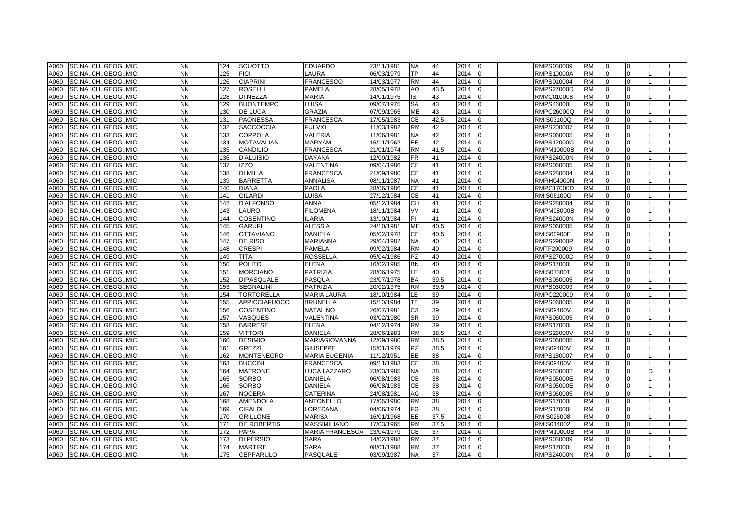| | | | | | | | | | | | | | | | | | | | |
|---|---|---|---|---|---|---|---|---|---|---|---|---|---|---|---|---|---|---|---|
| A060 | SC.NA.,CH.,GEOG.,MIC. | NN | | 124 | SCUOTTO | EDUARDO | 23/11/1981 | NA | 44 | 2014 | 0 | | | RMPS030009 | RM | 0 | 0 | | I |
| A060 | SC.NA.,CH.,GEOG.,MIC. | NN | | 125 | FICI | LAURA | 06/03/1979 | TP | 44 | 2014 | 0 | | | RMPS10000A | RM | 0 | 0 | L | I |
| A060 | SC.NA.,CH.,GEOG.,MIC. | NN | | 126 | CIAPRINI | FRANCESCO | 14/03/1977 | RM | 44 | 2014 | 0 | | | RMPS010004 | RM | 0 | 0 | L | I |
| A060 | SC.NA.,CH.,GEOG.,MIC. | NN | | 127 | ROSELLI | PAMELA | 28/05/1978 | AQ | 43,5 | 2014 | 0 | | | RMPS27000D | RM | 0 | 0 | L | I |
| A060 | SC.NA.,CH.,GEOG.,MIC. | NN | | 128 | DI NEZZA | MARIA | 14/01/1975 | IS | 43 | 2014 | 0 | | | RMVC010008 | RM | 0 | 0 | L | I |
| A060 | SC.NA.,CH.,GEOG.,MIC. | NN | | 129 | BUONTEMPO | LUISA | 09/07/1975 | SA | 43 | 2014 | 0 | | | RMPS46000L | RM | 0 | 0 | L | I |
| A060 | SC.NA.,CH.,GEOG.,MIC. | NN | | 130 | DE LUCA | GRAZIA | 07/09/1965 | ME | 43 | 2014 | 0 | | | RMPC26000Q | RM | 0 | 0 | L | I |
| A060 | SC.NA.,CH.,GEOG.,MIC. | NN | | 131 | PAONESSA | FRANCESCA | 17/05/1983 | CE | 42,5 | 2014 | 0 | | | RMIS03100Q | RM | 0 | 0 | L | I |
| A060 | SC.NA.,CH.,GEOG.,MIC. | NN | | 132 | SACCOCCIA | FULVIO | 11/03/1982 | RM | 42 | 2014 | 0 | | | RMPS200007 | RM | 0 | 0 | L | I |
| A060 | SC.NA.,CH.,GEOG.,MIC. | NN | | 133 | COPPOLA | VALERIA | 11/06/1981 | NA | 42 | 2014 | 0 | | | RMPS060005 | RM | 0 | 0 | L | I |
| A060 | SC.NA.,CH.,GEOG.,MIC. | NN | | 134 | MOTAVALIAN | MARYAM | 16/11/1962 | EE | 42 | 2014 | 0 | | | RMPS12000G | RM | 0 | 0 | L | I |
| A060 | SC.NA.,CH.,GEOG.,MIC. | NN | | 135 | CANDILIO | FRANCESCA | 21/01/1974 | RM | 41,5 | 2014 | 0 | | | RMPM10000B | RM | 0 | 0 | L | I |
| A060 | SC.NA.,CH.,GEOG.,MIC. | NN | | 136 | D'ALUISIO | DAYANA | 12/09/1982 | FR | 41 | 2014 | 0 | | | RMPS24000N | RM | 0 | 0 | L | I |
| A060 | SC.NA.,CH.,GEOG.,MIC. | NN | | 137 | IZZO | VALENTINA | 09/04/1986 | CE | 41 | 2014 | 0 | | | RMPS060005 | RM | 0 | 0 | L | I |
| A060 | SC.NA.,CH.,GEOG.,MIC. | NN | | 138 | DI MILIA | FRANCESCA | 21/09/1980 | CE | 41 | 2014 | 0 | | | RMPS280004 | RM | 0 | 0 | L | I |
| A060 | SC.NA.,CH.,GEOG.,MIC. | NN | | 139 | BARRETTA | ANNALISA | 08/11/1987 | NA | 41 | 2014 | 0 | | | RMRH04000N | RM | 0 | 0 | L | I |
| A060 | SC.NA.,CH.,GEOG.,MIC. | NN | | 140 | DIANA | PAOLA | 28/06/1986 | CE | 41 | 2014 | 0 | | | RMPC17000D | RM | 0 | 0 | L | I |
| A060 | SC.NA.,CH.,GEOG.,MIC. | NN | | 141 | GILARDI | LUISA | 27/12/1984 | CE | 41 | 2014 | 0 | | | RMIS06100G | RM | 0 | 0 | L | I |
| A060 | SC.NA.,CH.,GEOG.,MIC. | NN | | 142 | D'ALFONSO | ANNA | 05/12/1984 | CH | 41 | 2014 | 0 | | | RMPS280004 | RM | 0 | 0 | L | I |
| A060 | SC.NA.,CH.,GEOG.,MIC. | NN | | 143 | LAURO | FILOMENA | 18/11/1984 | VV | 41 | 2014 | 0 | | | RMPM08000B | RM | 0 | 0 | L | I |
| A060 | SC.NA.,CH.,GEOG.,MIC. | NN | | 144 | COSENTINO | ILARIA | 13/10/1984 | FI | 41 | 2014 | 0 | | | RMPS24000N | RM | 0 | 0 | L | I |
| A060 | SC.NA.,CH.,GEOG.,MIC. | NN | | 145 | GARUFI | ALESSIA | 24/10/1981 | ME | 40,5 | 2014 | 0 | | | RMPS060005 | RM | 0 | 0 | L | I |
| A060 | SC.NA.,CH.,GEOG.,MIC. | NN | | 146 | OTTAVIANO | DANIELA | 05/02/1978 | CE | 40,5 | 2014 | 0 | | | RMIS00900E | RM | 0 | 0 | L | I |
| A060 | SC.NA.,CH.,GEOG.,MIC. | NN | | 147 | DE RISO | MARIANNA | 29/04/1982 | NA | 40 | 2014 | 0 | | | RMPS29000P | RM | 0 | 0 | L | I |
| A060 | SC.NA.,CH.,GEOG.,MIC. | NN | | 148 | CRESPI | PAMELA | 09/02/1984 | RM | 40 | 2014 | 0 | | | RMTF200009 | RM | 0 | 0 | L | I |
| A060 | SC.NA.,CH.,GEOG.,MIC. | NN | | 149 | TITA | ROSSELLA | 05/04/1986 | PZ | 40 | 2014 | 0 | | | RMPS27000D | RM | 0 | 0 | L | I |
| A060 | SC.NA.,CH.,GEOG.,MIC. | NN | | 150 | POLITO | ELENA | 16/02/1985 | BN | 40 | 2014 | 0 | | | RMPS17000L | RM | 0 | 0 | L | I |
| A060 | SC.NA.,CH.,GEOG.,MIC. | NN | | 151 | MORCIANO | PATRIZIA | 28/06/1975 | LE | 40 | 2014 | 0 | | | RMIS07300T | RM | 0 | 0 | L | I |
| A060 | SC.NA.,CH.,GEOG.,MIC. | NN | | 152 | DIPASQUALE | PASQUA | 23/07/1978 | BA | 39,5 | 2014 | 0 | | | RMPS060005 | RM | 0 | 0 | L | I |
| A060 | SC.NA.,CH.,GEOG.,MIC. | NN | | 153 | SEGNALINI | PATRIZIA | 20/02/1975 | RM | 39,5 | 2014 | 0 | | | RMPS030009 | RM | 0 | 0 | L | I |
| A060 | SC.NA.,CH.,GEOG.,MIC. | NN | | 154 | TORTORELLA | MARIA LAURA | 18/10/1984 | LE | 39 | 2014 | 0 | | | RMPC220009 | RM | 0 | 0 | L | I |
| A060 | SC.NA.,CH.,GEOG.,MIC. | NN | | 155 | APPICCIAFUOCO | BRUNELLA | 15/10/1984 | TE | 39 | 2014 | 0 | | | RMPS060005 | RM | 0 | 0 | L | I |
| A060 | SC.NA.,CH.,GEOG.,MIC. | NN | | 156 | COSENTINO | NATALINO | 26/07/1981 | CS | 39 | 2014 | 0 | | | RMIS09400V | RM | 0 | 0 | L | I |
| A060 | SC.NA.,CH.,GEOG.,MIC. | NN | | 157 | VASQUES | VALENTINA | 03/02/1980 | SR | 39 | 2014 | 0 | | | RMPS060005 | RM | 0 | 0 | L | I |
| A060 | SC.NA.,CH.,GEOG.,MIC. | NN | | 158 | BARRESE | ELENA | 04/12/1974 | RM | 39 | 2014 | 0 | | | RMPS17000L | RM | 0 | 0 | L | I |
| A060 | SC.NA.,CH.,GEOG.,MIC. | NN | | 159 | VITTORI | DANIELA | 28/06/1983 | RM | 38,5 | 2014 | 0 | | | RMPS26000V | RM | 0 | 0 | L | I |
| A060 | SC.NA.,CH.,GEOG.,MIC. | NN | | 160 | DESIMIO | MARIAGIOVANNA | 12/09/1980 | RM | 38,5 | 2014 | 0 | | | RMPS060005 | RM | 0 | 0 | L | I |
| A060 | SC.NA.,CH.,GEOG.,MIC. | NN | | 161 | GREZZI | GIUSEPPE | 15/01/1979 | PZ | 38,5 | 2014 | 0 | | | RMIS09400V | RM | 0 | 0 | L | I |
| A060 | SC.NA.,CH.,GEOG.,MIC. | NN | | 162 | MONTENEGRO | MARIA EUGENIA | 11/12/1951 | EE | 38 | 2014 | 0 | | | RMPS180007 | RM | 0 | 0 | L | I |
| A060 | SC.NA.,CH.,GEOG.,MIC. | NN | | 163 | BUCCINI | FRANCESCA | 09/11/1983 | CE | 38 | 2014 | 0 | | | RMIS09400V | RM | 0 | 0 | L | I |
| A060 | SC.NA.,CH.,GEOG.,MIC. | NN | | 164 | MATRONE | LUCA LAZZARO | 23/03/1985 | NA | 38 | 2014 | 0 | | | RMPS50000T | RM | 0 | 0 | D | I |
| A060 | SC.NA.,CH.,GEOG.,MIC. | NN | | 165 | SORBO | DANIELA | 06/08/1983 | CE | 38 | 2014 | 0 | | | RMPS05000E | RM | 0 | 0 | L | I |
| A060 | SC.NA.,CH.,GEOG.,MIC. | NN | | 166 | SORBO | DANIELA | 06/08/1983 | CE | 38 | 2014 | 0 | | | RMPS05000E | RM | 0 | 0 | L | I |
| A060 | SC.NA.,CH.,GEOG.,MIC. | NN | | 167 | NOCERA | CATERINA | 24/08/1981 | AG | 38 | 2014 | 0 | | | RMPS060005 | RM | 0 | 0 | L | I |
| A060 | SC.NA.,CH.,GEOG.,MIC. | NN | | 168 | AMENDOLA | ANTONELLO | 17/06/1980 | RM | 38 | 2014 | 0 | | | RMPS17000L | RM | 0 | 0 | L | I |
| A060 | SC.NA.,CH.,GEOG.,MIC. | NN | | 169 | CIFALDI | LOREDANA | 04/06/1974 | FG | 38 | 2014 | 0 | | | RMPS17000L | RM | 0 | 0 | L | I |
| A060 | SC.NA.,CH.,GEOG.,MIC. | NN | | 170 | GRILLONE | MARISA | 16/01/1968 | EE | 37,5 | 2014 | 0 | | | RMIS026008 | RM | 0 | 0 | L | I |
| A060 | SC.NA.,CH.,GEOG.,MIC. | NN | | 171 | DE ROBERTIS | MASSIMILIANO | 17/03/1965 | RM | 37,5 | 2014 | 0 | | | RMIS014002 | RM | 0 | 0 | L | I |
| A060 | SC.NA.,CH.,GEOG.,MIC. | NN | | 172 | PAPA | MARIA FRANCESCA | 23/04/1979 | CE | 37 | 2014 | 0 | | | RMPM10000B | RM | 0 | 0 | L | I |
| A060 | SC.NA.,CH.,GEOG.,MIC. | NN | | 173 | DI PERSIO | SARA | 14/02/1988 | RM | 37 | 2014 | 0 | | | RMPS030009 | RM | 0 | 0 | L | I |
| A060 | SC.NA.,CH.,GEOG.,MIC. | NN | | 174 | MARTIRE | SARA | 08/01/1988 | RM | 37 | 2014 | 0 | | | RMPS17000L | RM | 0 | 0 | L | I |
| A060 | SC.NA.,CH.,GEOG.,MIC. | NN | | 175 | CEPPARULO | PASQUALE | 03/09/1987 | NA | 37 | 2014 | 0 | | | RMPS24000N | RM | 0 | 0 | L | I |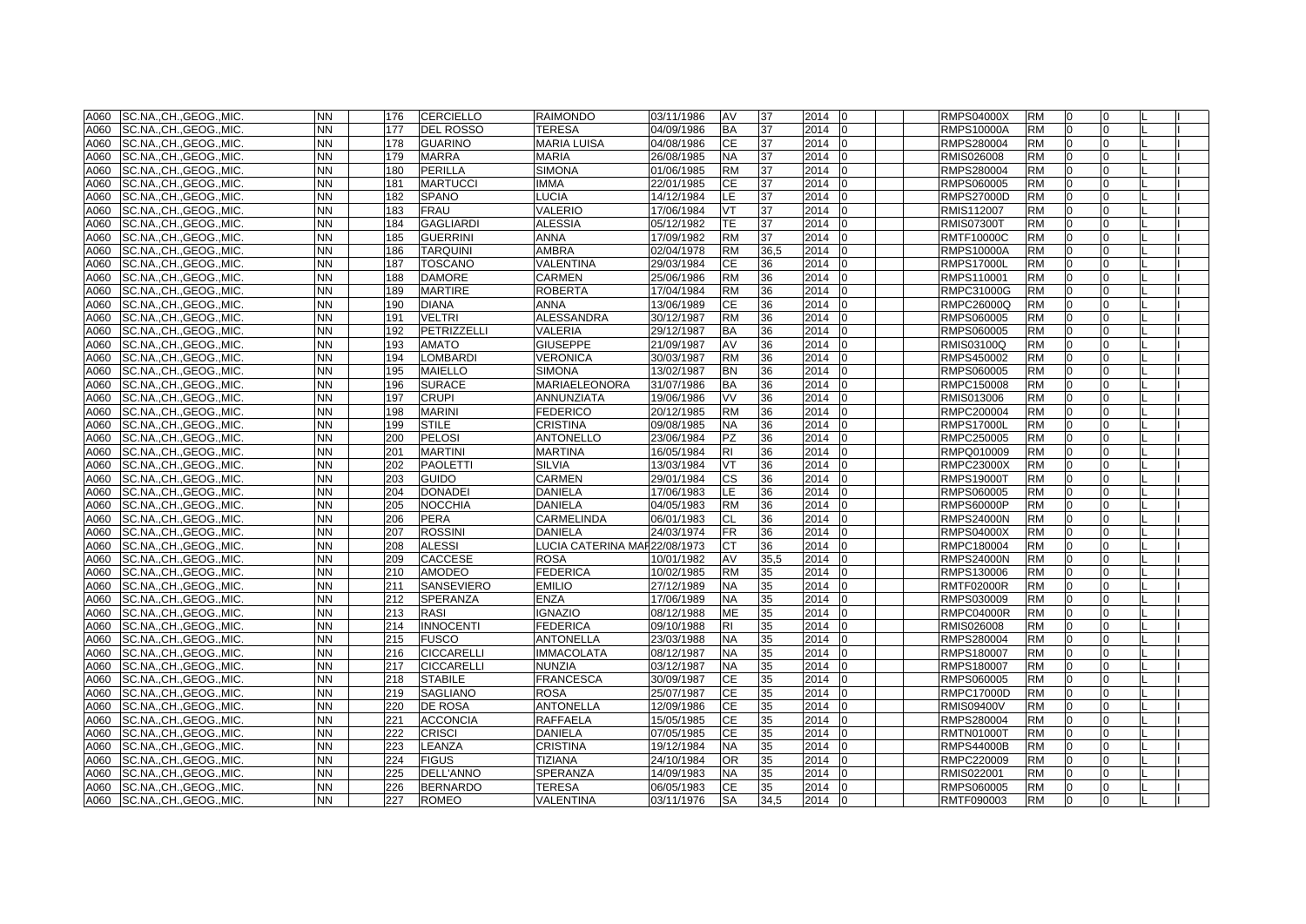| | | | | | | | | | | | | | | | | | | |
|---|---|---|---|---|---|---|---|---|---|---|---|---|---|---|---|---|---|---|
| A060 | SC.NA.,CH.,GEOG.,MIC. | NN | | 176 | CERCIELLO | RAIMONDO | 03/11/1986 | AV | 37 | 2014 | 0 | | | RMPS04000X | RM | 0 | 0 | L | I |
| A060 | SC.NA.,CH.,GEOG.,MIC. | NN | | 177 | DEL ROSSO | TERESA | 04/09/1986 | BA | 37 | 2014 | 0 | | | RMPS10000A | RM | 0 | 0 | L | I |
| A060 | SC.NA.,CH.,GEOG.,MIC. | NN | | 178 | GUARINO | MARIA LUISA | 04/08/1986 | CE | 37 | 2014 | 0 | | | RMPS280004 | RM | 0 | 0 | L | I |
| A060 | SC.NA.,CH.,GEOG.,MIC. | NN | | 179 | MARRA | MARIA | 26/08/1985 | NA | 37 | 2014 | 0 | | | RMIS026008 | RM | 0 | 0 | L | I |
| A060 | SC.NA.,CH.,GEOG.,MIC. | NN | | 180 | PERILLA | SIMONA | 01/06/1985 | RM | 37 | 2014 | 0 | | | RMPS280004 | RM | 0 | 0 | L | I |
| A060 | SC.NA.,CH.,GEOG.,MIC. | NN | | 181 | MARTUCCI | IMMA | 22/01/1985 | CE | 37 | 2014 | 0 | | | RMPS060005 | RM | 0 | 0 | L | I |
| A060 | SC.NA.,CH.,GEOG.,MIC. | NN | | 182 | SPANO | LUCIA | 14/12/1984 | LE | 37 | 2014 | 0 | | | RMPS27000D | RM | 0 | 0 | L | I |
| A060 | SC.NA.,CH.,GEOG.,MIC. | NN | | 183 | FRAU | VALERIO | 17/06/1984 | VT | 37 | 2014 | 0 | | | RMIS112007 | RM | 0 | 0 | L | I |
| A060 | SC.NA.,CH.,GEOG.,MIC. | NN | | 184 | GAGLIARDI | ALESSIA | 05/12/1982 | TE | 37 | 2014 | 0 | | | RMIS07300T | RM | 0 | 0 | L | I |
| A060 | SC.NA.,CH.,GEOG.,MIC. | NN | | 185 | GUERRINI | ANNA | 17/09/1982 | RM | 37 | 2014 | 0 | | | RMTF10000C | RM | 0 | 0 | L | I |
| A060 | SC.NA.,CH.,GEOG.,MIC. | NN | | 186 | TARQUINI | AMBRA | 02/04/1978 | RM | 36,5 | 2014 | 0 | | | RMPS10000A | RM | 0 | 0 | L | I |
| A060 | SC.NA.,CH.,GEOG.,MIC. | NN | | 187 | TOSCANO | VALENTINA | 29/03/1984 | CE | 36 | 2014 | 0 | | | RMPS17000L | RM | 0 | 0 | L | I |
| A060 | SC.NA.,CH.,GEOG.,MIC. | NN | | 188 | DAMORE | CARMEN | 25/06/1986 | RM | 36 | 2014 | 0 | | | RMPS110001 | RM | 0 | 0 | L | I |
| A060 | SC.NA.,CH.,GEOG.,MIC. | NN | | 189 | MARTIRE | ROBERTA | 17/04/1984 | RM | 36 | 2014 | 0 | | | RMPC31000G | RM | 0 | 0 | L | I |
| A060 | SC.NA.,CH.,GEOG.,MIC. | NN | | 190 | DIANA | ANNA | 13/06/1989 | CE | 36 | 2014 | 0 | | | RMPC26000Q | RM | 0 | 0 | L | I |
| A060 | SC.NA.,CH.,GEOG.,MIC. | NN | | 191 | VELTRI | ALESSANDRA | 30/12/1987 | RM | 36 | 2014 | 0 | | | RMPS060005 | RM | 0 | 0 | L | I |
| A060 | SC.NA.,CH.,GEOG.,MIC. | NN | | 192 | PETRIZZELLI | VALERIA | 29/12/1987 | BA | 36 | 2014 | 0 | | | RMPS060005 | RM | 0 | 0 | L | I |
| A060 | SC.NA.,CH.,GEOG.,MIC. | NN | | 193 | AMATO | GIUSEPPE | 21/09/1987 | AV | 36 | 2014 | 0 | | | RMIS03100Q | RM | 0 | 0 | L | I |
| A060 | SC.NA.,CH.,GEOG.,MIC. | NN | | 194 | LOMBARDI | VERONICA | 30/03/1987 | RM | 36 | 2014 | 0 | | | RMPS450002 | RM | 0 | 0 | L | I |
| A060 | SC.NA.,CH.,GEOG.,MIC. | NN | | 195 | MAIELLO | SIMONA | 13/02/1987 | BN | 36 | 2014 | 0 | | | RMPS060005 | RM | 0 | 0 | L | I |
| A060 | SC.NA.,CH.,GEOG.,MIC. | NN | | 196 | SURACE | MARIAELEONORA | 31/07/1986 | BA | 36 | 2014 | 0 | | | RMPC150008 | RM | 0 | 0 | L | I |
| A060 | SC.NA.,CH.,GEOG.,MIC. | NN | | 197 | CRUPI | ANNUNZIATA | 19/06/1986 | VV | 36 | 2014 | 0 | | | RMIS013006 | RM | 0 | 0 | L | I |
| A060 | SC.NA.,CH.,GEOG.,MIC. | NN | | 198 | MARINI | FEDERICO | 20/12/1985 | RM | 36 | 2014 | 0 | | | RMPC200004 | RM | 0 | 0 | L | I |
| A060 | SC.NA.,CH.,GEOG.,MIC. | NN | | 199 | STILE | CRISTINA | 09/08/1985 | NA | 36 | 2014 | 0 | | | RMPS17000L | RM | 0 | 0 | L | I |
| A060 | SC.NA.,CH.,GEOG.,MIC. | NN | | 200 | PELOSI | ANTONELLO | 23/06/1984 | PZ | 36 | 2014 | 0 | | | RMPC250005 | RM | 0 | 0 | L | I |
| A060 | SC.NA.,CH.,GEOG.,MIC. | NN | | 201 | MARTINI | MARTINA | 16/05/1984 | RI | 36 | 2014 | 0 | | | RMPQ010009 | RM | 0 | 0 | L | I |
| A060 | SC.NA.,CH.,GEOG.,MIC. | NN | | 202 | PAOLETTI | SILVIA | 13/03/1984 | VT | 36 | 2014 | 0 | | | RMPC23000X | RM | 0 | 0 | L | I |
| A060 | SC.NA.,CH.,GEOG.,MIC. | NN | | 203 | GUIDO | CARMEN | 29/01/1984 | CS | 36 | 2014 | 0 | | | RMPS19000T | RM | 0 | 0 | L | I |
| A060 | SC.NA.,CH.,GEOG.,MIC. | NN | | 204 | DONADEI | DANIELA | 17/06/1983 | LE | 36 | 2014 | 0 | | | RMPS060005 | RM | 0 | 0 | L | I |
| A060 | SC.NA.,CH.,GEOG.,MIC. | NN | | 205 | NOCCHIA | DANIELA | 04/05/1983 | RM | 36 | 2014 | 0 | | | RMPS60000P | RM | 0 | 0 | L | I |
| A060 | SC.NA.,CH.,GEOG.,MIC. | NN | | 206 | PERA | CARMELINDA | 06/01/1983 | CL | 36 | 2014 | 0 | | | RMPS24000N | RM | 0 | 0 | L | I |
| A060 | SC.NA.,CH.,GEOG.,MIC. | NN | | 207 | ROSSINI | DANIELA | 24/03/1974 | FR | 36 | 2014 | 0 | | | RMPS04000X | RM | 0 | 0 | L | I |
| A060 | SC.NA.,CH.,GEOG.,MIC. | NN | | 208 | ALESSI | LUCIA CATERINA MAF | 22/08/1973 | CT | 36 | 2014 | 0 | | | RMPC180004 | RM | 0 | 0 | L | I |
| A060 | SC.NA.,CH.,GEOG.,MIC. | NN | | 209 | CACCESE | ROSA | 10/01/1982 | AV | 35,5 | 2014 | 0 | | | RMPS24000N | RM | 0 | 0 | L | I |
| A060 | SC.NA.,CH.,GEOG.,MIC. | NN | | 210 | AMODEO | FEDERICA | 10/02/1985 | RM | 35 | 2014 | 0 | | | RMPS130006 | RM | 0 | 0 | L | I |
| A060 | SC.NA.,CH.,GEOG.,MIC. | NN | | 211 | SANSEVIERO | EMILIO | 27/12/1989 | NA | 35 | 2014 | 0 | | | RMTF02000R | RM | 0 | 0 | L | I |
| A060 | SC.NA.,CH.,GEOG.,MIC. | NN | | 212 | SPERANZA | ENZA | 17/06/1989 | NA | 35 | 2014 | 0 | | | RMPS030009 | RM | 0 | 0 | L | I |
| A060 | SC.NA.,CH.,GEOG.,MIC. | NN | | 213 | RASI | IGNAZIO | 08/12/1988 | ME | 35 | 2014 | 0 | | | RMPC04000R | RM | 0 | 0 | L | I |
| A060 | SC.NA.,CH.,GEOG.,MIC. | NN | | 214 | INNOCENTI | FEDERICA | 09/10/1988 | RI | 35 | 2014 | 0 | | | RMIS026008 | RM | 0 | 0 | L | I |
| A060 | SC.NA.,CH.,GEOG.,MIC. | NN | | 215 | FUSCO | ANTONELLA | 23/03/1988 | NA | 35 | 2014 | 0 | | | RMPS280004 | RM | 0 | 0 | L | I |
| A060 | SC.NA.,CH.,GEOG.,MIC. | NN | | 216 | CICCARELLI | IMMACOLATA | 08/12/1987 | NA | 35 | 2014 | 0 | | | RMPS180007 | RM | 0 | 0 | L | I |
| A060 | SC.NA.,CH.,GEOG.,MIC. | NN | | 217 | CICCARELLI | NUNZIA | 03/12/1987 | NA | 35 | 2014 | 0 | | | RMPS180007 | RM | 0 | 0 | L | I |
| A060 | SC.NA.,CH.,GEOG.,MIC. | NN | | 218 | STABILE | FRANCESCA | 30/09/1987 | CE | 35 | 2014 | 0 | | | RMPS060005 | RM | 0 | 0 | L | I |
| A060 | SC.NA.,CH.,GEOG.,MIC. | NN | | 219 | SAGLIANO | ROSA | 25/07/1987 | CE | 35 | 2014 | 0 | | | RMPC17000D | RM | 0 | 0 | L | I |
| A060 | SC.NA.,CH.,GEOG.,MIC. | NN | | 220 | DE ROSA | ANTONELLA | 12/09/1986 | CE | 35 | 2014 | 0 | | | RMIS09400V | RM | 0 | 0 | L | I |
| A060 | SC.NA.,CH.,GEOG.,MIC. | NN | | 221 | ACCONCIA | RAFFAELA | 15/05/1985 | CE | 35 | 2014 | 0 | | | RMPS280004 | RM | 0 | 0 | L | I |
| A060 | SC.NA.,CH.,GEOG.,MIC. | NN | | 222 | CRISCI | DANIELA | 07/05/1985 | CE | 35 | 2014 | 0 | | | RMTN01000T | RM | 0 | 0 | L | I |
| A060 | SC.NA.,CH.,GEOG.,MIC. | NN | | 223 | LEANZA | CRISTINA | 19/12/1984 | NA | 35 | 2014 | 0 | | | RMPS44000B | RM | 0 | 0 | L | I |
| A060 | SC.NA.,CH.,GEOG.,MIC. | NN | | 224 | FIGUS | TIZIANA | 24/10/1984 | OR | 35 | 2014 | 0 | | | RMPC220009 | RM | 0 | 0 | L | I |
| A060 | SC.NA.,CH.,GEOG.,MIC. | NN | | 225 | DELL'ANNO | SPERANZA | 14/09/1983 | NA | 35 | 2014 | 0 | | | RMIS022001 | RM | 0 | 0 | L | I |
| A060 | SC.NA.,CH.,GEOG.,MIC. | NN | | 226 | BERNARDO | TERESA | 06/05/1983 | CE | 35 | 2014 | 0 | | | RMPS060005 | RM | 0 | 0 | L | I |
| A060 | SC.NA.,CH.,GEOG.,MIC. | NN | | 227 | ROMEO | VALENTINA | 03/11/1976 | SA | 34,5 | 2014 | 0 | | | RMTF090003 | RM | 0 | 0 | L | I |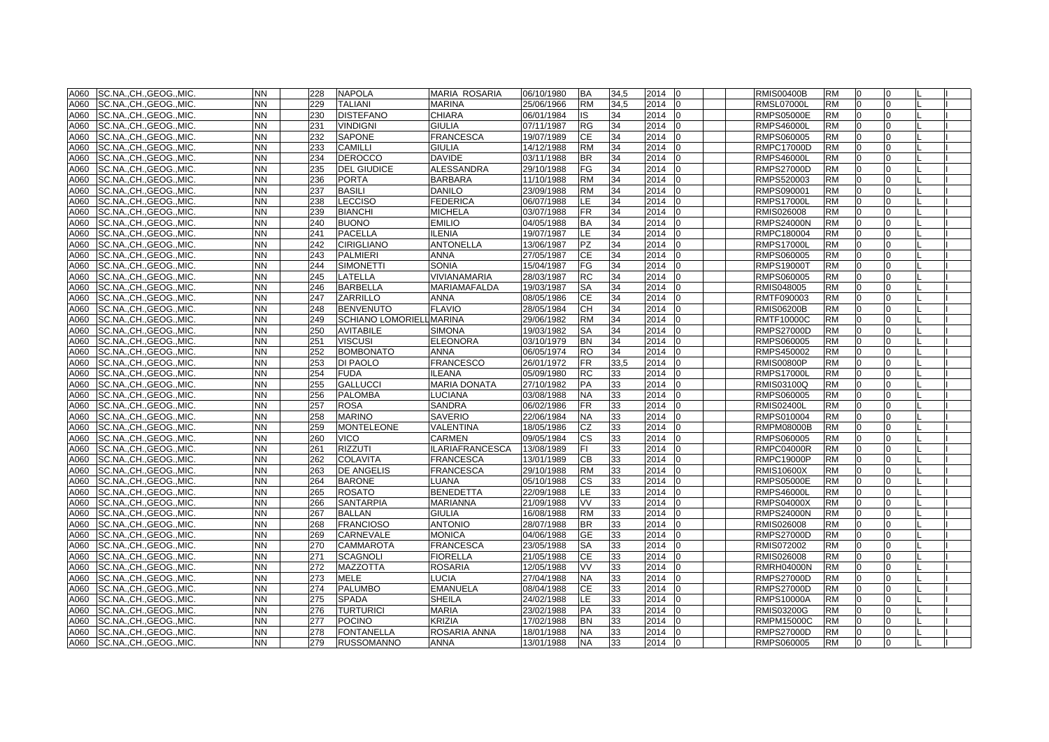| | | | | | | | | | | | | | | | | | | |
|---|---|---|---|---|---|---|---|---|---|---|---|---|---|---|---|---|---|---|
| A060 | SC.NA.,CH.,GEOG.,MIC. | NN | | 228 | NAPOLA | MARIA ROSARIA | 06/10/1980 | BA | 34,5 | 2014 | 0 | | | RMIS00400B | RM | 0 | 0 | | L | I |
| A060 | SC.NA.,CH.,GEOG.,MIC. | NN | | 229 | TALIANI | MARINA | 25/06/1966 | RM | 34,5 | 2014 | 0 | | | RMSL07000L | RM | 0 | 0 | | L | I |
| A060 | SC.NA.,CH.,GEOG.,MIC. | NN | | 230 | DISTEFANO | CHIARA | 06/01/1984 | IS | 34 | 2014 | 0 | | | RMPS05000E | RM | 0 | 0 | | L | I |
| A060 | SC.NA.,CH.,GEOG.,MIC. | NN | | 231 | VINDIGNI | GIULIA | 07/11/1987 | RG | 34 | 2014 | 0 | | | RMPS46000L | RM | 0 | 0 | | L | I |
| A060 | SC.NA.,CH.,GEOG.,MIC. | NN | | 232 | SAPONE | FRANCESCA | 19/07/1989 | CE | 34 | 2014 | 0 | | | RMPS060005 | RM | 0 | 0 | | L | I |
| A060 | SC.NA.,CH.,GEOG.,MIC. | NN | | 233 | CAMILLI | GIULIA | 14/12/1988 | RM | 34 | 2014 | 0 | | | RMPC17000D | RM | 0 | 0 | | L | I |
| A060 | SC.NA.,CH.,GEOG.,MIC. | NN | | 234 | DEROCCO | DAVIDE | 03/11/1988 | BR | 34 | 2014 | 0 | | | RMPS46000L | RM | 0 | 0 | | L | I |
| A060 | SC.NA.,CH.,GEOG.,MIC. | NN | | 235 | DEL GIUDICE | ALESSANDRA | 29/10/1988 | FG | 34 | 2014 | 0 | | | RMPS27000D | RM | 0 | 0 | | L | I |
| A060 | SC.NA.,CH.,GEOG.,MIC. | NN | | 236 | PORTA | BARBARA | 11/10/1988 | RM | 34 | 2014 | 0 | | | RMPS520003 | RM | 0 | 0 | | L | I |
| A060 | SC.NA.,CH.,GEOG.,MIC. | NN | | 237 | BASILI | DANILO | 23/09/1988 | RM | 34 | 2014 | 0 | | | RMPS090001 | RM | 0 | 0 | | L | I |
| A060 | SC.NA.,CH.,GEOG.,MIC. | NN | | 238 | LECCISO | FEDERICA | 06/07/1988 | LE | 34 | 2014 | 0 | | | RMPS17000L | RM | 0 | 0 | | L | I |
| A060 | SC.NA.,CH.,GEOG.,MIC. | NN | | 239 | BIANCHI | MICHELA | 03/07/1988 | FR | 34 | 2014 | 0 | | | RMIS026008 | RM | 0 | 0 | | L | I |
| A060 | SC.NA.,CH.,GEOG.,MIC. | NN | | 240 | BUONO | EMILIO | 04/05/1988 | BA | 34 | 2014 | 0 | | | RMPS24000N | RM | 0 | 0 | | L | I |
| A060 | SC.NA.,CH.,GEOG.,MIC. | NN | | 241 | PACELLA | ILENIA | 19/07/1987 | LE | 34 | 2014 | 0 | | | RMPC180004 | RM | 0 | 0 | | L | I |
| A060 | SC.NA.,CH.,GEOG.,MIC. | NN | | 242 | CIRIGLIANO | ANTONELLA | 13/06/1987 | PZ | 34 | 2014 | 0 | | | RMPS17000L | RM | 0 | 0 | | L | I |
| A060 | SC.NA.,CH.,GEOG.,MIC. | NN | | 243 | PALMIERI | ANNA | 27/05/1987 | CE | 34 | 2014 | 0 | | | RMPS060005 | RM | 0 | 0 | | L | I |
| A060 | SC.NA.,CH.,GEOG.,MIC. | NN | | 244 | SIMONETTI | SONIA | 15/04/1987 | FG | 34 | 2014 | 0 | | | RMPS19000T | RM | 0 | 0 | | L | I |
| A060 | SC.NA.,CH.,GEOG.,MIC. | NN | | 245 | LATELLA | VIVIANAMARIA | 28/03/1987 | RC | 34 | 2014 | 0 | | | RMPS060005 | RM | 0 | 0 | | L | I |
| A060 | SC.NA.,CH.,GEOG.,MIC. | NN | | 246 | BARBELLA | MARIAMAFALDA | 19/03/1987 | SA | 34 | 2014 | 0 | | | RMIS048005 | RM | 0 | 0 | | L | I |
| A060 | SC.NA.,CH.,GEOG.,MIC. | NN | | 247 | ZARRILLO | ANNA | 08/05/1986 | CE | 34 | 2014 | 0 | | | RMTF090003 | RM | 0 | 0 | | L | I |
| A060 | SC.NA.,CH.,GEOG.,MIC. | NN | | 248 | BENVENUTO | FLAVIO | 28/05/1984 | CH | 34 | 2014 | 0 | | | RMIS06200B | RM | 0 | 0 | | L | I |
| A060 | SC.NA.,CH.,GEOG.,MIC. | NN | | 249 | SCHIANO LOMORIELL | MARINA | 29/06/1982 | RM | 34 | 2014 | 0 | | | RMTF10000C | RM | 0 | 0 | | L | I |
| A060 | SC.NA.,CH.,GEOG.,MIC. | NN | | 250 | AVITABILE | SIMONA | 19/03/1982 | SA | 34 | 2014 | 0 | | | RMPS27000D | RM | 0 | 0 | | L | I |
| A060 | SC.NA.,CH.,GEOG.,MIC. | NN | | 251 | VISCUSI | ELEONORA | 03/10/1979 | BN | 34 | 2014 | 0 | | | RMPS060005 | RM | 0 | 0 | | L | I |
| A060 | SC.NA.,CH.,GEOG.,MIC. | NN | | 252 | BOMBONATO | ANNA | 06/05/1974 | RO | 34 | 2014 | 0 | | | RMPS450002 | RM | 0 | 0 | | L | I |
| A060 | SC.NA.,CH.,GEOG.,MIC. | NN | | 253 | DI PAOLO | FRANCESCO | 26/01/1972 | FR | 33,5 | 2014 | 0 | | | RMIS00800P | RM | 0 | 0 | | L | I |
| A060 | SC.NA.,CH.,GEOG.,MIC. | NN | | 254 | FUDA | ILEANA | 05/09/1980 | RC | 33 | 2014 | 0 | | | RMPS17000L | RM | 0 | 0 | | L | I |
| A060 | SC.NA.,CH.,GEOG.,MIC. | NN | | 255 | GALLUCCI | MARIA DONATA | 27/10/1982 | PA | 33 | 2014 | 0 | | | RMIS03100Q | RM | 0 | 0 | | L | I |
| A060 | SC.NA.,CH.,GEOG.,MIC. | NN | | 256 | PALOMBA | LUCIANA | 03/08/1988 | NA | 33 | 2014 | 0 | | | RMPS060005 | RM | 0 | 0 | | L | I |
| A060 | SC.NA.,CH.,GEOG.,MIC. | NN | | 257 | ROSA | SANDRA | 06/02/1986 | FR | 33 | 2014 | 0 | | | RMIS02400L | RM | 0 | 0 | | L | I |
| A060 | SC.NA.,CH.,GEOG.,MIC. | NN | | 258 | MARINO | SAVERIO | 22/06/1984 | NA | 33 | 2014 | 0 | | | RMPS010004 | RM | 0 | 0 | | L | I |
| A060 | SC.NA.,CH.,GEOG.,MIC. | NN | | 259 | MONTELEONE | VALENTINA | 18/05/1986 | CZ | 33 | 2014 | 0 | | | RMPM08000B | RM | 0 | 0 | | L | I |
| A060 | SC.NA.,CH.,GEOG.,MIC. | NN | | 260 | VICO | CARMEN | 09/05/1984 | CS | 33 | 2014 | 0 | | | RMPS060005 | RM | 0 | 0 | | L | I |
| A060 | SC.NA.,CH.,GEOG.,MIC. | NN | | 261 | RIZZUTI | ILARIAFRANCESCA | 13/08/1989 | FI | 33 | 2014 | 0 | | | RMPC04000R | RM | 0 | 0 | | L | I |
| A060 | SC.NA.,CH.,GEOG.,MIC. | NN | | 262 | COLAVITA | FRANCESCA | 13/01/1989 | CB | 33 | 2014 | 0 | | | RMPC19000P | RM | 0 | 0 | | L | I |
| A060 | SC.NA.,CH.,GEOG.,MIC. | NN | | 263 | DE ANGELIS | FRANCESCA | 29/10/1988 | RM | 33 | 2014 | 0 | | | RMIS10600X | RM | 0 | 0 | | L | I |
| A060 | SC.NA.,CH.,GEOG.,MIC. | NN | | 264 | BARONE | LUANA | 05/10/1988 | CS | 33 | 2014 | 0 | | | RMPS05000E | RM | 0 | 0 | | L | I |
| A060 | SC.NA.,CH.,GEOG.,MIC. | NN | | 265 | ROSATO | BENEDETTA | 22/09/1988 | LE | 33 | 2014 | 0 | | | RMPS46000L | RM | 0 | 0 | | L | I |
| A060 | SC.NA.,CH.,GEOG.,MIC. | NN | | 266 | SANTARPIA | MARIANNA | 21/09/1988 | VV | 33 | 2014 | 0 | | | RMPS04000X | RM | 0 | 0 | | L | I |
| A060 | SC.NA.,CH.,GEOG.,MIC. | NN | | 267 | BALLAN | GIULIA | 16/08/1988 | RM | 33 | 2014 | 0 | | | RMPS24000N | RM | 0 | 0 | | L | I |
| A060 | SC.NA.,CH.,GEOG.,MIC. | NN | | 268 | FRANCIOSO | ANTONIO | 28/07/1988 | BR | 33 | 2014 | 0 | | | RMIS026008 | RM | 0 | 0 | | L | I |
| A060 | SC.NA.,CH.,GEOG.,MIC. | NN | | 269 | CARNEVALE | MONICA | 04/06/1988 | GE | 33 | 2014 | 0 | | | RMPS27000D | RM | 0 | 0 | | L | I |
| A060 | SC.NA.,CH.,GEOG.,MIC. | NN | | 270 | CAMMAROTA | FRANCESCA | 23/05/1988 | SA | 33 | 2014 | 0 | | | RMIS072002 | RM | 0 | 0 | | L | I |
| A060 | SC.NA.,CH.,GEOG.,MIC. | NN | | 271 | SCAGNOLI | FIORELLA | 21/05/1988 | CE | 33 | 2014 | 0 | | | RMIS026008 | RM | 0 | 0 | | L | I |
| A060 | SC.NA.,CH.,GEOG.,MIC. | NN | | 272 | MAZZOTTA | ROSARIA | 12/05/1988 | VV | 33 | 2014 | 0 | | | RMRH04000N | RM | 0 | 0 | | L | I |
| A060 | SC.NA.,CH.,GEOG.,MIC. | NN | | 273 | MELE | LUCIA | 27/04/1988 | NA | 33 | 2014 | 0 | | | RMPS27000D | RM | 0 | 0 | | L | I |
| A060 | SC.NA.,CH.,GEOG.,MIC. | NN | | 274 | PALUMBO | EMANUELA | 08/04/1988 | CE | 33 | 2014 | 0 | | | RMPS27000D | RM | 0 | 0 | | L | I |
| A060 | SC.NA.,CH.,GEOG.,MIC. | NN | | 275 | SPADA | SHEILA | 24/02/1988 | LE | 33 | 2014 | 0 | | | RMPS10000A | RM | 0 | 0 | | L | I |
| A060 | SC.NA.,CH.,GEOG.,MIC. | NN | | 276 | TURTURICI | MARIA | 23/02/1988 | PA | 33 | 2014 | 0 | | | RMIS03200G | RM | 0 | 0 | | L | I |
| A060 | SC.NA.,CH.,GEOG.,MIC. | NN | | 277 | POCINO | KRIZIA | 17/02/1988 | BN | 33 | 2014 | 0 | | | RMPM15000C | RM | 0 | 0 | | L | I |
| A060 | SC.NA.,CH.,GEOG.,MIC. | NN | | 278 | FONTANELLA | ROSARIA ANNA | 18/01/1988 | NA | 33 | 2014 | 0 | | | RMPS27000D | RM | 0 | 0 | | L | I |
| A060 | SC.NA.,CH.,GEOG.,MIC. | NN | | 279 | RUSSOMANNO | ANNA | 13/01/1988 | NA | 33 | 2014 | 0 | | | RMPS060005 | RM | 0 | 0 | | L | I |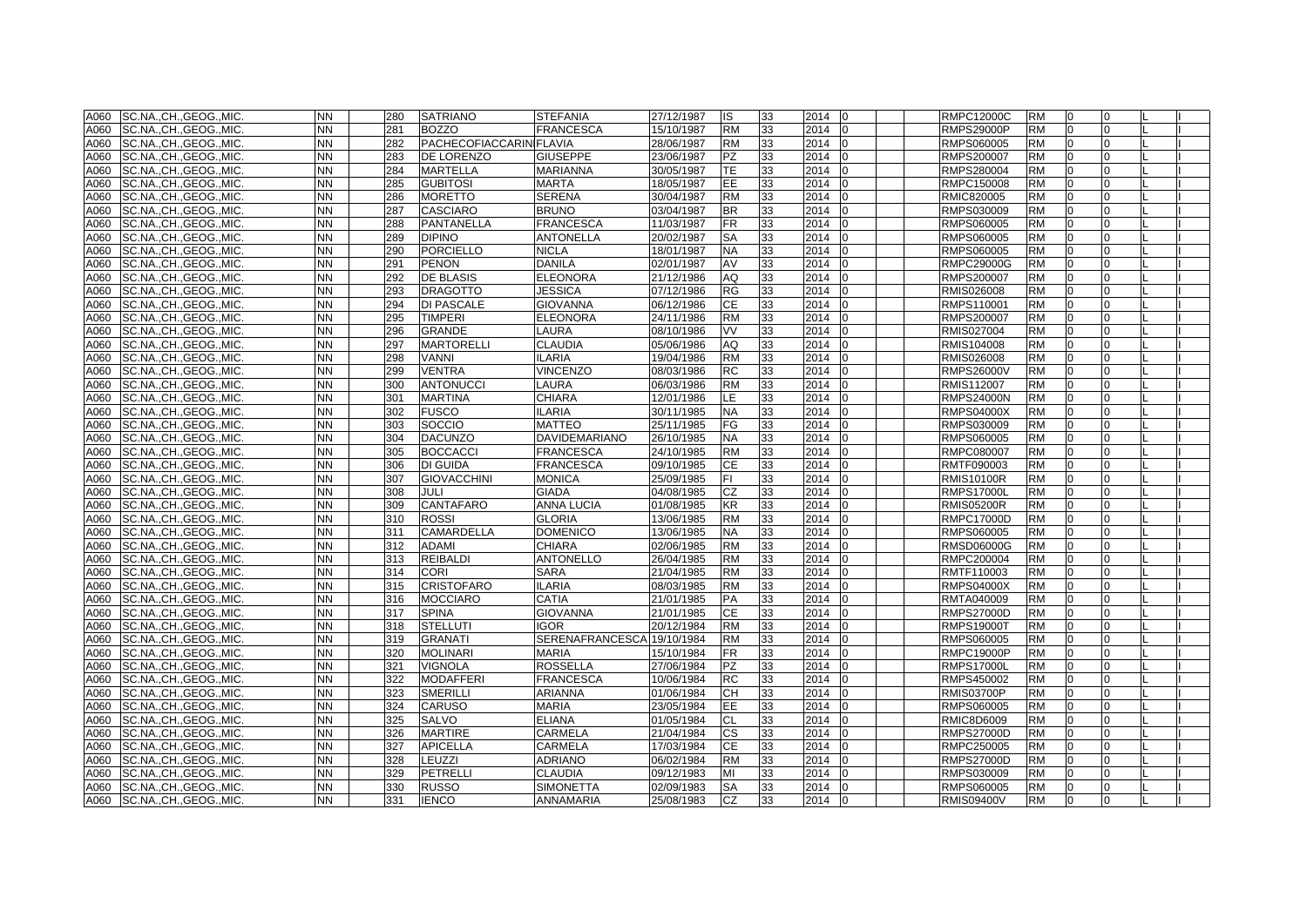| | | | | | | | | | | | | | | | | | | |
|---|---|---|---|---|---|---|---|---|---|---|---|---|---|---|---|---|---|---|
| A060 | SC.NA.,CH.,GEOG.,MIC. | NN | | 280 | SATRIANO | STEFANIA | 27/12/1987 | IS | 33 | 2014 | 0 | | | RMPC12000C | RM | 0 | 0 | | L | I |
| A060 | SC.NA.,CH.,GEOG.,MIC. | NN | | 281 | BOZZO | FRANCESCA | 15/10/1987 | RM | 33 | 2014 | 0 | | | RMPS29000P | RM | 0 | 0 | | L | I |
| A060 | SC.NA.,CH.,GEOG.,MIC. | NN | | 282 | PACHECOFIACCARINI | FLAVIA | 28/06/1987 | RM | 33 | 2014 | 0 | | | RMPS060005 | RM | 0 | 0 | | L | I |
| A060 | SC.NA.,CH.,GEOG.,MIC. | NN | | 283 | DE LORENZO | GIUSEPPE | 23/06/1987 | PZ | 33 | 2014 | 0 | | | RMPS200007 | RM | 0 | 0 | | L | I |
| A060 | SC.NA.,CH.,GEOG.,MIC. | NN | | 284 | MARTELLA | MARIANNA | 30/05/1987 | TE | 33 | 2014 | 0 | | | RMPS280004 | RM | 0 | 0 | | L | I |
| A060 | SC.NA.,CH.,GEOG.,MIC. | NN | | 285 | GUBITOSI | MARTA | 18/05/1987 | EE | 33 | 2014 | 0 | | | RMPC150008 | RM | 0 | 0 | | L | I |
| A060 | SC.NA.,CH.,GEOG.,MIC. | NN | | 286 | MORETTO | SERENA | 30/04/1987 | RM | 33 | 2014 | 0 | | | RMIC820005 | RM | 0 | 0 | | L | I |
| A060 | SC.NA.,CH.,GEOG.,MIC. | NN | | 287 | CASCIARO | BRUNO | 03/04/1987 | BR | 33 | 2014 | 0 | | | RMPS030009 | RM | 0 | 0 | | L | I |
| A060 | SC.NA.,CH.,GEOG.,MIC. | NN | | 288 | PANTANELLA | FRANCESCA | 11/03/1987 | FR | 33 | 2014 | 0 | | | RMPS060005 | RM | 0 | 0 | | L | I |
| A060 | SC.NA.,CH.,GEOG.,MIC. | NN | | 289 | DIPINO | ANTONELLA | 20/02/1987 | SA | 33 | 2014 | 0 | | | RMPS060005 | RM | 0 | 0 | | L | I |
| A060 | SC.NA.,CH.,GEOG.,MIC. | NN | | 290 | PORCIELLO | NICLA | 18/01/1987 | NA | 33 | 2014 | 0 | | | RMPS060005 | RM | 0 | 0 | | L | I |
| A060 | SC.NA.,CH.,GEOG.,MIC. | NN | | 291 | PENON | DANILA | 02/01/1987 | AV | 33 | 2014 | 0 | | | RMPC29000G | RM | 0 | 0 | | L | I |
| A060 | SC.NA.,CH.,GEOG.,MIC. | NN | | 292 | DE BLASIS | ELEONORA | 21/12/1986 | AQ | 33 | 2014 | 0 | | | RMPS200007 | RM | 0 | 0 | | L | I |
| A060 | SC.NA.,CH.,GEOG.,MIC. | NN | | 293 | DRAGOTTO | JESSICA | 07/12/1986 | RG | 33 | 2014 | 0 | | | RMIS026008 | RM | 0 | 0 | | L | I |
| A060 | SC.NA.,CH.,GEOG.,MIC. | NN | | 294 | DI PASCALE | GIOVANNA | 06/12/1986 | CE | 33 | 2014 | 0 | | | RMPS110001 | RM | 0 | 0 | | L | I |
| A060 | SC.NA.,CH.,GEOG.,MIC. | NN | | 295 | TIMPERI | ELEONORA | 24/11/1986 | RM | 33 | 2014 | 0 | | | RMPS200007 | RM | 0 | 0 | | L | I |
| A060 | SC.NA.,CH.,GEOG.,MIC. | NN | | 296 | GRANDE | LAURA | 08/10/1986 | VV | 33 | 2014 | 0 | | | RMIS027004 | RM | 0 | 0 | | L | I |
| A060 | SC.NA.,CH.,GEOG.,MIC. | NN | | 297 | MARTORELLI | CLAUDIA | 05/06/1986 | AQ | 33 | 2014 | 0 | | | RMIS104008 | RM | 0 | 0 | | L | I |
| A060 | SC.NA.,CH.,GEOG.,MIC. | NN | | 298 | VANNI | ILARIA | 19/04/1986 | RM | 33 | 2014 | 0 | | | RMIS026008 | RM | 0 | 0 | | L | I |
| A060 | SC.NA.,CH.,GEOG.,MIC. | NN | | 299 | VENTRA | VINCENZO | 08/03/1986 | RC | 33 | 2014 | 0 | | | RMPS26000V | RM | 0 | 0 | | L | I |
| A060 | SC.NA.,CH.,GEOG.,MIC. | NN | | 300 | ANTONUCCI | LAURA | 06/03/1986 | RM | 33 | 2014 | 0 | | | RMIS112007 | RM | 0 | 0 | | L | I |
| A060 | SC.NA.,CH.,GEOG.,MIC. | NN | | 301 | MARTINA | CHIARA | 12/01/1986 | LE | 33 | 2014 | 0 | | | RMPS24000N | RM | 0 | 0 | | L | I |
| A060 | SC.NA.,CH.,GEOG.,MIC. | NN | | 302 | FUSCO | ILARIA | 30/11/1985 | NA | 33 | 2014 | 0 | | | RMPS04000X | RM | 0 | 0 | | L | I |
| A060 | SC.NA.,CH.,GEOG.,MIC. | NN | | 303 | SOCCIO | MATTEO | 25/11/1985 | FG | 33 | 2014 | 0 | | | RMPS030009 | RM | 0 | 0 | | L | I |
| A060 | SC.NA.,CH.,GEOG.,MIC. | NN | | 304 | DACUNZO | DAVIDEMARIANO | 26/10/1985 | NA | 33 | 2014 | 0 | | | RMPS060005 | RM | 0 | 0 | | L | I |
| A060 | SC.NA.,CH.,GEOG.,MIC. | NN | | 305 | BOCCACCI | FRANCESCA | 24/10/1985 | RM | 33 | 2014 | 0 | | | RMPC080007 | RM | 0 | 0 | | L | I |
| A060 | SC.NA.,CH.,GEOG.,MIC. | NN | | 306 | DI GUIDA | FRANCESCA | 09/10/1985 | CE | 33 | 2014 | 0 | | | RMTF090003 | RM | 0 | 0 | | L | I |
| A060 | SC.NA.,CH.,GEOG.,MIC. | NN | | 307 | GIOVACCHINI | MONICA | 25/09/1985 | FI | 33 | 2014 | 0 | | | RMIS10100R | RM | 0 | 0 | | L | I |
| A060 | SC.NA.,CH.,GEOG.,MIC. | NN | | 308 | JULI | GIADA | 04/08/1985 | CZ | 33 | 2014 | 0 | | | RMPS17000L | RM | 0 | 0 | | L | I |
| A060 | SC.NA.,CH.,GEOG.,MIC. | NN | | 309 | CANTAFARO | ANNA LUCIA | 01/08/1985 | KR | 33 | 2014 | 0 | | | RMIS05200R | RM | 0 | 0 | | L | I |
| A060 | SC.NA.,CH.,GEOG.,MIC. | NN | | 310 | ROSSI | GLORIA | 13/06/1985 | RM | 33 | 2014 | 0 | | | RMPC17000D | RM | 0 | 0 | | L | I |
| A060 | SC.NA.,CH.,GEOG.,MIC. | NN | | 311 | CAMARDELLA | DOMENICO | 13/06/1985 | NA | 33 | 2014 | 0 | | | RMPS060005 | RM | 0 | 0 | | L | I |
| A060 | SC.NA.,CH.,GEOG.,MIC. | NN | | 312 | ADAMI | CHIARA | 02/06/1985 | RM | 33 | 2014 | 0 | | | RMSD06000G | RM | 0 | 0 | | L | I |
| A060 | SC.NA.,CH.,GEOG.,MIC. | NN | | 313 | REIBALDI | ANTONELLO | 26/04/1985 | RM | 33 | 2014 | 0 | | | RMPC200004 | RM | 0 | 0 | | L | I |
| A060 | SC.NA.,CH.,GEOG.,MIC. | NN | | 314 | CORI | SARA | 21/04/1985 | RM | 33 | 2014 | 0 | | | RMTF110003 | RM | 0 | 0 | | L | I |
| A060 | SC.NA.,CH.,GEOG.,MIC. | NN | | 315 | CRISTOFARO | ILARIA | 08/03/1985 | RM | 33 | 2014 | 0 | | | RMPS04000X | RM | 0 | 0 | | L | I |
| A060 | SC.NA.,CH.,GEOG.,MIC. | NN | | 316 | MOCCIARO | CATIA | 21/01/1985 | PA | 33 | 2014 | 0 | | | RMTA040009 | RM | 0 | 0 | | L | I |
| A060 | SC.NA.,CH.,GEOG.,MIC. | NN | | 317 | SPINA | GIOVANNA | 21/01/1985 | CE | 33 | 2014 | 0 | | | RMPS27000D | RM | 0 | 0 | | L | I |
| A060 | SC.NA.,CH.,GEOG.,MIC. | NN | | 318 | STELLUTI | IGOR | 20/12/1984 | RM | 33 | 2014 | 0 | | | RMPS19000T | RM | 0 | 0 | | L | I |
| A060 | SC.NA.,CH.,GEOG.,MIC. | NN | | 319 | GRANATI | SERENAFRANCESCA | 19/10/1984 | RM | 33 | 2014 | 0 | | | RMPS060005 | RM | 0 | 0 | | L | I |
| A060 | SC.NA.,CH.,GEOG.,MIC. | NN | | 320 | MOLINARI | MARIA | 15/10/1984 | FR | 33 | 2014 | 0 | | | RMPC19000P | RM | 0 | 0 | | L | I |
| A060 | SC.NA.,CH.,GEOG.,MIC. | NN | | 321 | VIGNOLA | ROSSELLA | 27/06/1984 | PZ | 33 | 2014 | 0 | | | RMPS17000L | RM | 0 | 0 | | L | I |
| A060 | SC.NA.,CH.,GEOG.,MIC. | NN | | 322 | MODAFFERI | FRANCESCA | 10/06/1984 | RC | 33 | 2014 | 0 | | | RMPS450002 | RM | 0 | 0 | | L | I |
| A060 | SC.NA.,CH.,GEOG.,MIC. | NN | | 323 | SMERILLI | ARIANNA | 01/06/1984 | CH | 33 | 2014 | 0 | | | RMIS03700P | RM | 0 | 0 | | L | I |
| A060 | SC.NA.,CH.,GEOG.,MIC. | NN | | 324 | CARUSO | MARIA | 23/05/1984 | EE | 33 | 2014 | 0 | | | RMPS060005 | RM | 0 | 0 | | L | I |
| A060 | SC.NA.,CH.,GEOG.,MIC. | NN | | 325 | SALVO | ELIANA | 01/05/1984 | CL | 33 | 2014 | 0 | | | RMIC8D6009 | RM | 0 | 0 | | L | I |
| A060 | SC.NA.,CH.,GEOG.,MIC. | NN | | 326 | MARTIRE | CARMELA | 21/04/1984 | CS | 33 | 2014 | 0 | | | RMPS27000D | RM | 0 | 0 | | L | I |
| A060 | SC.NA.,CH.,GEOG.,MIC. | NN | | 327 | APICELLA | CARMELA | 17/03/1984 | CE | 33 | 2014 | 0 | | | RMPC250005 | RM | 0 | 0 | | L | I |
| A060 | SC.NA.,CH.,GEOG.,MIC. | NN | | 328 | LEUZZI | ADRIANO | 06/02/1984 | RM | 33 | 2014 | 0 | | | RMPS27000D | RM | 0 | 0 | | L | I |
| A060 | SC.NA.,CH.,GEOG.,MIC. | NN | | 329 | PETRELLI | CLAUDIA | 09/12/1983 | MI | 33 | 2014 | 0 | | | RMPS030009 | RM | 0 | 0 | | L | I |
| A060 | SC.NA.,CH.,GEOG.,MIC. | NN | | 330 | RUSSO | SIMONETTA | 02/09/1983 | SA | 33 | 2014 | 0 | | | RMPS060005 | RM | 0 | 0 | | L | I |
| A060 | SC.NA.,CH.,GEOG.,MIC. | NN | | 331 | IENCO | ANNAMARIA | 25/08/1983 | CZ | 33 | 2014 | 0 | | | RMIS09400V | RM | 0 | 0 | | L | I |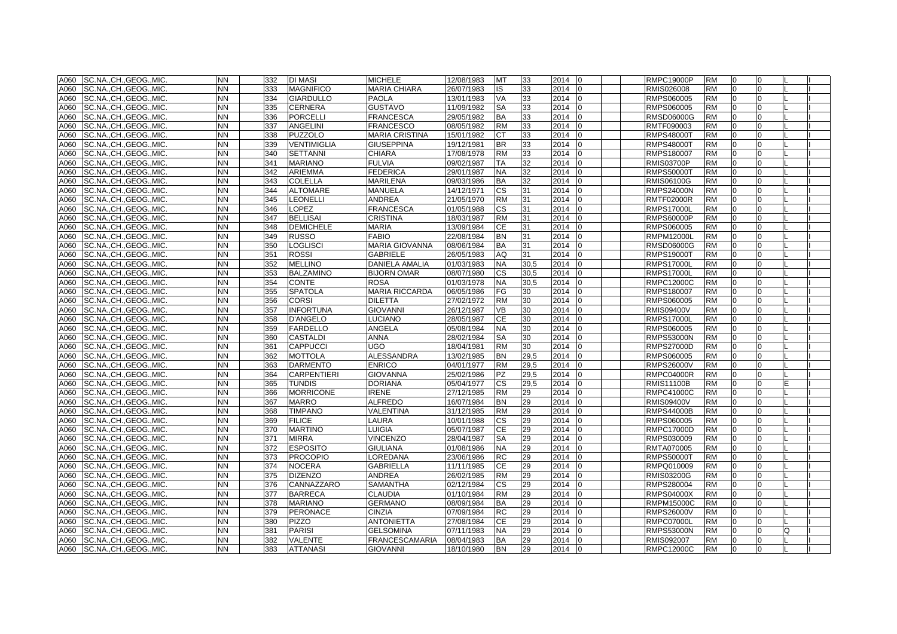| | | | | | | | | | | | | | | | | | | |
|---|---|---|---|---|---|---|---|---|---|---|---|---|---|---|---|---|---|---|
| A060 | SC.NA.,CH.,GEOG.,MIC. | NN | | 332 | DI MASI | MICHELE | 12/08/1983 | MT | 33 | 2014 | 0 | | | RMPC19000P | RM | 0 | 0 | L | I |
| A060 | SC.NA.,CH.,GEOG.,MIC. | NN | | 333 | MAGNIFICO | MARIA CHIARA | 26/07/1983 | IS | 33 | 2014 | 0 | | | RMIS026008 | RM | 0 | 0 | L | I |
| A060 | SC.NA.,CH.,GEOG.,MIC. | NN | | 334 | GIARDULLO | PAOLA | 13/01/1983 | VA | 33 | 2014 | 0 | | | RMPS060005 | RM | 0 | 0 | L | I |
| A060 | SC.NA.,CH.,GEOG.,MIC. | NN | | 335 | CERNERA | GUSTAVO | 11/09/1982 | SA | 33 | 2014 | 0 | | | RMPS060005 | RM | 0 | 0 | L | I |
| A060 | SC.NA.,CH.,GEOG.,MIC. | NN | | 336 | PORCELLI | FRANCESCA | 29/05/1982 | BA | 33 | 2014 | 0 | | | RMSD06000G | RM | 0 | 0 | L | I |
| A060 | SC.NA.,CH.,GEOG.,MIC. | NN | | 337 | ANGELINI | FRANCESCO | 08/05/1982 | RM | 33 | 2014 | 0 | | | RMTF090003 | RM | 0 | 0 | L | I |
| A060 | SC.NA.,CH.,GEOG.,MIC. | NN | | 338 | PUZZOLO | MARIA CRISTINA | 15/01/1982 | CT | 33 | 2014 | 0 | | | RMPS48000T | RM | 0 | 0 | L | I |
| A060 | SC.NA.,CH.,GEOG.,MIC. | NN | | 339 | VENTIMIGLIA | GIUSEPPINA | 19/12/1981 | BR | 33 | 2014 | 0 | | | RMPS48000T | RM | 0 | 0 | L | I |
| A060 | SC.NA.,CH.,GEOG.,MIC. | NN | | 340 | SETTANNI | CHIARA | 17/08/1978 | RM | 33 | 2014 | 0 | | | RMPS180007 | RM | 0 | 0 | L | I |
| A060 | SC.NA.,CH.,GEOG.,MIC. | NN | | 341 | MARIANO | FULVIA | 09/02/1987 | TA | 32 | 2014 | 0 | | | RMIS03700P | RM | 0 | 0 | L | I |
| A060 | SC.NA.,CH.,GEOG.,MIC. | NN | | 342 | ARIEMMA | FEDERICA | 29/01/1987 | NA | 32 | 2014 | 0 | | | RMPS50000T | RM | 0 | 0 | L | I |
| A060 | SC.NA.,CH.,GEOG.,MIC. | NN | | 343 | COLELLA | MARILENA | 09/03/1986 | BA | 32 | 2014 | 0 | | | RMIS06100G | RM | 0 | 0 | L | I |
| A060 | SC.NA.,CH.,GEOG.,MIC. | NN | | 344 | ALTOMARE | MANUELA | 14/12/1971 | CS | 31 | 2014 | 0 | | | RMPS24000N | RM | 0 | 0 | L | I |
| A060 | SC.NA.,CH.,GEOG.,MIC. | NN | | 345 | LEONELLI | ANDREA | 21/05/1970 | RM | 31 | 2014 | 0 | | | RMTF02000R | RM | 0 | 0 | L | I |
| A060 | SC.NA.,CH.,GEOG.,MIC. | NN | | 346 | LOPEZ | FRANCESCA | 01/05/1988 | CS | 31 | 2014 | 0 | | | RMPS17000L | RM | 0 | 0 | L | I |
| A060 | SC.NA.,CH.,GEOG.,MIC. | NN | | 347 | BELLISAI | CRISTINA | 18/03/1987 | RM | 31 | 2014 | 0 | | | RMPS60000P | RM | 0 | 0 | L | I |
| A060 | SC.NA.,CH.,GEOG.,MIC. | NN | | 348 | DEMICHELE | MARIA | 13/09/1984 | CE | 31 | 2014 | 0 | | | RMPS060005 | RM | 0 | 0 | L | I |
| A060 | SC.NA.,CH.,GEOG.,MIC. | NN | | 349 | RUSSO | FABIO | 22/08/1984 | BN | 31 | 2014 | 0 | | | RMPM12000L | RM | 0 | 0 | L | I |
| A060 | SC.NA.,CH.,GEOG.,MIC. | NN | | 350 | LOGLISCI | MARIA GIOVANNA | 08/06/1984 | BA | 31 | 2014 | 0 | | | RMSD06000G | RM | 0 | 0 | L | I |
| A060 | SC.NA.,CH.,GEOG.,MIC. | NN | | 351 | ROSSI | GABRIELE | 26/05/1983 | AQ | 31 | 2014 | 0 | | | RMPS19000T | RM | 0 | 0 | L | I |
| A060 | SC.NA.,CH.,GEOG.,MIC. | NN | | 352 | MELLINO | DANIELA AMALIA | 01/03/1983 | NA | 30,5 | 2014 | 0 | | | RMPS17000L | RM | 0 | 0 | L | I |
| A060 | SC.NA.,CH.,GEOG.,MIC. | NN | | 353 | BALZAMINO | BIJORN OMAR | 08/07/1980 | CS | 30,5 | 2014 | 0 | | | RMPS17000L | RM | 0 | 0 | L | I |
| A060 | SC.NA.,CH.,GEOG.,MIC. | NN | | 354 | CONTE | ROSA | 01/03/1978 | NA | 30,5 | 2014 | 0 | | | RMPC12000C | RM | 0 | 0 | L | I |
| A060 | SC.NA.,CH.,GEOG.,MIC. | NN | | 355 | SPATOLA | MARIA RICCARDA | 06/05/1986 | FG | 30 | 2014 | 0 | | | RMPS180007 | RM | 0 | 0 | L | I |
| A060 | SC.NA.,CH.,GEOG.,MIC. | NN | | 356 | CORSI | DILETTA | 27/02/1972 | RM | 30 | 2014 | 0 | | | RMPS060005 | RM | 0 | 0 | L | I |
| A060 | SC.NA.,CH.,GEOG.,MIC. | NN | | 357 | INFORTUNA | GIOVANNI | 26/12/1987 | VB | 30 | 2014 | 0 | | | RMIS09400V | RM | 0 | 0 | L | I |
| A060 | SC.NA.,CH.,GEOG.,MIC. | NN | | 358 | D'ANGELO | LUCIANO | 28/05/1987 | CE | 30 | 2014 | 0 | | | RMPS17000L | RM | 0 | 0 | L | I |
| A060 | SC.NA.,CH.,GEOG.,MIC. | NN | | 359 | FARDELLO | ANGELA | 05/08/1984 | NA | 30 | 2014 | 0 | | | RMPS060005 | RM | 0 | 0 | L | I |
| A060 | SC.NA.,CH.,GEOG.,MIC. | NN | | 360 | CASTALDI | ANNA | 28/02/1984 | SA | 30 | 2014 | 0 | | | RMPS53000N | RM | 0 | 0 | L | I |
| A060 | SC.NA.,CH.,GEOG.,MIC. | NN | | 361 | CAPPUCCI | UGO | 18/04/1981 | RM | 30 | 2014 | 0 | | | RMPS27000D | RM | 0 | 0 | L | I |
| A060 | SC.NA.,CH.,GEOG.,MIC. | NN | | 362 | MOTTOLA | ALESSANDRA | 13/02/1985 | BN | 29,5 | 2014 | 0 | | | RMPS060005 | RM | 0 | 0 | L | I |
| A060 | SC.NA.,CH.,GEOG.,MIC. | NN | | 363 | DARMENTO | ENRICO | 04/01/1977 | RM | 29,5 | 2014 | 0 | | | RMPS26000V | RM | 0 | 0 | L | I |
| A060 | SC.NA.,CH.,GEOG.,MIC. | NN | | 364 | CARPENTIERI | GIOVANNA | 25/02/1986 | PZ | 29,5 | 2014 | 0 | | | RMPC04000R | RM | 0 | 0 | L | I |
| A060 | SC.NA.,CH.,GEOG.,MIC. | NN | | 365 | TUNDIS | DORIANA | 05/04/1977 | CS | 29,5 | 2014 | 0 | | | RMIS11100B | RM | 0 | 0 | E | I |
| A060 | SC.NA.,CH.,GEOG.,MIC. | NN | | 366 | MORRICONE | IRENE | 27/12/1985 | RM | 29 | 2014 | 0 | | | RMPC41000C | RM | 0 | 0 | L | I |
| A060 | SC.NA.,CH.,GEOG.,MIC. | NN | | 367 | MARRO | ALFREDO | 16/07/1984 | BN | 29 | 2014 | 0 | | | RMIS09400V | RM | 0 | 0 | L | I |
| A060 | SC.NA.,CH.,GEOG.,MIC. | NN | | 368 | TIMPANO | VALENTINA | 31/12/1985 | RM | 29 | 2014 | 0 | | | RMPS44000B | RM | 0 | 0 | L | I |
| A060 | SC.NA.,CH.,GEOG.,MIC. | NN | | 369 | FILICE | LAURA | 10/01/1988 | CS | 29 | 2014 | 0 | | | RMPS060005 | RM | 0 | 0 | L | I |
| A060 | SC.NA.,CH.,GEOG.,MIC. | NN | | 370 | MARTINO | LUIGIA | 05/07/1987 | CE | 29 | 2014 | 0 | | | RMPC17000D | RM | 0 | 0 | L | I |
| A060 | SC.NA.,CH.,GEOG.,MIC. | NN | | 371 | MIRRA | VINCENZO | 28/04/1987 | SA | 29 | 2014 | 0 | | | RMPS030009 | RM | 0 | 0 | L | I |
| A060 | SC.NA.,CH.,GEOG.,MIC. | NN | | 372 | ESPOSITO | GIULIANA | 01/08/1986 | NA | 29 | 2014 | 0 | | | RMTA070005 | RM | 0 | 0 | L | I |
| A060 | SC.NA.,CH.,GEOG.,MIC. | NN | | 373 | PROCOPIO | LOREDANA | 23/06/1986 | RC | 29 | 2014 | 0 | | | RMPS50000T | RM | 0 | 0 | L | I |
| A060 | SC.NA.,CH.,GEOG.,MIC. | NN | | 374 | NOCERA | GABRIELLA | 11/11/1985 | CE | 29 | 2014 | 0 | | | RMPQ010009 | RM | 0 | 0 | L | I |
| A060 | SC.NA.,CH.,GEOG.,MIC. | NN | | 375 | DIZENZO | ANDREA | 26/02/1985 | RM | 29 | 2014 | 0 | | | RMIS03200G | RM | 0 | 0 | L | I |
| A060 | SC.NA.,CH.,GEOG.,MIC. | NN | | 376 | CANNAZZARO | SAMANTHA | 02/12/1984 | CS | 29 | 2014 | 0 | | | RMPS280004 | RM | 0 | 0 | L | I |
| A060 | SC.NA.,CH.,GEOG.,MIC. | NN | | 377 | BARRECA | CLAUDIA | 01/10/1984 | RM | 29 | 2014 | 0 | | | RMPS04000X | RM | 0 | 0 | L | I |
| A060 | SC.NA.,CH.,GEOG.,MIC. | NN | | 378 | MARIANO | GERMANO | 08/09/1984 | BA | 29 | 2014 | 0 | | | RMPM15000C | RM | 0 | 0 | L | I |
| A060 | SC.NA.,CH.,GEOG.,MIC. | NN | | 379 | PERONACE | CINZIA | 07/09/1984 | RC | 29 | 2014 | 0 | | | RMPS26000V | RM | 0 | 0 | L | I |
| A060 | SC.NA.,CH.,GEOG.,MIC. | NN | | 380 | PIZZO | ANTONIETTA | 27/08/1984 | CE | 29 | 2014 | 0 | | | RMPC07000L | RM | 0 | 0 | L | I |
| A060 | SC.NA.,CH.,GEOG.,MIC. | NN | | 381 | PARISI | GELSOMINA | 07/11/1983 | NA | 29 | 2014 | 0 | | | RMPS53000N | RM | 0 | 0 | Q | I |
| A060 | SC.NA.,CH.,GEOG.,MIC. | NN | | 382 | VALENTE | FRANCESCAMARIA | 08/04/1983 | BA | 29 | 2014 | 0 | | | RMIS092007 | RM | 0 | 0 | L | I |
| A060 | SC.NA.,CH.,GEOG.,MIC. | NN | | 383 | ATTANASI | GIOVANNI | 18/10/1980 | BN | 29 | 2014 | 0 | | | RMPC12000C | RM | 0 | 0 | L | I |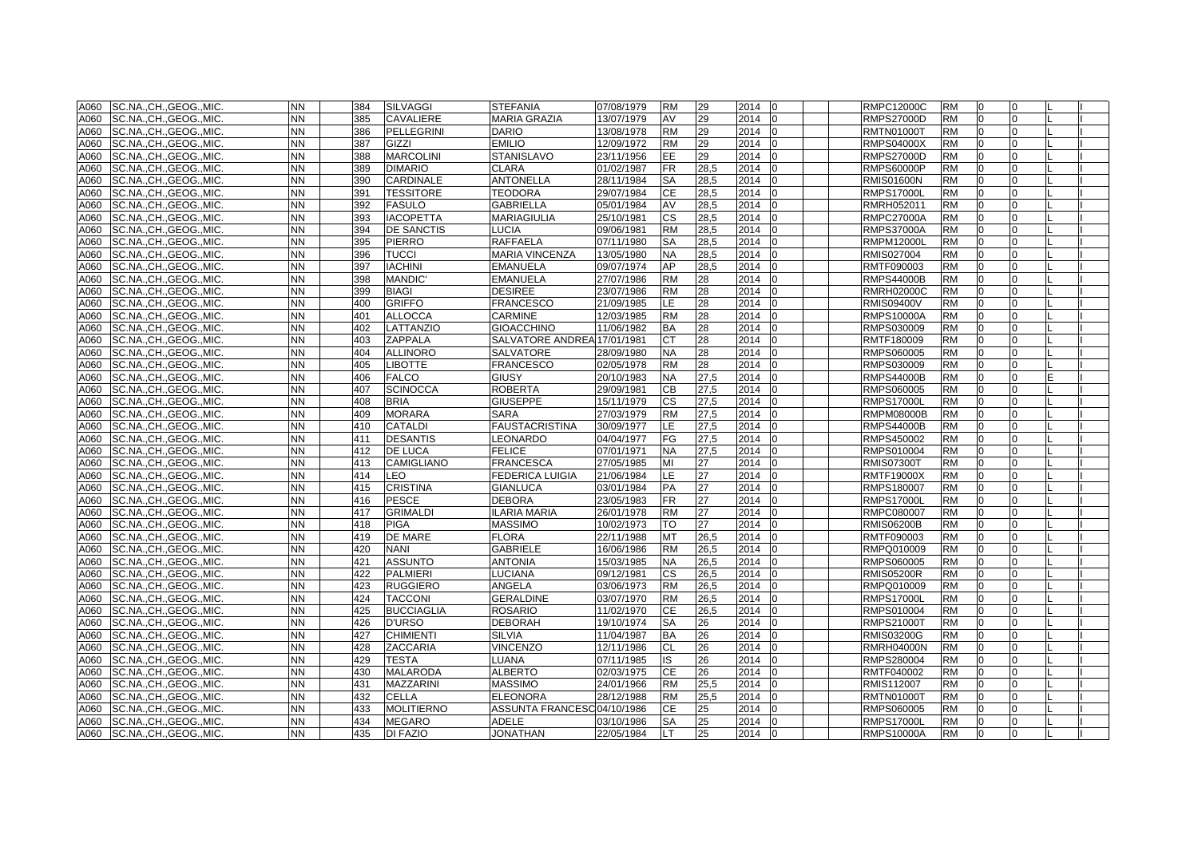| A060 | SC.NA.,CH.,GEOG.,MIC. | NN | | 384 | SILVAGGI | STEFANIA | 07/08/1979 | RM | 29 | 2014 | 0 | | | RMPC12000C | RM | 0 | 0 | | L | I |
|---|---|---|---|---|---|---|---|---|---|---|---|---|---|---|---|---|---|---|---|---|
| A060 | SC.NA.,CH.,GEOG.,MIC. | NN | | 385 | CAVALIERE | MARIA GRAZIA | 13/07/1979 | AV | 29 | 2014 | 0 | | | RMPS27000D | RM | 0 | 0 | | L | I |
| A060 | SC.NA.,CH.,GEOG.,MIC. | NN | | 386 | PELLEGRINI | DARIO | 13/08/1978 | RM | 29 | 2014 | 0 | | | RMTN01000T | RM | 0 | 0 | | L | I |
| A060 | SC.NA.,CH.,GEOG.,MIC. | NN | | 387 | GIZZI | EMILIO | 12/09/1972 | RM | 29 | 2014 | 0 | | | RMPS04000X | RM | 0 | 0 | | L | I |
| A060 | SC.NA.,CH.,GEOG.,MIC. | NN | | 388 | MARCOLINI | STANISLAVO | 23/11/1956 | EE | 29 | 2014 | 0 | | | RMPS27000D | RM | 0 | 0 | | L | I |
| A060 | SC.NA.,CH.,GEOG.,MIC. | NN | | 389 | DIMARIO | CLARA | 01/02/1987 | FR | 28,5 | 2014 | 0 | | | RMPS60000P | RM | 0 | 0 | | L | I |
| A060 | SC.NA.,CH.,GEOG.,MIC. | NN | | 390 | CARDINALE | ANTONELLA | 28/11/1984 | SA | 28,5 | 2014 | 0 | | | RMIS01600N | RM | 0 | 0 | | L | I |
| A060 | SC.NA.,CH.,GEOG.,MIC. | NN | | 391 | TESSITORE | TEODORA | 29/07/1984 | CE | 28,5 | 2014 | 0 | | | RMPS17000L | RM | 0 | 0 | | L | I |
| A060 | SC.NA.,CH.,GEOG.,MIC. | NN | | 392 | FASULO | GABRIELLA | 05/01/1984 | AV | 28,5 | 2014 | 0 | | | RMRH052011 | RM | 0 | 0 | | L | I |
| A060 | SC.NA.,CH.,GEOG.,MIC. | NN | | 393 | IACOPETTA | MARIAGIULIA | 25/10/1981 | CS | 28,5 | 2014 | 0 | | | RMPC27000A | RM | 0 | 0 | | L | I |
| A060 | SC.NA.,CH.,GEOG.,MIC. | NN | | 394 | DE SANCTIS | LUCIA | 09/06/1981 | RM | 28,5 | 2014 | 0 | | | RMPS37000A | RM | 0 | 0 | | L | I |
| A060 | SC.NA.,CH.,GEOG.,MIC. | NN | | 395 | PIERRO | RAFFAELA | 07/11/1980 | SA | 28,5 | 2014 | 0 | | | RMPM12000L | RM | 0 | 0 | | L | I |
| A060 | SC.NA.,CH.,GEOG.,MIC. | NN | | 396 | TUCCI | MARIA VINCENZA | 13/05/1980 | NA | 28,5 | 2014 | 0 | | | RMIS027004 | RM | 0 | 0 | | L | I |
| A060 | SC.NA.,CH.,GEOG.,MIC. | NN | | 397 | IACHINI | EMANUELA | 09/07/1974 | AP | 28,5 | 2014 | 0 | | | RMTF090003 | RM | 0 | 0 | | L | I |
| A060 | SC.NA.,CH.,GEOG.,MIC. | NN | | 398 | MANDIC' | EMANUELA | 27/07/1986 | RM | 28 | 2014 | 0 | | | RMPS44000B | RM | 0 | 0 | | L | I |
| A060 | SC.NA.,CH.,GEOG.,MIC. | NN | | 399 | BIAGI | DESIREE | 23/07/1986 | RM | 28 | 2014 | 0 | | | RMRH02000C | RM | 0 | 0 | | L | I |
| A060 | SC.NA.,CH.,GEOG.,MIC. | NN | | 400 | GRIFFO | FRANCESCO | 21/09/1985 | LE | 28 | 2014 | 0 | | | RMIS09400V | RM | 0 | 0 | | L | I |
| A060 | SC.NA.,CH.,GEOG.,MIC. | NN | | 401 | ALLOCCA | CARMINE | 12/03/1985 | RM | 28 | 2014 | 0 | | | RMPS10000A | RM | 0 | 0 | | L | I |
| A060 | SC.NA.,CH.,GEOG.,MIC. | NN | | 402 | LATTANZIO | GIOACCHINO | 11/06/1982 | BA | 28 | 2014 | 0 | | | RMPS030009 | RM | 0 | 0 | | L | I |
| A060 | SC.NA.,CH.,GEOG.,MIC. | NN | | 403 | ZAPPALA | SALVATORE ANDREA | 17/01/1981 | CT | 28 | 2014 | 0 | | | RMTF180009 | RM | 0 | 0 | | L | I |
| A060 | SC.NA.,CH.,GEOG.,MIC. | NN | | 404 | ALLINORO | SALVATORE | 28/09/1980 | NA | 28 | 2014 | 0 | | | RMPS060005 | RM | 0 | 0 | | L | I |
| A060 | SC.NA.,CH.,GEOG.,MIC. | NN | | 405 | LIBOTTE | FRANCESCO | 02/05/1978 | RM | 28 | 2014 | 0 | | | RMPS030009 | RM | 0 | 0 | | L | I |
| A060 | SC.NA.,CH.,GEOG.,MIC. | NN | | 406 | FALCO | GIUSY | 20/10/1983 | NA | 27,5 | 2014 | 0 | | | RMPS44000B | RM | 0 | 0 | | E | I |
| A060 | SC.NA.,CH.,GEOG.,MIC. | NN | | 407 | SCINOCCA | ROBERTA | 29/09/1981 | CB | 27,5 | 2014 | 0 | | | RMPS060005 | RM | 0 | 0 | | L | I |
| A060 | SC.NA.,CH.,GEOG.,MIC. | NN | | 408 | BRIA | GIUSEPPE | 15/11/1979 | CS | 27,5 | 2014 | 0 | | | RMPS17000L | RM | 0 | 0 | | L | I |
| A060 | SC.NA.,CH.,GEOG.,MIC. | NN | | 409 | MORARA | SARA | 27/03/1979 | RM | 27,5 | 2014 | 0 | | | RMPM08000B | RM | 0 | 0 | | L | I |
| A060 | SC.NA.,CH.,GEOG.,MIC. | NN | | 410 | CATALDI | FAUSTACRISTINA | 30/09/1977 | LE | 27,5 | 2014 | 0 | | | RMPS44000B | RM | 0 | 0 | | L | I |
| A060 | SC.NA.,CH.,GEOG.,MIC. | NN | | 411 | DESANTIS | LEONARDO | 04/04/1977 | FG | 27,5 | 2014 | 0 | | | RMPS450002 | RM | 0 | 0 | | L | I |
| A060 | SC.NA.,CH.,GEOG.,MIC. | NN | | 412 | DE LUCA | FELICE | 07/01/1971 | NA | 27,5 | 2014 | 0 | | | RMPS010004 | RM | 0 | 0 | | L | I |
| A060 | SC.NA.,CH.,GEOG.,MIC. | NN | | 413 | CAMIGLIANO | FRANCESCA | 27/05/1985 | MI | 27 | 2014 | 0 | | | RMIS07300T | RM | 0 | 0 | | L | I |
| A060 | SC.NA.,CH.,GEOG.,MIC. | NN | | 414 | LEO | FEDERICA LUIGIA | 21/06/1984 | LE | 27 | 2014 | 0 | | | RMTF19000X | RM | 0 | 0 | | L | I |
| A060 | SC.NA.,CH.,GEOG.,MIC. | NN | | 415 | CRISTINA | GIANLUCA | 03/01/1984 | PA | 27 | 2014 | 0 | | | RMPS180007 | RM | 0 | 0 | | L | I |
| A060 | SC.NA.,CH.,GEOG.,MIC. | NN | | 416 | PESCE | DEBORA | 23/05/1983 | FR | 27 | 2014 | 0 | | | RMPS17000L | RM | 0 | 0 | | L | I |
| A060 | SC.NA.,CH.,GEOG.,MIC. | NN | | 417 | GRIMALDI | ILARIA MARIA | 26/01/1978 | RM | 27 | 2014 | 0 | | | RMPC080007 | RM | 0 | 0 | | L | I |
| A060 | SC.NA.,CH.,GEOG.,MIC. | NN | | 418 | PIGA | MASSIMO | 10/02/1973 | TO | 27 | 2014 | 0 | | | RMIS06200B | RM | 0 | 0 | | L | I |
| A060 | SC.NA.,CH.,GEOG.,MIC. | NN | | 419 | DE MARE | FLORA | 22/11/1988 | MT | 26,5 | 2014 | 0 | | | RMTF090003 | RM | 0 | 0 | | L | I |
| A060 | SC.NA.,CH.,GEOG.,MIC. | NN | | 420 | NANI | GABRIELE | 16/06/1986 | RM | 26,5 | 2014 | 0 | | | RMPQ010009 | RM | 0 | 0 | | L | I |
| A060 | SC.NA.,CH.,GEOG.,MIC. | NN | | 421 | ASSUNTO | ANTONIA | 15/03/1985 | NA | 26,5 | 2014 | 0 | | | RMPS060005 | RM | 0 | 0 | | L | I |
| A060 | SC.NA.,CH.,GEOG.,MIC. | NN | | 422 | PALMIERI | LUCIANA | 09/12/1981 | CS | 26,5 | 2014 | 0 | | | RMIS05200R | RM | 0 | 0 | | L | I |
| A060 | SC.NA.,CH.,GEOG.,MIC. | NN | | 423 | RUGGIERO | ANGELA | 03/06/1973 | RM | 26,5 | 2014 | 0 | | | RMPQ010009 | RM | 0 | 0 | | L | I |
| A060 | SC.NA.,CH.,GEOG.,MIC. | NN | | 424 | TACCONI | GERALDINE | 03/07/1970 | RM | 26,5 | 2014 | 0 | | | RMPS17000L | RM | 0 | 0 | | L | I |
| A060 | SC.NA.,CH.,GEOG.,MIC. | NN | | 425 | BUCCIAGLIA | ROSARIO | 11/02/1970 | CE | 26,5 | 2014 | 0 | | | RMPS010004 | RM | 0 | 0 | | L | I |
| A060 | SC.NA.,CH.,GEOG.,MIC. | NN | | 426 | D'URSO | DEBORAH | 19/10/1974 | SA | 26 | 2014 | 0 | | | RMPS21000T | RM | 0 | 0 | | L | I |
| A060 | SC.NA.,CH.,GEOG.,MIC. | NN | | 427 | CHIMIENTI | SILVIA | 11/04/1987 | BA | 26 | 2014 | 0 | | | RMIS03200G | RM | 0 | 0 | | L | I |
| A060 | SC.NA.,CH.,GEOG.,MIC. | NN | | 428 | ZACCARIA | VINCENZO | 12/11/1986 | CL | 26 | 2014 | 0 | | | RMRH04000N | RM | 0 | 0 | | L | I |
| A060 | SC.NA.,CH.,GEOG.,MIC. | NN | | 429 | TESTA | LUANA | 07/11/1985 | IS | 26 | 2014 | 0 | | | RMPS280004 | RM | 0 | 0 | | L | I |
| A060 | SC.NA.,CH.,GEOG.,MIC. | NN | | 430 | MALARODA | ALBERTO | 02/03/1975 | CE | 26 | 2014 | 0 | | | RMTF040002 | RM | 0 | 0 | | L | I |
| A060 | SC.NA.,CH.,GEOG.,MIC. | NN | | 431 | MAZZARINI | MASSIMO | 24/01/1966 | RM | 25,5 | 2014 | 0 | | | RMIS112007 | RM | 0 | 0 | | L | I |
| A060 | SC.NA.,CH.,GEOG.,MIC. | NN | | 432 | CELLA | ELEONORA | 28/12/1988 | RM | 25,5 | 2014 | 0 | | | RMTN01000T | RM | 0 | 0 | | L | I |
| A060 | SC.NA.,CH.,GEOG.,MIC. | NN | | 433 | MOLITIERNO | ASSUNTA FRANCESCO | 04/10/1986 | CE | 25 | 2014 | 0 | | | RMPS060005 | RM | 0 | 0 | | L | I |
| A060 | SC.NA.,CH.,GEOG.,MIC. | NN | | 434 | MEGARO | ADELE | 03/10/1986 | SA | 25 | 2014 | 0 | | | RMPS17000L | RM | 0 | 0 | | L | I |
| A060 | SC.NA.,CH.,GEOG.,MIC. | NN | | 435 | DI FAZIO | JONATHAN | 22/05/1984 | LT | 25 | 2014 | 0 | | | RMPS10000A | RM | 0 | 0 | | L | I |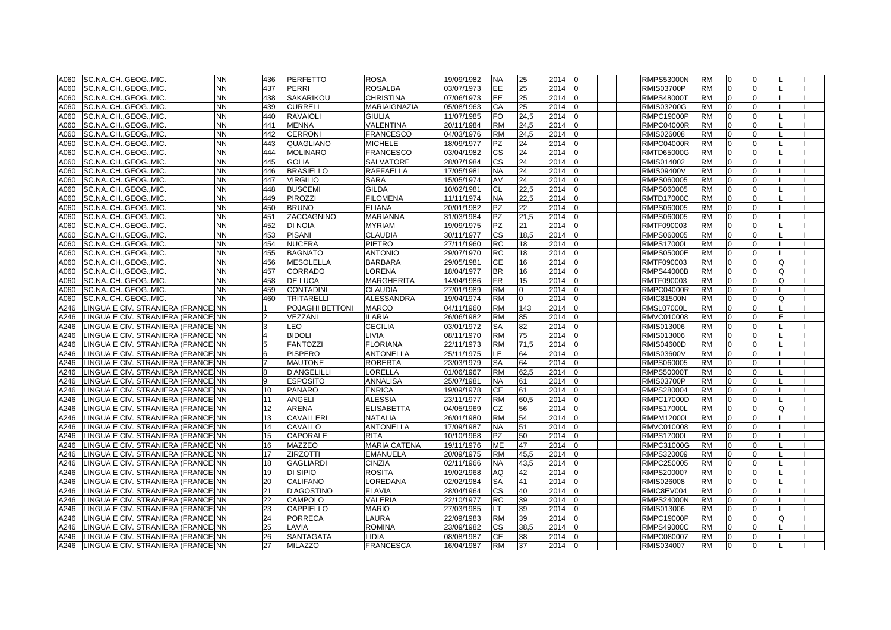| A060 | SC.NA.,CH.,GEOG.,MIC. | NN | 436 | PERFETTO | ROSA | 19/09/1982 | NA | 25 | 2014 | 0 | | | RMPS53000N | RM | 0 | 0 | L | I |
|---|---|---|---|---|---|---|---|---|---|---|---|---|---|---|---|---|---|---|
| A060 | SC.NA.,CH.,GEOG.,MIC. | NN | 437 | PERRI | ROSALBA | 03/07/1973 | EE | 25 | 2014 | 0 | | | RMIS03700P | RM | 0 | 0 | L | I |
| A060 | SC.NA.,CH.,GEOG.,MIC. | NN | 438 | SAKARIKOU | CHRISTINA | 07/06/1973 | EE | 25 | 2014 | 0 | | | RMPS48000T | RM | 0 | 0 | L | I |
| A060 | SC.NA.,CH.,GEOG.,MIC. | NN | 439 | CURRELI | MARIAIGNAZIA | 05/08/1963 | CA | 25 | 2014 | 0 | | | RMIS03200G | RM | 0 | 0 | L | I |
| A060 | SC.NA.,CH.,GEOG.,MIC. | NN | 440 | RAVAIOLI | GIULIA | 11/07/1985 | FO | 24,5 | 2014 | 0 | | | RMPC19000P | RM | 0 | 0 | L | I |
| A060 | SC.NA.,CH.,GEOG.,MIC. | NN | 441 | MENNA | VALENTINA | 20/11/1984 | RM | 24,5 | 2014 | 0 | | | RMPC04000R | RM | 0 | 0 | L | I |
| A060 | SC.NA.,CH.,GEOG.,MIC. | NN | 442 | CERRONI | FRANCESCO | 04/03/1976 | RM | 24,5 | 2014 | 0 | | | RMIS026008 | RM | 0 | 0 | L | I |
| A060 | SC.NA.,CH.,GEOG.,MIC. | NN | 443 | QUAGLIANO | MICHELE | 18/09/1977 | PZ | 24 | 2014 | 0 | | | RMPC04000R | RM | 0 | 0 | L | I |
| A060 | SC.NA.,CH.,GEOG.,MIC. | NN | 444 | MOLINARO | FRANCESCO | 03/04/1982 | CS | 24 | 2014 | 0 | | | RMTD65000G | RM | 0 | 0 | L | I |
| A060 | SC.NA.,CH.,GEOG.,MIC. | NN | 445 | GOLIA | SALVATORE | 28/07/1984 | CS | 24 | 2014 | 0 | | | RMIS014002 | RM | 0 | 0 | L | I |
| A060 | SC.NA.,CH.,GEOG.,MIC. | NN | 446 | BRASIELLO | RAFFAELLA | 17/05/1981 | NA | 24 | 2014 | 0 | | | RMIS09400V | RM | 0 | 0 | L | I |
| A060 | SC.NA.,CH.,GEOG.,MIC. | NN | 447 | VIRGILIO | SARA | 15/05/1974 | AV | 24 | 2014 | 0 | | | RMPS060005 | RM | 0 | 0 | L | I |
| A060 | SC.NA.,CH.,GEOG.,MIC. | NN | 448 | BUSCEMI | GILDA | 10/02/1981 | CL | 22,5 | 2014 | 0 | | | RMPS060005 | RM | 0 | 0 | L | I |
| A060 | SC.NA.,CH.,GEOG.,MIC. | NN | 449 | PIROZZI | FILOMENA | 11/11/1974 | NA | 22,5 | 2014 | 0 | | | RMTD17000C | RM | 0 | 0 | L | I |
| A060 | SC.NA.,CH.,GEOG.,MIC. | NN | 450 | BRUNO | ELIANA | 20/01/1982 | PZ | 22 | 2014 | 0 | | | RMPS060005 | RM | 0 | 0 | L | I |
| A060 | SC.NA.,CH.,GEOG.,MIC. | NN | 451 | ZACCAGNINO | MARIANNA | 31/03/1984 | PZ | 21,5 | 2014 | 0 | | | RMPS060005 | RM | 0 | 0 | L | I |
| A060 | SC.NA.,CH.,GEOG.,MIC. | NN | 452 | DI NOIA | MYRIAM | 19/09/1975 | PZ | 21 | 2014 | 0 | | | RMTF090003 | RM | 0 | 0 | L | I |
| A060 | SC.NA.,CH.,GEOG.,MIC. | NN | 453 | PISANI | CLAUDIA | 30/11/1977 | CS | 18,5 | 2014 | 0 | | | RMPS060005 | RM | 0 | 0 | L | I |
| A060 | SC.NA.,CH.,GEOG.,MIC. | NN | 454 | NUCERA | PIETRO | 27/11/1960 | RC | 18 | 2014 | 0 | | | RMPS17000L | RM | 0 | 0 | L | I |
| A060 | SC.NA.,CH.,GEOG.,MIC. | NN | 455 | BAGNATO | ANTONIO | 29/07/1970 | RC | 18 | 2014 | 0 | | | RMPS05000E | RM | 0 | 0 | L | I |
| A060 | SC.NA.,CH.,GEOG.,MIC. | NN | 456 | MESOLELLA | BARBARA | 29/05/1981 | CE | 16 | 2014 | 0 | | | RMTF090003 | RM | 0 | 0 | Q | I |
| A060 | SC.NA.,CH.,GEOG.,MIC. | NN | 457 | CORRADO | LORENA | 18/04/1977 | BR | 16 | 2014 | 0 | | | RMPS44000B | RM | 0 | 0 | Q | I |
| A060 | SC.NA.,CH.,GEOG.,MIC. | NN | 458 | DE LUCA | MARGHERITA | 14/04/1986 | FR | 15 | 2014 | 0 | | | RMTF090003 | RM | 0 | 0 | Q | I |
| A060 | SC.NA.,CH.,GEOG.,MIC. | NN | 459 | CONTADINI | CLAUDIA | 27/01/1989 | RM | 0 | 2014 | 0 | | | RMPC04000R | RM | 0 | 0 | L | I |
| A060 | SC.NA.,CH.,GEOG.,MIC. | NN | 460 | TRITARELLI | ALESSANDRA | 19/04/1974 | RM | 0 | 2014 | 0 | | | RMIC81500N | RM | 0 | 0 | Q | I |
| A246 | LINGUA E CIV. STRANIERA (FRANCE | NN | 1 | POJAGHI BETTONI | MARCO | 04/11/1960 | RM | 143 | 2014 | 0 | | | RMSL07000L | RM | 0 | 0 | L | I |
| A246 | LINGUA E CIV. STRANIERA (FRANCE | NN | 2 | VEZZANI | ILARIA | 26/06/1982 | RM | 85 | 2014 | 0 | | | RMVC010008 | RM | 0 | 0 | E | I |
| A246 | LINGUA E CIV. STRANIERA (FRANCE | NN | 3 | LEO | CECILIA | 03/01/1972 | SA | 82 | 2014 | 0 | | | RMIS013006 | RM | 0 | 0 | L | I |
| A246 | LINGUA E CIV. STRANIERA (FRANCE | NN | 4 | BIDOLI | LIVIA | 08/11/1970 | RM | 75 | 2014 | 0 | | | RMIS013006 | RM | 0 | 0 | L | I |
| A246 | LINGUA E CIV. STRANIERA (FRANCE | NN | 5 | FANTOZZI | FLORIANA | 22/11/1973 | RM | 71,5 | 2014 | 0 | | | RMIS04600D | RM | 0 | 0 | L | I |
| A246 | LINGUA E CIV. STRANIERA (FRANCE | NN | 6 | PISPERO | ANTONELLA | 25/11/1975 | LE | 64 | 2014 | 0 | | | RMIS03600V | RM | 0 | 0 | L | I |
| A246 | LINGUA E CIV. STRANIERA (FRANCE | NN | 7 | MAUTONE | ROBERTA | 23/03/1979 | SA | 64 | 2014 | 0 | | | RMPS060005 | RM | 0 | 0 | L | I |
| A246 | LINGUA E CIV. STRANIERA (FRANCE | NN | 8 | D'ANGELILLI | LORELLA | 01/06/1967 | RM | 62,5 | 2014 | 0 | | | RMPS50000T | RM | 0 | 0 | L | I |
| A246 | LINGUA E CIV. STRANIERA (FRANCE | NN | 9 | ESPOSITO | ANNALISA | 25/07/1981 | NA | 61 | 2014 | 0 | | | RMIS03700P | RM | 0 | 0 | L | I |
| A246 | LINGUA E CIV. STRANIERA (FRANCE | NN | 10 | PANARO | ENRICA | 19/09/1978 | CE | 61 | 2014 | 0 | | | RMPS280004 | RM | 0 | 0 | L | I |
| A246 | LINGUA E CIV. STRANIERA (FRANCE | NN | 11 | ANGELI | ALESSIA | 23/11/1977 | RM | 60,5 | 2014 | 0 | | | RMPC17000D | RM | 0 | 0 | L | I |
| A246 | LINGUA E CIV. STRANIERA (FRANCE | NN | 12 | ARENA | ELISABETTA | 04/05/1969 | CZ | 56 | 2014 | 0 | | | RMPS17000L | RM | 0 | 0 | Q | I |
| A246 | LINGUA E CIV. STRANIERA (FRANCE | NN | 13 | CAVALLERI | NATALIA | 26/01/1980 | RM | 54 | 2014 | 0 | | | RMPM12000L | RM | 0 | 0 | L | I |
| A246 | LINGUA E CIV. STRANIERA (FRANCE | NN | 14 | CAVALLO | ANTONELLA | 17/09/1987 | NA | 51 | 2014 | 0 | | | RMVC010008 | RM | 0 | 0 | L | I |
| A246 | LINGUA E CIV. STRANIERA (FRANCE | NN | 15 | CAPORALE | RITA | 10/10/1968 | PZ | 50 | 2014 | 0 | | | RMPS17000L | RM | 0 | 0 | L | I |
| A246 | LINGUA E CIV. STRANIERA (FRANCE | NN | 16 | MAZZEO | MARIA CATENA | 19/11/1976 | ME | 47 | 2014 | 0 | | | RMPC31000G | RM | 0 | 0 | L | I |
| A246 | LINGUA E CIV. STRANIERA (FRANCE | NN | 17 | ZIRZOTTI | EMANUELA | 20/09/1975 | RM | 45,5 | 2014 | 0 | | | RMPS320009 | RM | 0 | 0 | L | I |
| A246 | LINGUA E CIV. STRANIERA (FRANCE | NN | 18 | GAGLIARDI | CINZIA | 02/11/1966 | NA | 43,5 | 2014 | 0 | | | RMPC250005 | RM | 0 | 0 | L | I |
| A246 | LINGUA E CIV. STRANIERA (FRANCE | NN | 19 | DI SIPIO | ROSITA | 19/02/1968 | AQ | 42 | 2014 | 0 | | | RMPS200007 | RM | 0 | 0 | L | I |
| A246 | LINGUA E CIV. STRANIERA (FRANCE | NN | 20 | CALIFANO | LOREDANA | 02/02/1984 | SA | 41 | 2014 | 0 | | | RMIS026008 | RM | 0 | 0 | L | I |
| A246 | LINGUA E CIV. STRANIERA (FRANCE | NN | 21 | D'AGOSTINO | FLAVIA | 28/04/1964 | CS | 40 | 2014 | 0 | | | RMIC8EV004 | RM | 0 | 0 | L | I |
| A246 | LINGUA E CIV. STRANIERA (FRANCE | NN | 22 | CAMPOLO | VALERIA | 22/10/1977 | RC | 39 | 2014 | 0 | | | RMPS24000N | RM | 0 | 0 | L | I |
| A246 | LINGUA E CIV. STRANIERA (FRANCE | NN | 23 | CAPPIELLO | MARIO | 27/03/1985 | LT | 39 | 2014 | 0 | | | RMIS013006 | RM | 0 | 0 | L | I |
| A246 | LINGUA E CIV. STRANIERA (FRANCE | NN | 24 | PORRECA | LAURA | 22/09/1983 | RM | 39 | 2014 | 0 | | | RMPC19000P | RM | 0 | 0 | Q | I |
| A246 | LINGUA E CIV. STRANIERA (FRANCE | NN | 25 | LAVIA | ROMINA | 23/09/1982 | CS | 38,5 | 2014 | 0 | | | RMPS49000C | RM | 0 | 0 | L | I |
| A246 | LINGUA E CIV. STRANIERA (FRANCE | NN | 26 | SANTAGATA | LIDIA | 08/08/1987 | CE | 38 | 2014 | 0 | | | RMPC080007 | RM | 0 | 0 | L | I |
| A246 | LINGUA E CIV. STRANIERA (FRANCE | NN | 27 | MILAZZO | FRANCESCA | 16/04/1987 | RM | 37 | 2014 | 0 | | | RMIS034007 | RM | 0 | 0 | L | I |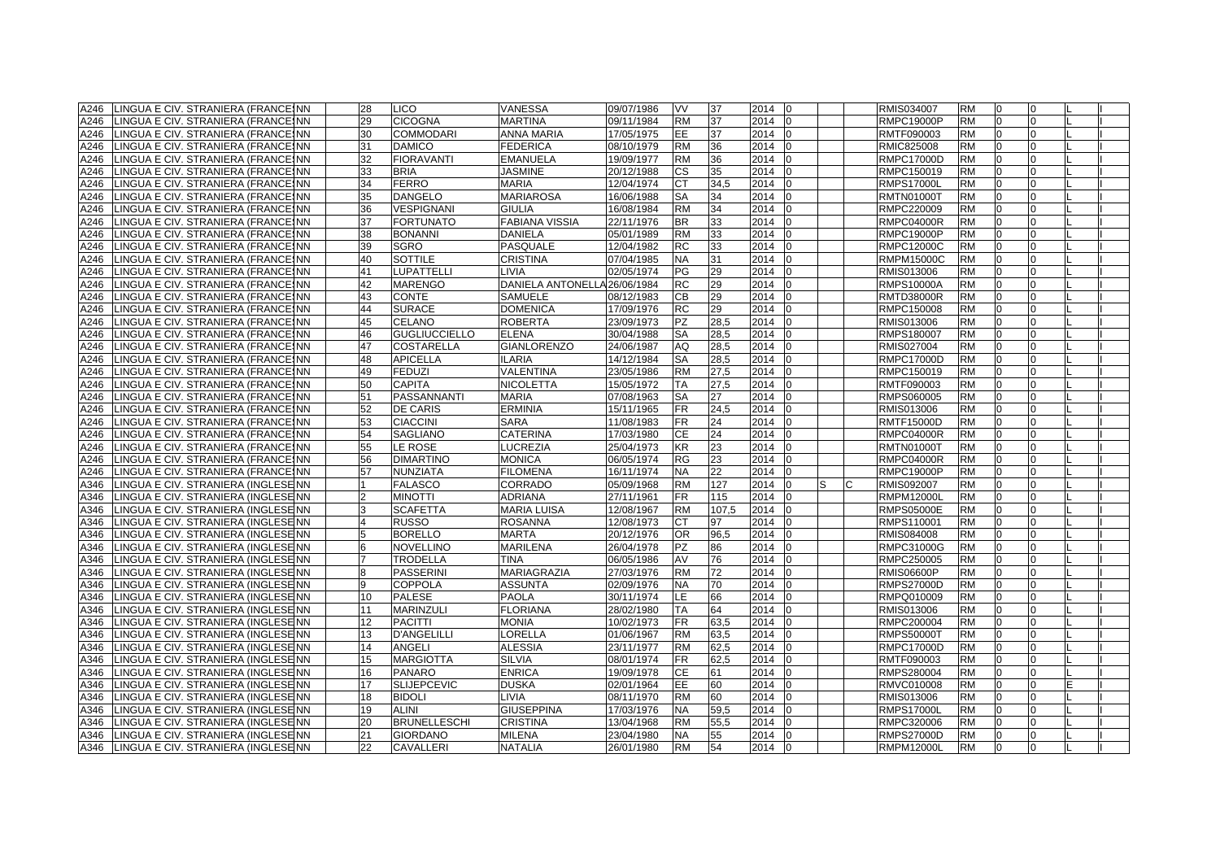| | | | | | | | | | | | | | | | | | | |
|---|---|---|---|---|---|---|---|---|---|---|---|---|---|---|---|---|---|---|
| A246 | LINGUA E CIV. STRANIERA (FRANCE | NN | 28 | LICO | VANESSA | 09/07/1986 | VV | 37 | 2014 | 0 | | | RMIS034007 | RM | 0 | 0 | L | I |
| A246 | LINGUA E CIV. STRANIERA (FRANCE | NN | 29 | CICOGNA | MARTINA | 09/11/1984 | RM | 37 | 2014 | 0 | | | RMPC19000P | RM | 0 | 0 | L | I |
| A246 | LINGUA E CIV. STRANIERA (FRANCE | NN | 30 | COMMODARI | ANNA MARIA | 17/05/1975 | EE | 37 | 2014 | 0 | | | RMTF090003 | RM | 0 | 0 | L | I |
| A246 | LINGUA E CIV. STRANIERA (FRANCE | NN | 31 | DAMICO | FEDERICA | 08/10/1979 | RM | 36 | 2014 | 0 | | | RMIC825008 | RM | 0 | 0 | L | I |
| A246 | LINGUA E CIV. STRANIERA (FRANCE | NN | 32 | FIORAVANTI | EMANUELA | 19/09/1977 | RM | 36 | 2014 | 0 | | | RMPC17000D | RM | 0 | 0 | L | I |
| A246 | LINGUA E CIV. STRANIERA (FRANCE | NN | 33 | BRIA | JASMINE | 20/12/1988 | CS | 35 | 2014 | 0 | | | RMPC150019 | RM | 0 | 0 | L | I |
| A246 | LINGUA E CIV. STRANIERA (FRANCE | NN | 34 | FERRO | MARIA | 12/04/1974 | CT | 34,5 | 2014 | 0 | | | RMPS17000L | RM | 0 | 0 | L | I |
| A246 | LINGUA E CIV. STRANIERA (FRANCE | NN | 35 | DANGELO | MARIAROSA | 16/06/1988 | SA | 34 | 2014 | 0 | | | RMTN01000T | RM | 0 | 0 | L | I |
| A246 | LINGUA E CIV. STRANIERA (FRANCE | NN | 36 | VESPIGNANI | GIULIA | 16/08/1984 | RM | 34 | 2014 | 0 | | | RMPC220009 | RM | 0 | 0 | L | I |
| A246 | LINGUA E CIV. STRANIERA (FRANCE | NN | 37 | FORTUNATO | FABIANA VISSIA | 22/11/1976 | BR | 33 | 2014 | 0 | | | RMPC04000R | RM | 0 | 0 | L | I |
| A246 | LINGUA E CIV. STRANIERA (FRANCE | NN | 38 | BONANNI | DANIELA | 05/01/1989 | RM | 33 | 2014 | 0 | | | RMPC19000P | RM | 0 | 0 | L | I |
| A246 | LINGUA E CIV. STRANIERA (FRANCE | NN | 39 | SGRO | PASQUALE | 12/04/1982 | RC | 33 | 2014 | 0 | | | RMPC12000C | RM | 0 | 0 | L | I |
| A246 | LINGUA E CIV. STRANIERA (FRANCE | NN | 40 | SOTTILE | CRISTINA | 07/04/1985 | NA | 31 | 2014 | 0 | | | RMPM15000C | RM | 0 | 0 | L | I |
| A246 | LINGUA E CIV. STRANIERA (FRANCE | NN | 41 | LUPATTELLI | LIVIA | 02/05/1974 | PG | 29 | 2014 | 0 | | | RMIS013006 | RM | 0 | 0 | L | I |
| A246 | LINGUA E CIV. STRANIERA (FRANCE | NN | 42 | MARENGO | DANIELA ANTONELLA | 26/06/1984 | RC | 29 | 2014 | 0 | | | RMPS10000A | RM | 0 | 0 | L | I |
| A246 | LINGUA E CIV. STRANIERA (FRANCE | NN | 43 | CONTE | SAMUELE | 08/12/1983 | CB | 29 | 2014 | 0 | | | RMTD38000R | RM | 0 | 0 | L | I |
| A246 | LINGUA E CIV. STRANIERA (FRANCE | NN | 44 | SURACE | DOMENICA | 17/09/1976 | RC | 29 | 2014 | 0 | | | RMPC150008 | RM | 0 | 0 | L | I |
| A246 | LINGUA E CIV. STRANIERA (FRANCE | NN | 45 | CELANO | ROBERTA | 23/09/1973 | PZ | 28,5 | 2014 | 0 | | | RMIS013006 | RM | 0 | 0 | L | I |
| A246 | LINGUA E CIV. STRANIERA (FRANCE | NN | 46 | GUGLIUCCIELLO | ELENA | 30/04/1988 | SA | 28,5 | 2014 | 0 | | | RMPS180007 | RM | 0 | 0 | L | I |
| A246 | LINGUA E CIV. STRANIERA (FRANCE | NN | 47 | COSTARELLA | GIANLORENZO | 24/06/1987 | AQ | 28,5 | 2014 | 0 | | | RMIS027004 | RM | 0 | 0 | L | I |
| A246 | LINGUA E CIV. STRANIERA (FRANCE | NN | 48 | APICELLA | ILARIA | 14/12/1984 | SA | 28,5 | 2014 | 0 | | | RMPC17000D | RM | 0 | 0 | L | I |
| A246 | LINGUA E CIV. STRANIERA (FRANCE | NN | 49 | FEDUZI | VALENTINA | 23/05/1986 | RM | 27,5 | 2014 | 0 | | | RMPC150019 | RM | 0 | 0 | L | I |
| A246 | LINGUA E CIV. STRANIERA (FRANCE | NN | 50 | CAPITA | NICOLETTA | 15/05/1972 | TA | 27,5 | 2014 | 0 | | | RMTF090003 | RM | 0 | 0 | L | I |
| A246 | LINGUA E CIV. STRANIERA (FRANCE | NN | 51 | PASSANNANTI | MARIA | 07/08/1963 | SA | 27 | 2014 | 0 | | | RMPS060005 | RM | 0 | 0 | L | I |
| A246 | LINGUA E CIV. STRANIERA (FRANCE | NN | 52 | DE CARIS | ERMINIA | 15/11/1965 | FR | 24,5 | 2014 | 0 | | | RMIS013006 | RM | 0 | 0 | L | I |
| A246 | LINGUA E CIV. STRANIERA (FRANCE | NN | 53 | CIACCINI | SARA | 11/08/1983 | FR | 24 | 2014 | 0 | | | RMTF15000D | RM | 0 | 0 | L | I |
| A246 | LINGUA E CIV. STRANIERA (FRANCE | NN | 54 | SAGLIANO | CATERINA | 17/03/1980 | CE | 24 | 2014 | 0 | | | RMPC04000R | RM | 0 | 0 | L | I |
| A246 | LINGUA E CIV. STRANIERA (FRANCE | NN | 55 | LE ROSE | LUCREZIA | 25/04/1973 | KR | 23 | 2014 | 0 | | | RMTN01000T | RM | 0 | 0 | L | I |
| A246 | LINGUA E CIV. STRANIERA (FRANCE | NN | 56 | DIMARTINO | MONICA | 06/05/1974 | RG | 23 | 2014 | 0 | | | RMPC04000R | RM | 0 | 0 | L | I |
| A246 | LINGUA E CIV. STRANIERA (FRANCE | NN | 57 | NUNZIATA | FILOMENA | 16/11/1974 | NA | 22 | 2014 | 0 | | | RMPC19000P | RM | 0 | 0 | L | I |
| A346 | LINGUA E CIV. STRANIERA (INGLESE | NN | 1 | FALASCO | CORRADO | 05/09/1968 | RM | 127 | 2014 | 0 | S | C | RMIS092007 | RM | 0 | 0 | L | I |
| A346 | LINGUA E CIV. STRANIERA (INGLESE | NN | 2 | MINOTTI | ADRIANA | 27/11/1961 | FR | 115 | 2014 | 0 | | | RMPM12000L | RM | 0 | 0 | L | I |
| A346 | LINGUA E CIV. STRANIERA (INGLESE | NN | 3 | SCAFETTA | MARIA LUISA | 12/08/1967 | RM | 107,5 | 2014 | 0 | | | RMPS05000E | RM | 0 | 0 | L | I |
| A346 | LINGUA E CIV. STRANIERA (INGLESE | NN | 4 | RUSSO | ROSANNA | 12/08/1973 | CT | 97 | 2014 | 0 | | | RMPS110001 | RM | 0 | 0 | L | I |
| A346 | LINGUA E CIV. STRANIERA (INGLESE | NN | 5 | BORELLO | MARTA | 20/12/1976 | OR | 96,5 | 2014 | 0 | | | RMIS084008 | RM | 0 | 0 | L | I |
| A346 | LINGUA E CIV. STRANIERA (INGLESE | NN | 6 | NOVELLINO | MARILENA | 26/04/1978 | PZ | 86 | 2014 | 0 | | | RMPC31000G | RM | 0 | 0 | L | I |
| A346 | LINGUA E CIV. STRANIERA (INGLESE | NN | 7 | TRODELLA | TINA | 06/05/1986 | AV | 76 | 2014 | 0 | | | RMPC250005 | RM | 0 | 0 | L | I |
| A346 | LINGUA E CIV. STRANIERA (INGLESE | NN | 8 | PASSERINI | MARIAGRAZIA | 27/03/1976 | RM | 72 | 2014 | 0 | | | RMIS06600P | RM | 0 | 0 | L | I |
| A346 | LINGUA E CIV. STRANIERA (INGLESE | NN | 9 | COPPOLA | ASSUNTA | 02/09/1976 | NA | 70 | 2014 | 0 | | | RMPS27000D | RM | 0 | 0 | L | I |
| A346 | LINGUA E CIV. STRANIERA (INGLESE | NN | 10 | PALESE | PAOLA | 30/11/1974 | LE | 66 | 2014 | 0 | | | RMPQ010009 | RM | 0 | 0 | L | I |
| A346 | LINGUA E CIV. STRANIERA (INGLESE | NN | 11 | MARINZULI | FLORIANA | 28/02/1980 | TA | 64 | 2014 | 0 | | | RMIS013006 | RM | 0 | 0 | L | I |
| A346 | LINGUA E CIV. STRANIERA (INGLESE | NN | 12 | PACITTI | MONIA | 10/02/1973 | FR | 63,5 | 2014 | 0 | | | RMPC200004 | RM | 0 | 0 | L | I |
| A346 | LINGUA E CIV. STRANIERA (INGLESE | NN | 13 | D'ANGELILLI | LORELLA | 01/06/1967 | RM | 63,5 | 2014 | 0 | | | RMPS50000T | RM | 0 | 0 | L | I |
| A346 | LINGUA E CIV. STRANIERA (INGLESE | NN | 14 | ANGELI | ALESSIA | 23/11/1977 | RM | 62,5 | 2014 | 0 | | | RMPC17000D | RM | 0 | 0 | L | I |
| A346 | LINGUA E CIV. STRANIERA (INGLESE | NN | 15 | MARGIOTTA | SILVIA | 08/01/1974 | FR | 62,5 | 2014 | 0 | | | RMTF090003 | RM | 0 | 0 | L | I |
| A346 | LINGUA E CIV. STRANIERA (INGLESE | NN | 16 | PANARO | ENRICA | 19/09/1978 | CE | 61 | 2014 | 0 | | | RMPS280004 | RM | 0 | 0 | L | I |
| A346 | LINGUA E CIV. STRANIERA (INGLESE | NN | 17 | SLIJEPCEVIC | DUSKA | 02/01/1964 | EE | 60 | 2014 | 0 | | | RMVC010008 | RM | 0 | 0 | E | I |
| A346 | LINGUA E CIV. STRANIERA (INGLESE | NN | 18 | BIDOLI | LIVIA | 08/11/1970 | RM | 60 | 2014 | 0 | | | RMIS013006 | RM | 0 | 0 | L | I |
| A346 | LINGUA E CIV. STRANIERA (INGLESE | NN | 19 | ALINI | GIUSEPPINA | 17/03/1976 | NA | 59,5 | 2014 | 0 | | | RMPS17000L | RM | 0 | 0 | L | I |
| A346 | LINGUA E CIV. STRANIERA (INGLESE | NN | 20 | BRUNELLESCHI | CRISTINA | 13/04/1968 | RM | 55,5 | 2014 | 0 | | | RMPC320006 | RM | 0 | 0 | L | I |
| A346 | LINGUA E CIV. STRANIERA (INGLESE | NN | 21 | GIORDANO | MILENA | 23/04/1980 | NA | 55 | 2014 | 0 | | | RMPS27000D | RM | 0 | 0 | L | I |
| A346 | LINGUA E CIV. STRANIERA (INGLESE | NN | 22 | CAVALLERI | NATALIA | 26/01/1980 | RM | 54 | 2014 | 0 | | | RMPM12000L | RM | 0 | 0 | L | I |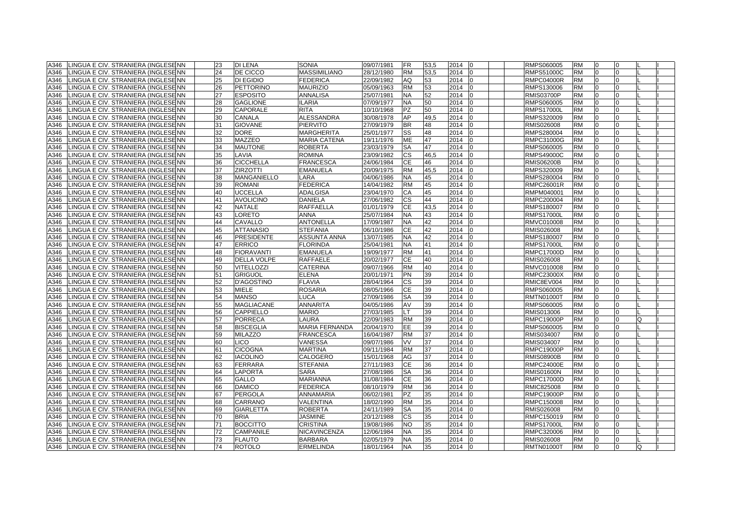| | | | | | | | | | | | | | | | | | | | |
|---|---|---|---|---|---|---|---|---|---|---|---|---|---|---|---|---|---|---|---|
| A346 | LINGUA E CIV. STRANIERA (INGLESE | NN | | 23 | DI LENA | SONIA | 09/07/1981 | FR | 53,5 | 2014 | 0 | | | RMPS060005 | RM | 0 | 0 | L | I |
| A346 | LINGUA E CIV. STRANIERA (INGLESE | NN | | 24 | DE CICCO | MASSIMILIANO | 28/12/1980 | RM | 53,5 | 2014 | 0 | | | RMPS51000C | RM | 0 | 0 | L | I |
| A346 | LINGUA E CIV. STRANIERA (INGLESE | NN | | 25 | DI EGIDIO | FEDERICA | 22/09/1982 | AQ | 53 | 2014 | 0 | | | RMPC04000R | RM | 0 | 0 | L | I |
| A346 | LINGUA E CIV. STRANIERA (INGLESE | NN | | 26 | PETTORINO | MAURIZIO | 05/09/1963 | RM | 53 | 2014 | 0 | | | RMPS130006 | RM | 0 | 0 | L | I |
| A346 | LINGUA E CIV. STRANIERA (INGLESE | NN | | 27 | ESPOSITO | ANNALISA | 25/07/1981 | NA | 52 | 2014 | 0 | | | RMIS03700P | RM | 0 | 0 | L | I |
| A346 | LINGUA E CIV. STRANIERA (INGLESE | NN | | 28 | GAGLIONE | ILARIA | 07/09/1977 | NA | 50 | 2014 | 0 | | | RMPS060005 | RM | 0 | 0 | L | I |
| A346 | LINGUA E CIV. STRANIERA (INGLESE | NN | | 29 | CAPORALE | RITA | 10/10/1968 | PZ | 50 | 2014 | 0 | | | RMPS17000L | RM | 0 | 0 | L | I |
| A346 | LINGUA E CIV. STRANIERA (INGLESE | NN | | 30 | CANALA | ALESSANDRA | 30/08/1978 | AP | 49,5 | 2014 | 0 | | | RMPS320009 | RM | 0 | 0 | L | I |
| A346 | LINGUA E CIV. STRANIERA (INGLESE | NN | | 31 | GIOVANE | PIERVITO | 27/09/1979 | BR | 48 | 2014 | 0 | | | RMIS026008 | RM | 0 | 0 | L | I |
| A346 | LINGUA E CIV. STRANIERA (INGLESE | NN | | 32 | DORE | MARGHERITA | 25/01/1977 | SS | 48 | 2014 | 0 | | | RMPS280004 | RM | 0 | 0 | L | I |
| A346 | LINGUA E CIV. STRANIERA (INGLESE | NN | | 33 | MAZZEO | MARIA CATENA | 19/11/1976 | ME | 47 | 2014 | 0 | | | RMPC31000G | RM | 0 | 0 | L | I |
| A346 | LINGUA E CIV. STRANIERA (INGLESE | NN | | 34 | MAUTONE | ROBERTA | 23/03/1979 | SA | 47 | 2014 | 0 | | | RMPS060005 | RM | 0 | 0 | L | I |
| A346 | LINGUA E CIV. STRANIERA (INGLESE | NN | | 35 | LAVIA | ROMINA | 23/09/1982 | CS | 46,5 | 2014 | 0 | | | RMPS49000C | RM | 0 | 0 | L | I |
| A346 | LINGUA E CIV. STRANIERA (INGLESE | NN | | 36 | CICCHELLA | FRANCESCA | 24/06/1984 | CE | 46 | 2014 | 0 | | | RMIS06200B | RM | 0 | 0 | L | I |
| A346 | LINGUA E CIV. STRANIERA (INGLESE | NN | | 37 | ZIRZOTTI | EMANUELA | 20/09/1975 | RM | 45,5 | 2014 | 0 | | | RMPS320009 | RM | 0 | 0 | L | I |
| A346 | LINGUA E CIV. STRANIERA (INGLESE | NN | | 38 | MANGANIELLO | LARA | 04/06/1986 | NA | 45 | 2014 | 0 | | | RMPS280004 | RM | 0 | 0 | L | I |
| A346 | LINGUA E CIV. STRANIERA (INGLESE | NN | | 39 | ROMANI | FEDERICA | 14/04/1982 | RM | 45 | 2014 | 0 | | | RMPC26001R | RM | 0 | 0 | L | I |
| A346 | LINGUA E CIV. STRANIERA (INGLESE | NN | | 40 | UCCELLA | ADALGISA | 23/04/1970 | CA | 45 | 2014 | 0 | | | RMPM040001 | RM | 0 | 0 | L | I |
| A346 | LINGUA E CIV. STRANIERA (INGLESE | NN | | 41 | AVOLICINO | DANIELA | 27/06/1982 | CS | 44 | 2014 | 0 | | | RMPC200004 | RM | 0 | 0 | L | I |
| A346 | LINGUA E CIV. STRANIERA (INGLESE | NN | | 42 | NATALE | RAFFAELLA | 01/01/1979 | CE | 43,5 | 2014 | 0 | | | RMPS180007 | RM | 0 | 0 | L | I |
| A346 | LINGUA E CIV. STRANIERA (INGLESE | NN | | 43 | LORETO | ANNA | 25/07/1984 | NA | 43 | 2014 | 0 | | | RMPS17000L | RM | 0 | 0 | L | I |
| A346 | LINGUA E CIV. STRANIERA (INGLESE | NN | | 44 | CAVALLO | ANTONELLA | 17/09/1987 | NA | 42 | 2014 | 0 | | | RMVC010008 | RM | 0 | 0 | L | I |
| A346 | LINGUA E CIV. STRANIERA (INGLESE | NN | | 45 | ATTANASIO | STEFANIA | 06/10/1986 | CE | 42 | 2014 | 0 | | | RMIS026008 | RM | 0 | 0 | L | I |
| A346 | LINGUA E CIV. STRANIERA (INGLESE | NN | | 46 | PRESIDENTE | ASSUNTA ANNA | 13/07/1985 | NA | 42 | 2014 | 0 | | | RMPS180007 | RM | 0 | 0 | L | I |
| A346 | LINGUA E CIV. STRANIERA (INGLESE | NN | | 47 | ERRICO | FLORINDA | 25/04/1981 | NA | 41 | 2014 | 0 | | | RMPS17000L | RM | 0 | 0 | L | I |
| A346 | LINGUA E CIV. STRANIERA (INGLESE | NN | | 48 | FIORAVANTI | EMANUELA | 19/09/1977 | RM | 41 | 2014 | 0 | | | RMPC17000D | RM | 0 | 0 | L | I |
| A346 | LINGUA E CIV. STRANIERA (INGLESE | NN | | 49 | DELLA VOLPE | RAFFAELE | 20/02/1977 | CE | 40 | 2014 | 0 | | | RMIS026008 | RM | 0 | 0 | L | I |
| A346 | LINGUA E CIV. STRANIERA (INGLESE | NN | | 50 | VITELLOZZI | CATERINA | 09/07/1966 | RM | 40 | 2014 | 0 | | | RMVC010008 | RM | 0 | 0 | L | I |
| A346 | LINGUA E CIV. STRANIERA (INGLESE | NN | | 51 | GRIGUOL | ELENA | 20/01/1971 | PN | 39 | 2014 | 0 | | | RMPC23000X | RM | 0 | 0 | L | I |
| A346 | LINGUA E CIV. STRANIERA (INGLESE | NN | | 52 | D'AGOSTINO | FLAVIA | 28/04/1964 | CS | 39 | 2014 | 0 | | | RMIC8EV004 | RM | 0 | 0 | L | I |
| A346 | LINGUA E CIV. STRANIERA (INGLESE | NN | | 53 | MIELE | ROSARIA | 08/05/1966 | CE | 39 | 2014 | 0 | | | RMPS060005 | RM | 0 | 0 | L | I |
| A346 | LINGUA E CIV. STRANIERA (INGLESE | NN | | 54 | MANSO | LUCA | 27/09/1986 | SA | 39 | 2014 | 0 | | | RMTN01000T | RM | 0 | 0 | L | I |
| A346 | LINGUA E CIV. STRANIERA (INGLESE | NN | | 55 | MAGLIACANE | ANNARITA | 04/05/1986 | AV | 39 | 2014 | 0 | | | RMPS060005 | RM | 0 | 0 | L | I |
| A346 | LINGUA E CIV. STRANIERA (INGLESE | NN | | 56 | CAPPIELLO | MARIO | 27/03/1985 | LT | 39 | 2014 | 0 | | | RMIS013006 | RM | 0 | 0 | L | I |
| A346 | LINGUA E CIV. STRANIERA (INGLESE | NN | | 57 | PORRECA | LAURA | 22/09/1983 | RM | 39 | 2014 | 0 | | | RMPC19000P | RM | 0 | 0 | Q | I |
| A346 | LINGUA E CIV. STRANIERA (INGLESE | NN | | 58 | BISCEGLIA | MARIA FERNANDA | 20/04/1970 | EE | 39 | 2014 | 0 | | | RMPS060005 | RM | 0 | 0 | L | I |
| A346 | LINGUA E CIV. STRANIERA (INGLESE | NN | | 59 | MILAZZO | FRANCESCA | 16/04/1987 | RM | 37 | 2014 | 0 | | | RMIS034007 | RM | 0 | 0 | L | I |
| A346 | LINGUA E CIV. STRANIERA (INGLESE | NN | | 60 | LICO | VANESSA | 09/07/1986 | VV | 37 | 2014 | 0 | | | RMIS034007 | RM | 0 | 0 | L | I |
| A346 | LINGUA E CIV. STRANIERA (INGLESE | NN | | 61 | CICOGNA | MARTINA | 09/11/1984 | RM | 37 | 2014 | 0 | | | RMPC19000P | RM | 0 | 0 | L | I |
| A346 | LINGUA E CIV. STRANIERA (INGLESE | NN | | 62 | IACOLINO | CALOGERO | 15/01/1968 | AG | 37 | 2014 | 0 | | | RMIS08900B | RM | 0 | 0 | L | I |
| A346 | LINGUA E CIV. STRANIERA (INGLESE | NN | | 63 | FERRARA | STEFANIA | 27/11/1983 | CE | 36 | 2014 | 0 | | | RMPC24000E | RM | 0 | 0 | L | I |
| A346 | LINGUA E CIV. STRANIERA (INGLESE | NN | | 64 | LAPORTA | SARA | 27/08/1986 | SA | 36 | 2014 | 0 | | | RMIS01600N | RM | 0 | 0 | L | I |
| A346 | LINGUA E CIV. STRANIERA (INGLESE | NN | | 65 | GALLO | MARIANNA | 31/08/1984 | CE | 36 | 2014 | 0 | | | RMPC17000D | RM | 0 | 0 | L | I |
| A346 | LINGUA E CIV. STRANIERA (INGLESE | NN | | 66 | DAMICO | FEDERICA | 08/10/1979 | RM | 36 | 2014 | 0 | | | RMIC825008 | RM | 0 | 0 | L | I |
| A346 | LINGUA E CIV. STRANIERA (INGLESE | NN | | 67 | PERGOLA | ANNAMARIA | 06/02/1981 | PZ | 35 | 2014 | 0 | | | RMPC19000P | RM | 0 | 0 | L | I |
| A346 | LINGUA E CIV. STRANIERA (INGLESE | NN | | 68 | CARRANO | VALENTINA | 18/02/1990 | RM | 35 | 2014 | 0 | | | RMPC150008 | RM | 0 | 0 | L | I |
| A346 | LINGUA E CIV. STRANIERA (INGLESE | NN | | 69 | GIARLETTA | ROBERTA | 24/11/1989 | SA | 35 | 2014 | 0 | | | RMIS026008 | RM | 0 | 0 | L | I |
| A346 | LINGUA E CIV. STRANIERA (INGLESE | NN | | 70 | BRIA | JASMINE | 20/12/1988 | CS | 35 | 2014 | 0 | | | RMPC150019 | RM | 0 | 0 | L | I |
| A346 | LINGUA E CIV. STRANIERA (INGLESE | NN | | 71 | BOCCITTO | CRISTINA | 19/08/1986 | NO | 35 | 2014 | 0 | | | RMPS17000L | RM | 0 | 0 | L | I |
| A346 | LINGUA E CIV. STRANIERA (INGLESE | NN | | 72 | CAMPANILE | NICAVINCENZA | 12/06/1984 | NA | 35 | 2014 | 0 | | | RMPC320006 | RM | 0 | 0 | L | I |
| A346 | LINGUA E CIV. STRANIERA (INGLESE | NN | | 73 | FLAUTO | BARBARA | 02/05/1979 | NA | 35 | 2014 | 0 | | | RMIS026008 | RM | 0 | 0 | L | I |
| A346 | LINGUA E CIV. STRANIERA (INGLESE | NN | | 74 | ROTOLO | ERMELINDA | 18/01/1964 | NA | 35 | 2014 | 0 | | | RMTN01000T | RM | 0 | 0 | Q | I |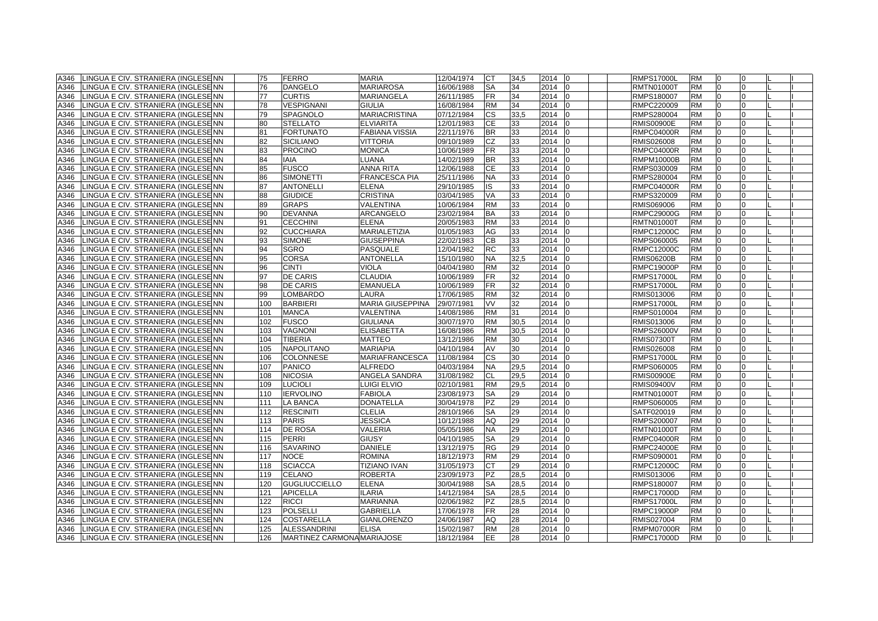| A346 | LINGUA E CIV. STRANIERA (INGLESE | NN | | 75 | FERRO | MARIA | 12/04/1974 | CT | 34,5 | 2014 | 0 | | | RMPS17000L | RM | 0 | 0 | | L | I |
|---|---|---|---|---|---|---|---|---|---|---|---|---|---|---|---|---|---|---|---|---|
| A346 | LINGUA E CIV. STRANIERA (INGLESE | NN | | 76 | DANGELO | MARIAROSA | 16/06/1988 | SA | 34 | 2014 | 0 | | | RMTN01000T | RM | 0 | 0 | | L | I |
| A346 | LINGUA E CIV. STRANIERA (INGLESE | NN | | 77 | CURTIS | MARIANGELA | 26/11/1985 | FR | 34 | 2014 | 0 | | | RMPS180007 | RM | 0 | 0 | | L | I |
| A346 | LINGUA E CIV. STRANIERA (INGLESE | NN | | 78 | VESPIGNANI | GIULIA | 16/08/1984 | RM | 34 | 2014 | 0 | | | RMPC220009 | RM | 0 | 0 | | L | I |
| A346 | LINGUA E CIV. STRANIERA (INGLESE | NN | | 79 | SPAGNOLO | MARIACRISTINA | 07/12/1984 | CS | 33,5 | 2014 | 0 | | | RMPS280004 | RM | 0 | 0 | | L | I |
| A346 | LINGUA E CIV. STRANIERA (INGLESE | NN | | 80 | STELLATO | ELVIARITA | 12/01/1983 | CE | 33 | 2014 | 0 | | | RMIS00900E | RM | 0 | 0 | | L | I |
| A346 | LINGUA E CIV. STRANIERA (INGLESE | NN | | 81 | FORTUNATO | FABIANA VISSIA | 22/11/1976 | BR | 33 | 2014 | 0 | | | RMPC04000R | RM | 0 | 0 | | L | I |
| A346 | LINGUA E CIV. STRANIERA (INGLESE | NN | | 82 | SICILIANO | VITTORIA | 09/10/1989 | CZ | 33 | 2014 | 0 | | | RMIS026008 | RM | 0 | 0 | | L | I |
| A346 | LINGUA E CIV. STRANIERA (INGLESE | NN | | 83 | PROCINO | MONICA | 10/06/1989 | FR | 33 | 2014 | 0 | | | RMPC04000R | RM | 0 | 0 | | L | I |
| A346 | LINGUA E CIV. STRANIERA (INGLESE | NN | | 84 | IAIA | LUANA | 14/02/1989 | BR | 33 | 2014 | 0 | | | RMPM10000B | RM | 0 | 0 | | L | I |
| A346 | LINGUA E CIV. STRANIERA (INGLESE | NN | | 85 | FUSCO | ANNA RITA | 12/06/1988 | CE | 33 | 2014 | 0 | | | RMPS030009 | RM | 0 | 0 | | L | I |
| A346 | LINGUA E CIV. STRANIERA (INGLESE | NN | | 86 | SIMONETTI | FRANCESCA PIA | 25/11/1986 | NA | 33 | 2014 | 0 | | | RMPS280004 | RM | 0 | 0 | | L | I |
| A346 | LINGUA E CIV. STRANIERA (INGLESE | NN | | 87 | ANTONELLI | ELENA | 29/10/1985 | IS | 33 | 2014 | 0 | | | RMPC04000R | RM | 0 | 0 | | L | I |
| A346 | LINGUA E CIV. STRANIERA (INGLESE | NN | | 88 | GIUDICE | CRISTINA | 03/04/1985 | VA | 33 | 2014 | 0 | | | RMPS320009 | RM | 0 | 0 | | L | I |
| A346 | LINGUA E CIV. STRANIERA (INGLESE | NN | | 89 | GRAPS | VALENTINA | 10/06/1984 | RM | 33 | 2014 | 0 | | | RMIS069006 | RM | 0 | 0 | | L | I |
| A346 | LINGUA E CIV. STRANIERA (INGLESE | NN | | 90 | DEVANNA | ARCANGELO | 23/02/1984 | BA | 33 | 2014 | 0 | | | RMPC29000G | RM | 0 | 0 | | L | I |
| A346 | LINGUA E CIV. STRANIERA (INGLESE | NN | | 91 | CECCHINI | ELENA | 20/05/1983 | RM | 33 | 2014 | 0 | | | RMTN01000T | RM | 0 | 0 | | L | I |
| A346 | LINGUA E CIV. STRANIERA (INGLESE | NN | | 92 | CUCCHIARA | MARIALETIZIA | 01/05/1983 | AG | 33 | 2014 | 0 | | | RMPC12000C | RM | 0 | 0 | | L | I |
| A346 | LINGUA E CIV. STRANIERA (INGLESE | NN | | 93 | SIMONE | GIUSEPPINA | 22/02/1983 | CB | 33 | 2014 | 0 | | | RMPS060005 | RM | 0 | 0 | | L | I |
| A346 | LINGUA E CIV. STRANIERA (INGLESE | NN | | 94 | SGRO | PASQUALE | 12/04/1982 | RC | 33 | 2014 | 0 | | | RMPC12000C | RM | 0 | 0 | | L | I |
| A346 | LINGUA E CIV. STRANIERA (INGLESE | NN | | 95 | CORSA | ANTONELLA | 15/10/1980 | NA | 32,5 | 2014 | 0 | | | RMIS06200B | RM | 0 | 0 | | L | I |
| A346 | LINGUA E CIV. STRANIERA (INGLESE | NN | | 96 | CINTI | VIOLA | 04/04/1980 | RM | 32 | 2014 | 0 | | | RMPC19000P | RM | 0 | 0 | | L | I |
| A346 | LINGUA E CIV. STRANIERA (INGLESE | NN | | 97 | DE CARIS | CLAUDIA | 10/06/1989 | FR | 32 | 2014 | 0 | | | RMPS17000L | RM | 0 | 0 | | L | I |
| A346 | LINGUA E CIV. STRANIERA (INGLESE | NN | | 98 | DE CARIS | EMANUELA | 10/06/1989 | FR | 32 | 2014 | 0 | | | RMPS17000L | RM | 0 | 0 | | L | I |
| A346 | LINGUA E CIV. STRANIERA (INGLESE | NN | | 99 | LOMBARDO | LAURA | 17/06/1985 | RM | 32 | 2014 | 0 | | | RMIS013006 | RM | 0 | 0 | | L | I |
| A346 | LINGUA E CIV. STRANIERA (INGLESE | NN | | 100 | BARBIERI | MARIA GIUSEPPINA | 29/07/1981 | VV | 32 | 2014 | 0 | | | RMPS17000L | RM | 0 | 0 | | L | I |
| A346 | LINGUA E CIV. STRANIERA (INGLESE | NN | | 101 | MANCA | VALENTINA | 14/08/1986 | RM | 31 | 2014 | 0 | | | RMPS010004 | RM | 0 | 0 | | L | I |
| A346 | LINGUA E CIV. STRANIERA (INGLESE | NN | | 102 | FUSCO | GIULIANA | 30/07/1970 | RM | 30,5 | 2014 | 0 | | | RMIS013006 | RM | 0 | 0 | | L | I |
| A346 | LINGUA E CIV. STRANIERA (INGLESE | NN | | 103 | VAGNONI | ELISABETTA | 16/08/1986 | RM | 30,5 | 2014 | 0 | | | RMPS26000V | RM | 0 | 0 | | L | I |
| A346 | LINGUA E CIV. STRANIERA (INGLESE | NN | | 104 | TIBERIA | MATTEO | 13/12/1986 | RM | 30 | 2014 | 0 | | | RMIS07300T | RM | 0 | 0 | | L | I |
| A346 | LINGUA E CIV. STRANIERA (INGLESE | NN | | 105 | NAPOLITANO | MARIAPIA | 04/10/1984 | AV | 30 | 2014 | 0 | | | RMIS026008 | RM | 0 | 0 | | L | I |
| A346 | LINGUA E CIV. STRANIERA (INGLESE | NN | | 106 | COLONNESE | MARIAFRANCESCA | 11/08/1984 | CS | 30 | 2014 | 0 | | | RMPS17000L | RM | 0 | 0 | | L | I |
| A346 | LINGUA E CIV. STRANIERA (INGLESE | NN | | 107 | PANICO | ALFREDO | 04/03/1984 | NA | 29,5 | 2014 | 0 | | | RMPS060005 | RM | 0 | 0 | | L | I |
| A346 | LINGUA E CIV. STRANIERA (INGLESE | NN | | 108 | NICOSIA | ANGELA SANDRA | 31/08/1982 | CL | 29,5 | 2014 | 0 | | | RMIS00900E | RM | 0 | 0 | | L | I |
| A346 | LINGUA E CIV. STRANIERA (INGLESE | NN | | 109 | LUCIOLI | LUIGI ELVIO | 02/10/1981 | RM | 29,5 | 2014 | 0 | | | RMIS09400V | RM | 0 | 0 | | L | I |
| A346 | LINGUA E CIV. STRANIERA (INGLESE | NN | | 110 | IERVOLINO | FABIOLA | 23/08/1973 | SA | 29 | 2014 | 0 | | | RMTN01000T | RM | 0 | 0 | | L | I |
| A346 | LINGUA E CIV. STRANIERA (INGLESE | NN | | 111 | LA BANCA | DONATELLA | 30/04/1978 | PZ | 29 | 2014 | 0 | | | RMPS060005 | RM | 0 | 0 | | L | I |
| A346 | LINGUA E CIV. STRANIERA (INGLESE | NN | | 112 | RESCINITI | CLELIA | 28/10/1966 | SA | 29 | 2014 | 0 | | | SATF020019 | RM | 0 | 0 | | L | I |
| A346 | LINGUA E CIV. STRANIERA (INGLESE | NN | | 113 | PARIS | JESSICA | 10/12/1988 | AQ | 29 | 2014 | 0 | | | RMPS200007 | RM | 0 | 0 | | L | I |
| A346 | LINGUA E CIV. STRANIERA (INGLESE | NN | | 114 | DE ROSA | VALERIA | 05/05/1986 | NA | 29 | 2014 | 0 | | | RMTN01000T | RM | 0 | 0 | | L | I |
| A346 | LINGUA E CIV. STRANIERA (INGLESE | NN | | 115 | PERRI | GIUSY | 04/10/1985 | SA | 29 | 2014 | 0 | | | RMPC04000R | RM | 0 | 0 | | L | I |
| A346 | LINGUA E CIV. STRANIERA (INGLESE | NN | | 116 | SAVARINO | DANIELE | 13/12/1975 | RG | 29 | 2014 | 0 | | | RMPC24000E | RM | 0 | 0 | | L | I |
| A346 | LINGUA E CIV. STRANIERA (INGLESE | NN | | 117 | NOCE | ROMINA | 18/12/1973 | RM | 29 | 2014 | 0 | | | RMPS090001 | RM | 0 | 0 | | L | I |
| A346 | LINGUA E CIV. STRANIERA (INGLESE | NN | | 118 | SCIACCA | TIZIANO IVAN | 31/05/1973 | CT | 29 | 2014 | 0 | | | RMPC12000C | RM | 0 | 0 | | L | I |
| A346 | LINGUA E CIV. STRANIERA (INGLESE | NN | | 119 | CELANO | ROBERTA | 23/09/1973 | PZ | 28,5 | 2014 | 0 | | | RMIS013006 | RM | 0 | 0 | | L | I |
| A346 | LINGUA E CIV. STRANIERA (INGLESE | NN | | 120 | GUGLIUCCIELLO | ELENA | 30/04/1988 | SA | 28,5 | 2014 | 0 | | | RMPS180007 | RM | 0 | 0 | | L | I |
| A346 | LINGUA E CIV. STRANIERA (INGLESE | NN | | 121 | APICELLA | ILARIA | 14/12/1984 | SA | 28,5 | 2014 | 0 | | | RMPC17000D | RM | 0 | 0 | | L | I |
| A346 | LINGUA E CIV. STRANIERA (INGLESE | NN | | 122 | RICCI | MARIANNA | 02/06/1982 | PZ | 28,5 | 2014 | 0 | | | RMPS17000L | RM | 0 | 0 | | L | I |
| A346 | LINGUA E CIV. STRANIERA (INGLESE | NN | | 123 | POLSELLI | GABRIELLA | 17/06/1978 | FR | 28 | 2014 | 0 | | | RMPC19000P | RM | 0 | 0 | | L | I |
| A346 | LINGUA E CIV. STRANIERA (INGLESE | NN | | 124 | COSTARELLA | GIANLORENZO | 24/06/1987 | AQ | 28 | 2014 | 0 | | | RMIS027004 | RM | 0 | 0 | | L | I |
| A346 | LINGUA E CIV. STRANIERA (INGLESE | NN | | 125 | ALESSANDRINI | ELISA | 15/02/1987 | RM | 28 | 2014 | 0 | | | RMPM07000R | RM | 0 | 0 | | L | I |
| A346 | LINGUA E CIV. STRANIERA (INGLESE | NN | | 126 | MARTINEZ CARMONA | MARIAJOSE | 18/12/1984 | EE | 28 | 2014 | 0 | | | RMPC17000D | RM | 0 | 0 | | L | I |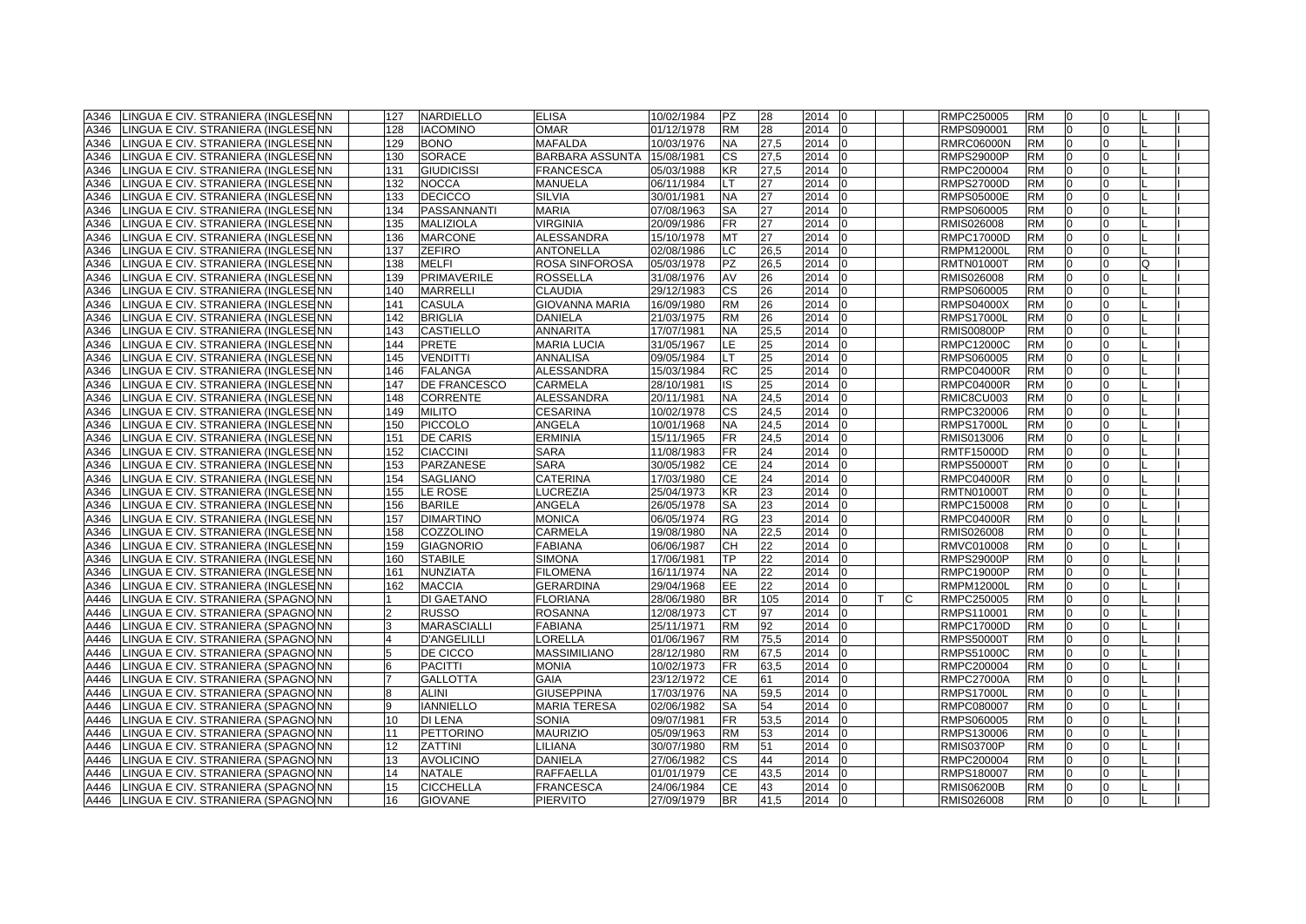| | | | | | | | | | | | | | | | | | | | |
|---|---|---|---|---|---|---|---|---|---|---|---|---|---|---|---|---|---|---|---|
| A346 | LINGUA E CIV. STRANIERA (INGLESE | NN | 127 | NARDIELLO | ELISA | 10/02/1984 | PZ | 28 | 2014 | 0 | | | RMPC250005 | RM | 0 | 0 | | L | I |
| A346 | LINGUA E CIV. STRANIERA (INGLESE | NN | 128 | IACOMINO | OMAR | 01/12/1978 | RM | 28 | 2014 | 0 | | | RMPS090001 | RM | 0 | 0 | | L | I |
| A346 | LINGUA E CIV. STRANIERA (INGLESE | NN | 129 | BONO | MAFALDA | 10/03/1976 | NA | 27,5 | 2014 | 0 | | | RMRC06000N | RM | 0 | 0 | | L | I |
| A346 | LINGUA E CIV. STRANIERA (INGLESE | NN | 130 | SORACE | BARBARA ASSUNTA | 15/08/1981 | CS | 27,5 | 2014 | 0 | | | RMPS29000P | RM | 0 | 0 | | L | I |
| A346 | LINGUA E CIV. STRANIERA (INGLESE | NN | 131 | GIUDICISSI | FRANCESCA | 05/03/1988 | KR | 27,5 | 2014 | 0 | | | RMPC200004 | RM | 0 | 0 | | L | I |
| A346 | LINGUA E CIV. STRANIERA (INGLESE | NN | 132 | NOCCA | MANUELA | 06/11/1984 | LT | 27 | 2014 | 0 | | | RMPS27000D | RM | 0 | 0 | | L | I |
| A346 | LINGUA E CIV. STRANIERA (INGLESE | NN | 133 | DECICCO | SILVIA | 30/01/1981 | NA | 27 | 2014 | 0 | | | RMPS05000E | RM | 0 | 0 | | L | I |
| A346 | LINGUA E CIV. STRANIERA (INGLESE | NN | 134 | PASSANNANTI | MARIA | 07/08/1963 | SA | 27 | 2014 | 0 | | | RMPS060005 | RM | 0 | 0 | | L | I |
| A346 | LINGUA E CIV. STRANIERA (INGLESE | NN | 135 | MALIZIOLA | VIRGINIA | 20/09/1986 | FR | 27 | 2014 | 0 | | | RMIS026008 | RM | 0 | 0 | | L | I |
| A346 | LINGUA E CIV. STRANIERA (INGLESE | NN | 136 | MARCONE | ALESSANDRA | 15/10/1978 | MT | 27 | 2014 | 0 | | | RMPC17000D | RM | 0 | 0 | | L | I |
| A346 | LINGUA E CIV. STRANIERA (INGLESE | NN | 137 | ZEFIRO | ANTONELLA | 02/08/1986 | LC | 26,5 | 2014 | 0 | | | RMPM12000L | RM | 0 | 0 | | L | I |
| A346 | LINGUA E CIV. STRANIERA (INGLESE | NN | 138 | MELFI | ROSA SINFOROSA | 05/03/1978 | PZ | 26,5 | 2014 | 0 | | | RMTN01000T | RM | 0 | 0 | Q | | I |
| A346 | LINGUA E CIV. STRANIERA (INGLESE | NN | 139 | PRIMAVERILE | ROSSELLA | 31/08/1976 | AV | 26 | 2014 | 0 | | | RMIS026008 | RM | 0 | 0 | | L | I |
| A346 | LINGUA E CIV. STRANIERA (INGLESE | NN | 140 | MARRELLI | CLAUDIA | 29/12/1983 | CS | 26 | 2014 | 0 | | | RMPS060005 | RM | 0 | 0 | | L | I |
| A346 | LINGUA E CIV. STRANIERA (INGLESE | NN | 141 | CASULA | GIOVANNA MARIA | 16/09/1980 | RM | 26 | 2014 | 0 | | | RMPS04000X | RM | 0 | 0 | | L | I |
| A346 | LINGUA E CIV. STRANIERA (INGLESE | NN | 142 | BRIGLIA | DANIELA | 21/03/1975 | RM | 26 | 2014 | 0 | | | RMPS17000L | RM | 0 | 0 | | L | I |
| A346 | LINGUA E CIV. STRANIERA (INGLESE | NN | 143 | CASTIELLO | ANNARITA | 17/07/1981 | NA | 25,5 | 2014 | 0 | | | RMIS00800P | RM | 0 | 0 | | L | I |
| A346 | LINGUA E CIV. STRANIERA (INGLESE | NN | 144 | PRETE | MARIA LUCIA | 31/05/1967 | LE | 25 | 2014 | 0 | | | RMPC12000C | RM | 0 | 0 | | L | I |
| A346 | LINGUA E CIV. STRANIERA (INGLESE | NN | 145 | VENDITTI | ANNALISA | 09/05/1984 | LT | 25 | 2014 | 0 | | | RMPS060005 | RM | 0 | 0 | | L | I |
| A346 | LINGUA E CIV. STRANIERA (INGLESE | NN | 146 | FALANGA | ALESSANDRA | 15/03/1984 | RC | 25 | 2014 | 0 | | | RMPC04000R | RM | 0 | 0 | | L | I |
| A346 | LINGUA E CIV. STRANIERA (INGLESE | NN | 147 | DE FRANCESCO | CARMELA | 28/10/1981 | IS | 25 | 2014 | 0 | | | RMPC04000R | RM | 0 | 0 | | L | I |
| A346 | LINGUA E CIV. STRANIERA (INGLESE | NN | 148 | CORRENTE | ALESSANDRA | 20/11/1981 | NA | 24,5 | 2014 | 0 | | | RMIC8CU003 | RM | 0 | 0 | | L | I |
| A346 | LINGUA E CIV. STRANIERA (INGLESE | NN | 149 | MILITO | CESARINA | 10/02/1978 | CS | 24,5 | 2014 | 0 | | | RMPC320006 | RM | 0 | 0 | | L | I |
| A346 | LINGUA E CIV. STRANIERA (INGLESE | NN | 150 | PICCOLO | ANGELA | 10/01/1968 | NA | 24,5 | 2014 | 0 | | | RMPS17000L | RM | 0 | 0 | | L | I |
| A346 | LINGUA E CIV. STRANIERA (INGLESE | NN | 151 | DE CARIS | ERMINIA | 15/11/1965 | FR | 24,5 | 2014 | 0 | | | RMIS013006 | RM | 0 | 0 | | L | I |
| A346 | LINGUA E CIV. STRANIERA (INGLESE | NN | 152 | CIACCINI | SARA | 11/08/1983 | FR | 24 | 2014 | 0 | | | RMTF15000D | RM | 0 | 0 | | L | I |
| A346 | LINGUA E CIV. STRANIERA (INGLESE | NN | 153 | PARZANESE | SARA | 30/05/1982 | CE | 24 | 2014 | 0 | | | RMPS50000T | RM | 0 | 0 | | L | I |
| A346 | LINGUA E CIV. STRANIERA (INGLESE | NN | 154 | SAGLIANO | CATERINA | 17/03/1980 | CE | 24 | 2014 | 0 | | | RMPC04000R | RM | 0 | 0 | | L | I |
| A346 | LINGUA E CIV. STRANIERA (INGLESE | NN | 155 | LE ROSE | LUCREZIA | 25/04/1973 | KR | 23 | 2014 | 0 | | | RMTN01000T | RM | 0 | 0 | | L | I |
| A346 | LINGUA E CIV. STRANIERA (INGLESE | NN | 156 | BARILE | ANGELA | 26/05/1978 | SA | 23 | 2014 | 0 | | | RMPC150008 | RM | 0 | 0 | | L | I |
| A346 | LINGUA E CIV. STRANIERA (INGLESE | NN | 157 | DIMARTINO | MONICA | 06/05/1974 | RG | 23 | 2014 | 0 | | | RMPC04000R | RM | 0 | 0 | | L | I |
| A346 | LINGUA E CIV. STRANIERA (INGLESE | NN | 158 | COZZOLINO | CARMELA | 19/08/1980 | NA | 22,5 | 2014 | 0 | | | RMIS026008 | RM | 0 | 0 | | L | I |
| A346 | LINGUA E CIV. STRANIERA (INGLESE | NN | 159 | GIAGNORIO | FABIANA | 06/06/1987 | CH | 22 | 2014 | 0 | | | RMVC010008 | RM | 0 | 0 | | L | I |
| A346 | LINGUA E CIV. STRANIERA (INGLESE | NN | 160 | STABILE | SIMONA | 17/06/1981 | TP | 22 | 2014 | 0 | | | RMPS29000P | RM | 0 | 0 | | L | I |
| A346 | LINGUA E CIV. STRANIERA (INGLESE | NN | 161 | NUNZIATA | FILOMENA | 16/11/1974 | NA | 22 | 2014 | 0 | | | RMPC19000P | RM | 0 | 0 | | L | I |
| A346 | LINGUA E CIV. STRANIERA (INGLESE | NN | 162 | MACCIA | GERARDINA | 29/04/1968 | EE | 22 | 2014 | 0 | | | RMPM12000L | RM | 0 | 0 | | L | I |
| A446 | LINGUA E CIV. STRANIERA (SPAGNO | NN | 1 | DI GAETANO | FLORIANA | 28/06/1980 | BR | 105 | 2014 | 0 | T | C | RMPC250005 | RM | 0 | 0 | | L | I |
| A446 | LINGUA E CIV. STRANIERA (SPAGNO | NN | 2 | RUSSO | ROSANNA | 12/08/1973 | CT | 97 | 2014 | 0 | | | RMPS110001 | RM | 0 | 0 | | L | I |
| A446 | LINGUA E CIV. STRANIERA (SPAGNO | NN | 3 | MARASCIALLI | FABIANA | 25/11/1971 | RM | 92 | 2014 | 0 | | | RMPC17000D | RM | 0 | 0 | | L | I |
| A446 | LINGUA E CIV. STRANIERA (SPAGNO | NN | 4 | D'ANGELILLI | LORELLA | 01/06/1967 | RM | 75,5 | 2014 | 0 | | | RMPS50000T | RM | 0 | 0 | | L | I |
| A446 | LINGUA E CIV. STRANIERA (SPAGNO | NN | 5 | DE CICCO | MASSIMILIANO | 28/12/1980 | RM | 67,5 | 2014 | 0 | | | RMPS51000C | RM | 0 | 0 | | L | I |
| A446 | LINGUA E CIV. STRANIERA (SPAGNO | NN | 6 | PACITTI | MONIA | 10/02/1973 | FR | 63,5 | 2014 | 0 | | | RMPC200004 | RM | 0 | 0 | | L | I |
| A446 | LINGUA E CIV. STRANIERA (SPAGNO | NN | 7 | GALLOTTA | GAIA | 23/12/1972 | CE | 61 | 2014 | 0 | | | RMPC27000A | RM | 0 | 0 | | L | I |
| A446 | LINGUA E CIV. STRANIERA (SPAGNO | NN | 8 | ALINI | GIUSEPPINA | 17/03/1976 | NA | 59,5 | 2014 | 0 | | | RMPS17000L | RM | 0 | 0 | | L | I |
| A446 | LINGUA E CIV. STRANIERA (SPAGNO | NN | 9 | IANNIELLO | MARIA TERESA | 02/06/1982 | SA | 54 | 2014 | 0 | | | RMPC080007 | RM | 0 | 0 | | L | I |
| A446 | LINGUA E CIV. STRANIERA (SPAGNO | NN | 10 | DI LENA | SONIA | 09/07/1981 | FR | 53,5 | 2014 | 0 | | | RMPS060005 | RM | 0 | 0 | | L | I |
| A446 | LINGUA E CIV. STRANIERA (SPAGNO | NN | 11 | PETTORINO | MAURIZIO | 05/09/1963 | RM | 53 | 2014 | 0 | | | RMPS130006 | RM | 0 | 0 | | L | I |
| A446 | LINGUA E CIV. STRANIERA (SPAGNO | NN | 12 | ZATTINI | LILIANA | 30/07/1980 | RM | 51 | 2014 | 0 | | | RMIS03700P | RM | 0 | 0 | | L | I |
| A446 | LINGUA E CIV. STRANIERA (SPAGNO | NN | 13 | AVOLICINO | DANIELA | 27/06/1982 | CS | 44 | 2014 | 0 | | | RMPC200004 | RM | 0 | 0 | | L | I |
| A446 | LINGUA E CIV. STRANIERA (SPAGNO | NN | 14 | NATALE | RAFFAELLA | 01/01/1979 | CE | 43,5 | 2014 | 0 | | | RMPS180007 | RM | 0 | 0 | | L | I |
| A446 | LINGUA E CIV. STRANIERA (SPAGNO | NN | 15 | CICCHELLA | FRANCESCA | 24/06/1984 | CE | 43 | 2014 | 0 | | | RMIS06200B | RM | 0 | 0 | | L | I |
| A446 | LINGUA E CIV. STRANIERA (SPAGNO | NN | 16 | GIOVANE | PIERVITO | 27/09/1979 | BR | 41,5 | 2014 | 0 | | | RMIS026008 | RM | 0 | 0 | | L | I |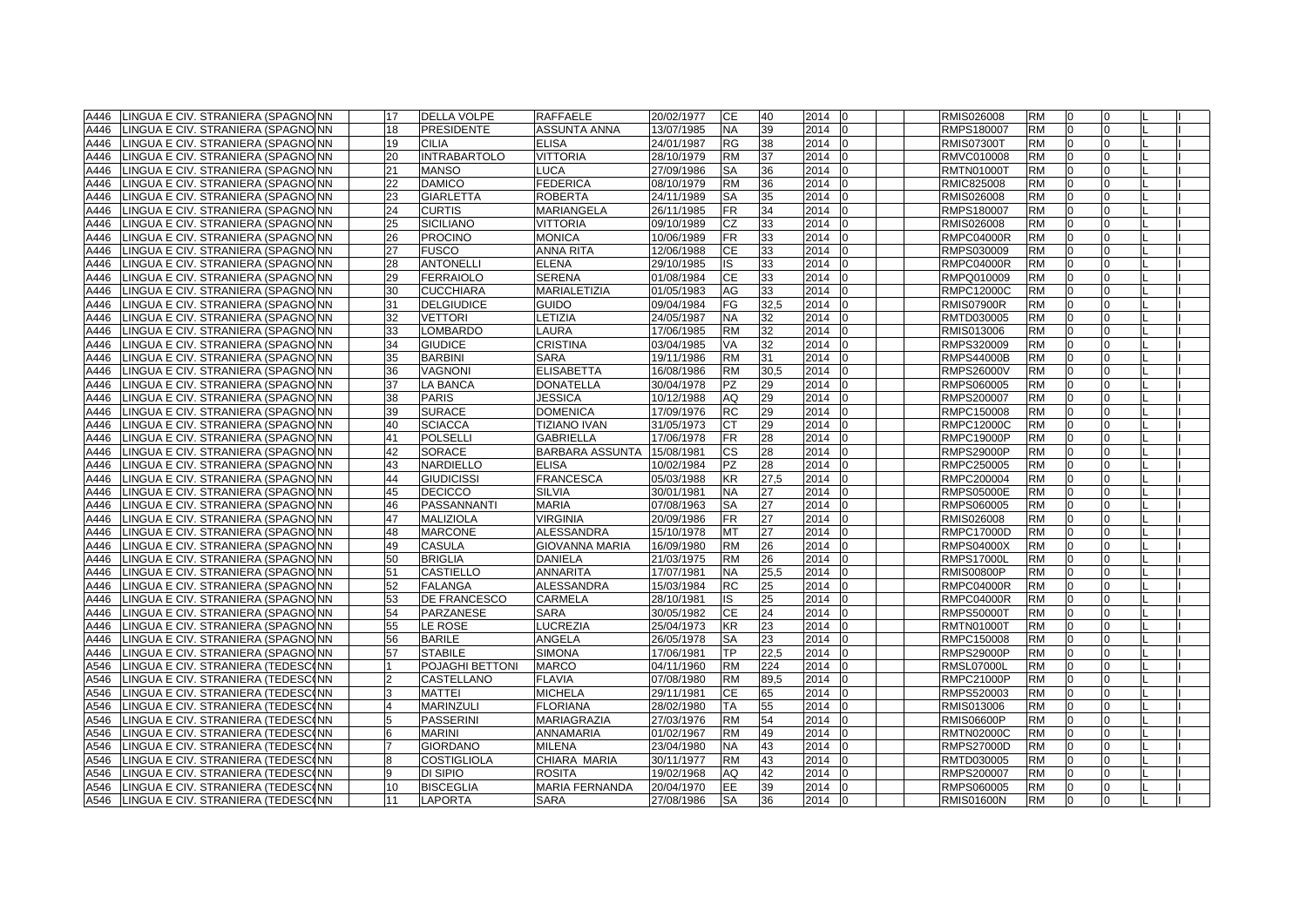| A446 | LINGUA E CIV. STRANIERA (SPAGNO | NN | | 17 | DELLA VOLPE | RAFFAELE | 20/02/1977 | CE | 40 | 2014 | 0 | | | RMIS026008 | RM | 0 | 0 | | L | I |
|---|---|---|---|---|---|---|---|---|---|---|---|---|---|---|---|---|---|---|---|---|
| A446 | LINGUA E CIV. STRANIERA (SPAGNO | NN | | 18 | PRESIDENTE | ASSUNTA ANNA | 13/07/1985 | NA | 39 | 2014 | 0 | | | RMPS180007 | RM | 0 | 0 | | L | I |
| A446 | LINGUA E CIV. STRANIERA (SPAGNO | NN | | 19 | CILIA | ELISA | 24/01/1987 | RG | 38 | 2014 | 0 | | | RMIS07300T | RM | 0 | 0 | | L | I |
| A446 | LINGUA E CIV. STRANIERA (SPAGNO | NN | | 20 | INTRABARTOLO | VITTORIA | 28/10/1979 | RM | 37 | 2014 | 0 | | | RMVC010008 | RM | 0 | 0 | | L | I |
| A446 | LINGUA E CIV. STRANIERA (SPAGNO | NN | | 21 | MANSO | LUCA | 27/09/1986 | SA | 36 | 2014 | 0 | | | RMTN01000T | RM | 0 | 0 | | L | I |
| A446 | LINGUA E CIV. STRANIERA (SPAGNO | NN | | 22 | DAMICO | FEDERICA | 08/10/1979 | RM | 36 | 2014 | 0 | | | RMIC825008 | RM | 0 | 0 | | L | I |
| A446 | LINGUA E CIV. STRANIERA (SPAGNO | NN | | 23 | GIARLETTA | ROBERTA | 24/11/1989 | SA | 35 | 2014 | 0 | | | RMIS026008 | RM | 0 | 0 | | L | I |
| A446 | LINGUA E CIV. STRANIERA (SPAGNO | NN | | 24 | CURTIS | MARIANGELA | 26/11/1985 | FR | 34 | 2014 | 0 | | | RMPS180007 | RM | 0 | 0 | | L | I |
| A446 | LINGUA E CIV. STRANIERA (SPAGNO | NN | | 25 | SICILIANO | VITTORIA | 09/10/1989 | CZ | 33 | 2014 | 0 | | | RMIS026008 | RM | 0 | 0 | | L | I |
| A446 | LINGUA E CIV. STRANIERA (SPAGNO | NN | | 26 | PROCINO | MONICA | 10/06/1989 | FR | 33 | 2014 | 0 | | | RMPC04000R | RM | 0 | 0 | | L | I |
| A446 | LINGUA E CIV. STRANIERA (SPAGNO | NN | | 27 | FUSCO | ANNA RITA | 12/06/1988 | CE | 33 | 2014 | 0 | | | RMPS030009 | RM | 0 | 0 | | L | I |
| A446 | LINGUA E CIV. STRANIERA (SPAGNO | NN | | 28 | ANTONELLI | ELENA | 29/10/1985 | IS | 33 | 2014 | 0 | | | RMPC04000R | RM | 0 | 0 | | L | I |
| A446 | LINGUA E CIV. STRANIERA (SPAGNO | NN | | 29 | FERRAIOLO | SERENA | 01/08/1984 | CE | 33 | 2014 | 0 | | | RMPQ010009 | RM | 0 | 0 | | L | I |
| A446 | LINGUA E CIV. STRANIERA (SPAGNO | NN | | 30 | CUCCHIARA | MARIALETIZIA | 01/05/1983 | AG | 33 | 2014 | 0 | | | RMPC12000C | RM | 0 | 0 | | L | I |
| A446 | LINGUA E CIV. STRANIERA (SPAGNO | NN | | 31 | DELGIUDICE | GUIDO | 09/04/1984 | FG | 32,5 | 2014 | 0 | | | RMIS07900R | RM | 0 | 0 | | L | I |
| A446 | LINGUA E CIV. STRANIERA (SPAGNO | NN | | 32 | VETTORI | LETIZIA | 24/05/1987 | NA | 32 | 2014 | 0 | | | RMTD030005 | RM | 0 | 0 | | L | I |
| A446 | LINGUA E CIV. STRANIERA (SPAGNO | NN | | 33 | LOMBARDO | LAURA | 17/06/1985 | RM | 32 | 2014 | 0 | | | RMIS013006 | RM | 0 | 0 | | L | I |
| A446 | LINGUA E CIV. STRANIERA (SPAGNO | NN | | 34 | GIUDICE | CRISTINA | 03/04/1985 | VA | 32 | 2014 | 0 | | | RMPS320009 | RM | 0 | 0 | | L | I |
| A446 | LINGUA E CIV. STRANIERA (SPAGNO | NN | | 35 | BARBINI | SARA | 19/11/1986 | RM | 31 | 2014 | 0 | | | RMPS44000B | RM | 0 | 0 | | L | I |
| A446 | LINGUA E CIV. STRANIERA (SPAGNO | NN | | 36 | VAGNONI | ELISABETTA | 16/08/1986 | RM | 30,5 | 2014 | 0 | | | RMPS26000V | RM | 0 | 0 | | L | I |
| A446 | LINGUA E CIV. STRANIERA (SPAGNO | NN | | 37 | LA BANCA | DONATELLA | 30/04/1978 | PZ | 29 | 2014 | 0 | | | RMPS060005 | RM | 0 | 0 | | L | I |
| A446 | LINGUA E CIV. STRANIERA (SPAGNO | NN | | 38 | PARIS | JESSICA | 10/12/1988 | AQ | 29 | 2014 | 0 | | | RMPS200007 | RM | 0 | 0 | | L | I |
| A446 | LINGUA E CIV. STRANIERA (SPAGNO | NN | | 39 | SURACE | DOMENICA | 17/09/1976 | RC | 29 | 2014 | 0 | | | RMPC150008 | RM | 0 | 0 | | L | I |
| A446 | LINGUA E CIV. STRANIERA (SPAGNO | NN | | 40 | SCIACCA | TIZIANO IVAN | 31/05/1973 | CT | 29 | 2014 | 0 | | | RMPC12000C | RM | 0 | 0 | | L | I |
| A446 | LINGUA E CIV. STRANIERA (SPAGNO | NN | | 41 | POLSELLI | GABRIELLA | 17/06/1978 | FR | 28 | 2014 | 0 | | | RMPC19000P | RM | 0 | 0 | | L | I |
| A446 | LINGUA E CIV. STRANIERA (SPAGNO | NN | | 42 | SORACE | BARBARA ASSUNTA | 15/08/1981 | CS | 28 | 2014 | 0 | | | RMPS29000P | RM | 0 | 0 | | L | I |
| A446 | LINGUA E CIV. STRANIERA (SPAGNO | NN | | 43 | NARDIELLO | ELISA | 10/02/1984 | PZ | 28 | 2014 | 0 | | | RMPC250005 | RM | 0 | 0 | | L | I |
| A446 | LINGUA E CIV. STRANIERA (SPAGNO | NN | | 44 | GIUDICISSI | FRANCESCA | 05/03/1988 | KR | 27,5 | 2014 | 0 | | | RMPC200004 | RM | 0 | 0 | | L | I |
| A446 | LINGUA E CIV. STRANIERA (SPAGNO | NN | | 45 | DECICCO | SILVIA | 30/01/1981 | NA | 27 | 2014 | 0 | | | RMPS05000E | RM | 0 | 0 | | L | I |
| A446 | LINGUA E CIV. STRANIERA (SPAGNO | NN | | 46 | PASSANNANTI | MARIA | 07/08/1963 | SA | 27 | 2014 | 0 | | | RMPS060005 | RM | 0 | 0 | | L | I |
| A446 | LINGUA E CIV. STRANIERA (SPAGNO | NN | | 47 | MALIZIOLA | VIRGINIA | 20/09/1986 | FR | 27 | 2014 | 0 | | | RMIS026008 | RM | 0 | 0 | | L | I |
| A446 | LINGUA E CIV. STRANIERA (SPAGNO | NN | | 48 | MARCONE | ALESSANDRA | 15/10/1978 | MT | 27 | 2014 | 0 | | | RMPC17000D | RM | 0 | 0 | | L | I |
| A446 | LINGUA E CIV. STRANIERA (SPAGNO | NN | | 49 | CASULA | GIOVANNA MARIA | 16/09/1980 | RM | 26 | 2014 | 0 | | | RMPS04000X | RM | 0 | 0 | | L | I |
| A446 | LINGUA E CIV. STRANIERA (SPAGNO | NN | | 50 | BRIGLIA | DANIELA | 21/03/1975 | RM | 26 | 2014 | 0 | | | RMPS17000L | RM | 0 | 0 | | L | I |
| A446 | LINGUA E CIV. STRANIERA (SPAGNO | NN | | 51 | CASTIELLO | ANNARITA | 17/07/1981 | NA | 25,5 | 2014 | 0 | | | RMIS00800P | RM | 0 | 0 | | L | I |
| A446 | LINGUA E CIV. STRANIERA (SPAGNO | NN | | 52 | FALANGA | ALESSANDRA | 15/03/1984 | RC | 25 | 2014 | 0 | | | RMPC04000R | RM | 0 | 0 | | L | I |
| A446 | LINGUA E CIV. STRANIERA (SPAGNO | NN | | 53 | DE FRANCESCO | CARMELA | 28/10/1981 | IS | 25 | 2014 | 0 | | | RMPC04000R | RM | 0 | 0 | | L | I |
| A446 | LINGUA E CIV. STRANIERA (SPAGNO | NN | | 54 | PARZANESE | SARA | 30/05/1982 | CE | 24 | 2014 | 0 | | | RMPS50000T | RM | 0 | 0 | | L | I |
| A446 | LINGUA E CIV. STRANIERA (SPAGNO | NN | | 55 | LE ROSE | LUCREZIA | 25/04/1973 | KR | 23 | 2014 | 0 | | | RMTN01000T | RM | 0 | 0 | | L | I |
| A446 | LINGUA E CIV. STRANIERA (SPAGNO | NN | | 56 | BARILE | ANGELA | 26/05/1978 | SA | 23 | 2014 | 0 | | | RMPC150008 | RM | 0 | 0 | | L | I |
| A446 | LINGUA E CIV. STRANIERA (SPAGNO | NN | | 57 | STABILE | SIMONA | 17/06/1981 | TP | 22,5 | 2014 | 0 | | | RMPS29000P | RM | 0 | 0 | | L | I |
| A546 | LINGUA E CIV. STRANIERA (TEDESC | NN | | 1 | POJAGHI BETTONI | MARCO | 04/11/1960 | RM | 224 | 2014 | 0 | | | RMSL07000L | RM | 0 | 0 | | L | I |
| A546 | LINGUA E CIV. STRANIERA (TEDESC | NN | | 2 | CASTELLANO | FLAVIA | 07/08/1980 | RM | 89,5 | 2014 | 0 | | | RMPC21000P | RM | 0 | 0 | | L | I |
| A546 | LINGUA E CIV. STRANIERA (TEDESC | NN | | 3 | MATTEI | MICHELA | 29/11/1981 | CE | 65 | 2014 | 0 | | | RMPS520003 | RM | 0 | 0 | | L | I |
| A546 | LINGUA E CIV. STRANIERA (TEDESC | NN | | 4 | MARINZULI | FLORIANA | 28/02/1980 | TA | 55 | 2014 | 0 | | | RMIS013006 | RM | 0 | 0 | | L | I |
| A546 | LINGUA E CIV. STRANIERA (TEDESC | NN | | 5 | PASSERINI | MARIAGRAZIA | 27/03/1976 | RM | 54 | 2014 | 0 | | | RMIS06600P | RM | 0 | 0 | | L | I |
| A546 | LINGUA E CIV. STRANIERA (TEDESC | NN | | 6 | MARINI | ANNAMARIA | 01/02/1967 | RM | 49 | 2014 | 0 | | | RMTN02000C | RM | 0 | 0 | | L | I |
| A546 | LINGUA E CIV. STRANIERA (TEDESC | NN | | 7 | GIORDANO | MILENA | 23/04/1980 | NA | 43 | 2014 | 0 | | | RMPS27000D | RM | 0 | 0 | | L | I |
| A546 | LINGUA E CIV. STRANIERA (TEDESC | NN | | 8 | COSTIGLIOLA | CHIARA MARIA | 30/11/1977 | RM | 43 | 2014 | 0 | | | RMTD030005 | RM | 0 | 0 | | L | I |
| A546 | LINGUA E CIV. STRANIERA (TEDESC | NN | | 9 | DI SIPIO | ROSITA | 19/02/1968 | AQ | 42 | 2014 | 0 | | | RMPS200007 | RM | 0 | 0 | | L | I |
| A546 | LINGUA E CIV. STRANIERA (TEDESC | NN | | 10 | BISCEGLIA | MARIA FERNANDA | 20/04/1970 | EE | 39 | 2014 | 0 | | | RMPS060005 | RM | 0 | 0 | | L | I |
| A546 | LINGUA E CIV. STRANIERA (TEDESC | NN | | 11 | LAPORTA | SARA | 27/08/1986 | SA | 36 | 2014 | 0 | | | RMIS01600N | RM | 0 | 0 | | L | I |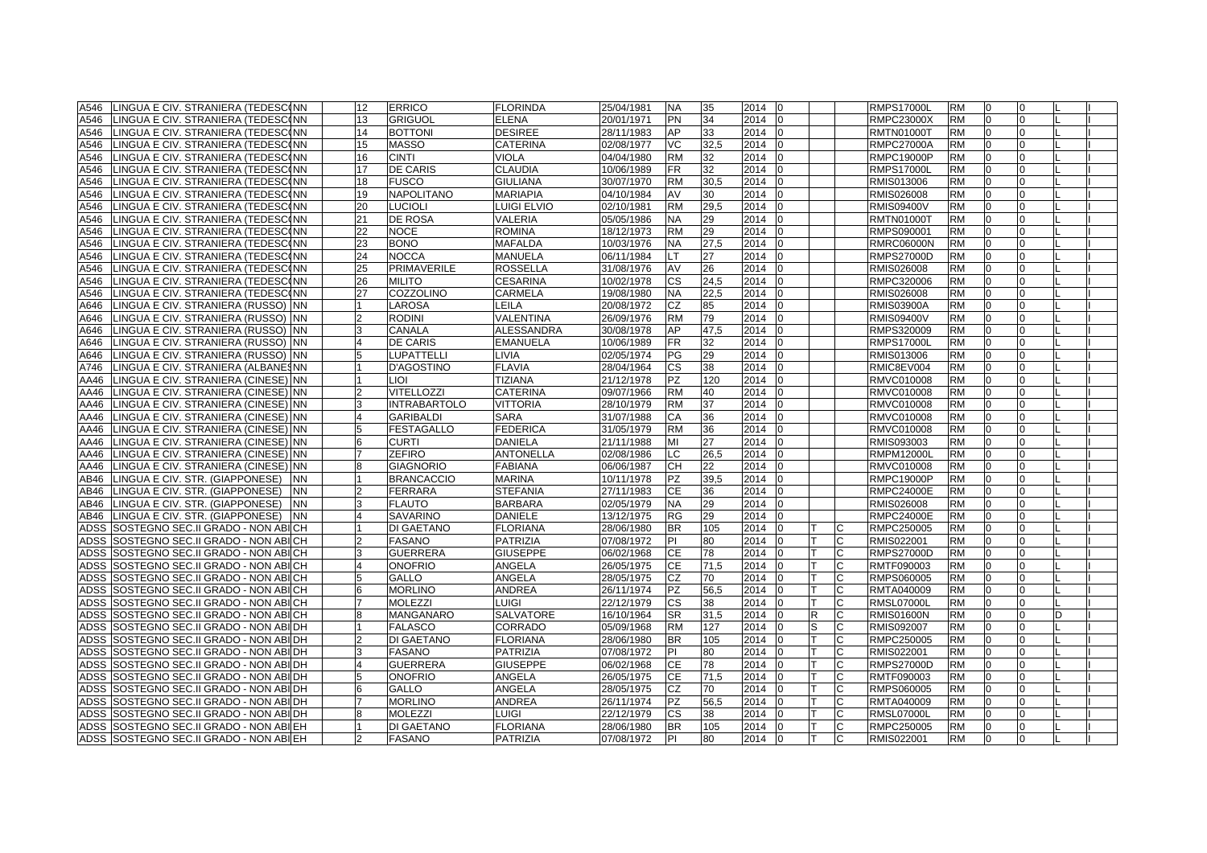| | | | | | | | | | | | | | | | | | | | | |
|---|---|---|---|---|---|---|---|---|---|---|---|---|---|---|---|---|---|---|---|---|
| A546 | LINGUA E CIV. STRANIERA (TEDESCO | NN | 12 | ERRICO | FLORINDA | 25/04/1981 | NA | 35 | 2014 | 0 | | | RMPS17000L | RM | 0 | 0 | | L | I |
| A546 | LINGUA E CIV. STRANIERA (TEDESCO | NN | 13 | GRIGUOL | ELENA | 20/01/1971 | PN | 34 | 2014 | 0 | | | RMPC23000X | RM | 0 | 0 | | L | I |
| A546 | LINGUA E CIV. STRANIERA (TEDESCO | NN | 14 | BOTTONI | DESIREE | 28/11/1983 | AP | 33 | 2014 | 0 | | | RMTN01000T | RM | 0 | 0 | | L | I |
| A546 | LINGUA E CIV. STRANIERA (TEDESCO | NN | 15 | MASSO | CATERINA | 02/08/1977 | VC | 32,5 | 2014 | 0 | | | RMPC27000A | RM | 0 | 0 | | L | I |
| A546 | LINGUA E CIV. STRANIERA (TEDESCO | NN | 16 | CINTI | VIOLA | 04/04/1980 | RM | 32 | 2014 | 0 | | | RMPC19000P | RM | 0 | 0 | | L | I |
| A546 | LINGUA E CIV. STRANIERA (TEDESCO | NN | 17 | DE CARIS | CLAUDIA | 10/06/1989 | FR | 32 | 2014 | 0 | | | RMPS17000L | RM | 0 | 0 | | L | I |
| A546 | LINGUA E CIV. STRANIERA (TEDESCO | NN | 18 | FUSCO | GIULIANA | 30/07/1970 | RM | 30,5 | 2014 | 0 | | | RMIS013006 | RM | 0 | 0 | | L | I |
| A546 | LINGUA E CIV. STRANIERA (TEDESCO | NN | 19 | NAPOLITANO | MARIAPIA | 04/10/1984 | AV | 30 | 2014 | 0 | | | RMIS026008 | RM | 0 | 0 | | L | I |
| A546 | LINGUA E CIV. STRANIERA (TEDESCO | NN | 20 | LUCIOLI | LUIGI ELVIO | 02/10/1981 | RM | 29,5 | 2014 | 0 | | | RMIS09400V | RM | 0 | 0 | | L | I |
| A546 | LINGUA E CIV. STRANIERA (TEDESCO | NN | 21 | DE ROSA | VALERIA | 05/05/1986 | NA | 29 | 2014 | 0 | | | RMTN01000T | RM | 0 | 0 | | L | I |
| A546 | LINGUA E CIV. STRANIERA (TEDESCO | NN | 22 | NOCE | ROMINA | 18/12/1973 | RM | 29 | 2014 | 0 | | | RMPS090001 | RM | 0 | 0 | | L | I |
| A546 | LINGUA E CIV. STRANIERA (TEDESCO | NN | 23 | BONO | MAFALDA | 10/03/1976 | NA | 27,5 | 2014 | 0 | | | RMRC06000N | RM | 0 | 0 | | L | I |
| A546 | LINGUA E CIV. STRANIERA (TEDESCO | NN | 24 | NOCCA | MANUELA | 06/11/1984 | LT | 27 | 2014 | 0 | | | RMPS27000D | RM | 0 | 0 | | L | I |
| A546 | LINGUA E CIV. STRANIERA (TEDESCO | NN | 25 | PRIMAVERILE | ROSSELLA | 31/08/1976 | AV | 26 | 2014 | 0 | | | RMIS026008 | RM | 0 | 0 | | L | I |
| A546 | LINGUA E CIV. STRANIERA (TEDESCO | NN | 26 | MILITO | CESARINA | 10/02/1978 | CS | 24,5 | 2014 | 0 | | | RMPC320006 | RM | 0 | 0 | | L | I |
| A546 | LINGUA E CIV. STRANIERA (TEDESCO | NN | 27 | COZZOLINO | CARMELA | 19/08/1980 | NA | 22,5 | 2014 | 0 | | | RMIS026008 | RM | 0 | 0 | | L | I |
| A646 | LINGUA E CIV. STRANIERA (RUSSO) | NN | 1 | LAROSA | LEILA | 20/08/1972 | CZ | 85 | 2014 | 0 | | | RMIS03900A | RM | 0 | 0 | | L | I |
| A646 | LINGUA E CIV. STRANIERA (RUSSO) | NN | 2 | RODINI | VALENTINA | 26/09/1976 | RM | 79 | 2014 | 0 | | | RMIS09400V | RM | 0 | 0 | | L | I |
| A646 | LINGUA E CIV. STRANIERA (RUSSO) | NN | 3 | CANALA | ALESSANDRA | 30/08/1978 | AP | 47,5 | 2014 | 0 | | | RMPS320009 | RM | 0 | 0 | | L | I |
| A646 | LINGUA E CIV. STRANIERA (RUSSO) | NN | 4 | DE CARIS | EMANUELA | 10/06/1989 | FR | 32 | 2014 | 0 | | | RMPS17000L | RM | 0 | 0 | | L | I |
| A646 | LINGUA E CIV. STRANIERA (RUSSO) | NN | 5 | LUPATTELLI | LIVIA | 02/05/1974 | PG | 29 | 2014 | 0 | | | RMIS013006 | RM | 0 | 0 | | L | I |
| A746 | LINGUA E CIV. STRANIERA (ALBANES | NN | 1 | D'AGOSTINO | FLAVIA | 28/04/1964 | CS | 38 | 2014 | 0 | | | RMIC8EV004 | RM | 0 | 0 | | L | I |
| AA46 | LINGUA E CIV. STRANIERA (CINESE) | NN | 1 | LIOI | TIZIANA | 21/12/1978 | PZ | 120 | 2014 | 0 | | | RMVC010008 | RM | 0 | 0 | | L | I |
| AA46 | LINGUA E CIV. STRANIERA (CINESE) | NN | 2 | VITELLOZZI | CATERINA | 09/07/1966 | RM | 40 | 2014 | 0 | | | RMVC010008 | RM | 0 | 0 | | L | I |
| AA46 | LINGUA E CIV. STRANIERA (CINESE) | NN | 3 | INTRABARTOLO | VITTORIA | 28/10/1979 | RM | 37 | 2014 | 0 | | | RMVC010008 | RM | 0 | 0 | | L | I |
| AA46 | LINGUA E CIV. STRANIERA (CINESE) | NN | 4 | GARIBALDI | SARA | 31/07/1988 | CA | 36 | 2014 | 0 | | | RMVC010008 | RM | 0 | 0 | | L | I |
| AA46 | LINGUA E CIV. STRANIERA (CINESE) | NN | 5 | FESTAGALLO | FEDERICA | 31/05/1979 | RM | 36 | 2014 | 0 | | | RMVC010008 | RM | 0 | 0 | | L | I |
| AA46 | LINGUA E CIV. STRANIERA (CINESE) | NN | 6 | CURTI | DANIELA | 21/11/1988 | MI | 27 | 2014 | 0 | | | RMIS093003 | RM | 0 | 0 | | L | I |
| AA46 | LINGUA E CIV. STRANIERA (CINESE) | NN | 7 | ZEFIRO | ANTONELLA | 02/08/1986 | LC | 26,5 | 2014 | 0 | | | RMPM12000L | RM | 0 | 0 | | L | I |
| AA46 | LINGUA E CIV. STRANIERA (CINESE) | NN | 8 | GIAGNORIO | FABIANA | 06/06/1987 | CH | 22 | 2014 | 0 | | | RMVC010008 | RM | 0 | 0 | | L | I |
| AB46 | LINGUA E CIV. STR. (GIAPPONESE) | NN | 1 | BRANCACCIO | MARINA | 10/11/1978 | PZ | 39,5 | 2014 | 0 | | | RMPC19000P | RM | 0 | 0 | | L | I |
| AB46 | LINGUA E CIV. STR. (GIAPPONESE) | NN | 2 | FERRARA | STEFANIA | 27/11/1983 | CE | 36 | 2014 | 0 | | | RMPC24000E | RM | 0 | 0 | | L | I |
| AB46 | LINGUA E CIV. STR. (GIAPPONESE) | NN | 3 | FLAUTO | BARBARA | 02/05/1979 | NA | 29 | 2014 | 0 | | | RMIS026008 | RM | 0 | 0 | | L | I |
| AB46 | LINGUA E CIV. STR. (GIAPPONESE) | NN | 4 | SAVARINO | DANIELE | 13/12/1975 | RG | 29 | 2014 | 0 | | | RMPC24000E | RM | 0 | 0 | | L | I |
| ADSS | SOSTEGNO SEC.II GRADO - NON ABI | CH | 1 | DI GAETANO | FLORIANA | 28/06/1980 | BR | 105 | 2014 | 0 | T | C | RMPC250005 | RM | 0 | 0 | | L | I |
| ADSS | SOSTEGNO SEC.II GRADO - NON ABI | CH | 2 | FASANO | PATRIZIA | 07/08/1972 | PI | 80 | 2014 | 0 | T | C | RMIS022001 | RM | 0 | 0 | | L | I |
| ADSS | SOSTEGNO SEC.II GRADO - NON ABI | CH | 3 | GUERRERA | GIUSEPPE | 06/02/1968 | CE | 78 | 2014 | 0 | T | C | RMPS27000D | RM | 0 | 0 | | L | I |
| ADSS | SOSTEGNO SEC.II GRADO - NON ABI | CH | 4 | ONOFRIO | ANGELA | 26/05/1975 | CE | 71,5 | 2014 | 0 | T | C | RMTF090003 | RM | 0 | 0 | | L | I |
| ADSS | SOSTEGNO SEC.II GRADO - NON ABI | CH | 5 | GALLO | ANGELA | 28/05/1975 | CZ | 70 | 2014 | 0 | T | C | RMPS060005 | RM | 0 | 0 | | L | I |
| ADSS | SOSTEGNO SEC.II GRADO - NON ABI | CH | 6 | MORLINO | ANDREA | 26/11/1974 | PZ | 56,5 | 2014 | 0 | T | C | RMTA040009 | RM | 0 | 0 | | L | I |
| ADSS | SOSTEGNO SEC.II GRADO - NON ABI | CH | 7 | MOLEZZI | LUIGI | 22/12/1979 | CS | 38 | 2014 | 0 | T | C | RMSL07000L | RM | 0 | 0 | | L | I |
| ADSS | SOSTEGNO SEC.II GRADO - NON ABI | CH | 8 | MANGANARO | SALVATORE | 16/10/1964 | SR | 31,5 | 2014 | 0 | R | C | RMIS01600N | RM | 0 | 0 | D | | I |
| ADSS | SOSTEGNO SEC.II GRADO - NON ABI | DH | 1 | FALASCO | CORRADO | 05/09/1968 | RM | 127 | 2014 | 0 | S | C | RMIS092007 | RM | 0 | 0 | | L | I |
| ADSS | SOSTEGNO SEC.II GRADO - NON ABI | DH | 2 | DI GAETANO | FLORIANA | 28/06/1980 | BR | 105 | 2014 | 0 | T | C | RMPC250005 | RM | 0 | 0 | | L | I |
| ADSS | SOSTEGNO SEC.II GRADO - NON ABI | DH | 3 | FASANO | PATRIZIA | 07/08/1972 | PI | 80 | 2014 | 0 | T | C | RMIS022001 | RM | 0 | 0 | | L | I |
| ADSS | SOSTEGNO SEC.II GRADO - NON ABI | DH | 4 | GUERRERA | GIUSEPPE | 06/02/1968 | CE | 78 | 2014 | 0 | T | C | RMPS27000D | RM | 0 | 0 | | L | I |
| ADSS | SOSTEGNO SEC.II GRADO - NON ABI | DH | 5 | ONOFRIO | ANGELA | 26/05/1975 | CE | 71,5 | 2014 | 0 | T | C | RMTF090003 | RM | 0 | 0 | | L | I |
| ADSS | SOSTEGNO SEC.II GRADO - NON ABI | DH | 6 | GALLO | ANGELA | 28/05/1975 | CZ | 70 | 2014 | 0 | T | C | RMPS060005 | RM | 0 | 0 | | L | I |
| ADSS | SOSTEGNO SEC.II GRADO - NON ABI | DH | 7 | MORLINO | ANDREA | 26/11/1974 | PZ | 56,5 | 2014 | 0 | T | C | RMTA040009 | RM | 0 | 0 | | L | I |
| ADSS | SOSTEGNO SEC.II GRADO - NON ABI | DH | 8 | MOLEZZI | LUIGI | 22/12/1979 | CS | 38 | 2014 | 0 | T | C | RMSL07000L | RM | 0 | 0 | | L | I |
| ADSS | SOSTEGNO SEC.II GRADO - NON ABI | EH | 1 | DI GAETANO | FLORIANA | 28/06/1980 | BR | 105 | 2014 | 0 | T | C | RMPC250005 | RM | 0 | 0 | | L | I |
| ADSS | SOSTEGNO SEC.II GRADO - NON ABI | EH | 2 | FASANO | PATRIZIA | 07/08/1972 | PI | 80 | 2014 | 0 | T | C | RMIS022001 | RM | 0 | 0 | | L | I |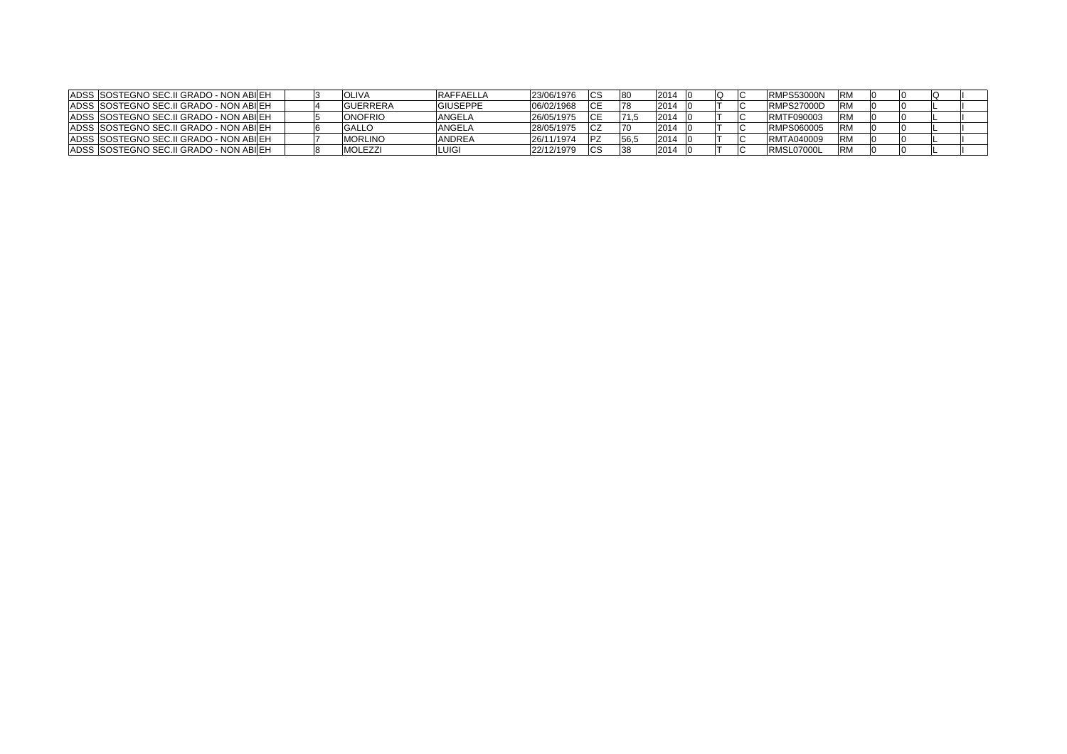| | | | | | | | | | | | | | | | | | | | | |
|---|---|---|---|---|---|---|---|---|---|---|---|---|---|---|---|---|---|---|---|---|
| ADSS | SOSTEGNO SEC.II GRADO - NON ABI | EH | | 3 | OLIVA | RAFFAELLA | 23/06/1976 | CS | 80 | 2014 | 0 | | Q | C | RMPS53000N | RM | 0 | 0 | Q | I |
| ADSS | SOSTEGNO SEC.II GRADO - NON ABI | EH | | 4 | GUERRERA | GIUSEPPE | 06/02/1968 | CE | 78 | 2014 | 0 | | T | C | RMPS27000D | RM | 0 | 0 | L | I |
| ADSS | SOSTEGNO SEC.II GRADO - NON ABI | EH | | 5 | ONOFRIO | ANGELA | 26/05/1975 | CE | 71,5 | 2014 | 0 | | T | C | RMTF090003 | RM | 0 | 0 | L | I |
| ADSS | SOSTEGNO SEC.II GRADO - NON ABI | EH | | 6 | GALLO | ANGELA | 28/05/1975 | CZ | 70 | 2014 | 0 | | T | C | RMPS060005 | RM | 0 | 0 | L | I |
| ADSS | SOSTEGNO SEC.II GRADO - NON ABI | EH | | 7 | MORLINO | ANDREA | 26/11/1974 | PZ | 56,5 | 2014 | 0 | | T | C | RMTA040009 | RM | 0 | 0 | L | I |
| ADSS | SOSTEGNO SEC.II GRADO - NON ABI | EH | | 8 | MOLEZZI | LUIGI | 22/12/1979 | CS | 38 | 2014 | 0 | | T | C | RMSL07000L | RM | 0 | 0 | L | I |